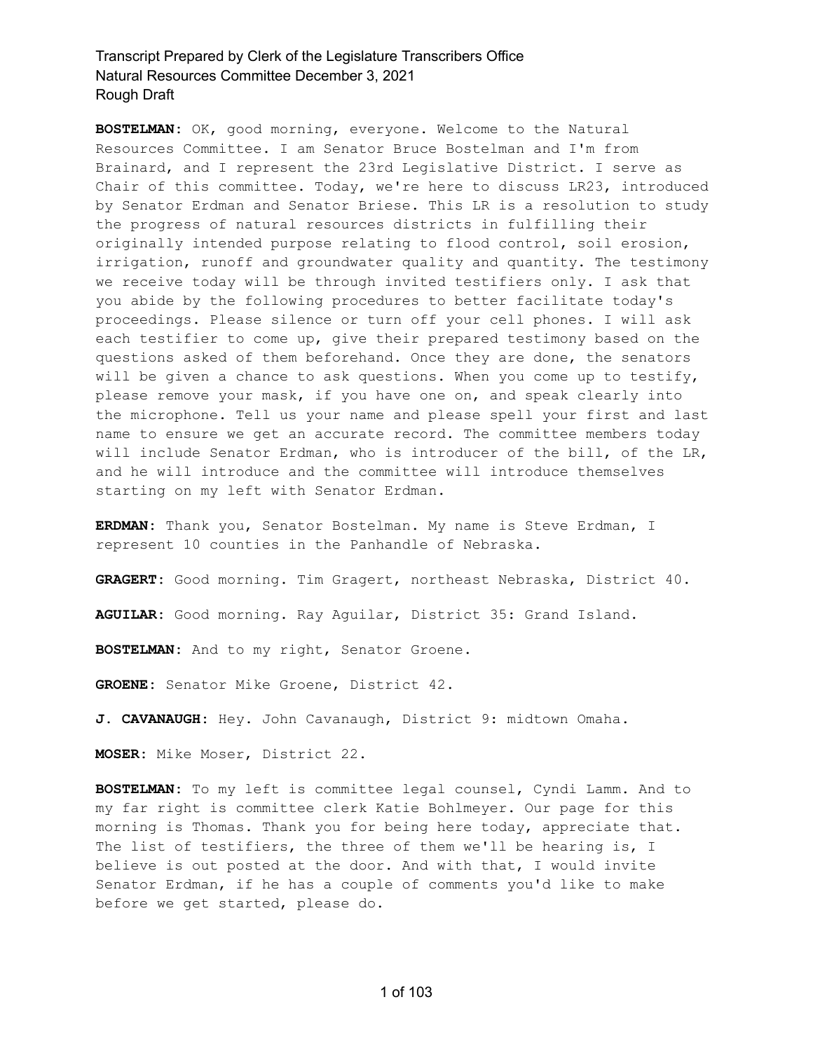**BOSTELMAN:** OK, good morning, everyone. Welcome to the Natural Resources Committee. I am Senator Bruce Bostelman and I'm from Brainard, and I represent the 23rd Legislative District. I serve as Chair of this committee. Today, we're here to discuss LR23, introduced by Senator Erdman and Senator Briese. This LR is a resolution to study the progress of natural resources districts in fulfilling their originally intended purpose relating to flood control, soil erosion, irrigation, runoff and groundwater quality and quantity. The testimony we receive today will be through invited testifiers only. I ask that you abide by the following procedures to better facilitate today's proceedings. Please silence or turn off your cell phones. I will ask each testifier to come up, give their prepared testimony based on the questions asked of them beforehand. Once they are done, the senators will be given a chance to ask questions. When you come up to testify, please remove your mask, if you have one on, and speak clearly into the microphone. Tell us your name and please spell your first and last name to ensure we get an accurate record. The committee members today will include Senator Erdman, who is introducer of the bill, of the LR, and he will introduce and the committee will introduce themselves starting on my left with Senator Erdman.

**ERDMAN:** Thank you, Senator Bostelman. My name is Steve Erdman, I represent 10 counties in the Panhandle of Nebraska.

**GRAGERT:** Good morning. Tim Gragert, northeast Nebraska, District 40.

**AGUILAR:** Good morning. Ray Aguilar, District 35: Grand Island.

**BOSTELMAN:** And to my right, Senator Groene.

**GROENE:** Senator Mike Groene, District 42.

**J. CAVANAUGH:** Hey. John Cavanaugh, District 9: midtown Omaha.

**MOSER:** Mike Moser, District 22.

**BOSTELMAN:** To my left is committee legal counsel, Cyndi Lamm. And to my far right is committee clerk Katie Bohlmeyer. Our page for this morning is Thomas. Thank you for being here today, appreciate that. The list of testifiers, the three of them we'll be hearing is, I believe is out posted at the door. And with that, I would invite Senator Erdman, if he has a couple of comments you'd like to make before we get started, please do.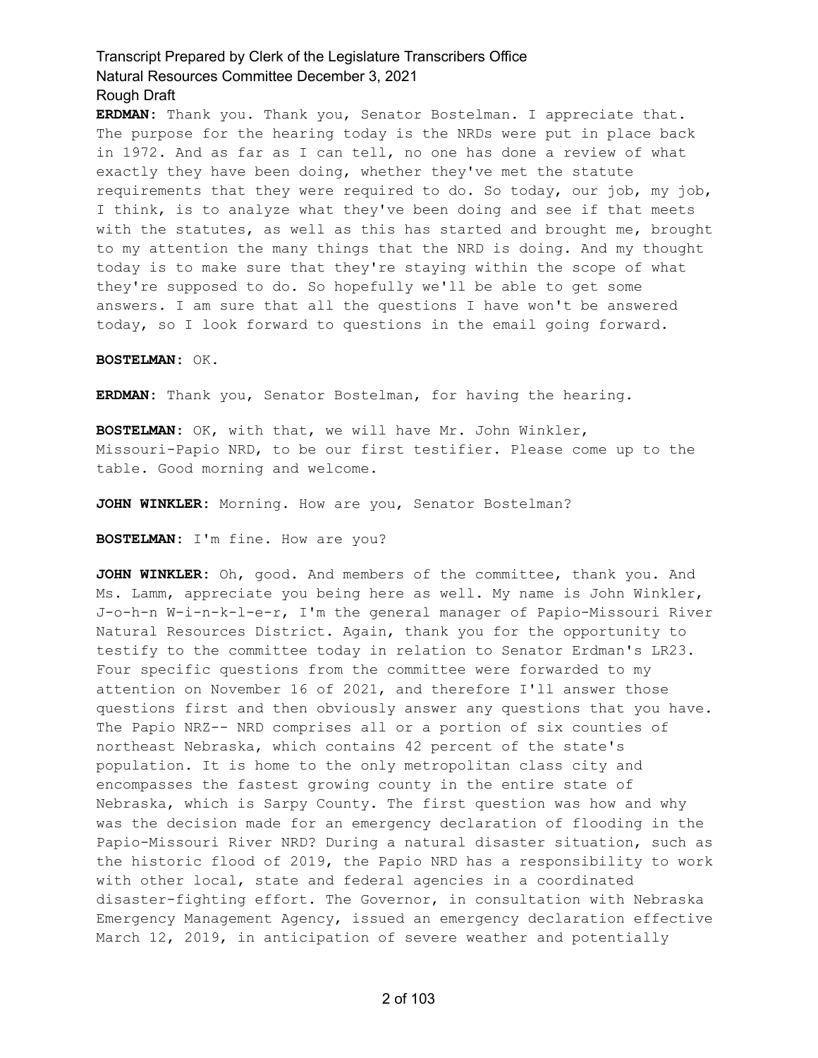**ERDMAN:** Thank you. Thank you, Senator Bostelman. I appreciate that. The purpose for the hearing today is the NRDs were put in place back in 1972. And as far as I can tell, no one has done a review of what exactly they have been doing, whether they've met the statute requirements that they were required to do. So today, our job, my job, I think, is to analyze what they've been doing and see if that meets with the statutes, as well as this has started and brought me, brought to my attention the many things that the NRD is doing. And my thought today is to make sure that they're staying within the scope of what they're supposed to do. So hopefully we'll be able to get some answers. I am sure that all the questions I have won't be answered today, so I look forward to questions in the email going forward.

**BOSTELMAN:** OK.

**ERDMAN:** Thank you, Senator Bostelman, for having the hearing.

**BOSTELMAN:** OK, with that, we will have Mr. John Winkler, Missouri-Papio NRD, to be our first testifier. Please come up to the table. Good morning and welcome.

**JOHN WINKLER:** Morning. How are you, Senator Bostelman?

**BOSTELMAN:** I'm fine. How are you?

**JOHN WINKLER:** Oh, good. And members of the committee, thank you. And Ms. Lamm, appreciate you being here as well. My name is John Winkler, J-o-h-n W-i-n-k-l-e-r, I'm the general manager of Papio-Missouri River Natural Resources District. Again, thank you for the opportunity to testify to the committee today in relation to Senator Erdman's LR23. Four specific questions from the committee were forwarded to my attention on November 16 of 2021, and therefore I'll answer those questions first and then obviously answer any questions that you have. The Papio NRZ-- NRD comprises all or a portion of six counties of northeast Nebraska, which contains 42 percent of the state's population. It is home to the only metropolitan class city and encompasses the fastest growing county in the entire state of Nebraska, which is Sarpy County. The first question was how and why was the decision made for an emergency declaration of flooding in the Papio-Missouri River NRD? During a natural disaster situation, such as the historic flood of 2019, the Papio NRD has a responsibility to work with other local, state and federal agencies in a coordinated disaster-fighting effort. The Governor, in consultation with Nebraska Emergency Management Agency, issued an emergency declaration effective March 12, 2019, in anticipation of severe weather and potentially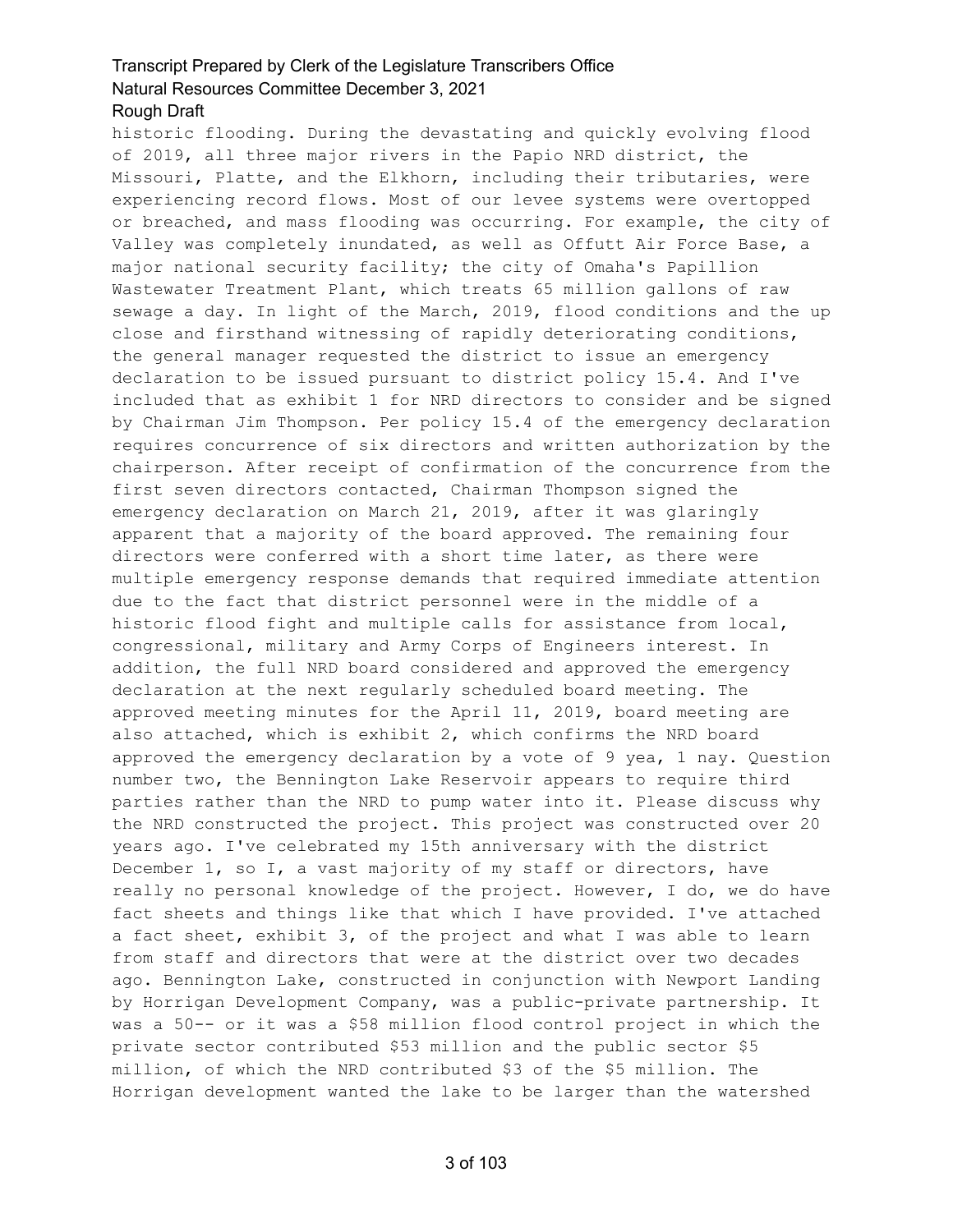historic flooding. During the devastating and quickly evolving flood of 2019, all three major rivers in the Papio NRD district, the Missouri, Platte, and the Elkhorn, including their tributaries, were experiencing record flows. Most of our levee systems were overtopped or breached, and mass flooding was occurring. For example, the city of Valley was completely inundated, as well as Offutt Air Force Base, a major national security facility; the city of Omaha's Papillion Wastewater Treatment Plant, which treats 65 million gallons of raw sewage a day. In light of the March, 2019, flood conditions and the up close and firsthand witnessing of rapidly deteriorating conditions, the general manager requested the district to issue an emergency declaration to be issued pursuant to district policy 15.4. And I've included that as exhibit 1 for NRD directors to consider and be signed by Chairman Jim Thompson. Per policy 15.4 of the emergency declaration requires concurrence of six directors and written authorization by the chairperson. After receipt of confirmation of the concurrence from the first seven directors contacted, Chairman Thompson signed the emergency declaration on March 21, 2019, after it was glaringly apparent that a majority of the board approved. The remaining four directors were conferred with a short time later, as there were multiple emergency response demands that required immediate attention due to the fact that district personnel were in the middle of a historic flood fight and multiple calls for assistance from local, congressional, military and Army Corps of Engineers interest. In addition, the full NRD board considered and approved the emergency declaration at the next regularly scheduled board meeting. The approved meeting minutes for the April 11, 2019, board meeting are also attached, which is exhibit 2, which confirms the NRD board approved the emergency declaration by a vote of 9 yea, 1 nay. Question number two, the Bennington Lake Reservoir appears to require third parties rather than the NRD to pump water into it. Please discuss why the NRD constructed the project. This project was constructed over 20 years ago. I've celebrated my 15th anniversary with the district December 1, so I, a vast majority of my staff or directors, have really no personal knowledge of the project. However, I do, we do have fact sheets and things like that which I have provided. I've attached a fact sheet, exhibit 3, of the project and what I was able to learn from staff and directors that were at the district over two decades ago. Bennington Lake, constructed in conjunction with Newport Landing by Horrigan Development Company, was a public-private partnership. It was a 50-- or it was a $58 million flood control project in which the private sector contributed $53 million and the public sector $5 million, of which the NRD contributed $3 of the $5 million. The Horrigan development wanted the lake to be larger than the watershed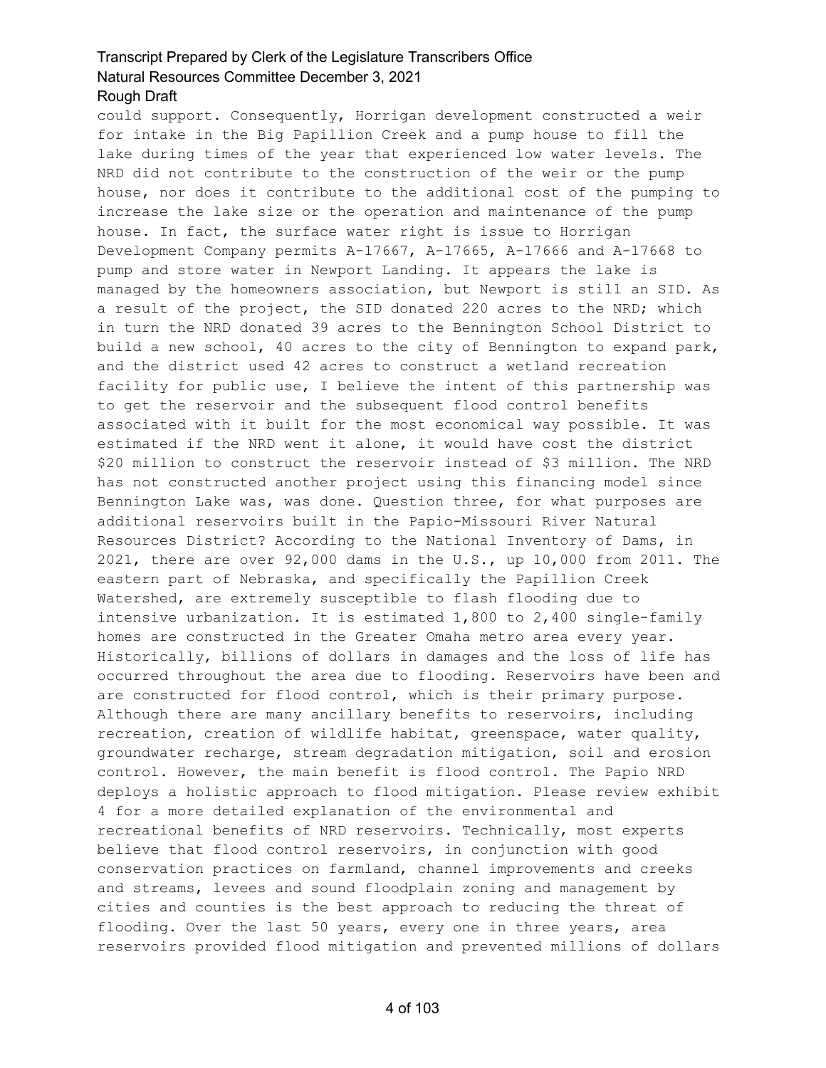could support. Consequently, Horrigan development constructed a weir for intake in the Big Papillion Creek and a pump house to fill the lake during times of the year that experienced low water levels. The NRD did not contribute to the construction of the weir or the pump house, nor does it contribute to the additional cost of the pumping to increase the lake size or the operation and maintenance of the pump house. In fact, the surface water right is issue to Horrigan Development Company permits A-17667, A-17665, A-17666 and A-17668 to pump and store water in Newport Landing. It appears the lake is managed by the homeowners association, but Newport is still an SID. As a result of the project, the SID donated 220 acres to the NRD; which in turn the NRD donated 39 acres to the Bennington School District to build a new school, 40 acres to the city of Bennington to expand park, and the district used 42 acres to construct a wetland recreation facility for public use, I believe the intent of this partnership was to get the reservoir and the subsequent flood control benefits associated with it built for the most economical way possible. It was estimated if the NRD went it alone, it would have cost the district $20 million to construct the reservoir instead of $3 million. The NRD has not constructed another project using this financing model since Bennington Lake was, was done. Question three, for what purposes are additional reservoirs built in the Papio-Missouri River Natural Resources District? According to the National Inventory of Dams, in 2021, there are over 92,000 dams in the U.S., up 10,000 from 2011. The eastern part of Nebraska, and specifically the Papillion Creek Watershed, are extremely susceptible to flash flooding due to intensive urbanization. It is estimated 1,800 to 2,400 single-family homes are constructed in the Greater Omaha metro area every year. Historically, billions of dollars in damages and the loss of life has occurred throughout the area due to flooding. Reservoirs have been and are constructed for flood control, which is their primary purpose. Although there are many ancillary benefits to reservoirs, including recreation, creation of wildlife habitat, greenspace, water quality, groundwater recharge, stream degradation mitigation, soil and erosion control. However, the main benefit is flood control. The Papio NRD deploys a holistic approach to flood mitigation. Please review exhibit 4 for a more detailed explanation of the environmental and recreational benefits of NRD reservoirs. Technically, most experts believe that flood control reservoirs, in conjunction with good conservation practices on farmland, channel improvements and creeks and streams, levees and sound floodplain zoning and management by cities and counties is the best approach to reducing the threat of flooding. Over the last 50 years, every one in three years, area reservoirs provided flood mitigation and prevented millions of dollars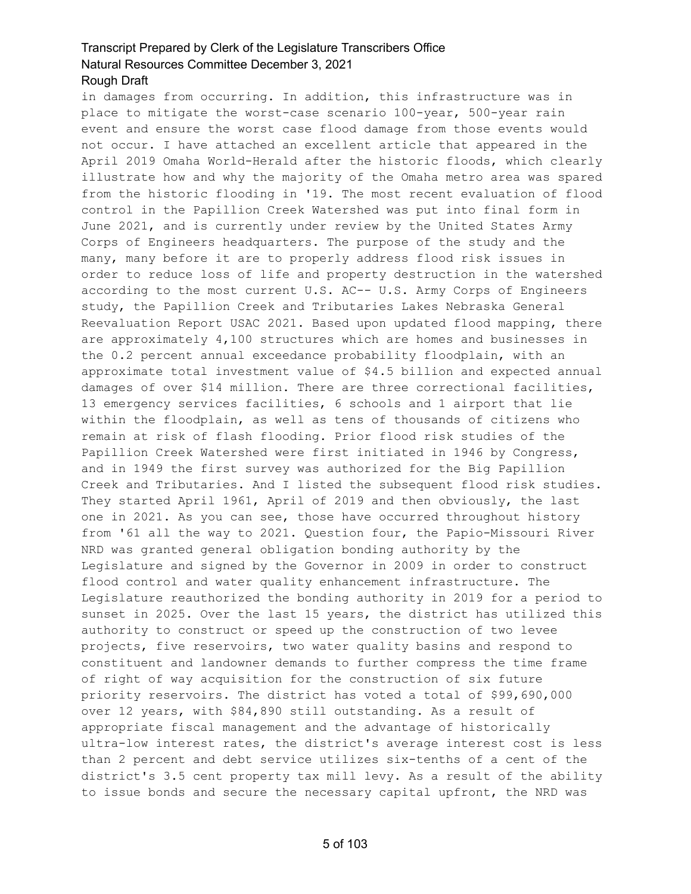in damages from occurring. In addition, this infrastructure was in place to mitigate the worst-case scenario 100-year, 500-year rain event and ensure the worst case flood damage from those events would not occur. I have attached an excellent article that appeared in the April 2019 Omaha World-Herald after the historic floods, which clearly illustrate how and why the majority of the Omaha metro area was spared from the historic flooding in '19. The most recent evaluation of flood control in the Papillion Creek Watershed was put into final form in June 2021, and is currently under review by the United States Army Corps of Engineers headquarters. The purpose of the study and the many, many before it are to properly address flood risk issues in order to reduce loss of life and property destruction in the watershed according to the most current U.S. AC-- U.S. Army Corps of Engineers study, the Papillion Creek and Tributaries Lakes Nebraska General Reevaluation Report USAC 2021. Based upon updated flood mapping, there are approximately 4,100 structures which are homes and businesses in the 0.2 percent annual exceedance probability floodplain, with an approximate total investment value of $4.5 billion and expected annual damages of over $14 million. There are three correctional facilities, 13 emergency services facilities, 6 schools and 1 airport that lie within the floodplain, as well as tens of thousands of citizens who remain at risk of flash flooding. Prior flood risk studies of the Papillion Creek Watershed were first initiated in 1946 by Congress, and in 1949 the first survey was authorized for the Big Papillion Creek and Tributaries. And I listed the subsequent flood risk studies. They started April 1961, April of 2019 and then obviously, the last one in 2021. As you can see, those have occurred throughout history from '61 all the way to 2021. Question four, the Papio-Missouri River NRD was granted general obligation bonding authority by the Legislature and signed by the Governor in 2009 in order to construct flood control and water quality enhancement infrastructure. The Legislature reauthorized the bonding authority in 2019 for a period to sunset in 2025. Over the last 15 years, the district has utilized this authority to construct or speed up the construction of two levee projects, five reservoirs, two water quality basins and respond to constituent and landowner demands to further compress the time frame of right of way acquisition for the construction of six future priority reservoirs. The district has voted a total of $99,690,000 over 12 years, with $84,890 still outstanding. As a result of appropriate fiscal management and the advantage of historically ultra-low interest rates, the district's average interest cost is less than 2 percent and debt service utilizes six-tenths of a cent of the district's 3.5 cent property tax mill levy. As a result of the ability to issue bonds and secure the necessary capital upfront, the NRD was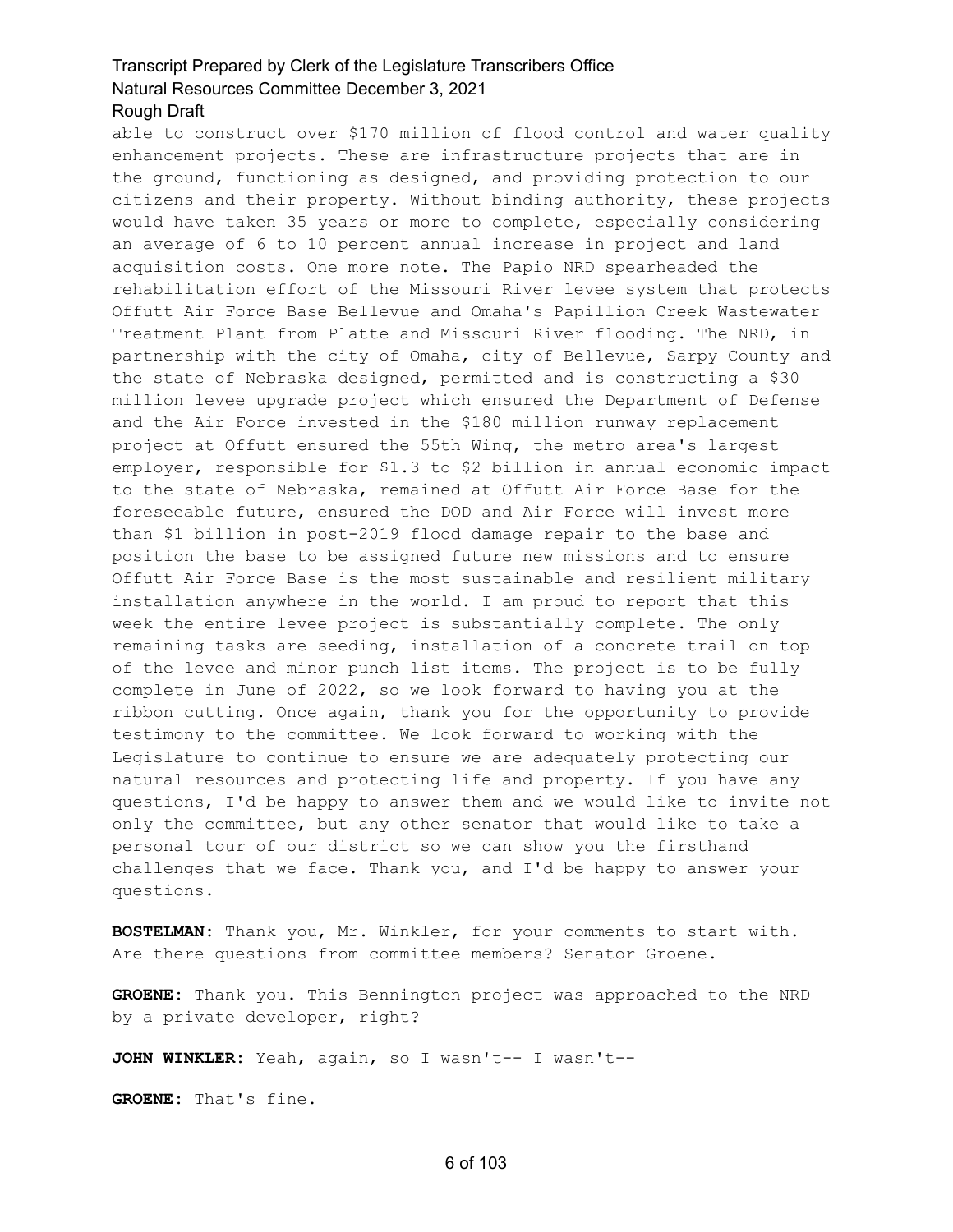able to construct over $170 million of flood control and water quality enhancement projects. These are infrastructure projects that are in the ground, functioning as designed, and providing protection to our citizens and their property. Without binding authority, these projects would have taken 35 years or more to complete, especially considering an average of 6 to 10 percent annual increase in project and land acquisition costs. One more note. The Papio NRD spearheaded the rehabilitation effort of the Missouri River levee system that protects Offutt Air Force Base Bellevue and Omaha's Papillion Creek Wastewater Treatment Plant from Platte and Missouri River flooding. The NRD, in partnership with the city of Omaha, city of Bellevue, Sarpy County and the state of Nebraska designed, permitted and is constructing a $30 million levee upgrade project which ensured the Department of Defense and the Air Force invested in the $180 million runway replacement project at Offutt ensured the 55th Wing, the metro area's largest employer, responsible for $1.3 to $2 billion in annual economic impact to the state of Nebraska, remained at Offutt Air Force Base for the foreseeable future, ensured the DOD and Air Force will invest more than $1 billion in post-2019 flood damage repair to the base and position the base to be assigned future new missions and to ensure Offutt Air Force Base is the most sustainable and resilient military installation anywhere in the world. I am proud to report that this week the entire levee project is substantially complete. The only remaining tasks are seeding, installation of a concrete trail on top of the levee and minor punch list items. The project is to be fully complete in June of 2022, so we look forward to having you at the ribbon cutting. Once again, thank you for the opportunity to provide testimony to the committee. We look forward to working with the Legislature to continue to ensure we are adequately protecting our natural resources and protecting life and property. If you have any questions, I'd be happy to answer them and we would like to invite not only the committee, but any other senator that would like to take a personal tour of our district so we can show you the firsthand challenges that we face. Thank you, and I'd be happy to answer your questions.

**BOSTELMAN:** Thank you, Mr. Winkler, for your comments to start with. Are there questions from committee members? Senator Groene.

**GROENE:** Thank you. This Bennington project was approached to the NRD by a private developer, right?

**JOHN WINKLER:** Yeah, again, so I wasn't-- I wasn't--

**GROENE:** That's fine.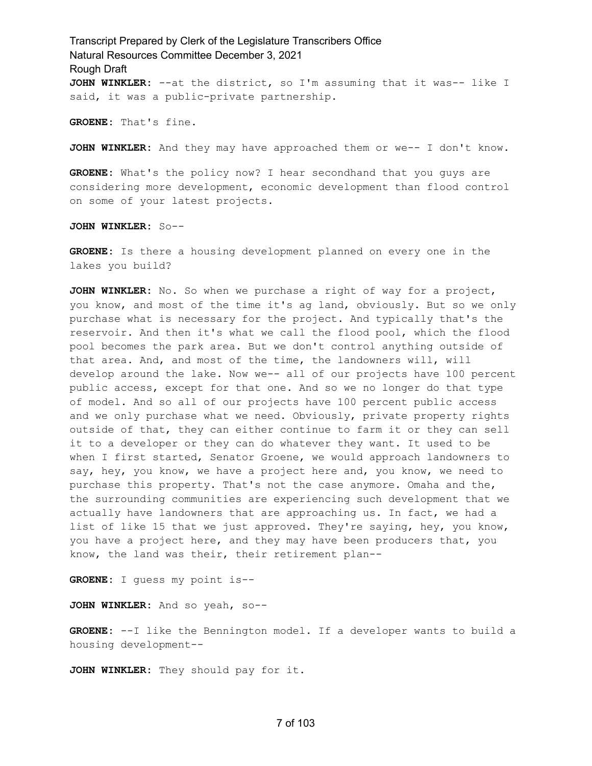**JOHN WINKLER:** --at the district, so I'm assuming that it was-- like I said, it was a public-private partnership.

**GROENE:** That's fine.

**JOHN WINKLER:** And they may have approached them or we-- I don't know.

**GROENE:** What's the policy now? I hear secondhand that you guys are considering more development, economic development than flood control on some of your latest projects.

**JOHN WINKLER:** So--

**GROENE:** Is there a housing development planned on every one in the lakes you build?

**JOHN WINKLER:** No. So when we purchase a right of way for a project, you know, and most of the time it's ag land, obviously. But so we only purchase what is necessary for the project. And typically that's the reservoir. And then it's what we call the flood pool, which the flood pool becomes the park area. But we don't control anything outside of that area. And, and most of the time, the landowners will, will develop around the lake. Now we-- all of our projects have 100 percent public access, except for that one. And so we no longer do that type of model. And so all of our projects have 100 percent public access and we only purchase what we need. Obviously, private property rights outside of that, they can either continue to farm it or they can sell it to a developer or they can do whatever they want. It used to be when I first started, Senator Groene, we would approach landowners to say, hey, you know, we have a project here and, you know, we need to purchase this property. That's not the case anymore. Omaha and the, the surrounding communities are experiencing such development that we actually have landowners that are approaching us. In fact, we had a list of like 15 that we just approved. They're saying, hey, you know, you have a project here, and they may have been producers that, you know, the land was their, their retirement plan--

**GROENE:** I guess my point is--

**JOHN WINKLER:** And so yeah, so--

**GROENE:** --I like the Bennington model. If a developer wants to build a housing development--

**JOHN WINKLER:** They should pay for it.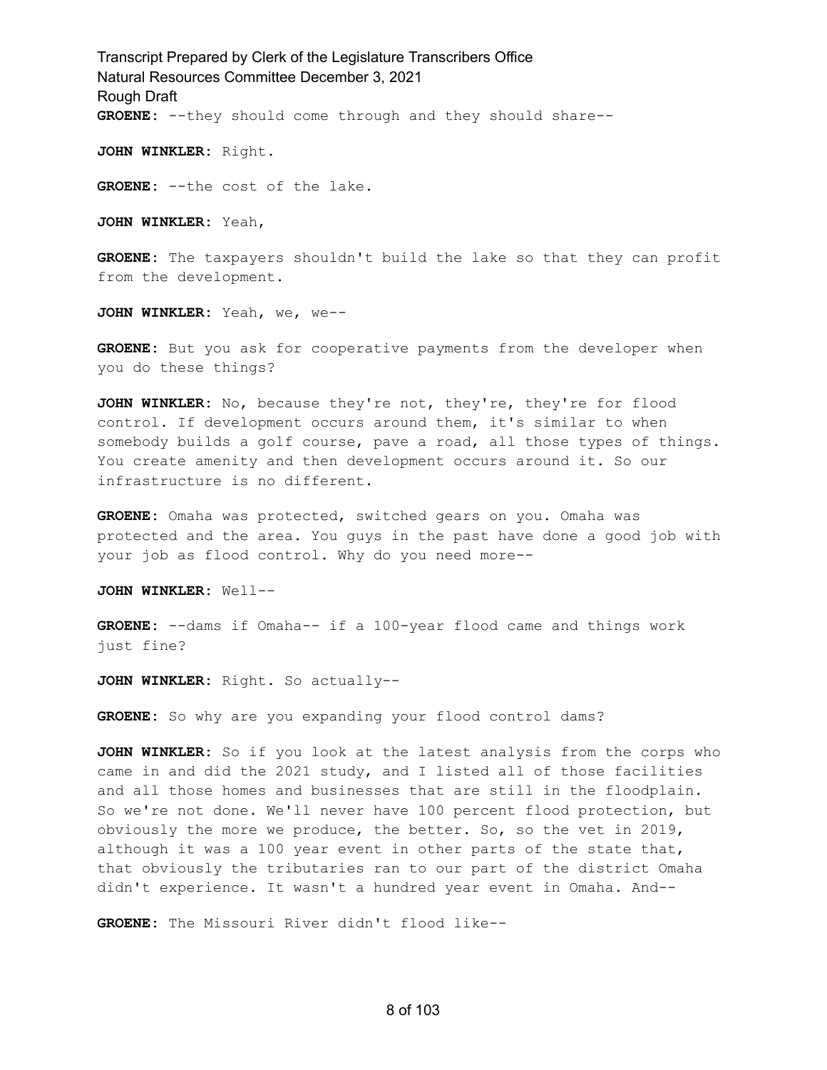**GROENE:** --they should come through and they should share--

**JOHN WINKLER:** Right.

**GROENE:** --the cost of the lake.

**JOHN WINKLER:** Yeah,

**GROENE:** The taxpayers shouldn't build the lake so that they can profit from the development.

**JOHN WINKLER:** Yeah, we, we--

**GROENE:** But you ask for cooperative payments from the developer when you do these things?

**JOHN WINKLER:** No, because they're not, they're, they're for flood control. If development occurs around them, it's similar to when somebody builds a golf course, pave a road, all those types of things. You create amenity and then development occurs around it. So our infrastructure is no different.

**GROENE:** Omaha was protected, switched gears on you. Omaha was protected and the area. You guys in the past have done a good job with your job as flood control. Why do you need more--

**JOHN WINKLER:** Well--

**GROENE:** --dams if Omaha-- if a 100-year flood came and things work just fine?

**JOHN WINKLER:** Right. So actually--

**GROENE:** So why are you expanding your flood control dams?

**JOHN WINKLER:** So if you look at the latest analysis from the corps who came in and did the 2021 study, and I listed all of those facilities and all those homes and businesses that are still in the floodplain. So we're not done. We'll never have 100 percent flood protection, but obviously the more we produce, the better. So, so the vet in 2019, although it was a 100 year event in other parts of the state that, that obviously the tributaries ran to our part of the district Omaha didn't experience. It wasn't a hundred year event in Omaha. And--

**GROENE:** The Missouri River didn't flood like--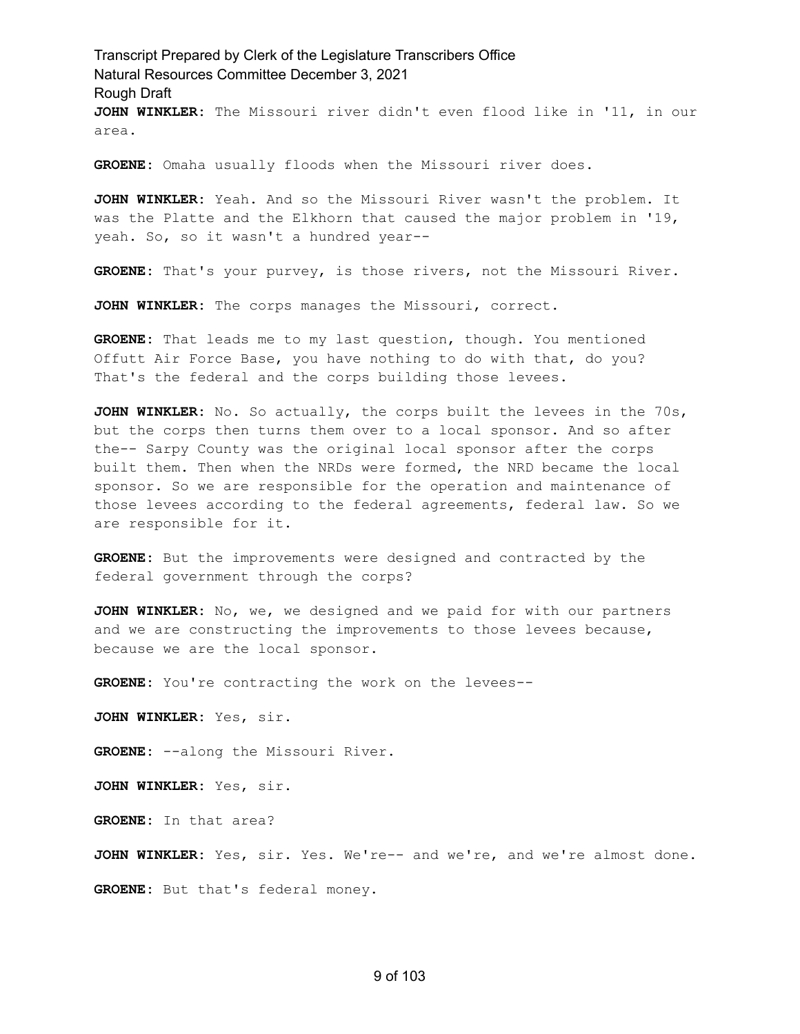**JOHN WINKLER:** The Missouri river didn't even flood like in '11, in our area.

**GROENE:** Omaha usually floods when the Missouri river does.

**JOHN WINKLER:** Yeah. And so the Missouri River wasn't the problem. It was the Platte and the Elkhorn that caused the major problem in '19, yeah. So, so it wasn't a hundred year--

**GROENE:** That's your purvey, is those rivers, not the Missouri River.

**JOHN WINKLER:** The corps manages the Missouri, correct.

**GROENE:** That leads me to my last question, though. You mentioned Offutt Air Force Base, you have nothing to do with that, do you? That's the federal and the corps building those levees.

**JOHN WINKLER:** No. So actually, the corps built the levees in the 70s, but the corps then turns them over to a local sponsor. And so after the-- Sarpy County was the original local sponsor after the corps built them. Then when the NRDs were formed, the NRD became the local sponsor. So we are responsible for the operation and maintenance of those levees according to the federal agreements, federal law. So we are responsible for it.

**GROENE:** But the improvements were designed and contracted by the federal government through the corps?

**JOHN WINKLER:** No, we, we designed and we paid for with our partners and we are constructing the improvements to those levees because, because we are the local sponsor.

**GROENE:** You're contracting the work on the levees--

**JOHN WINKLER:** Yes, sir.

**GROENE:** --along the Missouri River.

**JOHN WINKLER:** Yes, sir.

**GROENE:** In that area?

**JOHN WINKLER:** Yes, sir. Yes. We're-- and we're, and we're almost done.

**GROENE:** But that's federal money.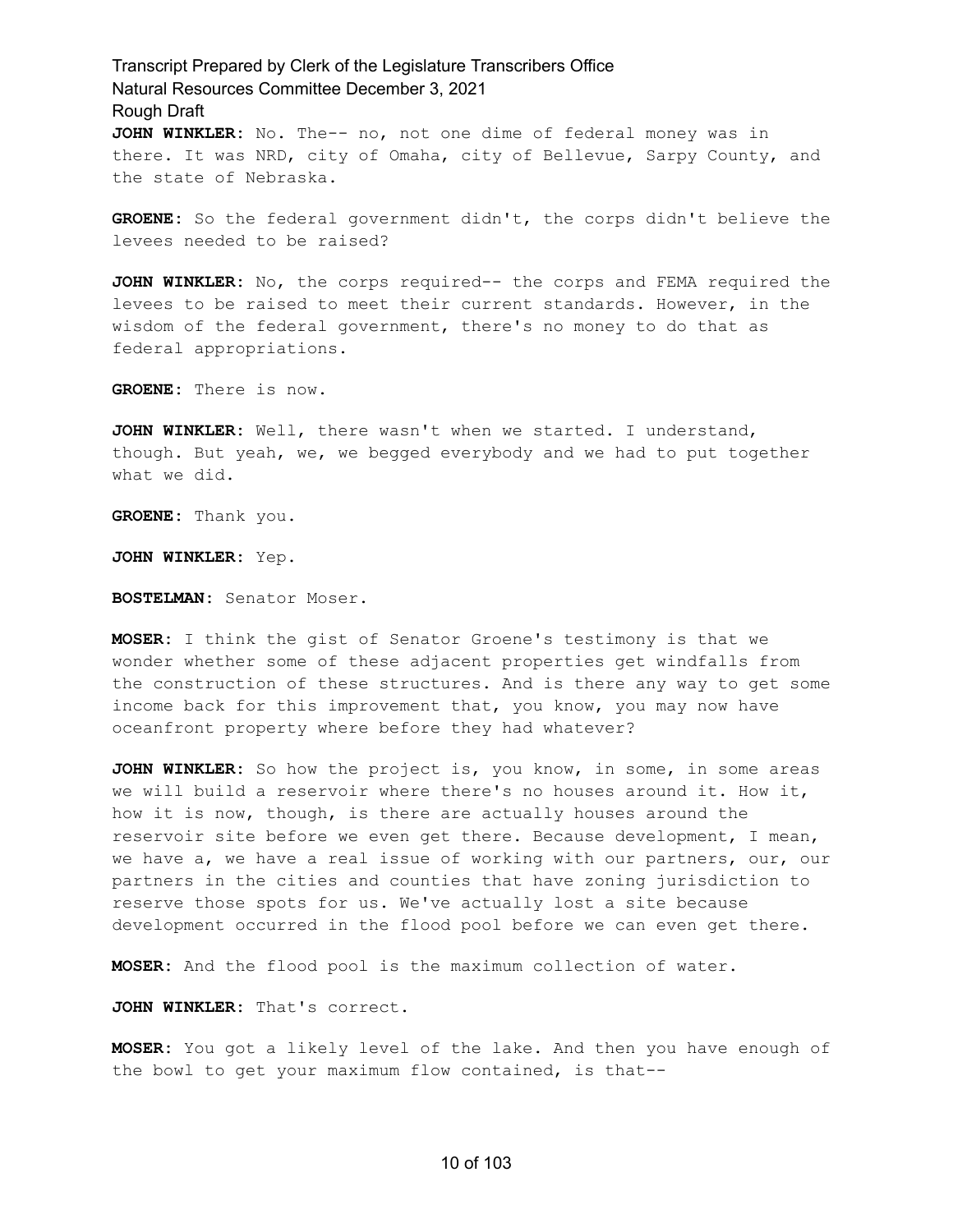**JOHN WINKLER:** No. The-- no, not one dime of federal money was in there. It was NRD, city of Omaha, city of Bellevue, Sarpy County, and the state of Nebraska.

**GROENE:** So the federal government didn't, the corps didn't believe the levees needed to be raised?

**JOHN WINKLER:** No, the corps required-- the corps and FEMA required the levees to be raised to meet their current standards. However, in the wisdom of the federal government, there's no money to do that as federal appropriations.

**GROENE:** There is now.

**JOHN WINKLER:** Well, there wasn't when we started. I understand, though. But yeah, we, we begged everybody and we had to put together what we did.

**GROENE:** Thank you.

**JOHN WINKLER:** Yep.

**BOSTELMAN:** Senator Moser.

**MOSER:** I think the gist of Senator Groene's testimony is that we wonder whether some of these adjacent properties get windfalls from the construction of these structures. And is there any way to get some income back for this improvement that, you know, you may now have oceanfront property where before they had whatever?

**JOHN WINKLER:** So how the project is, you know, in some, in some areas we will build a reservoir where there's no houses around it. How it, how it is now, though, is there are actually houses around the reservoir site before we even get there. Because development, I mean, we have a, we have a real issue of working with our partners, our, our partners in the cities and counties that have zoning jurisdiction to reserve those spots for us. We've actually lost a site because development occurred in the flood pool before we can even get there.

**MOSER:** And the flood pool is the maximum collection of water.

**JOHN WINKLER:** That's correct.

**MOSER:** You got a likely level of the lake. And then you have enough of the bowl to get your maximum flow contained, is that--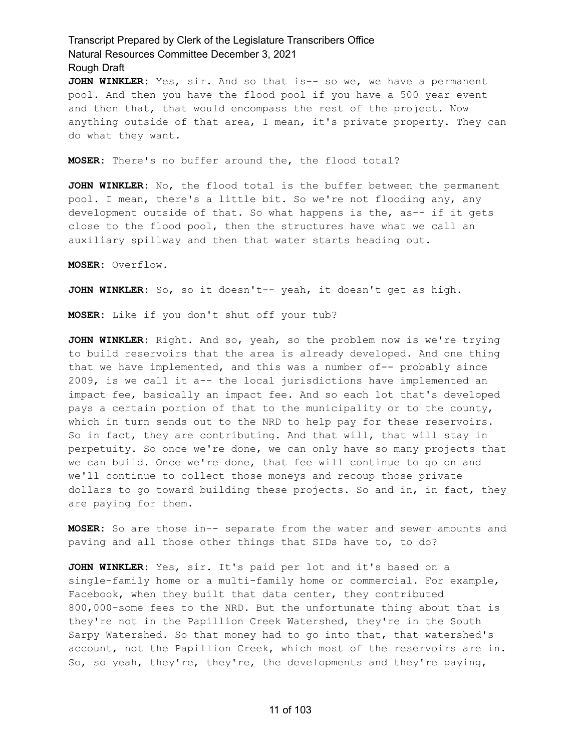**JOHN WINKLER:** Yes, sir. And so that is-- so we, we have a permanent pool. And then you have the flood pool if you have a 500 year event and then that, that would encompass the rest of the project. Now anything outside of that area, I mean, it's private property. They can do what they want.

**MOSER:** There's no buffer around the, the flood total?

**JOHN WINKLER:** No, the flood total is the buffer between the permanent pool. I mean, there's a little bit. So we're not flooding any, any development outside of that. So what happens is the, as-- if it gets close to the flood pool, then the structures have what we call an auxiliary spillway and then that water starts heading out.

**MOSER:** Overflow.

**JOHN WINKLER:** So, so it doesn't-- yeah, it doesn't get as high.

**MOSER:** Like if you don't shut off your tub?

**JOHN WINKLER:** Right. And so, yeah, so the problem now is we're trying to build reservoirs that the area is already developed. And one thing that we have implemented, and this was a number of-- probably since 2009, is we call it a-- the local jurisdictions have implemented an impact fee, basically an impact fee. And so each lot that's developed pays a certain portion of that to the municipality or to the county, which in turn sends out to the NRD to help pay for these reservoirs. So in fact, they are contributing. And that will, that will stay in perpetuity. So once we're done, we can only have so many projects that we can build. Once we're done, that fee will continue to go on and we'll continue to collect those moneys and recoup those private dollars to go toward building these projects. So and in, in fact, they are paying for them.

**MOSER:** So are those in-- separate from the water and sewer amounts and paving and all those other things that SIDs have to, to do?

**JOHN WINKLER:** Yes, sir. It's paid per lot and it's based on a single-family home or a multi-family home or commercial. For example, Facebook, when they built that data center, they contributed 800,000-some fees to the NRD. But the unfortunate thing about that is they're not in the Papillion Creek Watershed, they're in the South Sarpy Watershed. So that money had to go into that, that watershed's account, not the Papillion Creek, which most of the reservoirs are in. So, so yeah, they're, they're, the developments and they're paying,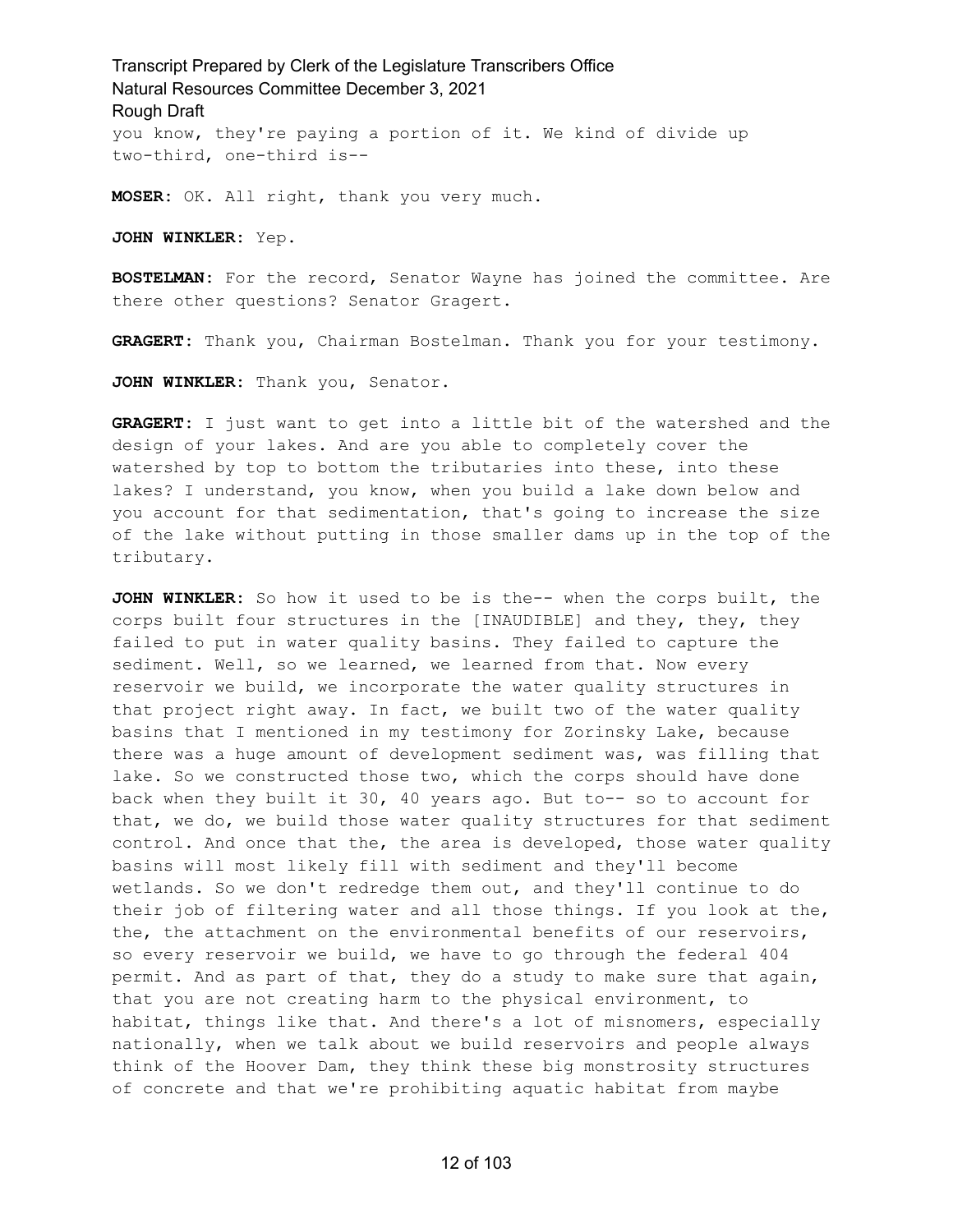you know, they're paying a portion of it. We kind of divide up two-third, one-third is--

**MOSER:** OK. All right, thank you very much.

**JOHN WINKLER:** Yep.

**BOSTELMAN:** For the record, Senator Wayne has joined the committee. Are there other questions? Senator Gragert.

**GRAGERT:** Thank you, Chairman Bostelman. Thank you for your testimony.

**JOHN WINKLER:** Thank you, Senator.

**GRAGERT:** I just want to get into a little bit of the watershed and the design of your lakes. And are you able to completely cover the watershed by top to bottom the tributaries into these, into these lakes? I understand, you know, when you build a lake down below and you account for that sedimentation, that's going to increase the size of the lake without putting in those smaller dams up in the top of the tributary.

**JOHN WINKLER:** So how it used to be is the-- when the corps built, the corps built four structures in the [INAUDIBLE] and they, they, they failed to put in water quality basins. They failed to capture the sediment. Well, so we learned, we learned from that. Now every reservoir we build, we incorporate the water quality structures in that project right away. In fact, we built two of the water quality basins that I mentioned in my testimony for Zorinsky Lake, because there was a huge amount of development sediment was, was filling that lake. So we constructed those two, which the corps should have done back when they built it 30, 40 years ago. But to-- so to account for that, we do, we build those water quality structures for that sediment control. And once that the, the area is developed, those water quality basins will most likely fill with sediment and they'll become wetlands. So we don't redredge them out, and they'll continue to do their job of filtering water and all those things. If you look at the, the, the attachment on the environmental benefits of our reservoirs, so every reservoir we build, we have to go through the federal 404 permit. And as part of that, they do a study to make sure that again, that you are not creating harm to the physical environment, to habitat, things like that. And there's a lot of misnomers, especially nationally, when we talk about we build reservoirs and people always think of the Hoover Dam, they think these big monstrosity structures of concrete and that we're prohibiting aquatic habitat from maybe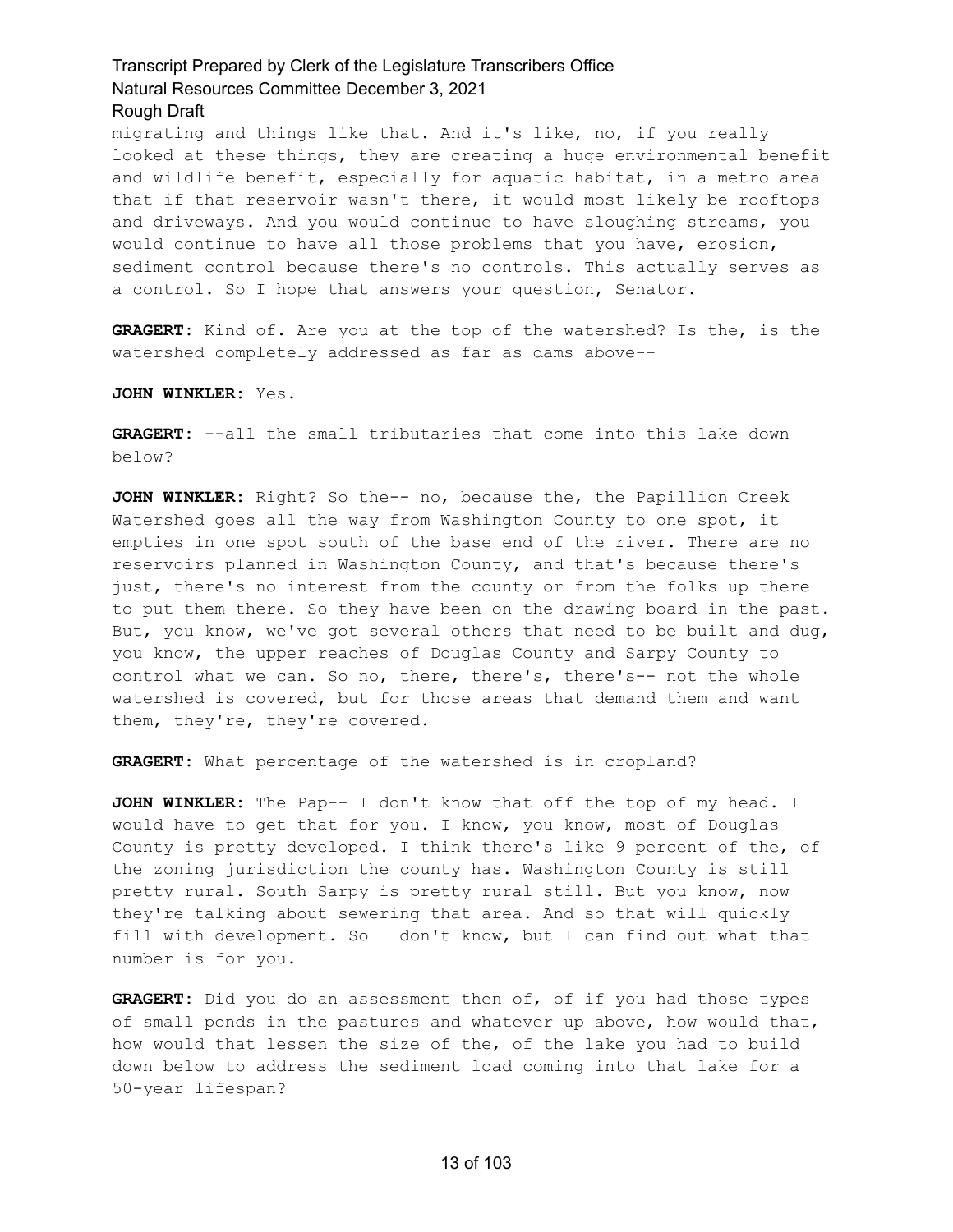migrating and things like that. And it's like, no, if you really looked at these things, they are creating a huge environmental benefit and wildlife benefit, especially for aquatic habitat, in a metro area that if that reservoir wasn't there, it would most likely be rooftops and driveways. And you would continue to have sloughing streams, you would continue to have all those problems that you have, erosion, sediment control because there's no controls. This actually serves as a control. So I hope that answers your question, Senator.

**GRAGERT:** Kind of. Are you at the top of the watershed? Is the, is the watershed completely addressed as far as dams above--

**JOHN WINKLER:** Yes.

**GRAGERT:** --all the small tributaries that come into this lake down below?

**JOHN WINKLER:** Right? So the-- no, because the, the Papillion Creek Watershed goes all the way from Washington County to one spot, it empties in one spot south of the base end of the river. There are no reservoirs planned in Washington County, and that's because there's just, there's no interest from the county or from the folks up there to put them there. So they have been on the drawing board in the past. But, you know, we've got several others that need to be built and dug, you know, the upper reaches of Douglas County and Sarpy County to control what we can. So no, there, there's, there's-- not the whole watershed is covered, but for those areas that demand them and want them, they're, they're covered.

**GRAGERT:** What percentage of the watershed is in cropland?

**JOHN WINKLER:** The Pap-- I don't know that off the top of my head. I would have to get that for you. I know, you know, most of Douglas County is pretty developed. I think there's like 9 percent of the, of the zoning jurisdiction the county has. Washington County is still pretty rural. South Sarpy is pretty rural still. But you know, now they're talking about sewering that area. And so that will quickly fill with development. So I don't know, but I can find out what that number is for you.

**GRAGERT:** Did you do an assessment then of, of if you had those types of small ponds in the pastures and whatever up above, how would that, how would that lessen the size of the, of the lake you had to build down below to address the sediment load coming into that lake for a 50-year lifespan?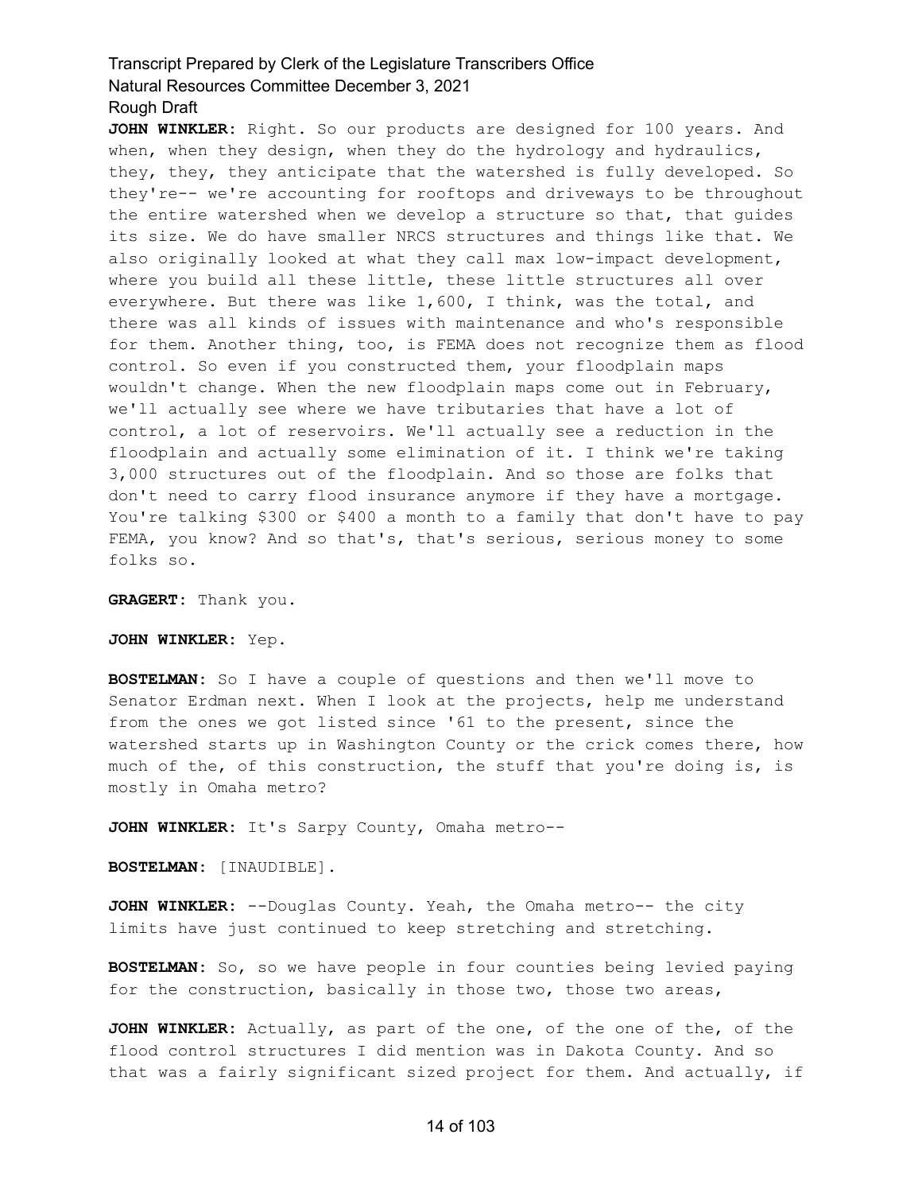**JOHN WINKLER:** Right. So our products are designed for 100 years. And when, when they design, when they do the hydrology and hydraulics, they, they, they anticipate that the watershed is fully developed. So they're-- we're accounting for rooftops and driveways to be throughout the entire watershed when we develop a structure so that, that guides its size. We do have smaller NRCS structures and things like that. We also originally looked at what they call max low-impact development, where you build all these little, these little structures all over everywhere. But there was like 1,600, I think, was the total, and there was all kinds of issues with maintenance and who's responsible for them. Another thing, too, is FEMA does not recognize them as flood control. So even if you constructed them, your floodplain maps wouldn't change. When the new floodplain maps come out in February, we'll actually see where we have tributaries that have a lot of control, a lot of reservoirs. We'll actually see a reduction in the floodplain and actually some elimination of it. I think we're taking 3,000 structures out of the floodplain. And so those are folks that don't need to carry flood insurance anymore if they have a mortgage. You're talking $300 or $400 a month to a family that don't have to pay FEMA, you know? And so that's, that's serious, serious money to some folks so.

**GRAGERT:** Thank you.

**JOHN WINKLER:** Yep.

**BOSTELMAN:** So I have a couple of questions and then we'll move to Senator Erdman next. When I look at the projects, help me understand from the ones we got listed since '61 to the present, since the watershed starts up in Washington County or the crick comes there, how much of the, of this construction, the stuff that you're doing is, is mostly in Omaha metro?

**JOHN WINKLER:** It's Sarpy County, Omaha metro--

**BOSTELMAN:** [INAUDIBLE].

**JOHN WINKLER:** --Douglas County. Yeah, the Omaha metro-- the city limits have just continued to keep stretching and stretching.

**BOSTELMAN:** So, so we have people in four counties being levied paying for the construction, basically in those two, those two areas,

**JOHN WINKLER:** Actually, as part of the one, of the one of the, of the flood control structures I did mention was in Dakota County. And so that was a fairly significant sized project for them. And actually, if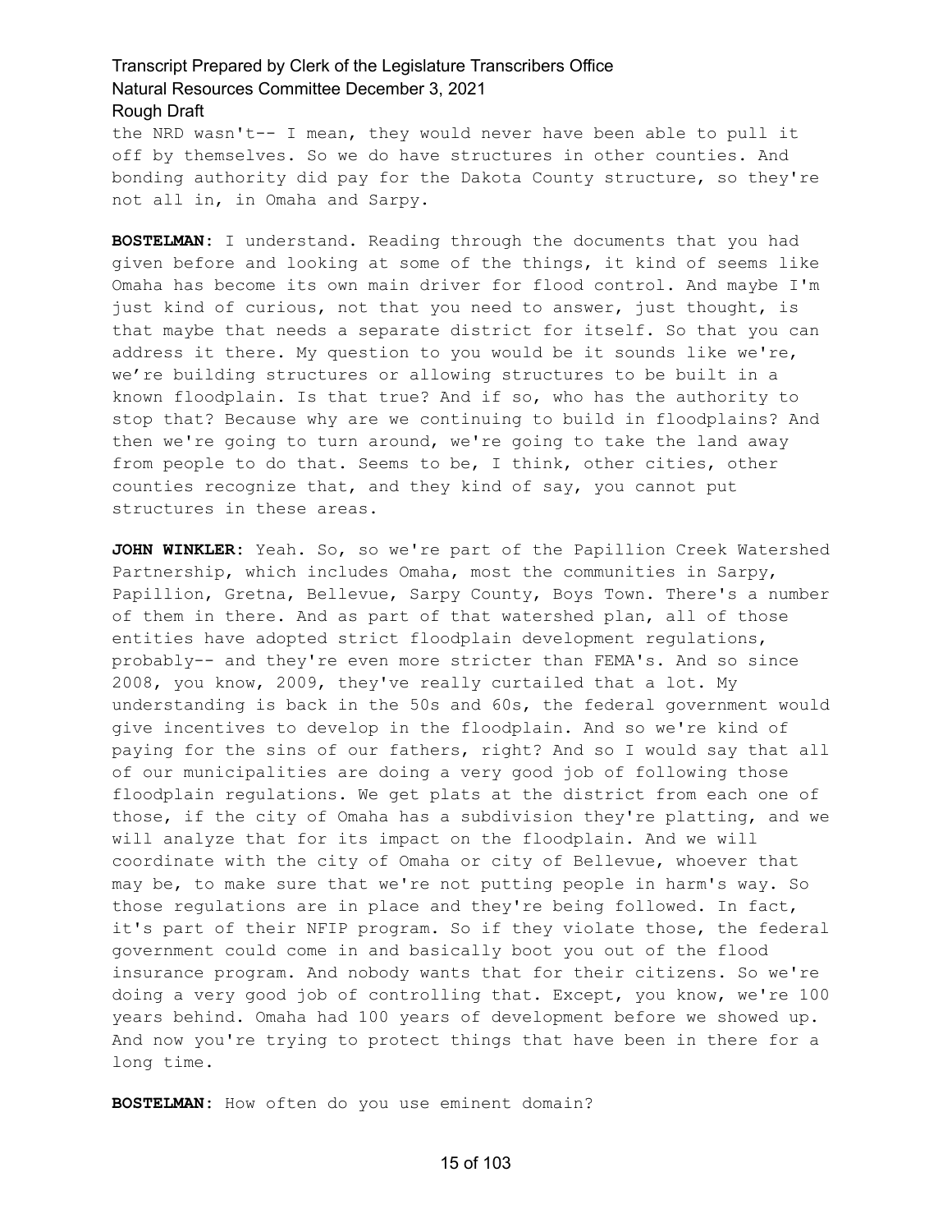the NRD wasn't-- I mean, they would never have been able to pull it off by themselves. So we do have structures in other counties. And bonding authority did pay for the Dakota County structure, so they're not all in, in Omaha and Sarpy.

**BOSTELMAN:** I understand. Reading through the documents that you had given before and looking at some of the things, it kind of seems like Omaha has become its own main driver for flood control. And maybe I'm just kind of curious, not that you need to answer, just thought, is that maybe that needs a separate district for itself. So that you can address it there. My question to you would be it sounds like we're, we're building structures or allowing structures to be built in a known floodplain. Is that true? And if so, who has the authority to stop that? Because why are we continuing to build in floodplains? And then we're going to turn around, we're going to take the land away from people to do that. Seems to be, I think, other cities, other counties recognize that, and they kind of say, you cannot put structures in these areas.

**JOHN WINKLER:** Yeah. So, so we're part of the Papillion Creek Watershed Partnership, which includes Omaha, most the communities in Sarpy, Papillion, Gretna, Bellevue, Sarpy County, Boys Town. There's a number of them in there. And as part of that watershed plan, all of those entities have adopted strict floodplain development regulations, probably-- and they're even more stricter than FEMA's. And so since 2008, you know, 2009, they've really curtailed that a lot. My understanding is back in the 50s and 60s, the federal government would give incentives to develop in the floodplain. And so we're kind of paying for the sins of our fathers, right? And so I would say that all of our municipalities are doing a very good job of following those floodplain regulations. We get plats at the district from each one of those, if the city of Omaha has a subdivision they're platting, and we will analyze that for its impact on the floodplain. And we will coordinate with the city of Omaha or city of Bellevue, whoever that may be, to make sure that we're not putting people in harm's way. So those regulations are in place and they're being followed. In fact, it's part of their NFIP program. So if they violate those, the federal government could come in and basically boot you out of the flood insurance program. And nobody wants that for their citizens. So we're doing a very good job of controlling that. Except, you know, we're 100 years behind. Omaha had 100 years of development before we showed up. And now you're trying to protect things that have been in there for a long time.

**BOSTELMAN:** How often do you use eminent domain?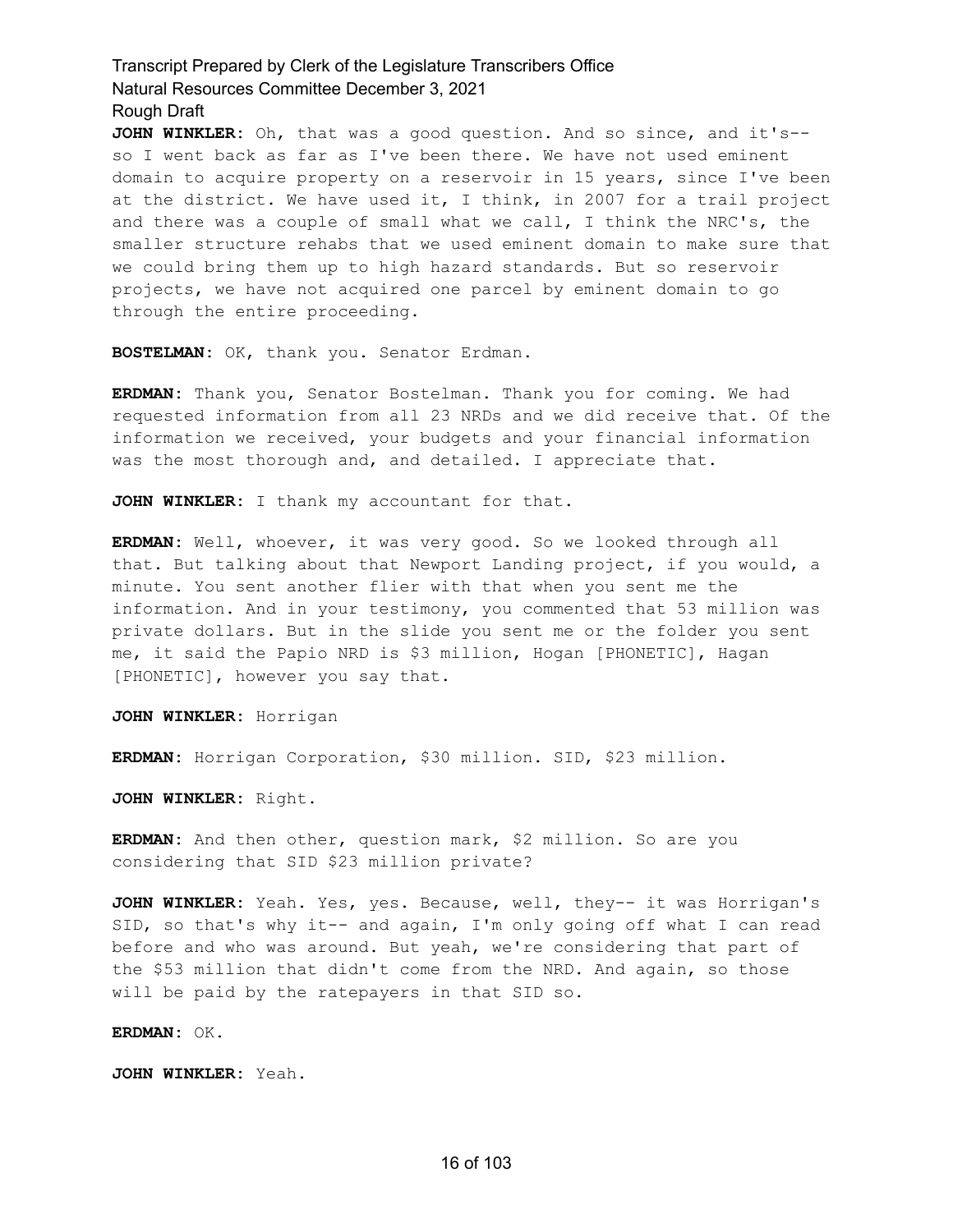**JOHN WINKLER:** Oh, that was a good question. And so since, and it's-- so I went back as far as I've been there. We have not used eminent domain to acquire property on a reservoir in 15 years, since I've been at the district. We have used it, I think, in 2007 for a trail project and there was a couple of small what we call, I think the NRC's, the smaller structure rehabs that we used eminent domain to make sure that we could bring them up to high hazard standards. But so reservoir projects, we have not acquired one parcel by eminent domain to go through the entire proceeding.

**BOSTELMAN:** OK, thank you. Senator Erdman.

**ERDMAN:** Thank you, Senator Bostelman. Thank you for coming. We had requested information from all 23 NRDs and we did receive that. Of the information we received, your budgets and your financial information was the most thorough and, and detailed. I appreciate that.

**JOHN WINKLER:** I thank my accountant for that.

**ERDMAN:** Well, whoever, it was very good. So we looked through all that. But talking about that Newport Landing project, if you would, a minute. You sent another flier with that when you sent me the information. And in your testimony, you commented that 53 million was private dollars. But in the slide you sent me or the folder you sent me, it said the Papio NRD is $3 million, Hogan [PHONETIC], Hagan [PHONETIC], however you say that.

**JOHN WINKLER:** Horrigan

**ERDMAN:** Horrigan Corporation, $30 million. SID, $23 million.

**JOHN WINKLER:** Right.

**ERDMAN:** And then other, question mark, $2 million. So are you considering that SID $23 million private?

**JOHN WINKLER:** Yeah. Yes, yes. Because, well, they-- it was Horrigan's SID, so that's why it-- and again, I'm only going off what I can read before and who was around. But yeah, we're considering that part of the $53 million that didn't come from the NRD. And again, so those will be paid by the ratepayers in that SID so.

**ERDMAN:** OK.

**JOHN WINKLER:** Yeah.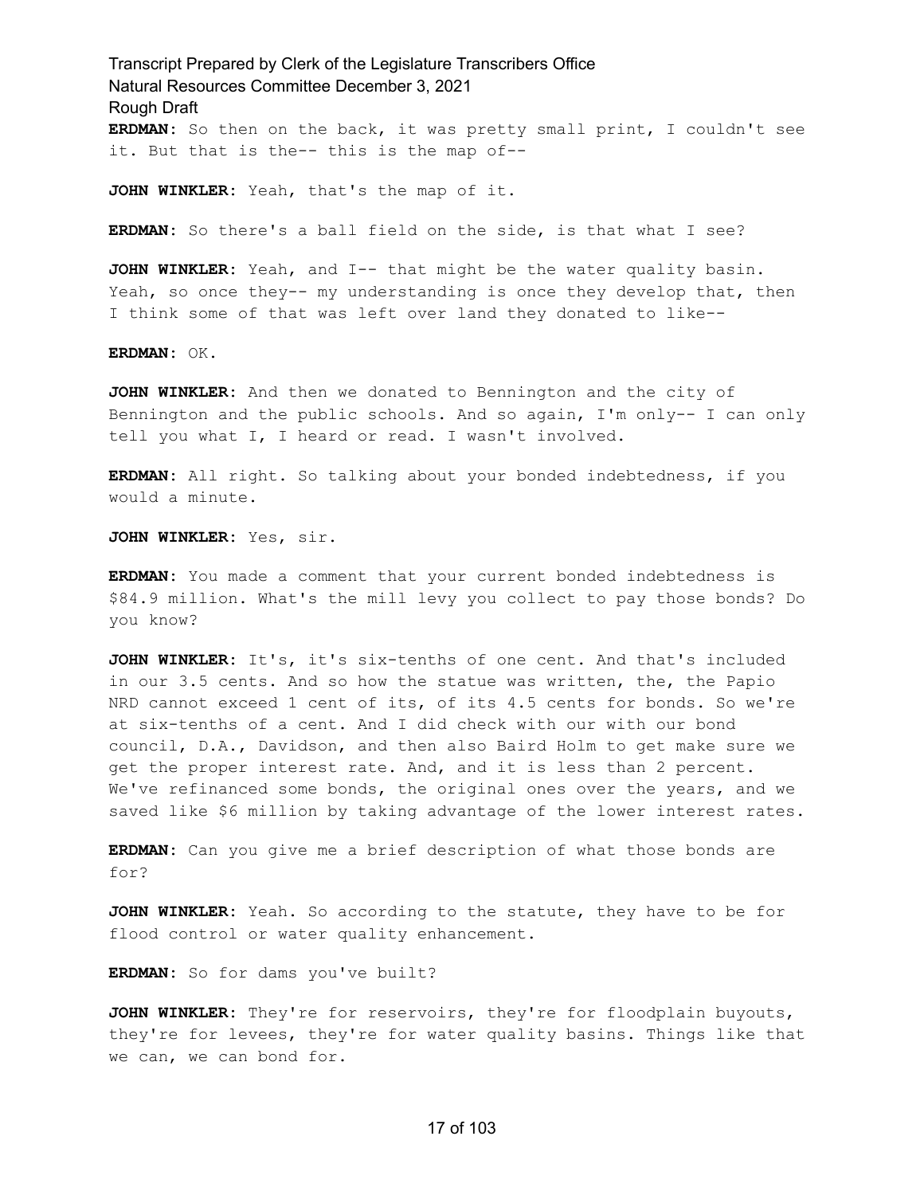**ERDMAN:** So then on the back, it was pretty small print, I couldn't see it. But that is the-- this is the map of--

**JOHN WINKLER:** Yeah, that's the map of it.

**ERDMAN:** So there's a ball field on the side, is that what I see?

**JOHN WINKLER:** Yeah, and I-- that might be the water quality basin. Yeah, so once they-- my understanding is once they develop that, then I think some of that was left over land they donated to like--

**ERDMAN:** OK.

**JOHN WINKLER:** And then we donated to Bennington and the city of Bennington and the public schools. And so again, I'm only-- I can only tell you what I, I heard or read. I wasn't involved.

**ERDMAN:** All right. So talking about your bonded indebtedness, if you would a minute.

**JOHN WINKLER:** Yes, sir.

**ERDMAN:** You made a comment that your current bonded indebtedness is \$84.9 million. What's the mill levy you collect to pay those bonds? Do you know?

**JOHN WINKLER:** It's, it's six-tenths of one cent. And that's included in our 3.5 cents. And so how the statue was written, the, the Papio NRD cannot exceed 1 cent of its, of its 4.5 cents for bonds. So we're at six-tenths of a cent. And I did check with our with our bond council, D.A., Davidson, and then also Baird Holm to get make sure we get the proper interest rate. And, and it is less than 2 percent. We've refinanced some bonds, the original ones over the years, and we saved like \$6 million by taking advantage of the lower interest rates.

**ERDMAN:** Can you give me a brief description of what those bonds are for?

**JOHN WINKLER:** Yeah. So according to the statute, they have to be for flood control or water quality enhancement.

**ERDMAN:** So for dams you've built?

**JOHN WINKLER:** They're for reservoirs, they're for floodplain buyouts, they're for levees, they're for water quality basins. Things like that we can, we can bond for.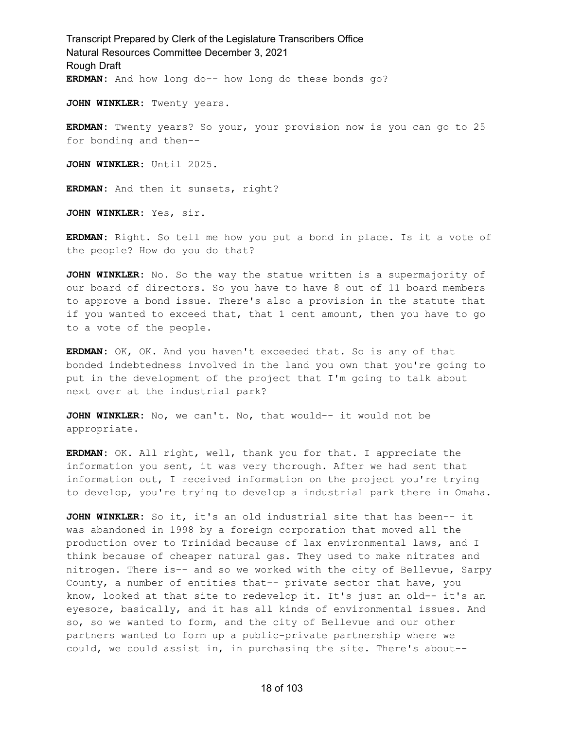**ERDMAN:** And how long do-- how long do these bonds go?

**JOHN WINKLER:** Twenty years.

**ERDMAN:** Twenty years? So your, your provision now is you can go to 25 for bonding and then--

**JOHN WINKLER:** Until 2025.

**ERDMAN:** And then it sunsets, right?

**JOHN WINKLER:** Yes, sir.

**ERDMAN:** Right. So tell me how you put a bond in place. Is it a vote of the people? How do you do that?

**JOHN WINKLER:** No. So the way the statue written is a supermajority of our board of directors. So you have to have 8 out of 11 board members to approve a bond issue. There's also a provision in the statute that if you wanted to exceed that, that 1 cent amount, then you have to go to a vote of the people.

**ERDMAN:** OK, OK. And you haven't exceeded that. So is any of that bonded indebtedness involved in the land you own that you're going to put in the development of the project that I'm going to talk about next over at the industrial park?

**JOHN WINKLER:** No, we can't. No, that would-- it would not be appropriate.

**ERDMAN:** OK. All right, well, thank you for that. I appreciate the information you sent, it was very thorough. After we had sent that information out, I received information on the project you're trying to develop, you're trying to develop a industrial park there in Omaha.

**JOHN WINKLER:** So it, it's an old industrial site that has been-- it was abandoned in 1998 by a foreign corporation that moved all the production over to Trinidad because of lax environmental laws, and I think because of cheaper natural gas. They used to make nitrates and nitrogen. There is-- and so we worked with the city of Bellevue, Sarpy County, a number of entities that-- private sector that have, you know, looked at that site to redevelop it. It's just an old-- it's an eyesore, basically, and it has all kinds of environmental issues. And so, so we wanted to form, and the city of Bellevue and our other partners wanted to form up a public-private partnership where we could, we could assist in, in purchasing the site. There's about--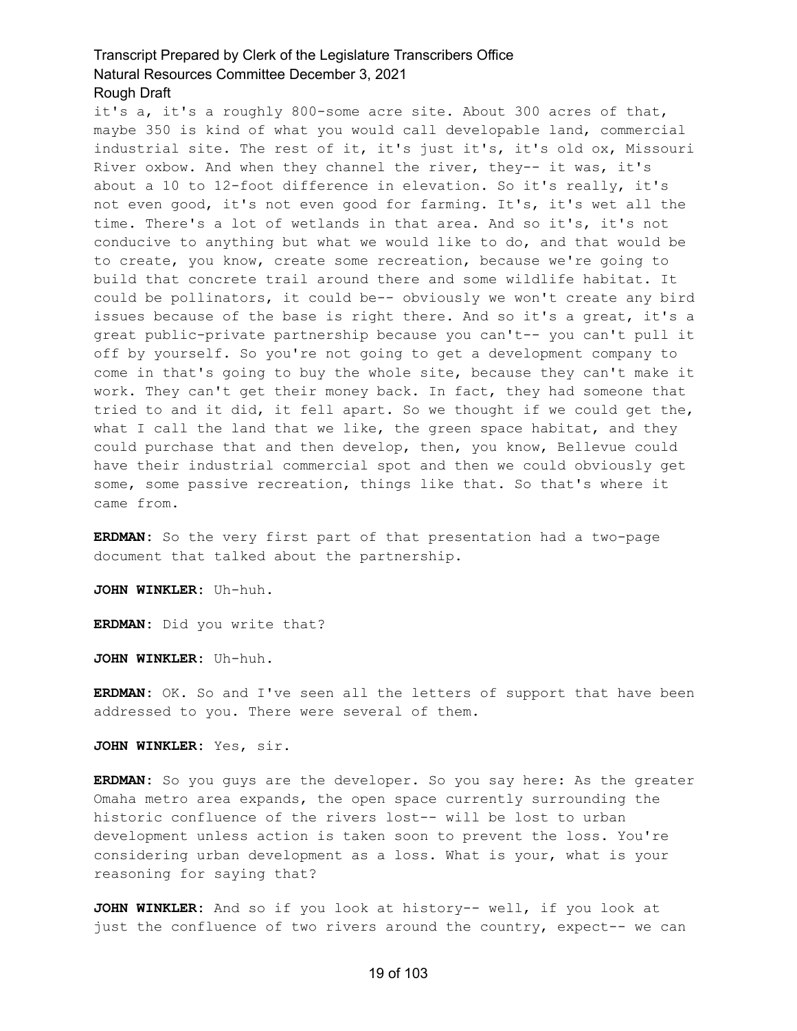it's a, it's a roughly 800-some acre site. About 300 acres of that, maybe 350 is kind of what you would call developable land, commercial industrial site. The rest of it, it's just it's, it's old ox, Missouri River oxbow. And when they channel the river, they-- it was, it's about a 10 to 12-foot difference in elevation. So it's really, it's not even good, it's not even good for farming. It's, it's wet all the time. There's a lot of wetlands in that area. And so it's, it's not conducive to anything but what we would like to do, and that would be to create, you know, create some recreation, because we're going to build that concrete trail around there and some wildlife habitat. It could be pollinators, it could be-- obviously we won't create any bird issues because of the base is right there. And so it's a great, it's a great public-private partnership because you can't-- you can't pull it off by yourself. So you're not going to get a development company to come in that's going to buy the whole site, because they can't make it work. They can't get their money back. In fact, they had someone that tried to and it did, it fell apart. So we thought if we could get the, what I call the land that we like, the green space habitat, and they could purchase that and then develop, then, you know, Bellevue could have their industrial commercial spot and then we could obviously get some, some passive recreation, things like that. So that's where it came from.

**ERDMAN:** So the very first part of that presentation had a two-page document that talked about the partnership.

**JOHN WINKLER:** Uh-huh.

**ERDMAN:** Did you write that?

**JOHN WINKLER:** Uh-huh.

**ERDMAN:** OK. So and I've seen all the letters of support that have been addressed to you. There were several of them.

**JOHN WINKLER:** Yes, sir.

**ERDMAN:** So you guys are the developer. So you say here: As the greater Omaha metro area expands, the open space currently surrounding the historic confluence of the rivers lost-- will be lost to urban development unless action is taken soon to prevent the loss. You're considering urban development as a loss. What is your, what is your reasoning for saying that?

**JOHN WINKLER:** And so if you look at history-- well, if you look at just the confluence of two rivers around the country, expect-- we can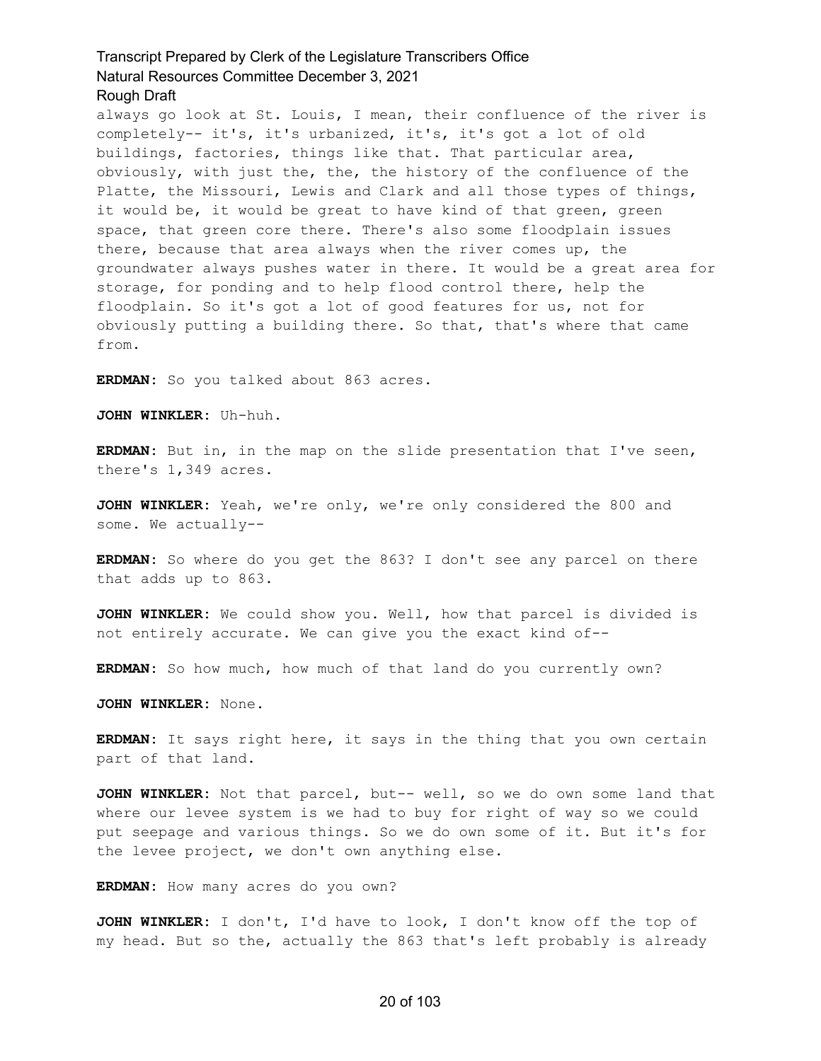always go look at St. Louis, I mean, their confluence of the river is completely-- it's, it's urbanized, it's, it's got a lot of old buildings, factories, things like that. That particular area, obviously, with just the, the, the history of the confluence of the Platte, the Missouri, Lewis and Clark and all those types of things, it would be, it would be great to have kind of that green, green space, that green core there. There's also some floodplain issues there, because that area always when the river comes up, the groundwater always pushes water in there. It would be a great area for storage, for ponding and to help flood control there, help the floodplain. So it's got a lot of good features for us, not for obviously putting a building there. So that, that's where that came from.

**ERDMAN:** So you talked about 863 acres.

**JOHN WINKLER:** Uh-huh.

**ERDMAN:** But in, in the map on the slide presentation that I've seen, there's 1,349 acres.

**JOHN WINKLER:** Yeah, we're only, we're only considered the 800 and some. We actually--

**ERDMAN:** So where do you get the 863? I don't see any parcel on there that adds up to 863.

**JOHN WINKLER:** We could show you. Well, how that parcel is divided is not entirely accurate. We can give you the exact kind of--

**ERDMAN:** So how much, how much of that land do you currently own?

**JOHN WINKLER:** None.

**ERDMAN:** It says right here, it says in the thing that you own certain part of that land.

**JOHN WINKLER:** Not that parcel, but-- well, so we do own some land that where our levee system is we had to buy for right of way so we could put seepage and various things. So we do own some of it. But it's for the levee project, we don't own anything else.

**ERDMAN:** How many acres do you own?

**JOHN WINKLER:** I don't, I'd have to look, I don't know off the top of my head. But so the, actually the 863 that's left probably is already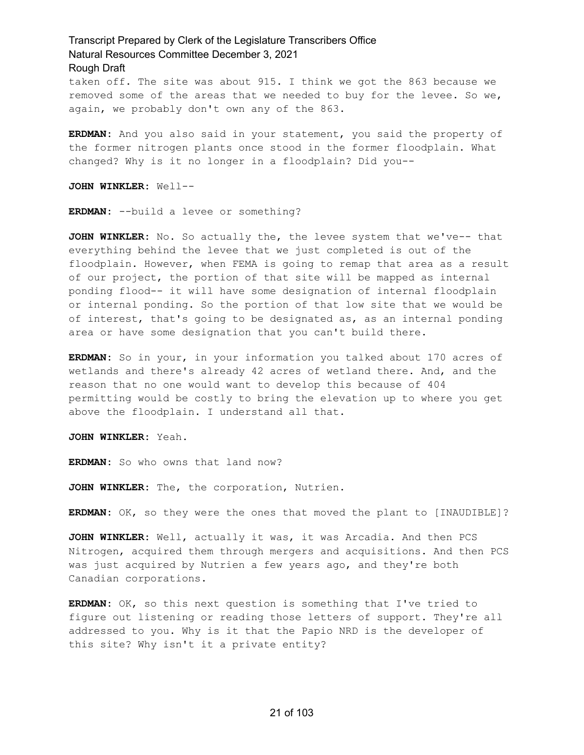taken off. The site was about 915. I think we got the 863 because we removed some of the areas that we needed to buy for the levee. So we, again, we probably don't own any of the 863.

**ERDMAN:** And you also said in your statement, you said the property of the former nitrogen plants once stood in the former floodplain. What changed? Why is it no longer in a floodplain? Did you--

**JOHN WINKLER:** Well--

**ERDMAN:** --build a levee or something?

**JOHN WINKLER:** No. So actually the, the levee system that we've-- that everything behind the levee that we just completed is out of the floodplain. However, when FEMA is going to remap that area as a result of our project, the portion of that site will be mapped as internal ponding flood-- it will have some designation of internal floodplain or internal ponding. So the portion of that low site that we would be of interest, that's going to be designated as, as an internal ponding area or have some designation that you can't build there.

**ERDMAN:** So in your, in your information you talked about 170 acres of wetlands and there's already 42 acres of wetland there. And, and the reason that no one would want to develop this because of 404 permitting would be costly to bring the elevation up to where you get above the floodplain. I understand all that.

**JOHN WINKLER:** Yeah.

**ERDMAN:** So who owns that land now?

**JOHN WINKLER:** The, the corporation, Nutrien.

**ERDMAN:** OK, so they were the ones that moved the plant to [INAUDIBLE]?

**JOHN WINKLER:** Well, actually it was, it was Arcadia. And then PCS Nitrogen, acquired them through mergers and acquisitions. And then PCS was just acquired by Nutrien a few years ago, and they're both Canadian corporations.

**ERDMAN:** OK, so this next question is something that I've tried to figure out listening or reading those letters of support. They're all addressed to you. Why is it that the Papio NRD is the developer of this site? Why isn't it a private entity?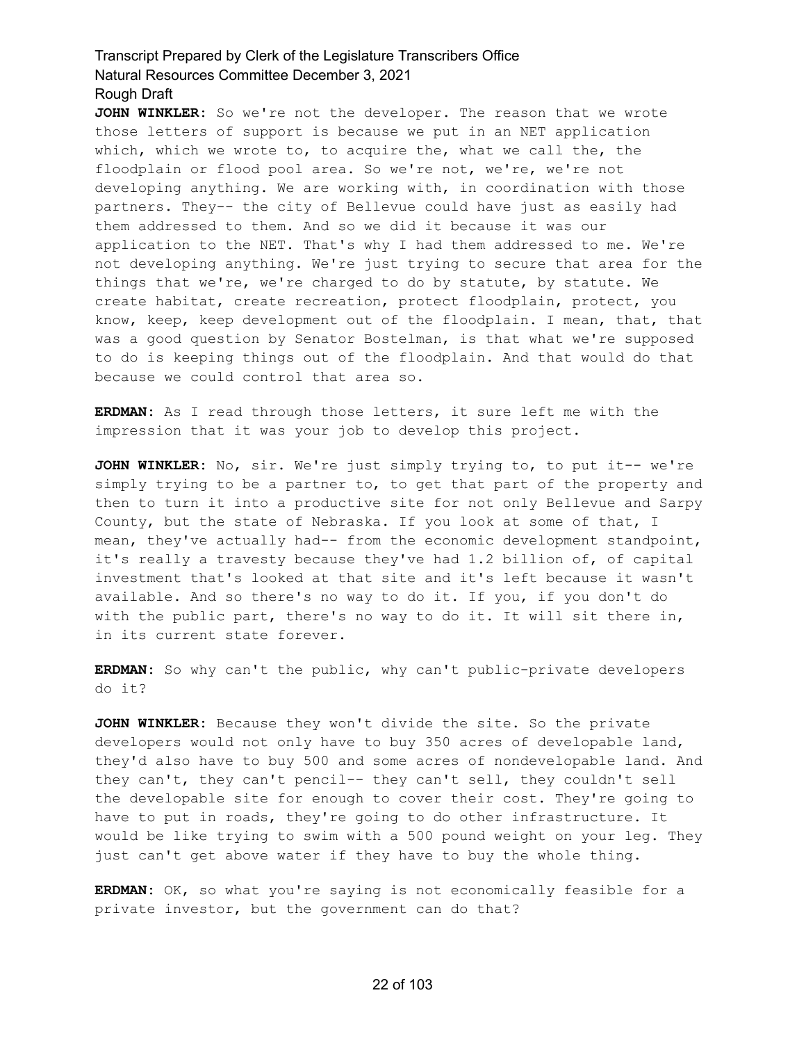**JOHN WINKLER:** So we're not the developer. The reason that we wrote those letters of support is because we put in an NET application which, which we wrote to, to acquire the, what we call the, the floodplain or flood pool area. So we're not, we're, we're not developing anything. We are working with, in coordination with those partners. They-- the city of Bellevue could have just as easily had them addressed to them. And so we did it because it was our application to the NET. That's why I had them addressed to me. We're not developing anything. We're just trying to secure that area for the things that we're, we're charged to do by statute, by statute. We create habitat, create recreation, protect floodplain, protect, you know, keep, keep development out of the floodplain. I mean, that, that was a good question by Senator Bostelman, is that what we're supposed to do is keeping things out of the floodplain. And that would do that because we could control that area so.

**ERDMAN:** As I read through those letters, it sure left me with the impression that it was your job to develop this project.

**JOHN WINKLER:** No, sir. We're just simply trying to, to put it-- we're simply trying to be a partner to, to get that part of the property and then to turn it into a productive site for not only Bellevue and Sarpy County, but the state of Nebraska. If you look at some of that, I mean, they've actually had-- from the economic development standpoint, it's really a travesty because they've had 1.2 billion of, of capital investment that's looked at that site and it's left because it wasn't available. And so there's no way to do it. If you, if you don't do with the public part, there's no way to do it. It will sit there in, in its current state forever.

**ERDMAN:** So why can't the public, why can't public-private developers do it?

**JOHN WINKLER:** Because they won't divide the site. So the private developers would not only have to buy 350 acres of developable land, they'd also have to buy 500 and some acres of nondevelopable land. And they can't, they can't pencil-- they can't sell, they couldn't sell the developable site for enough to cover their cost. They're going to have to put in roads, they're going to do other infrastructure. It would be like trying to swim with a 500 pound weight on your leg. They just can't get above water if they have to buy the whole thing.

**ERDMAN:** OK, so what you're saying is not economically feasible for a private investor, but the government can do that?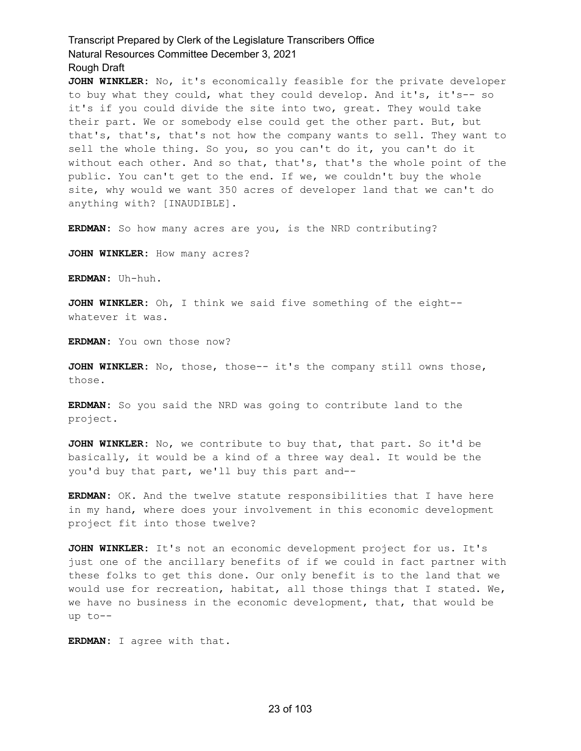**JOHN WINKLER:** No, it's economically feasible for the private developer to buy what they could, what they could develop. And it's, it's-- so it's if you could divide the site into two, great. They would take their part. We or somebody else could get the other part. But, but that's, that's, that's not how the company wants to sell. They want to sell the whole thing. So you, so you can't do it, you can't do it without each other. And so that, that's, that's the whole point of the public. You can't get to the end. If we, we couldn't buy the whole site, why would we want 350 acres of developer land that we can't do anything with? [INAUDIBLE].

**ERDMAN:** So how many acres are you, is the NRD contributing?

**JOHN WINKLER:** How many acres?

**ERDMAN:** Uh-huh.

**JOHN WINKLER:** Oh, I think we said five something of the eight-- whatever it was.

**ERDMAN:** You own those now?

**JOHN WINKLER:** No, those, those-- it's the company still owns those, those.

**ERDMAN:** So you said the NRD was going to contribute land to the project.

**JOHN WINKLER:** No, we contribute to buy that, that part. So it'd be basically, it would be a kind of a three way deal. It would be the you'd buy that part, we'll buy this part and--

**ERDMAN:** OK. And the twelve statute responsibilities that I have here in my hand, where does your involvement in this economic development project fit into those twelve?

**JOHN WINKLER:** It's not an economic development project for us. It's just one of the ancillary benefits of if we could in fact partner with these folks to get this done. Our only benefit is to the land that we would use for recreation, habitat, all those things that I stated. We, we have no business in the economic development, that, that would be up to--

**ERDMAN:** I agree with that.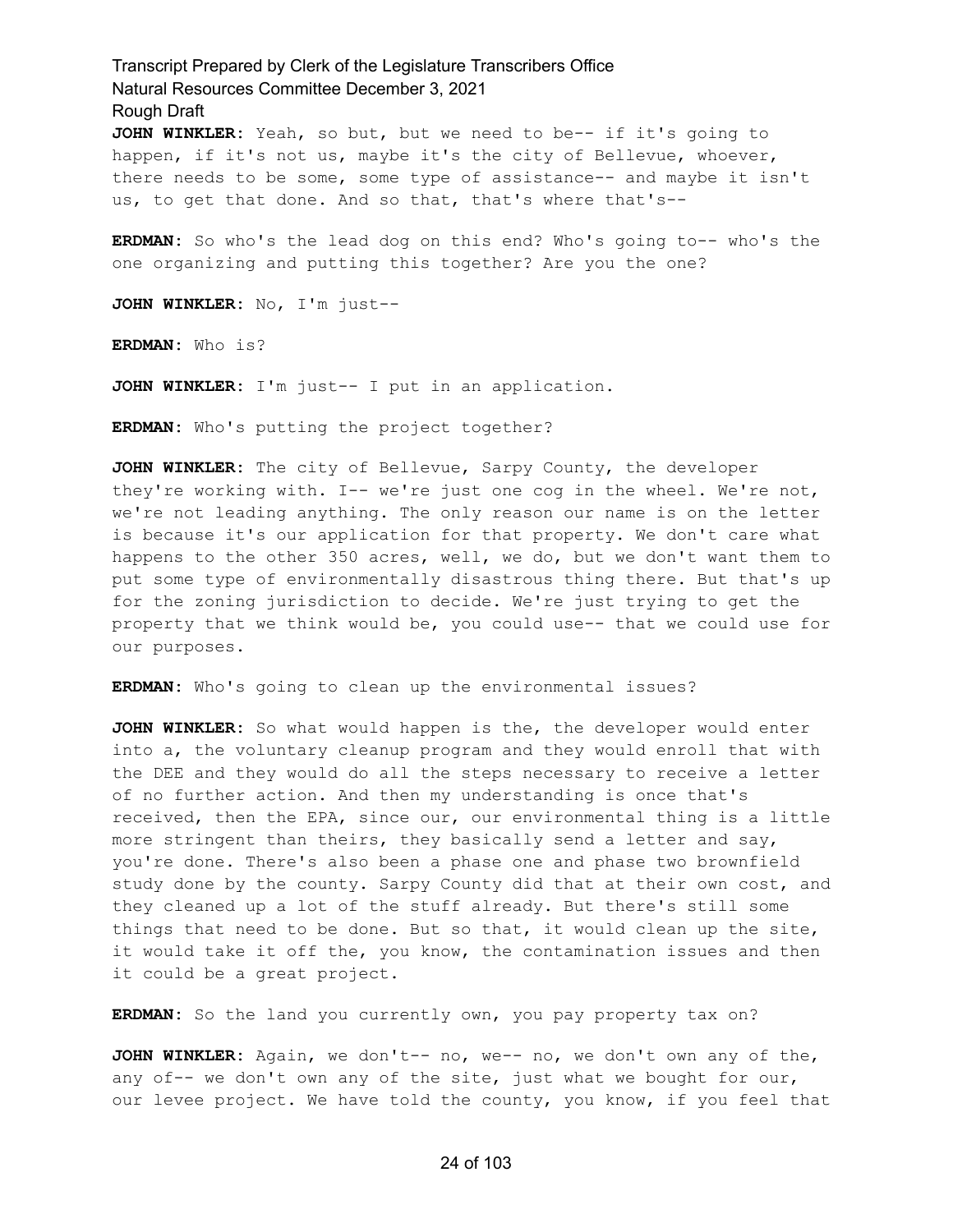**JOHN WINKLER:** Yeah, so but, but we need to be-- if it's going to happen, if it's not us, maybe it's the city of Bellevue, whoever, there needs to be some, some type of assistance-- and maybe it isn't us, to get that done. And so that, that's where that's--

**ERDMAN:** So who's the lead dog on this end? Who's going to-- who's the one organizing and putting this together? Are you the one?

**JOHN WINKLER:** No, I'm just--

**ERDMAN:** Who is?

**JOHN WINKLER:** I'm just-- I put in an application.

**ERDMAN:** Who's putting the project together?

**JOHN WINKLER:** The city of Bellevue, Sarpy County, the developer they're working with. I-- we're just one cog in the wheel. We're not, we're not leading anything. The only reason our name is on the letter is because it's our application for that property. We don't care what happens to the other 350 acres, well, we do, but we don't want them to put some type of environmentally disastrous thing there. But that's up for the zoning jurisdiction to decide. We're just trying to get the property that we think would be, you could use-- that we could use for our purposes.

**ERDMAN:** Who's going to clean up the environmental issues?

**JOHN WINKLER:** So what would happen is the, the developer would enter into a, the voluntary cleanup program and they would enroll that with the DEE and they would do all the steps necessary to receive a letter of no further action. And then my understanding is once that's received, then the EPA, since our, our environmental thing is a little more stringent than theirs, they basically send a letter and say, you're done. There's also been a phase one and phase two brownfield study done by the county. Sarpy County did that at their own cost, and they cleaned up a lot of the stuff already. But there's still some things that need to be done. But so that, it would clean up the site, it would take it off the, you know, the contamination issues and then it could be a great project.

**ERDMAN:** So the land you currently own, you pay property tax on?

**JOHN WINKLER:** Again, we don't-- no, we-- no, we don't own any of the, any of-- we don't own any of the site, just what we bought for our, our levee project. We have told the county, you know, if you feel that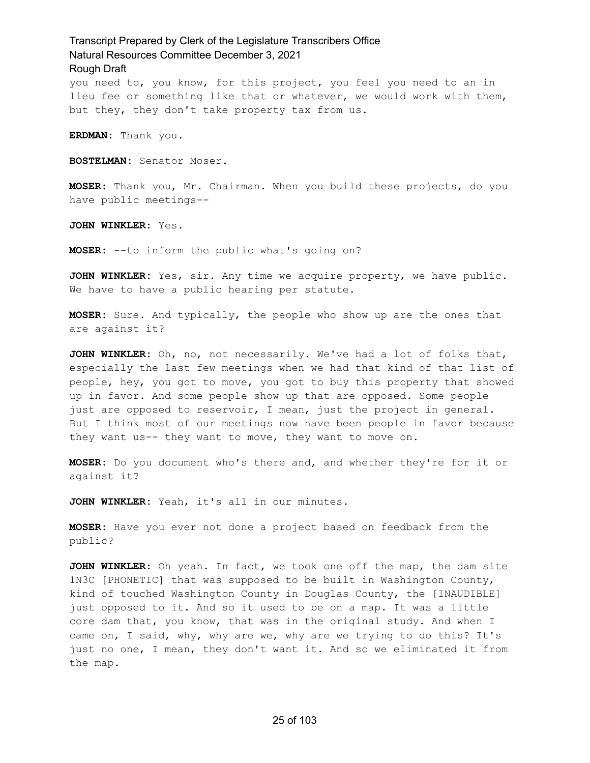you need to, you know, for this project, you feel you need to an in lieu fee or something like that or whatever, we would work with them, but they, they don't take property tax from us.

**ERDMAN:** Thank you.

**BOSTELMAN:** Senator Moser.

**MOSER:** Thank you, Mr. Chairman. When you build these projects, do you have public meetings--

**JOHN WINKLER:** Yes.

**MOSER:** --to inform the public what's going on?

**JOHN WINKLER:** Yes, sir. Any time we acquire property, we have public. We have to have a public hearing per statute.

**MOSER:** Sure. And typically, the people who show up are the ones that are against it?

**JOHN WINKLER:** Oh, no, not necessarily. We've had a lot of folks that, especially the last few meetings when we had that kind of that list of people, hey, you got to move, you got to buy this property that showed up in favor. And some people show up that are opposed. Some people just are opposed to reservoir, I mean, just the project in general. But I think most of our meetings now have been people in favor because they want us-- they want to move, they want to move on.

**MOSER:** Do you document who's there and, and whether they're for it or against it?

**JOHN WINKLER:** Yeah, it's all in our minutes.

**MOSER:** Have you ever not done a project based on feedback from the public?

**JOHN WINKLER:** Oh yeah. In fact, we took one off the map, the dam site 1N3C [PHONETIC] that was supposed to be built in Washington County, kind of touched Washington County in Douglas County, the [INAUDIBLE] just opposed to it. And so it used to be on a map. It was a little core dam that, you know, that was in the original study. And when I came on, I said, why, why are we, why are we trying to do this? It's just no one, I mean, they don't want it. And so we eliminated it from the map.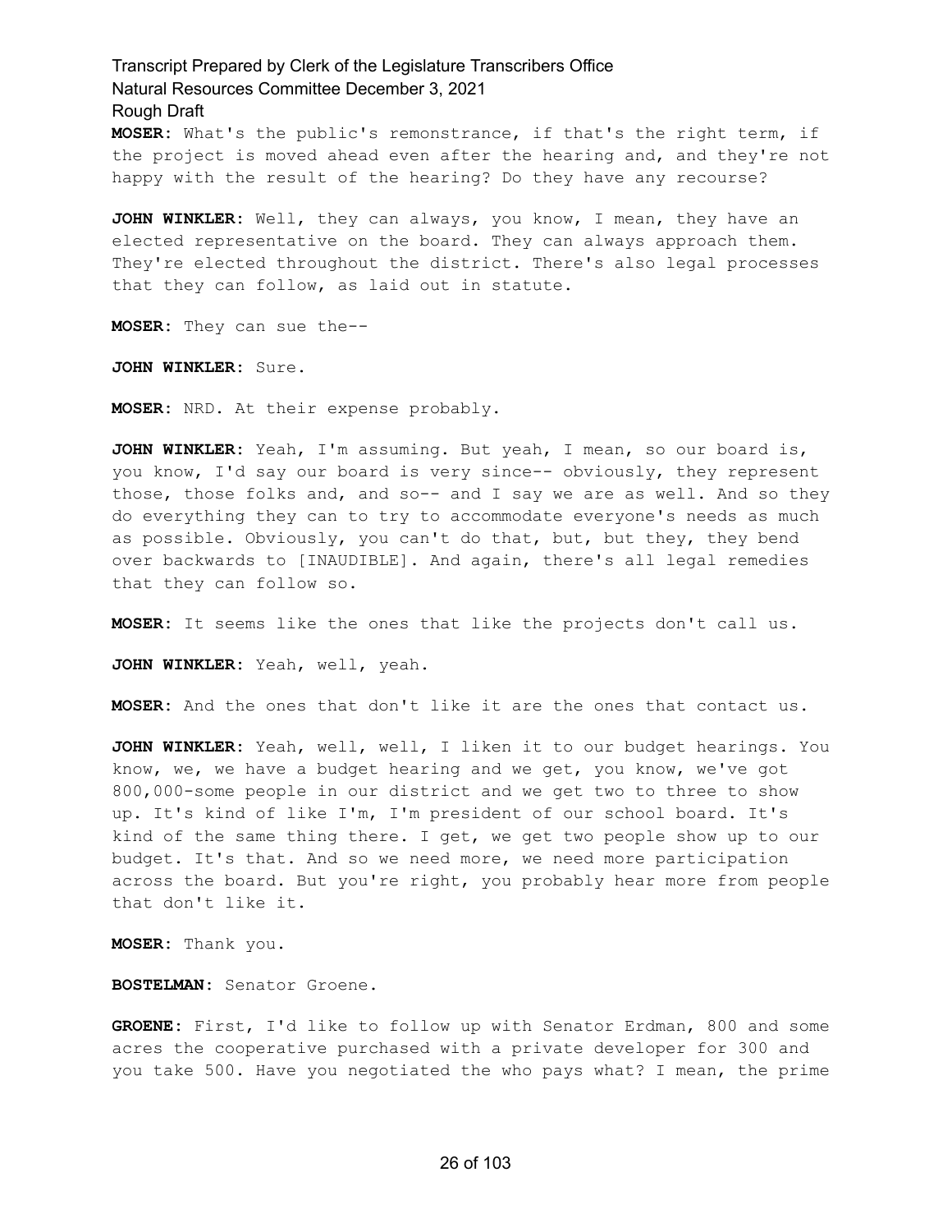**MOSER:** What's the public's remonstrance, if that's the right term, if the project is moved ahead even after the hearing and, and they're not happy with the result of the hearing? Do they have any recourse?

**JOHN WINKLER:** Well, they can always, you know, I mean, they have an elected representative on the board. They can always approach them. They're elected throughout the district. There's also legal processes that they can follow, as laid out in statute.

**MOSER:** They can sue the--

**JOHN WINKLER:** Sure.

**MOSER:** NRD. At their expense probably.

**JOHN WINKLER:** Yeah, I'm assuming. But yeah, I mean, so our board is, you know, I'd say our board is very since-- obviously, they represent those, those folks and, and so-- and I say we are as well. And so they do everything they can to try to accommodate everyone's needs as much as possible. Obviously, you can't do that, but, but they, they bend over backwards to [INAUDIBLE]. And again, there's all legal remedies that they can follow so.

**MOSER:** It seems like the ones that like the projects don't call us.

**JOHN WINKLER:** Yeah, well, yeah.

**MOSER:** And the ones that don't like it are the ones that contact us.

**JOHN WINKLER:** Yeah, well, well, I liken it to our budget hearings. You know, we, we have a budget hearing and we get, you know, we've got 800,000-some people in our district and we get two to three to show up. It's kind of like I'm, I'm president of our school board. It's kind of the same thing there. I get, we get two people show up to our budget. It's that. And so we need more, we need more participation across the board. But you're right, you probably hear more from people that don't like it.

**MOSER:** Thank you.

**BOSTELMAN:** Senator Groene.

**GROENE:** First, I'd like to follow up with Senator Erdman, 800 and some acres the cooperative purchased with a private developer for 300 and you take 500. Have you negotiated the who pays what? I mean, the prime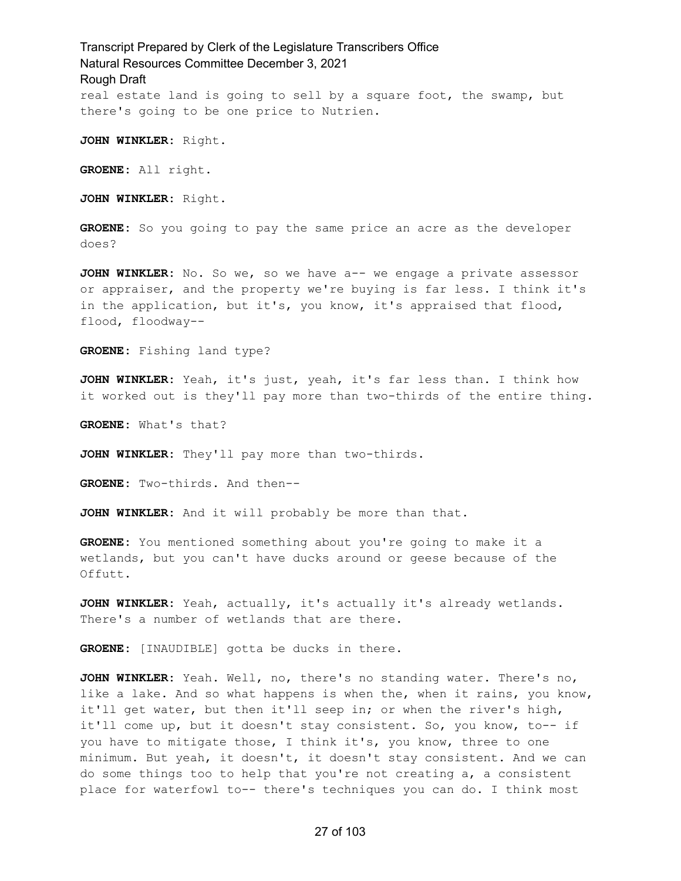real estate land is going to sell by a square foot, the swamp, but there's going to be one price to Nutrien.

**JOHN WINKLER:** Right.

**GROENE:** All right.

**JOHN WINKLER:** Right.

**GROENE:** So you going to pay the same price an acre as the developer does?

**JOHN WINKLER:** No. So we, so we have a-- we engage a private assessor or appraiser, and the property we're buying is far less. I think it's in the application, but it's, you know, it's appraised that flood, flood, floodway--

**GROENE:** Fishing land type?

**JOHN WINKLER:** Yeah, it's just, yeah, it's far less than. I think how it worked out is they'll pay more than two-thirds of the entire thing.

**GROENE:** What's that?

**JOHN WINKLER:** They'll pay more than two-thirds.

**GROENE:** Two-thirds. And then--

**JOHN WINKLER:** And it will probably be more than that.

**GROENE:** You mentioned something about you're going to make it a wetlands, but you can't have ducks around or geese because of the Offutt.

**JOHN WINKLER:** Yeah, actually, it's actually it's already wetlands. There's a number of wetlands that are there.

**GROENE:** [INAUDIBLE] gotta be ducks in there.

**JOHN WINKLER:** Yeah. Well, no, there's no standing water. There's no, like a lake. And so what happens is when the, when it rains, you know, it'll get water, but then it'll seep in; or when the river's high, it'll come up, but it doesn't stay consistent. So, you know, to-- if you have to mitigate those, I think it's, you know, three to one minimum. But yeah, it doesn't, it doesn't stay consistent. And we can do some things too to help that you're not creating a, a consistent place for waterfowl to-- there's techniques you can do. I think most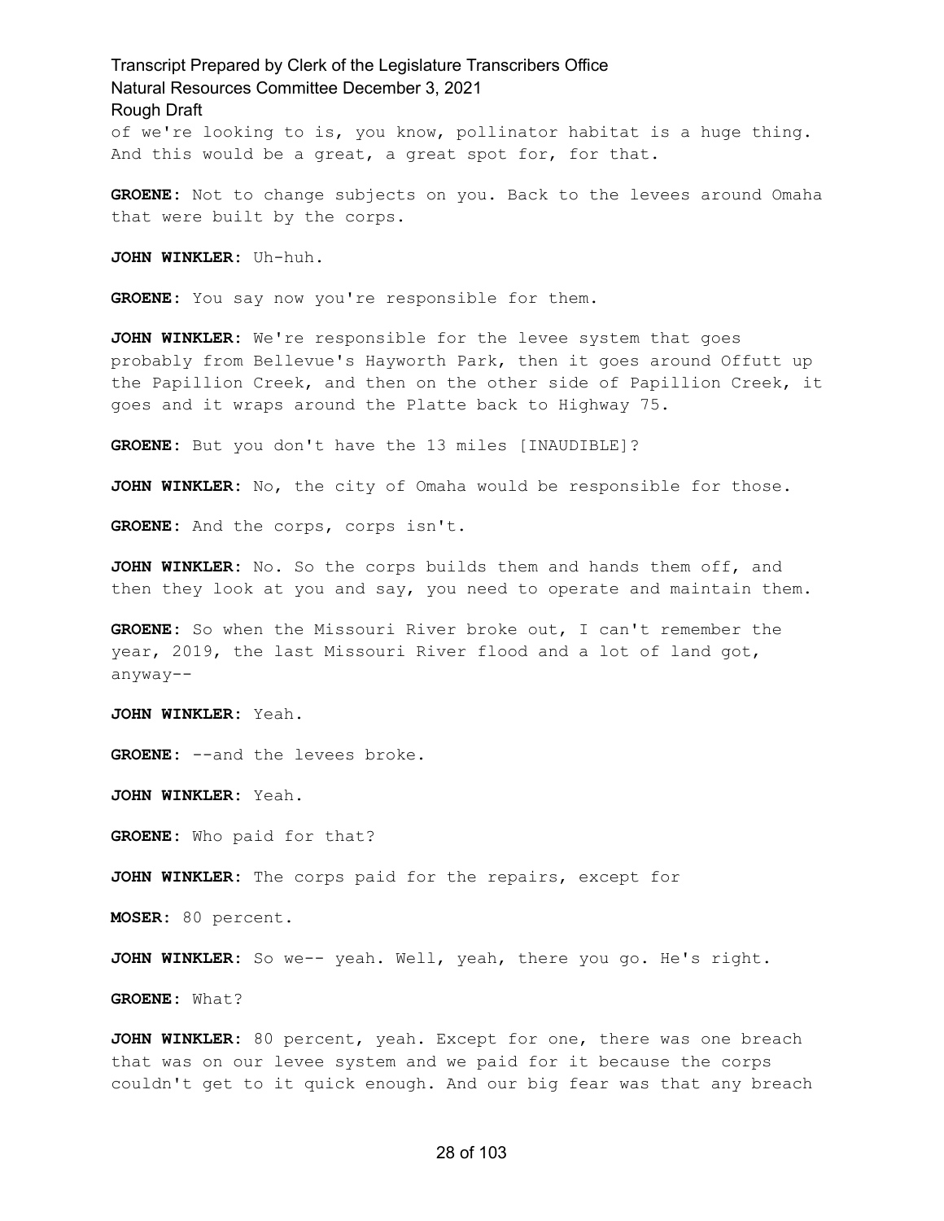of we're looking to is, you know, pollinator habitat is a huge thing. And this would be a great, a great spot for, for that.

**GROENE:** Not to change subjects on you. Back to the levees around Omaha that were built by the corps.

**JOHN WINKLER:** Uh-huh.

**GROENE:** You say now you're responsible for them.

**JOHN WINKLER:** We're responsible for the levee system that goes probably from Bellevue's Hayworth Park, then it goes around Offutt up the Papillion Creek, and then on the other side of Papillion Creek, it goes and it wraps around the Platte back to Highway 75.

**GROENE:** But you don't have the 13 miles [INAUDIBLE]?

**JOHN WINKLER:** No, the city of Omaha would be responsible for those.

**GROENE:** And the corps, corps isn't.

**JOHN WINKLER:** No. So the corps builds them and hands them off, and then they look at you and say, you need to operate and maintain them.

**GROENE:** So when the Missouri River broke out, I can't remember the year, 2019, the last Missouri River flood and a lot of land got, anyway--

**JOHN WINKLER:** Yeah.

**GROENE:** --and the levees broke.

**JOHN WINKLER:** Yeah.

**GROENE:** Who paid for that?

**JOHN WINKLER:** The corps paid for the repairs, except for

**MOSER:** 80 percent.

**JOHN WINKLER:** So we-- yeah. Well, yeah, there you go. He's right.

**GROENE:** What?

**JOHN WINKLER:** 80 percent, yeah. Except for one, there was one breach that was on our levee system and we paid for it because the corps couldn't get to it quick enough. And our big fear was that any breach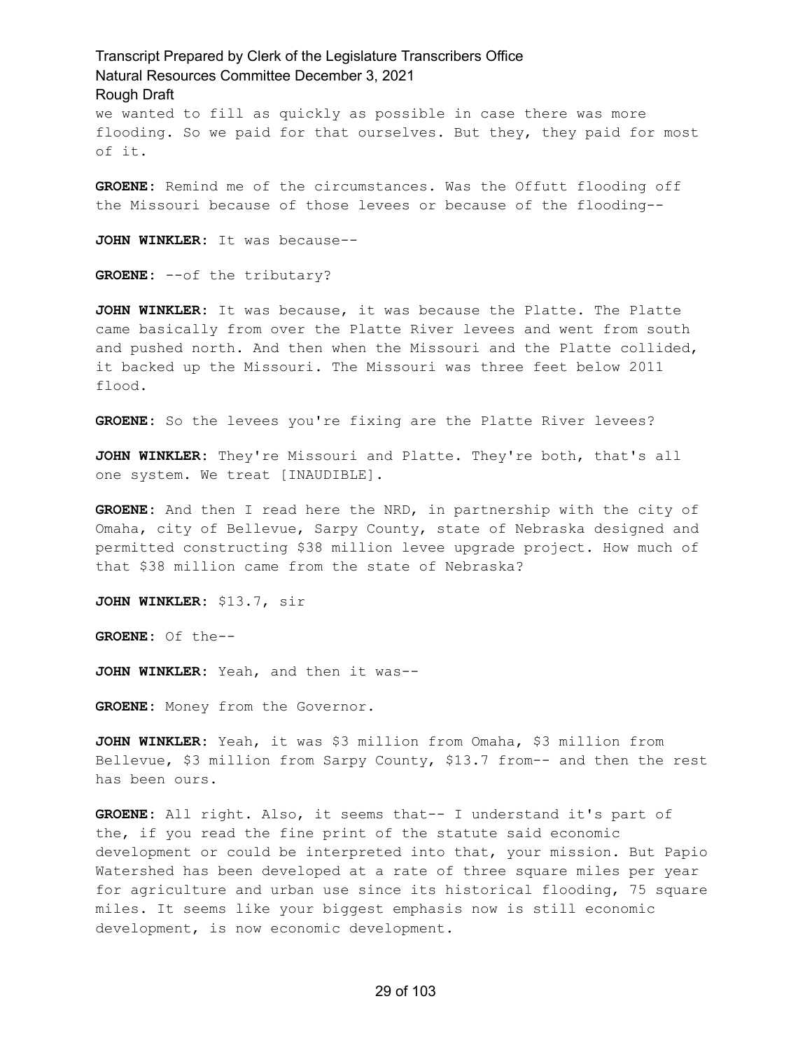we wanted to fill as quickly as possible in case there was more flooding. So we paid for that ourselves. But they, they paid for most of it.

**GROENE:** Remind me of the circumstances. Was the Offutt flooding off the Missouri because of those levees or because of the flooding--

**JOHN WINKLER:** It was because--

**GROENE:** --of the tributary?

**JOHN WINKLER:** It was because, it was because the Platte. The Platte came basically from over the Platte River levees and went from south and pushed north. And then when the Missouri and the Platte collided, it backed up the Missouri. The Missouri was three feet below 2011 flood.

**GROENE:** So the levees you're fixing are the Platte River levees?

**JOHN WINKLER:** They're Missouri and Platte. They're both, that's all one system. We treat [INAUDIBLE].

**GROENE:** And then I read here the NRD, in partnership with the city of Omaha, city of Bellevue, Sarpy County, state of Nebraska designed and permitted constructing $38 million levee upgrade project. How much of that $38 million came from the state of Nebraska?

**JOHN WINKLER:** $13.7, sir

**GROENE:** Of the--

**JOHN WINKLER:** Yeah, and then it was--

**GROENE:** Money from the Governor.

**JOHN WINKLER:** Yeah, it was $3 million from Omaha, $3 million from Bellevue, $3 million from Sarpy County, $13.7 from-- and then the rest has been ours.

**GROENE:** All right. Also, it seems that-- I understand it's part of the, if you read the fine print of the statute said economic development or could be interpreted into that, your mission. But Papio Watershed has been developed at a rate of three square miles per year for agriculture and urban use since its historical flooding, 75 square miles. It seems like your biggest emphasis now is still economic development, is now economic development.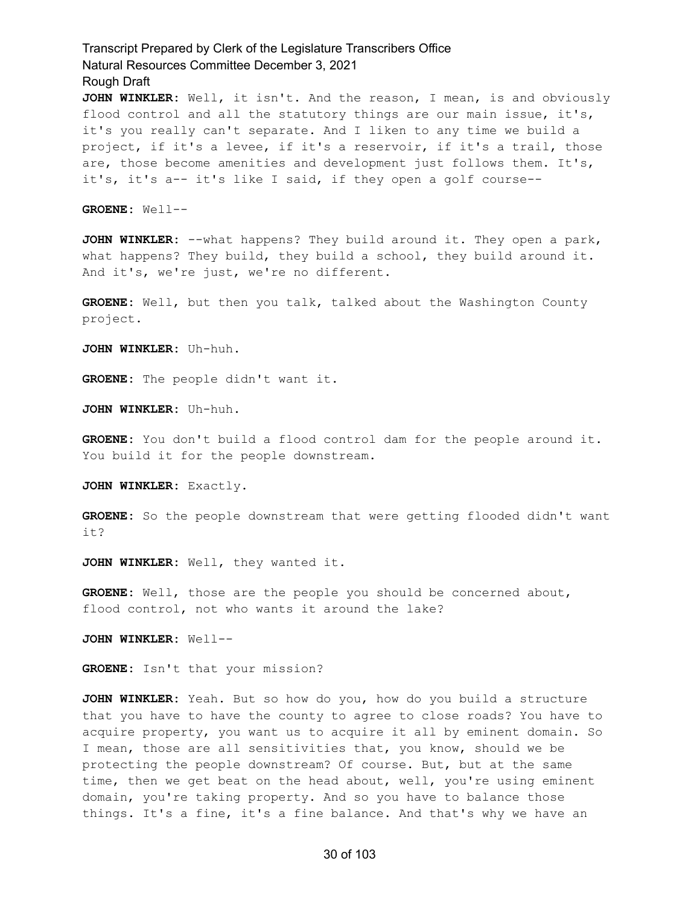**JOHN WINKLER:** Well, it isn't. And the reason, I mean, is and obviously flood control and all the statutory things are our main issue, it's, it's you really can't separate. And I liken to any time we build a project, if it's a levee, if it's a reservoir, if it's a trail, those are, those become amenities and development just follows them. It's, it's, it's a-- it's like I said, if they open a golf course--

**GROENE:** Well--

**JOHN WINKLER:** --what happens? They build around it. They open a park, what happens? They build, they build a school, they build around it. And it's, we're just, we're no different.

**GROENE:** Well, but then you talk, talked about the Washington County project.

**JOHN WINKLER:** Uh-huh.

**GROENE:** The people didn't want it.

**JOHN WINKLER:** Uh-huh.

**GROENE:** You don't build a flood control dam for the people around it. You build it for the people downstream.

**JOHN WINKLER:** Exactly.

**GROENE:** So the people downstream that were getting flooded didn't want it?

**JOHN WINKLER:** Well, they wanted it.

**GROENE:** Well, those are the people you should be concerned about, flood control, not who wants it around the lake?

**JOHN WINKLER:** Well--

**GROENE:** Isn't that your mission?

**JOHN WINKLER:** Yeah. But so how do you, how do you build a structure that you have to have the county to agree to close roads? You have to acquire property, you want us to acquire it all by eminent domain. So I mean, those are all sensitivities that, you know, should we be protecting the people downstream? Of course. But, but at the same time, then we get beat on the head about, well, you're using eminent domain, you're taking property. And so you have to balance those things. It's a fine, it's a fine balance. And that's why we have an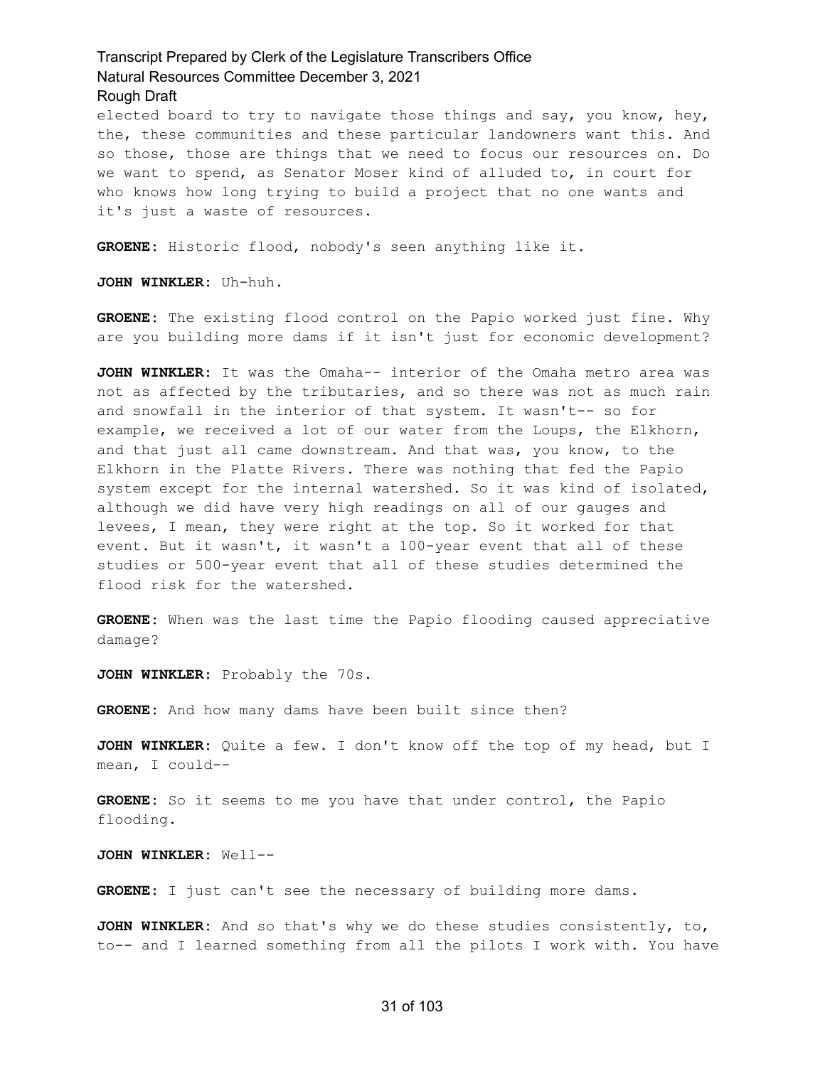elected board to try to navigate those things and say, you know, hey, the, these communities and these particular landowners want this. And so those, those are things that we need to focus our resources on. Do we want to spend, as Senator Moser kind of alluded to, in court for who knows how long trying to build a project that no one wants and it's just a waste of resources.

**GROENE:** Historic flood, nobody's seen anything like it.

**JOHN WINKLER:** Uh-huh.

**GROENE:** The existing flood control on the Papio worked just fine. Why are you building more dams if it isn't just for economic development?

**JOHN WINKLER:** It was the Omaha-- interior of the Omaha metro area was not as affected by the tributaries, and so there was not as much rain and snowfall in the interior of that system. It wasn't-- so for example, we received a lot of our water from the Loups, the Elkhorn, and that just all came downstream. And that was, you know, to the Elkhorn in the Platte Rivers. There was nothing that fed the Papio system except for the internal watershed. So it was kind of isolated, although we did have very high readings on all of our gauges and levees, I mean, they were right at the top. So it worked for that event. But it wasn't, it wasn't a 100-year event that all of these studies or 500-year event that all of these studies determined the flood risk for the watershed.

**GROENE:** When was the last time the Papio flooding caused appreciative damage?

**JOHN WINKLER:** Probably the 70s.

**GROENE:** And how many dams have been built since then?

**JOHN WINKLER:** Quite a few. I don't know off the top of my head, but I mean, I could--

**GROENE:** So it seems to me you have that under control, the Papio flooding.

**JOHN WINKLER:** Well--

**GROENE:** I just can't see the necessary of building more dams.

**JOHN WINKLER:** And so that's why we do these studies consistently, to, to-- and I learned something from all the pilots I work with. You have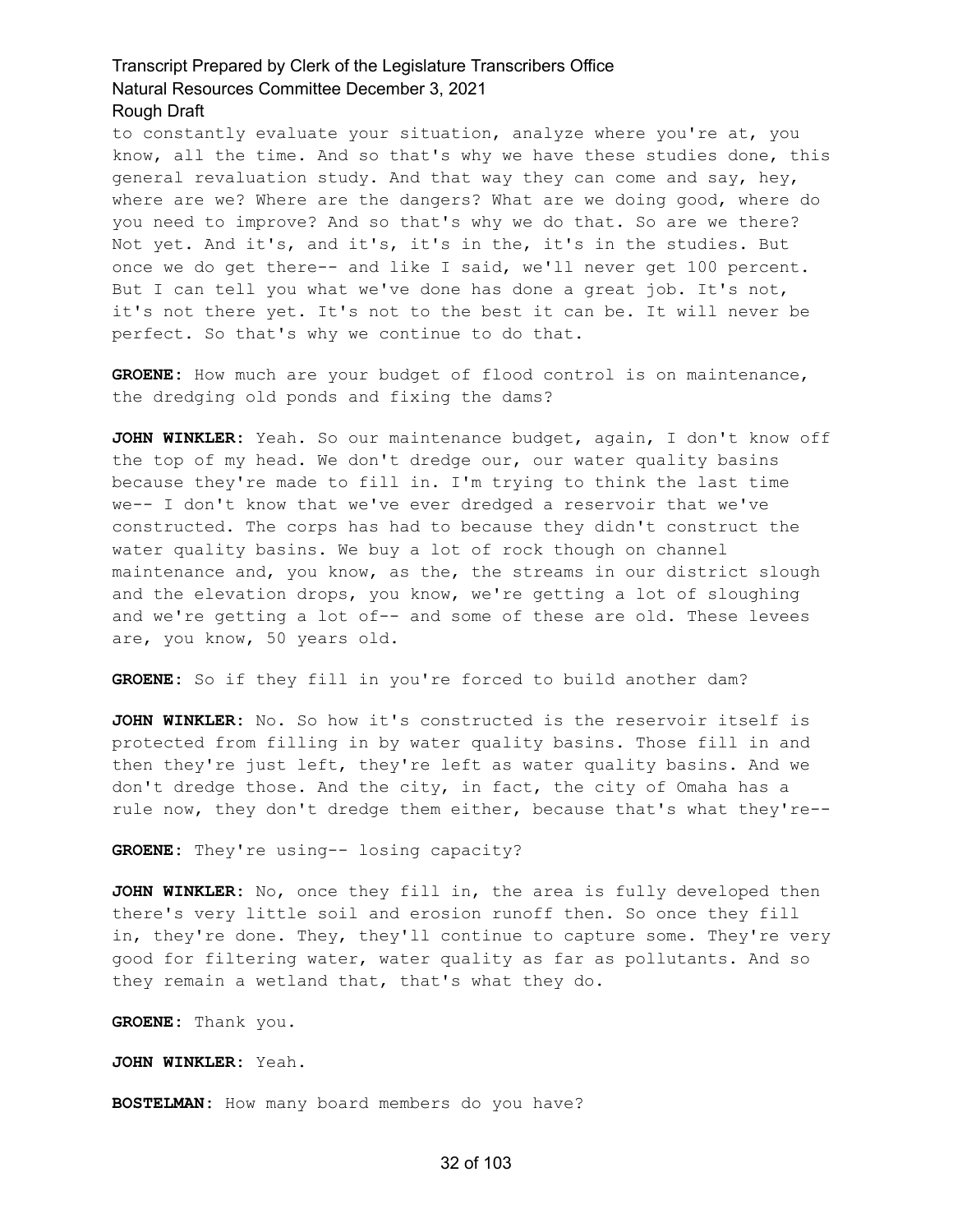to constantly evaluate your situation, analyze where you're at, you know, all the time. And so that's why we have these studies done, this general revaluation study. And that way they can come and say, hey, where are we? Where are the dangers? What are we doing good, where do you need to improve? And so that's why we do that. So are we there? Not yet. And it's, and it's, it's in the, it's in the studies. But once we do get there-- and like I said, we'll never get 100 percent. But I can tell you what we've done has done a great job. It's not, it's not there yet. It's not to the best it can be. It will never be perfect. So that's why we continue to do that.

**GROENE:** How much are your budget of flood control is on maintenance, the dredging old ponds and fixing the dams?

**JOHN WINKLER:** Yeah. So our maintenance budget, again, I don't know off the top of my head. We don't dredge our, our water quality basins because they're made to fill in. I'm trying to think the last time we-- I don't know that we've ever dredged a reservoir that we've constructed. The corps has had to because they didn't construct the water quality basins. We buy a lot of rock though on channel maintenance and, you know, as the, the streams in our district slough and the elevation drops, you know, we're getting a lot of sloughing and we're getting a lot of-- and some of these are old. These levees are, you know, 50 years old.

**GROENE:** So if they fill in you're forced to build another dam?

**JOHN WINKLER:** No. So how it's constructed is the reservoir itself is protected from filling in by water quality basins. Those fill in and then they're just left, they're left as water quality basins. And we don't dredge those. And the city, in fact, the city of Omaha has a rule now, they don't dredge them either, because that's what they're--

**GROENE:** They're using-- losing capacity?

**JOHN WINKLER:** No, once they fill in, the area is fully developed then there's very little soil and erosion runoff then. So once they fill in, they're done. They, they'll continue to capture some. They're very good for filtering water, water quality as far as pollutants. And so they remain a wetland that, that's what they do.

**GROENE:** Thank you.

**JOHN WINKLER:** Yeah.

**BOSTELMAN:** How many board members do you have?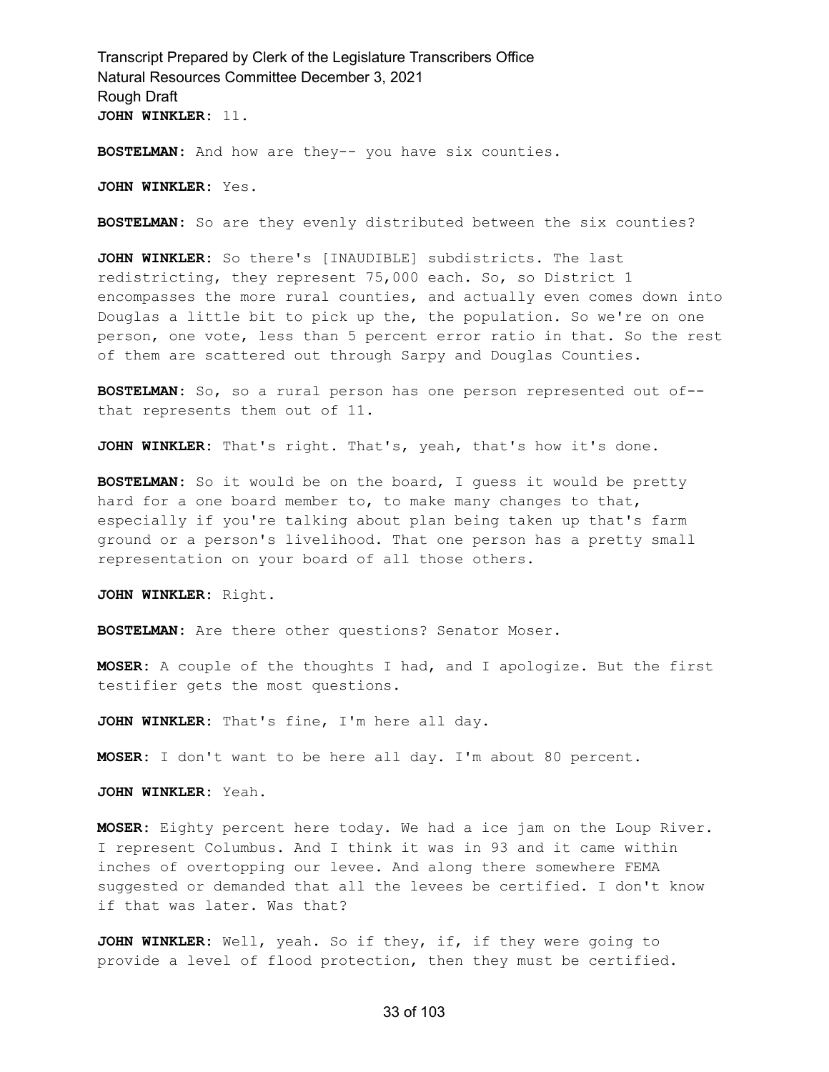**JOHN WINKLER:** 11.

**BOSTELMAN:** And how are they-- you have six counties.

**JOHN WINKLER:** Yes.

**BOSTELMAN:** So are they evenly distributed between the six counties?

**JOHN WINKLER:** So there's [INAUDIBLE] subdistricts. The last redistricting, they represent 75,000 each. So, so District 1 encompasses the more rural counties, and actually even comes down into Douglas a little bit to pick up the, the population. So we're on one person, one vote, less than 5 percent error ratio in that. So the rest of them are scattered out through Sarpy and Douglas Counties.

**BOSTELMAN:** So, so a rural person has one person represented out of-- that represents them out of 11.

**JOHN WINKLER:** That's right. That's, yeah, that's how it's done.

**BOSTELMAN:** So it would be on the board, I guess it would be pretty hard for a one board member to, to make many changes to that, especially if you're talking about plan being taken up that's farm ground or a person's livelihood. That one person has a pretty small representation on your board of all those others.

**JOHN WINKLER:** Right.

**BOSTELMAN:** Are there other questions? Senator Moser.

**MOSER:** A couple of the thoughts I had, and I apologize. But the first testifier gets the most questions.

**JOHN WINKLER:** That's fine, I'm here all day.

**MOSER:** I don't want to be here all day. I'm about 80 percent.

**JOHN WINKLER:** Yeah.

**MOSER:** Eighty percent here today. We had a ice jam on the Loup River. I represent Columbus. And I think it was in 93 and it came within inches of overtopping our levee. And along there somewhere FEMA suggested or demanded that all the levees be certified. I don't know if that was later. Was that?

**JOHN WINKLER:** Well, yeah. So if they, if, if they were going to provide a level of flood protection, then they must be certified.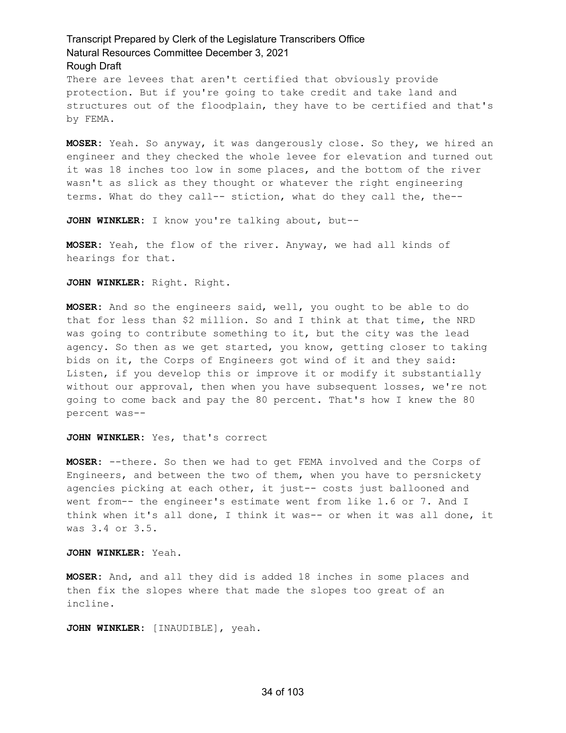There are levees that aren't certified that obviously provide protection. But if you're going to take credit and take land and structures out of the floodplain, they have to be certified and that's by FEMA.

**MOSER:** Yeah. So anyway, it was dangerously close. So they, we hired an engineer and they checked the whole levee for elevation and turned out it was 18 inches too low in some places, and the bottom of the river wasn't as slick as they thought or whatever the right engineering terms. What do they call-- stiction, what do they call the, the--

**JOHN WINKLER:** I know you're talking about, but--

**MOSER:** Yeah, the flow of the river. Anyway, we had all kinds of hearings for that.

**JOHN WINKLER:** Right. Right.

**MOSER:** And so the engineers said, well, you ought to be able to do that for less than $2 million. So and I think at that time, the NRD was going to contribute something to it, but the city was the lead agency. So then as we get started, you know, getting closer to taking bids on it, the Corps of Engineers got wind of it and they said: Listen, if you develop this or improve it or modify it substantially without our approval, then when you have subsequent losses, we're not going to come back and pay the 80 percent. That's how I knew the 80 percent was--

**JOHN WINKLER:** Yes, that's correct

**MOSER:** --there. So then we had to get FEMA involved and the Corps of Engineers, and between the two of them, when you have to persnickety agencies picking at each other, it just-- costs just ballooned and went from-- the engineer's estimate went from like 1.6 or 7. And I think when it's all done, I think it was-- or when it was all done, it was 3.4 or 3.5.

**JOHN WINKLER:** Yeah.

**MOSER:** And, and all they did is added 18 inches in some places and then fix the slopes where that made the slopes too great of an incline.

**JOHN WINKLER:** [INAUDIBLE], yeah.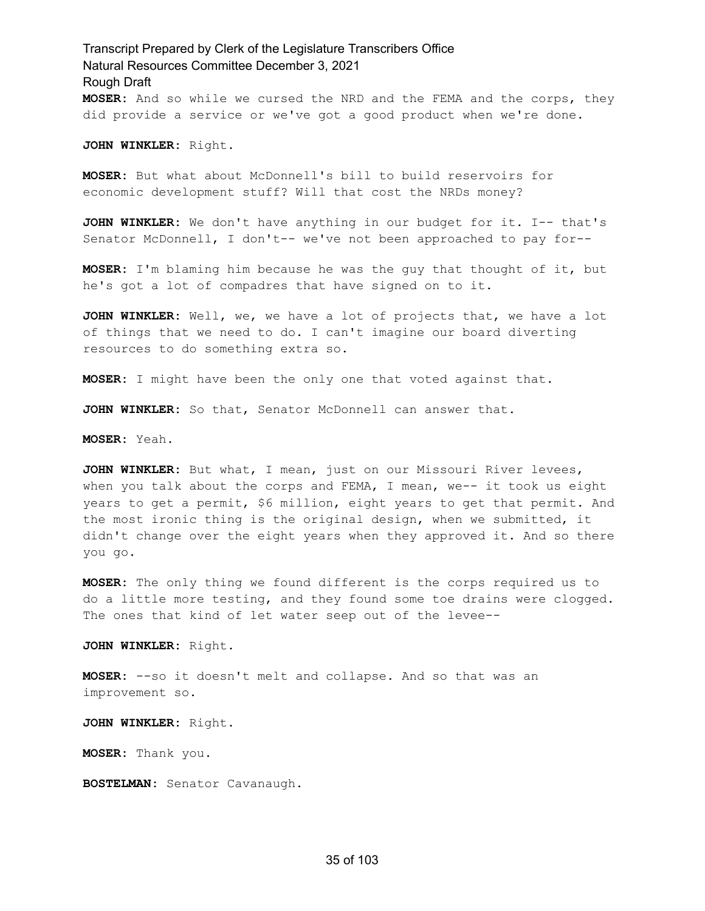**MOSER:** And so while we cursed the NRD and the FEMA and the corps, they did provide a service or we've got a good product when we're done.

**JOHN WINKLER:** Right.

**MOSER:** But what about McDonnell's bill to build reservoirs for economic development stuff? Will that cost the NRDs money?

**JOHN WINKLER:** We don't have anything in our budget for it. I-- that's Senator McDonnell, I don't-- we've not been approached to pay for--

**MOSER:** I'm blaming him because he was the guy that thought of it, but he's got a lot of compadres that have signed on to it.

**JOHN WINKLER:** Well, we, we have a lot of projects that, we have a lot of things that we need to do. I can't imagine our board diverting resources to do something extra so.

**MOSER:** I might have been the only one that voted against that.

**JOHN WINKLER:** So that, Senator McDonnell can answer that.

**MOSER:** Yeah.

**JOHN WINKLER:** But what, I mean, just on our Missouri River levees, when you talk about the corps and FEMA, I mean, we-- it took us eight years to get a permit, $6 million, eight years to get that permit. And the most ironic thing is the original design, when we submitted, it didn't change over the eight years when they approved it. And so there you go.

**MOSER:** The only thing we found different is the corps required us to do a little more testing, and they found some toe drains were clogged. The ones that kind of let water seep out of the levee--

**JOHN WINKLER:** Right.

**MOSER:** --so it doesn't melt and collapse. And so that was an improvement so.

**JOHN WINKLER:** Right.

**MOSER:** Thank you.

**BOSTELMAN:** Senator Cavanaugh.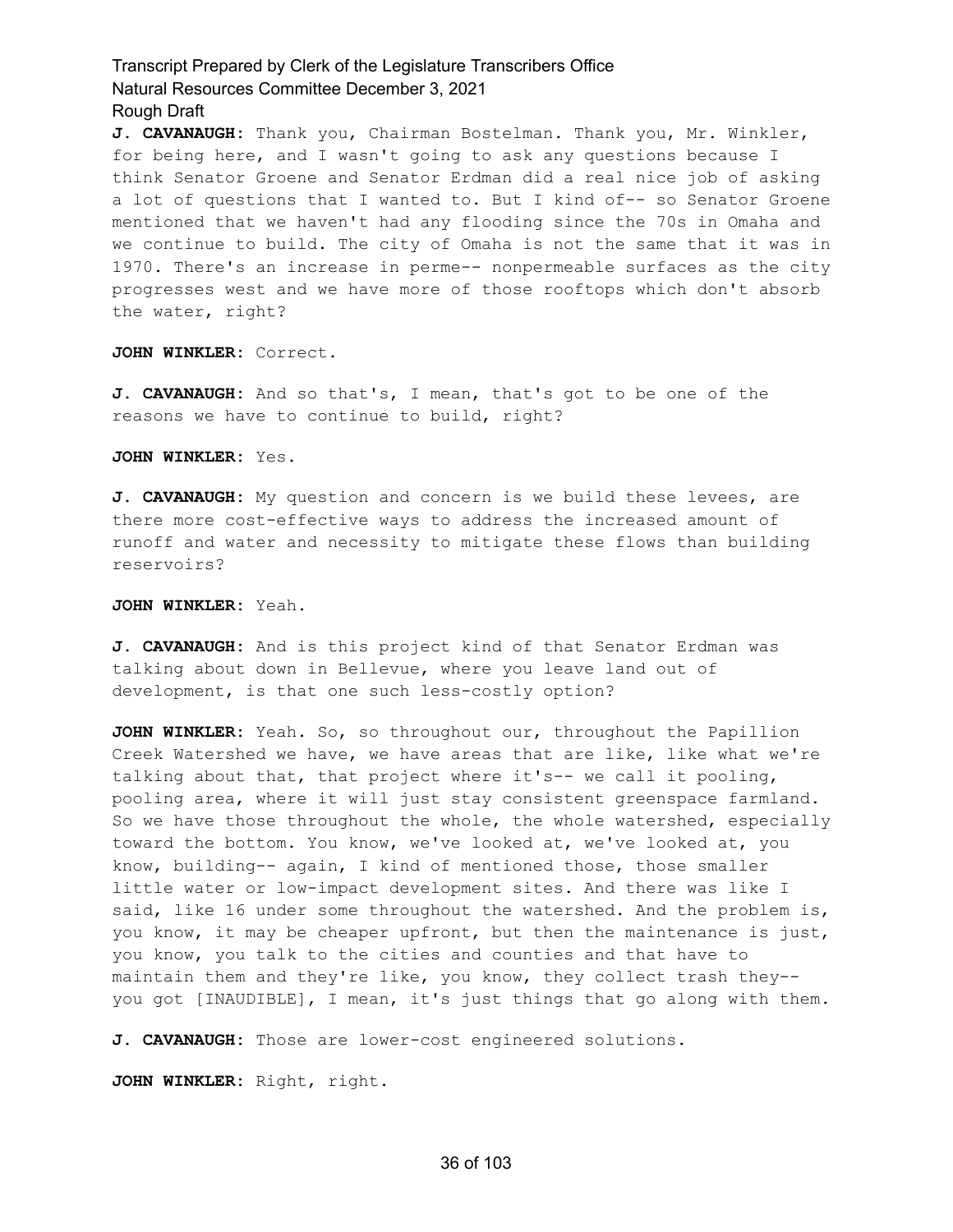**J. CAVANAUGH:** Thank you, Chairman Bostelman. Thank you, Mr. Winkler, for being here, and I wasn't going to ask any questions because I think Senator Groene and Senator Erdman did a real nice job of asking a lot of questions that I wanted to. But I kind of-- so Senator Groene mentioned that we haven't had any flooding since the 70s in Omaha and we continue to build. The city of Omaha is not the same that it was in 1970. There's an increase in perme-- nonpermeable surfaces as the city progresses west and we have more of those rooftops which don't absorb the water, right?

**JOHN WINKLER:** Correct.

**J. CAVANAUGH:** And so that's, I mean, that's got to be one of the reasons we have to continue to build, right?

**JOHN WINKLER:** Yes.

**J. CAVANAUGH:** My question and concern is we build these levees, are there more cost-effective ways to address the increased amount of runoff and water and necessity to mitigate these flows than building reservoirs?

**JOHN WINKLER:** Yeah.

**J. CAVANAUGH:** And is this project kind of that Senator Erdman was talking about down in Bellevue, where you leave land out of development, is that one such less-costly option?

**JOHN WINKLER:** Yeah. So, so throughout our, throughout the Papillion Creek Watershed we have, we have areas that are like, like what we're talking about that, that project where it's-- we call it pooling, pooling area, where it will just stay consistent greenspace farmland. So we have those throughout the whole, the whole watershed, especially toward the bottom. You know, we've looked at, we've looked at, you know, building-- again, I kind of mentioned those, those smaller little water or low-impact development sites. And there was like I said, like 16 under some throughout the watershed. And the problem is, you know, it may be cheaper upfront, but then the maintenance is just, you know, you talk to the cities and counties and that have to maintain them and they're like, you know, they collect trash they-- you got [INAUDIBLE], I mean, it's just things that go along with them.

**J. CAVANAUGH:** Those are lower-cost engineered solutions.

**JOHN WINKLER:** Right, right.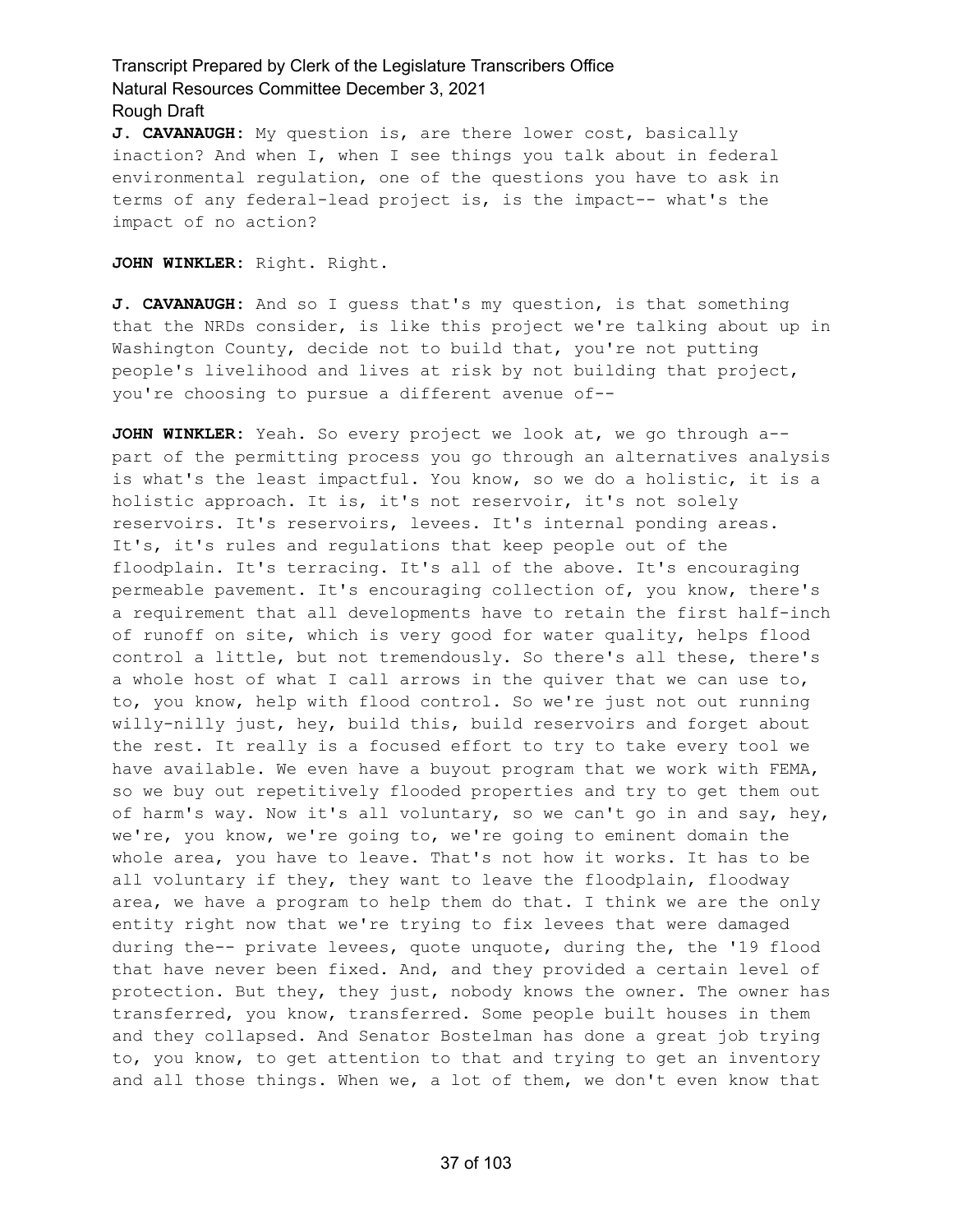**J. CAVANAUGH:** My question is, are there lower cost, basically inaction? And when I, when I see things you talk about in federal environmental regulation, one of the questions you have to ask in terms of any federal-lead project is, is the impact-- what's the impact of no action?

**JOHN WINKLER:** Right. Right.

**J. CAVANAUGH:** And so I guess that's my question, is that something that the NRDs consider, is like this project we're talking about up in Washington County, decide not to build that, you're not putting people's livelihood and lives at risk by not building that project, you're choosing to pursue a different avenue of--

**JOHN WINKLER:** Yeah. So every project we look at, we go through a-- part of the permitting process you go through an alternatives analysis is what's the least impactful. You know, so we do a holistic, it is a holistic approach. It is, it's not reservoir, it's not solely reservoirs. It's reservoirs, levees. It's internal ponding areas. It's, it's rules and regulations that keep people out of the floodplain. It's terracing. It's all of the above. It's encouraging permeable pavement. It's encouraging collection of, you know, there's a requirement that all developments have to retain the first half-inch of runoff on site, which is very good for water quality, helps flood control a little, but not tremendously. So there's all these, there's a whole host of what I call arrows in the quiver that we can use to, to, you know, help with flood control. So we're just not out running willy-nilly just, hey, build this, build reservoirs and forget about the rest. It really is a focused effort to try to take every tool we have available. We even have a buyout program that we work with FEMA, so we buy out repetitively flooded properties and try to get them out of harm's way. Now it's all voluntary, so we can't go in and say, hey, we're, you know, we're going to, we're going to eminent domain the whole area, you have to leave. That's not how it works. It has to be all voluntary if they, they want to leave the floodplain, floodway area, we have a program to help them do that. I think we are the only entity right now that we're trying to fix levees that were damaged during the-- private levees, quote unquote, during the, the '19 flood that have never been fixed. And, and they provided a certain level of protection. But they, they just, nobody knows the owner. The owner has transferred, you know, transferred. Some people built houses in them and they collapsed. And Senator Bostelman has done a great job trying to, you know, to get attention to that and trying to get an inventory and all those things. When we, a lot of them, we don't even know that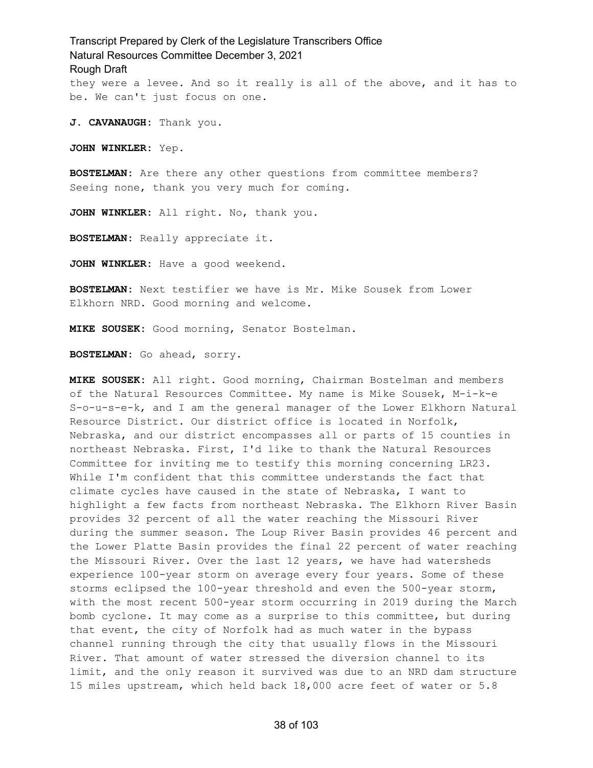they were a levee. And so it really is all of the above, and it has to be. We can't just focus on one.

**J. CAVANAUGH:** Thank you.

**JOHN WINKLER:** Yep.

**BOSTELMAN:** Are there any other questions from committee members? Seeing none, thank you very much for coming.

**JOHN WINKLER:** All right. No, thank you.

**BOSTELMAN:** Really appreciate it.

**JOHN WINKLER:** Have a good weekend.

**BOSTELMAN:** Next testifier we have is Mr. Mike Sousek from Lower Elkhorn NRD. Good morning and welcome.

**MIKE SOUSEK:** Good morning, Senator Bostelman.

**BOSTELMAN:** Go ahead, sorry.

**MIKE SOUSEK:** All right. Good morning, Chairman Bostelman and members of the Natural Resources Committee. My name is Mike Sousek, M-i-k-e S-o-u-s-e-k, and I am the general manager of the Lower Elkhorn Natural Resource District. Our district office is located in Norfolk, Nebraska, and our district encompasses all or parts of 15 counties in northeast Nebraska. First, I'd like to thank the Natural Resources Committee for inviting me to testify this morning concerning LR23. While I'm confident that this committee understands the fact that climate cycles have caused in the state of Nebraska, I want to highlight a few facts from northeast Nebraska. The Elkhorn River Basin provides 32 percent of all the water reaching the Missouri River during the summer season. The Loup River Basin provides 46 percent and the Lower Platte Basin provides the final 22 percent of water reaching the Missouri River. Over the last 12 years, we have had watersheds experience 100-year storm on average every four years. Some of these storms eclipsed the 100-year threshold and even the 500-year storm, with the most recent 500-year storm occurring in 2019 during the March bomb cyclone. It may come as a surprise to this committee, but during that event, the city of Norfolk had as much water in the bypass channel running through the city that usually flows in the Missouri River. That amount of water stressed the diversion channel to its limit, and the only reason it survived was due to an NRD dam structure 15 miles upstream, which held back 18,000 acre feet of water or 5.8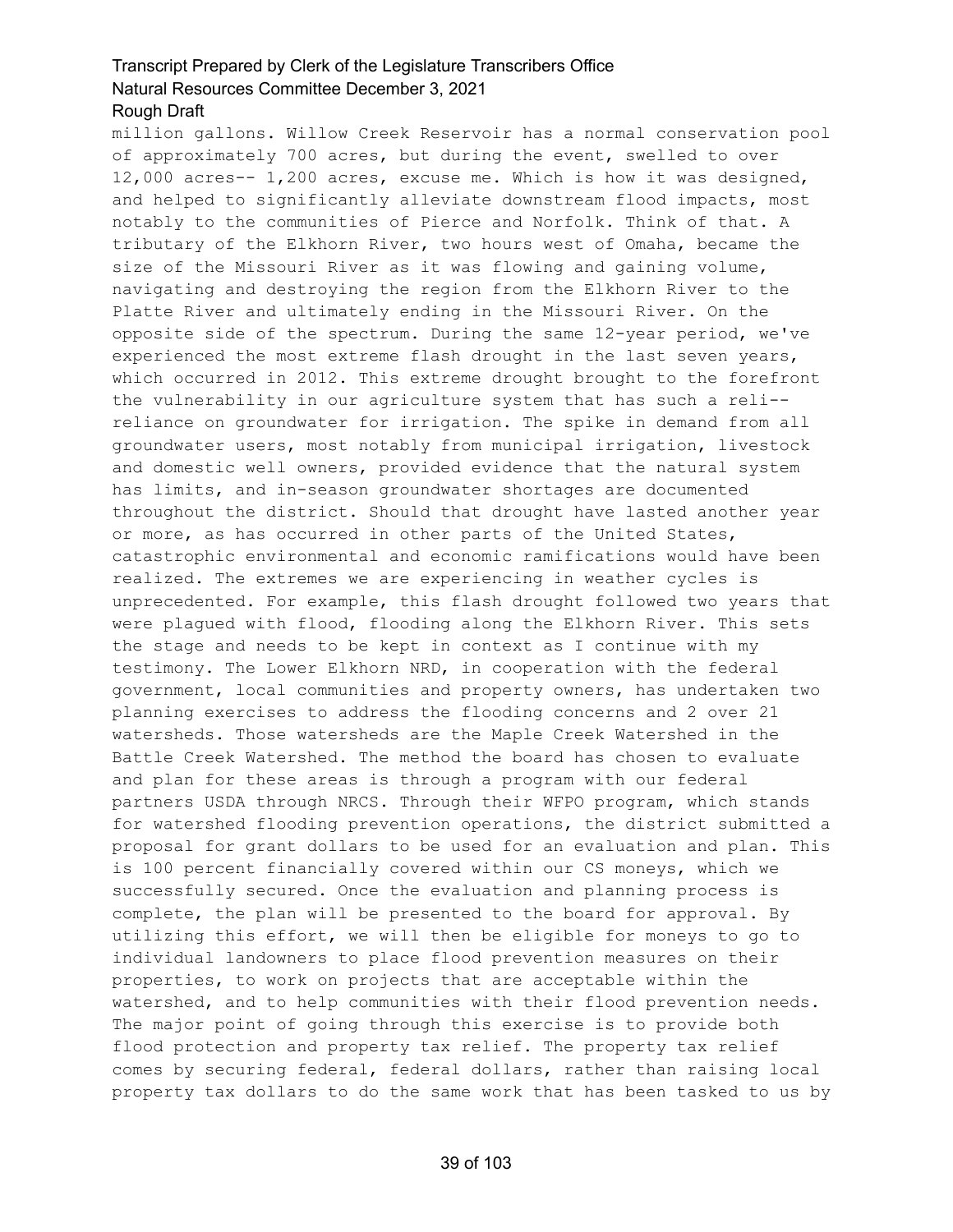million gallons. Willow Creek Reservoir has a normal conservation pool of approximately 700 acres, but during the event, swelled to over 12,000 acres-- 1,200 acres, excuse me. Which is how it was designed, and helped to significantly alleviate downstream flood impacts, most notably to the communities of Pierce and Norfolk. Think of that. A tributary of the Elkhorn River, two hours west of Omaha, became the size of the Missouri River as it was flowing and gaining volume, navigating and destroying the region from the Elkhorn River to the Platte River and ultimately ending in the Missouri River. On the opposite side of the spectrum. During the same 12-year period, we've experienced the most extreme flash drought in the last seven years, which occurred in 2012. This extreme drought brought to the forefront the vulnerability in our agriculture system that has such a reli-- reliance on groundwater for irrigation. The spike in demand from all groundwater users, most notably from municipal irrigation, livestock and domestic well owners, provided evidence that the natural system has limits, and in-season groundwater shortages are documented throughout the district. Should that drought have lasted another year or more, as has occurred in other parts of the United States, catastrophic environmental and economic ramifications would have been realized. The extremes we are experiencing in weather cycles is unprecedented. For example, this flash drought followed two years that were plagued with flood, flooding along the Elkhorn River. This sets the stage and needs to be kept in context as I continue with my testimony. The Lower Elkhorn NRD, in cooperation with the federal government, local communities and property owners, has undertaken two planning exercises to address the flooding concerns and 2 over 21 watersheds. Those watersheds are the Maple Creek Watershed in the Battle Creek Watershed. The method the board has chosen to evaluate and plan for these areas is through a program with our federal partners USDA through NRCS. Through their WFPO program, which stands for watershed flooding prevention operations, the district submitted a proposal for grant dollars to be used for an evaluation and plan. This is 100 percent financially covered within our CS moneys, which we successfully secured. Once the evaluation and planning process is complete, the plan will be presented to the board for approval. By utilizing this effort, we will then be eligible for moneys to go to individual landowners to place flood prevention measures on their properties, to work on projects that are acceptable within the watershed, and to help communities with their flood prevention needs. The major point of going through this exercise is to provide both flood protection and property tax relief. The property tax relief comes by securing federal, federal dollars, rather than raising local property tax dollars to do the same work that has been tasked to us by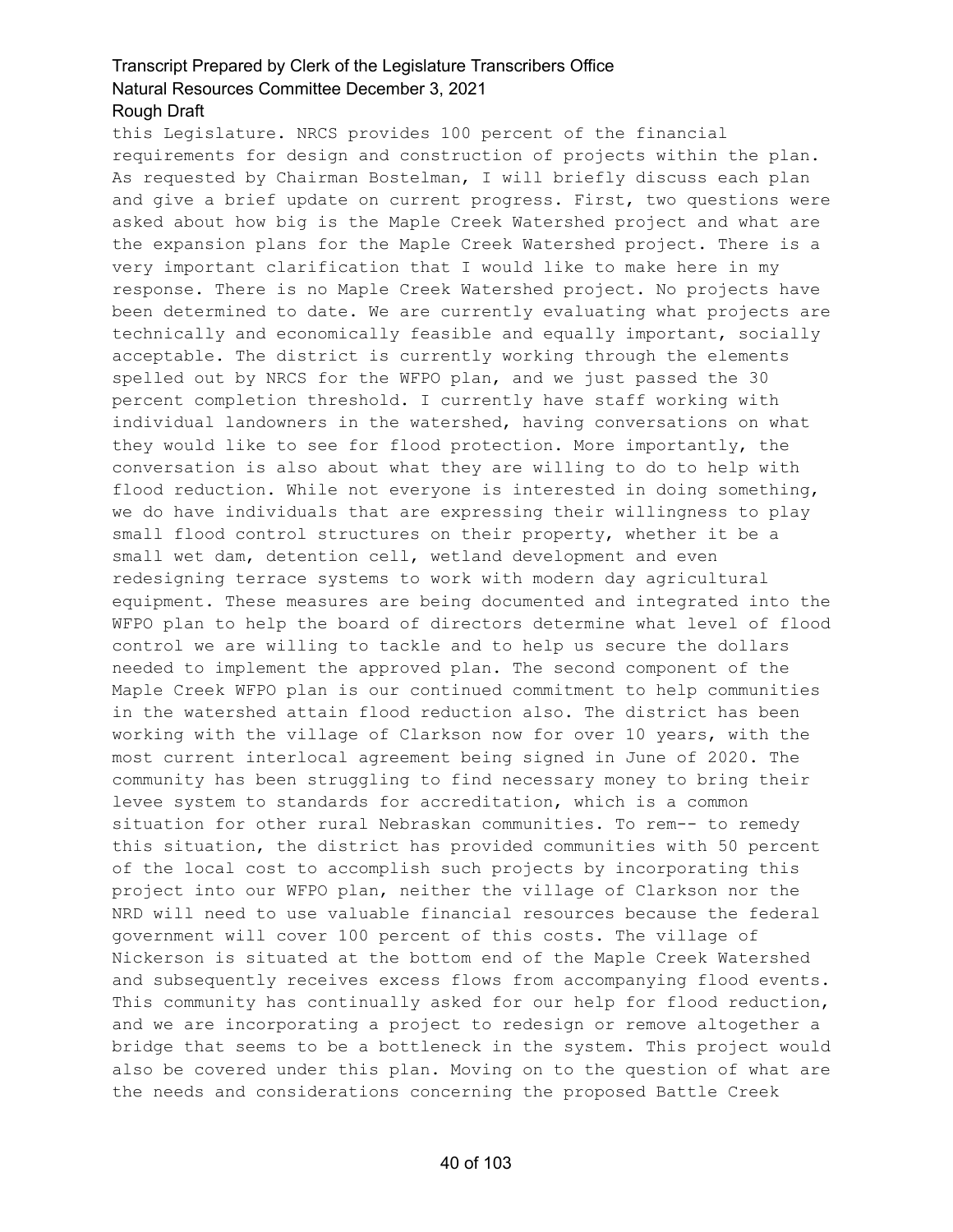this Legislature. NRCS provides 100 percent of the financial requirements for design and construction of projects within the plan. As requested by Chairman Bostelman, I will briefly discuss each plan and give a brief update on current progress. First, two questions were asked about how big is the Maple Creek Watershed project and what are the expansion plans for the Maple Creek Watershed project. There is a very important clarification that I would like to make here in my response. There is no Maple Creek Watershed project. No projects have been determined to date. We are currently evaluating what projects are technically and economically feasible and equally important, socially acceptable. The district is currently working through the elements spelled out by NRCS for the WFPO plan, and we just passed the 30 percent completion threshold. I currently have staff working with individual landowners in the watershed, having conversations on what they would like to see for flood protection. More importantly, the conversation is also about what they are willing to do to help with flood reduction. While not everyone is interested in doing something, we do have individuals that are expressing their willingness to play small flood control structures on their property, whether it be a small wet dam, detention cell, wetland development and even redesigning terrace systems to work with modern day agricultural equipment. These measures are being documented and integrated into the WFPO plan to help the board of directors determine what level of flood control we are willing to tackle and to help us secure the dollars needed to implement the approved plan. The second component of the Maple Creek WFPO plan is our continued commitment to help communities in the watershed attain flood reduction also. The district has been working with the village of Clarkson now for over 10 years, with the most current interlocal agreement being signed in June of 2020. The community has been struggling to find necessary money to bring their levee system to standards for accreditation, which is a common situation for other rural Nebraskan communities. To rem-- to remedy this situation, the district has provided communities with 50 percent of the local cost to accomplish such projects by incorporating this project into our WFPO plan, neither the village of Clarkson nor the NRD will need to use valuable financial resources because the federal government will cover 100 percent of this costs. The village of Nickerson is situated at the bottom end of the Maple Creek Watershed and subsequently receives excess flows from accompanying flood events. This community has continually asked for our help for flood reduction, and we are incorporating a project to redesign or remove altogether a bridge that seems to be a bottleneck in the system. This project would also be covered under this plan. Moving on to the question of what are the needs and considerations concerning the proposed Battle Creek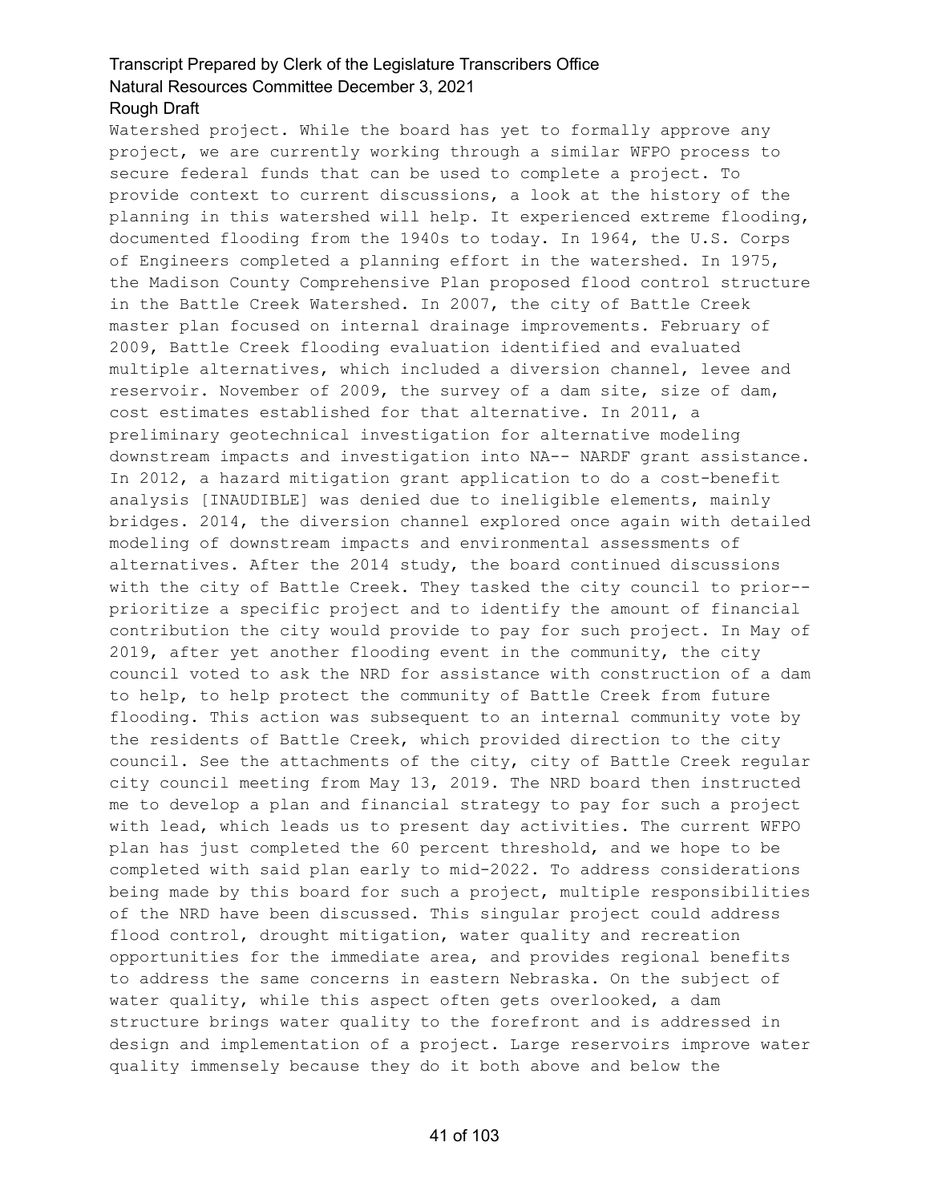Watershed project. While the board has yet to formally approve any project, we are currently working through a similar WFPO process to secure federal funds that can be used to complete a project. To provide context to current discussions, a look at the history of the planning in this watershed will help. It experienced extreme flooding, documented flooding from the 1940s to today. In 1964, the U.S. Corps of Engineers completed a planning effort in the watershed. In 1975, the Madison County Comprehensive Plan proposed flood control structure in the Battle Creek Watershed. In 2007, the city of Battle Creek master plan focused on internal drainage improvements. February of 2009, Battle Creek flooding evaluation identified and evaluated multiple alternatives, which included a diversion channel, levee and reservoir. November of 2009, the survey of a dam site, size of dam, cost estimates established for that alternative. In 2011, a preliminary geotechnical investigation for alternative modeling downstream impacts and investigation into NA-- NARDF grant assistance. In 2012, a hazard mitigation grant application to do a cost-benefit analysis [INAUDIBLE] was denied due to ineligible elements, mainly bridges. 2014, the diversion channel explored once again with detailed modeling of downstream impacts and environmental assessments of alternatives. After the 2014 study, the board continued discussions with the city of Battle Creek. They tasked the city council to prior-- prioritize a specific project and to identify the amount of financial contribution the city would provide to pay for such project. In May of 2019, after yet another flooding event in the community, the city council voted to ask the NRD for assistance with construction of a dam to help, to help protect the community of Battle Creek from future flooding. This action was subsequent to an internal community vote by the residents of Battle Creek, which provided direction to the city council. See the attachments of the city, city of Battle Creek regular city council meeting from May 13, 2019. The NRD board then instructed me to develop a plan and financial strategy to pay for such a project with lead, which leads us to present day activities. The current WFPO plan has just completed the 60 percent threshold, and we hope to be completed with said plan early to mid-2022. To address considerations being made by this board for such a project, multiple responsibilities of the NRD have been discussed. This singular project could address flood control, drought mitigation, water quality and recreation opportunities for the immediate area, and provides regional benefits to address the same concerns in eastern Nebraska. On the subject of water quality, while this aspect often gets overlooked, a dam structure brings water quality to the forefront and is addressed in design and implementation of a project. Large reservoirs improve water quality immensely because they do it both above and below the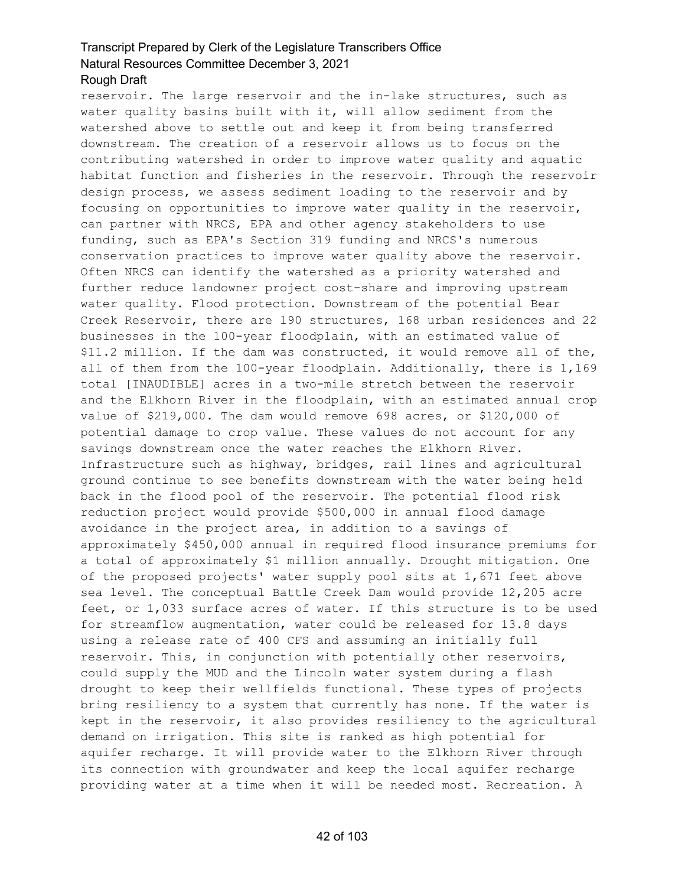reservoir. The large reservoir and the in-lake structures, such as water quality basins built with it, will allow sediment from the watershed above to settle out and keep it from being transferred downstream. The creation of a reservoir allows us to focus on the contributing watershed in order to improve water quality and aquatic habitat function and fisheries in the reservoir. Through the reservoir design process, we assess sediment loading to the reservoir and by focusing on opportunities to improve water quality in the reservoir, can partner with NRCS, EPA and other agency stakeholders to use funding, such as EPA's Section 319 funding and NRCS's numerous conservation practices to improve water quality above the reservoir. Often NRCS can identify the watershed as a priority watershed and further reduce landowner project cost-share and improving upstream water quality. Flood protection. Downstream of the potential Bear Creek Reservoir, there are 190 structures, 168 urban residences and 22 businesses in the 100-year floodplain, with an estimated value of $11.2 million. If the dam was constructed, it would remove all of the, all of them from the 100-year floodplain. Additionally, there is 1,169 total [INAUDIBLE] acres in a two-mile stretch between the reservoir and the Elkhorn River in the floodplain, with an estimated annual crop value of $219,000. The dam would remove 698 acres, or $120,000 of potential damage to crop value. These values do not account for any savings downstream once the water reaches the Elkhorn River. Infrastructure such as highway, bridges, rail lines and agricultural ground continue to see benefits downstream with the water being held back in the flood pool of the reservoir. The potential flood risk reduction project would provide $500,000 in annual flood damage avoidance in the project area, in addition to a savings of approximately $450,000 annual in required flood insurance premiums for a total of approximately $1 million annually. Drought mitigation. One of the proposed projects' water supply pool sits at 1,671 feet above sea level. The conceptual Battle Creek Dam would provide 12,205 acre feet, or 1,033 surface acres of water. If this structure is to be used for streamflow augmentation, water could be released for 13.8 days using a release rate of 400 CFS and assuming an initially full reservoir. This, in conjunction with potentially other reservoirs, could supply the MUD and the Lincoln water system during a flash drought to keep their wellfields functional. These types of projects bring resiliency to a system that currently has none. If the water is kept in the reservoir, it also provides resiliency to the agricultural demand on irrigation. This site is ranked as high potential for aquifer recharge. It will provide water to the Elkhorn River through its connection with groundwater and keep the local aquifer recharge providing water at a time when it will be needed most. Recreation. A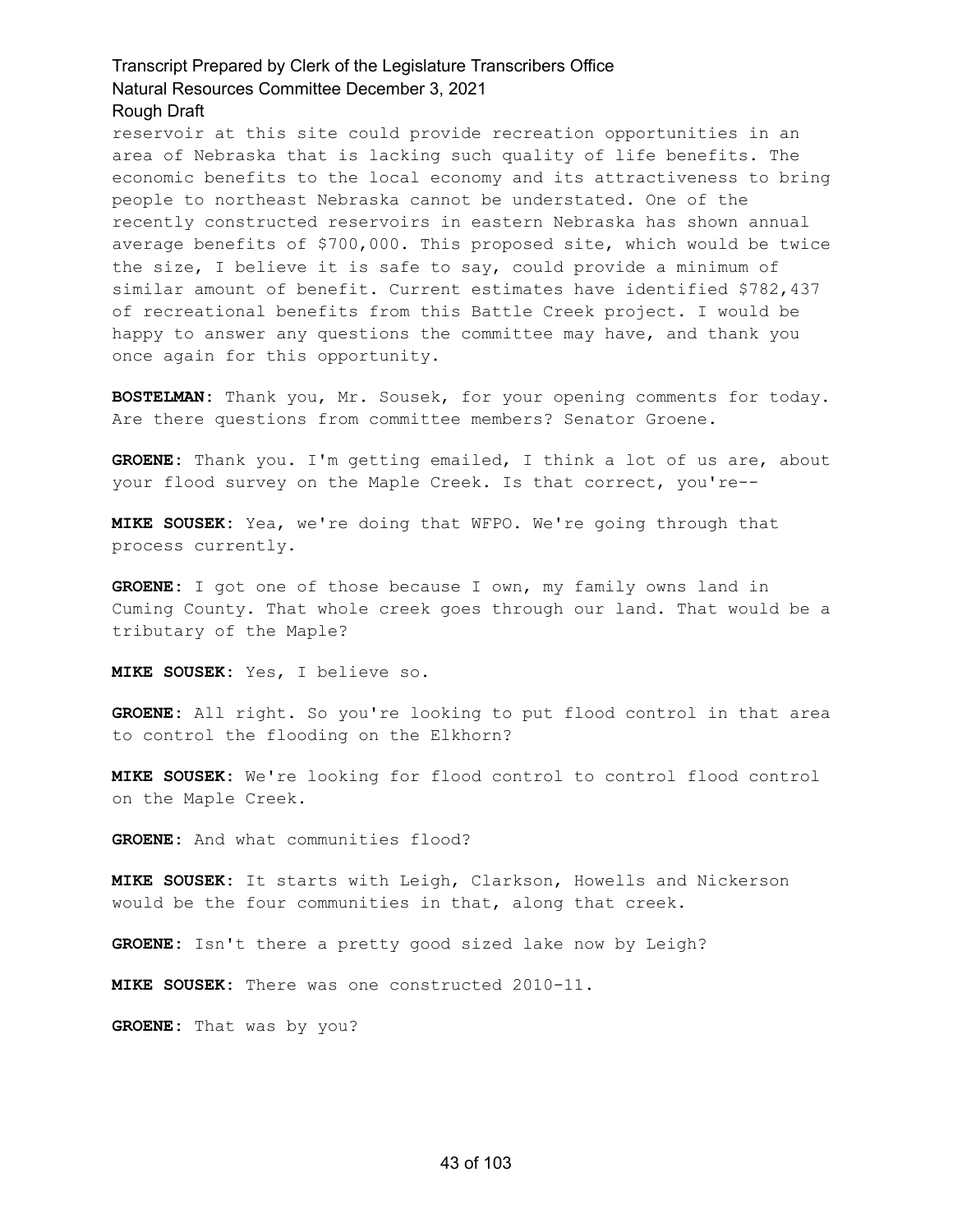reservoir at this site could provide recreation opportunities in an area of Nebraska that is lacking such quality of life benefits. The economic benefits to the local economy and its attractiveness to bring people to northeast Nebraska cannot be understated. One of the recently constructed reservoirs in eastern Nebraska has shown annual average benefits of $700,000. This proposed site, which would be twice the size, I believe it is safe to say, could provide a minimum of similar amount of benefit. Current estimates have identified $782,437 of recreational benefits from this Battle Creek project. I would be happy to answer any questions the committee may have, and thank you once again for this opportunity.

**BOSTELMAN:** Thank you, Mr. Sousek, for your opening comments for today. Are there questions from committee members? Senator Groene.

**GROENE:** Thank you. I'm getting emailed, I think a lot of us are, about your flood survey on the Maple Creek. Is that correct, you're--

**MIKE SOUSEK:** Yea, we're doing that WFPO. We're going through that process currently.

**GROENE:** I got one of those because I own, my family owns land in Cuming County. That whole creek goes through our land. That would be a tributary of the Maple?

**MIKE SOUSEK:** Yes, I believe so.

**GROENE:** All right. So you're looking to put flood control in that area to control the flooding on the Elkhorn?

**MIKE SOUSEK:** We're looking for flood control to control flood control on the Maple Creek.

**GROENE:** And what communities flood?

**MIKE SOUSEK:** It starts with Leigh, Clarkson, Howells and Nickerson would be the four communities in that, along that creek.

**GROENE:** Isn't there a pretty good sized lake now by Leigh?

**MIKE SOUSEK:** There was one constructed 2010-11.

**GROENE:** That was by you?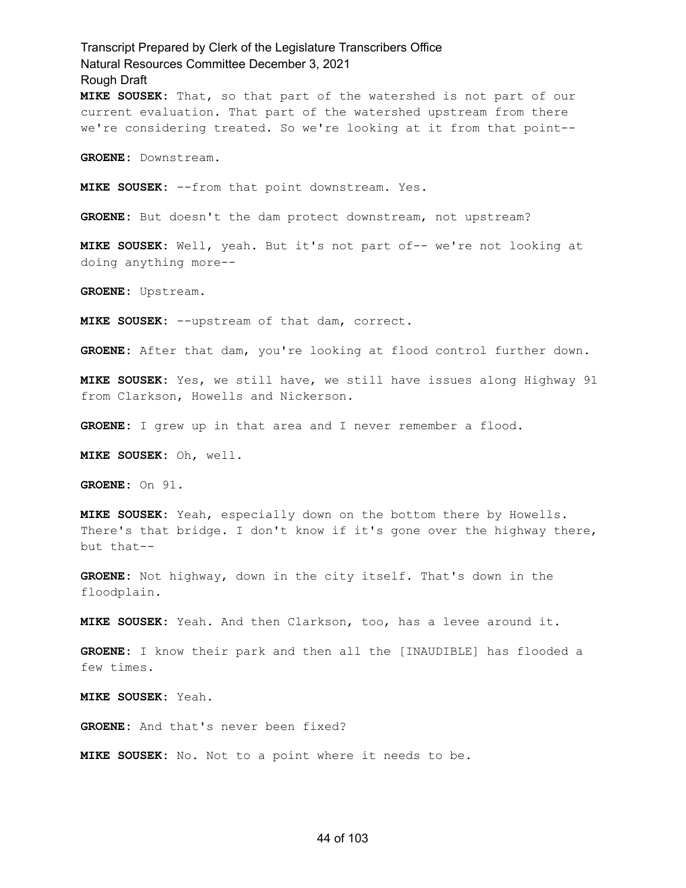**MIKE SOUSEK:** That, so that part of the watershed is not part of our current evaluation. That part of the watershed upstream from there we're considering treated. So we're looking at it from that point--

**GROENE:** Downstream.

**MIKE SOUSEK:** --from that point downstream. Yes.

**GROENE:** But doesn't the dam protect downstream, not upstream?

**MIKE SOUSEK:** Well, yeah. But it's not part of-- we're not looking at doing anything more--

**GROENE:** Upstream.

**MIKE SOUSEK:** --upstream of that dam, correct.

**GROENE:** After that dam, you're looking at flood control further down.

**MIKE SOUSEK:** Yes, we still have, we still have issues along Highway 91 from Clarkson, Howells and Nickerson.

**GROENE:** I grew up in that area and I never remember a flood.

**MIKE SOUSEK:** Oh, well.

**GROENE:** On 91.

**MIKE SOUSEK:** Yeah, especially down on the bottom there by Howells. There's that bridge. I don't know if it's gone over the highway there, but that--

**GROENE:** Not highway, down in the city itself. That's down in the floodplain.

**MIKE SOUSEK:** Yeah. And then Clarkson, too, has a levee around it.

**GROENE:** I know their park and then all the [INAUDIBLE] has flooded a few times.

**MIKE SOUSEK:** Yeah.

**GROENE:** And that's never been fixed?

**MIKE SOUSEK:** No. Not to a point where it needs to be.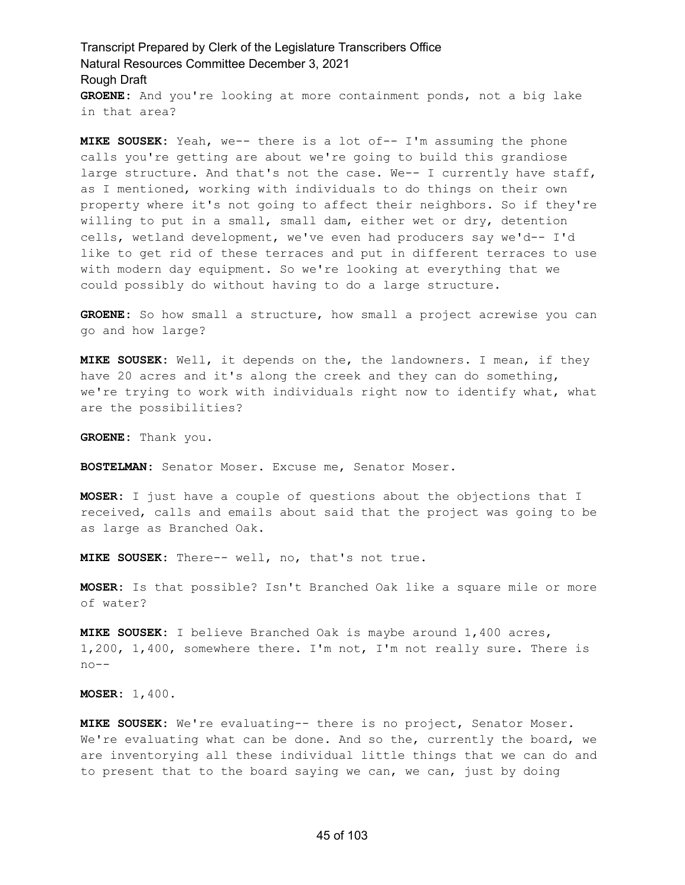**GROENE:** And you're looking at more containment ponds, not a big lake in that area?

**MIKE SOUSEK:** Yeah, we-- there is a lot of-- I'm assuming the phone calls you're getting are about we're going to build this grandiose large structure. And that's not the case. We-- I currently have staff, as I mentioned, working with individuals to do things on their own property where it's not going to affect their neighbors. So if they're willing to put in a small, small dam, either wet or dry, detention cells, wetland development, we've even had producers say we'd-- I'd like to get rid of these terraces and put in different terraces to use with modern day equipment. So we're looking at everything that we could possibly do without having to do a large structure.

**GROENE:** So how small a structure, how small a project acrewise you can go and how large?

**MIKE SOUSEK:** Well, it depends on the, the landowners. I mean, if they have 20 acres and it's along the creek and they can do something, we're trying to work with individuals right now to identify what, what are the possibilities?

**GROENE:** Thank you.

**BOSTELMAN:** Senator Moser. Excuse me, Senator Moser.

**MOSER:** I just have a couple of questions about the objections that I received, calls and emails about said that the project was going to be as large as Branched Oak.

**MIKE SOUSEK:** There-- well, no, that's not true.

**MOSER:** Is that possible? Isn't Branched Oak like a square mile or more of water?

**MIKE SOUSEK:** I believe Branched Oak is maybe around 1,400 acres, 1,200, 1,400, somewhere there. I'm not, I'm not really sure. There is no--

**MOSER:** 1,400.

**MIKE SOUSEK:** We're evaluating-- there is no project, Senator Moser. We're evaluating what can be done. And so the, currently the board, we are inventorying all these individual little things that we can do and to present that to the board saying we can, we can, just by doing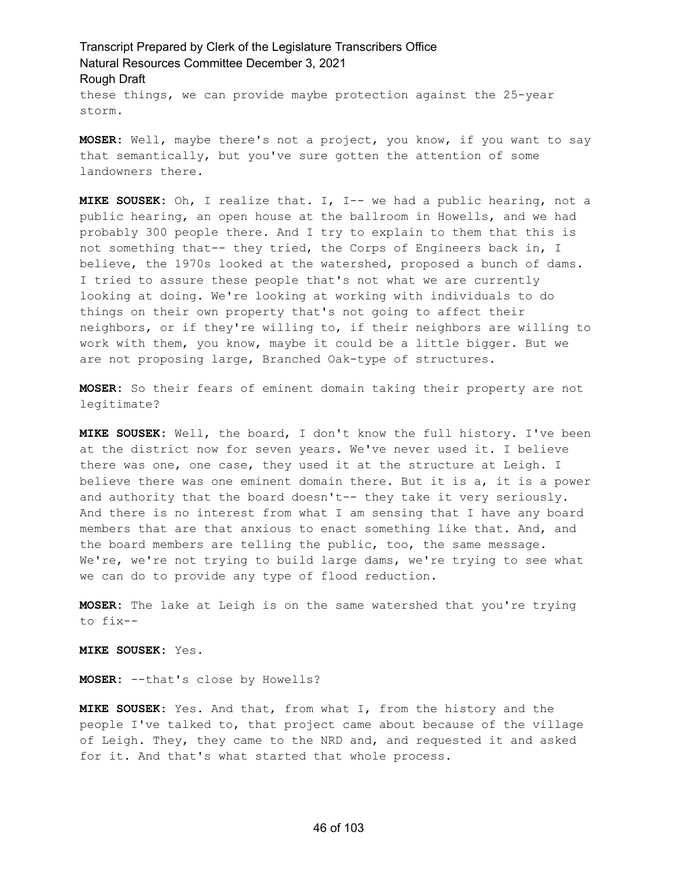these things, we can provide maybe protection against the 25-year storm.

**MOSER:** Well, maybe there's not a project, you know, if you want to say that semantically, but you've sure gotten the attention of some landowners there.

**MIKE SOUSEK:** Oh, I realize that. I, I-- we had a public hearing, not a public hearing, an open house at the ballroom in Howells, and we had probably 300 people there. And I try to explain to them that this is not something that-- they tried, the Corps of Engineers back in, I believe, the 1970s looked at the watershed, proposed a bunch of dams. I tried to assure these people that's not what we are currently looking at doing. We're looking at working with individuals to do things on their own property that's not going to affect their neighbors, or if they're willing to, if their neighbors are willing to work with them, you know, maybe it could be a little bigger. But we are not proposing large, Branched Oak-type of structures.

**MOSER:** So their fears of eminent domain taking their property are not legitimate?

**MIKE SOUSEK:** Well, the board, I don't know the full history. I've been at the district now for seven years. We've never used it. I believe there was one, one case, they used it at the structure at Leigh. I believe there was one eminent domain there. But it is a, it is a power and authority that the board doesn't-- they take it very seriously. And there is no interest from what I am sensing that I have any board members that are that anxious to enact something like that. And, and the board members are telling the public, too, the same message. We're, we're not trying to build large dams, we're trying to see what we can do to provide any type of flood reduction.

**MOSER:** The lake at Leigh is on the same watershed that you're trying to fix--

**MIKE SOUSEK:** Yes.

**MOSER:** --that's close by Howells?

**MIKE SOUSEK:** Yes. And that, from what I, from the history and the people I've talked to, that project came about because of the village of Leigh. They, they came to the NRD and, and requested it and asked for it. And that's what started that whole process.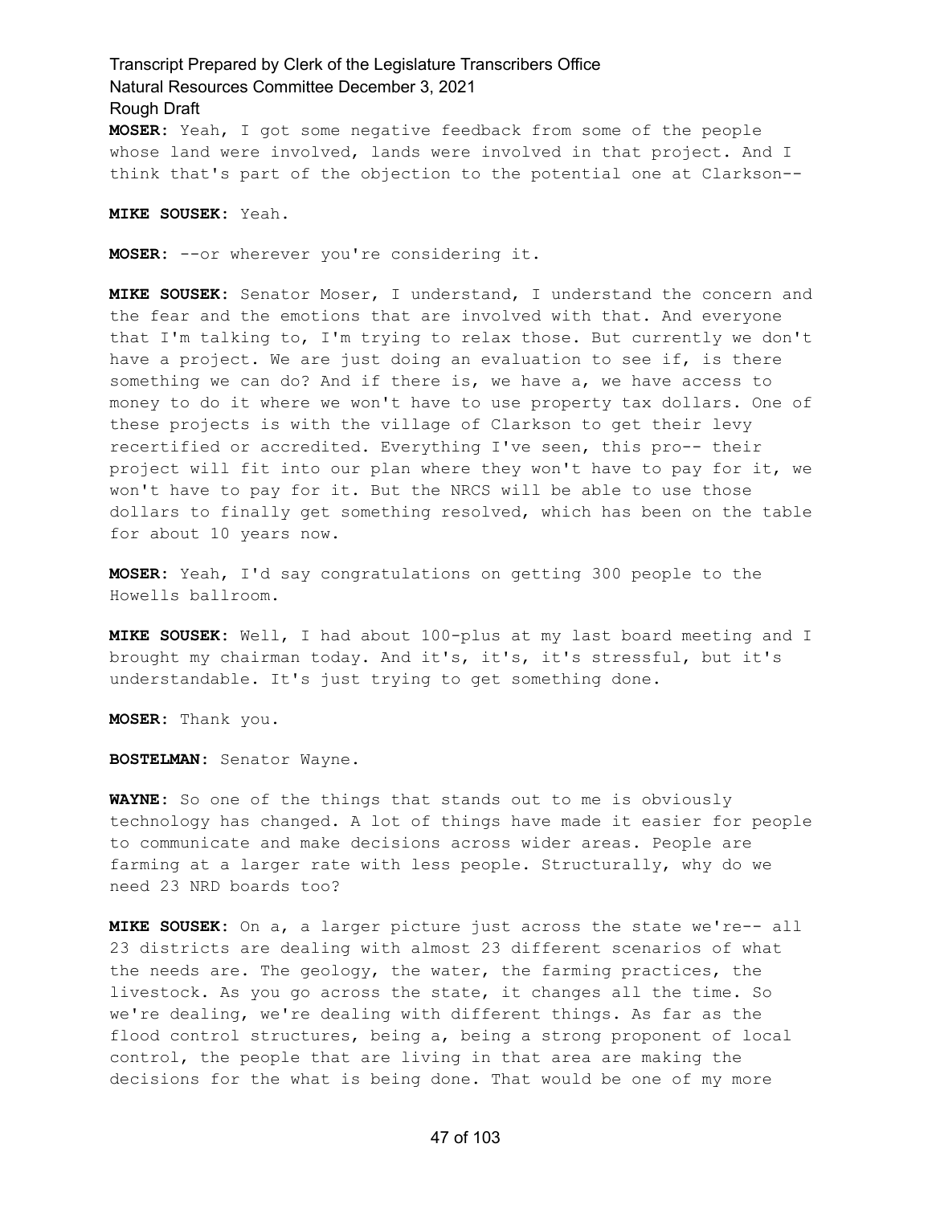**MOSER:** Yeah, I got some negative feedback from some of the people whose land were involved, lands were involved in that project. And I think that's part of the objection to the potential one at Clarkson--

**MIKE SOUSEK:** Yeah.

**MOSER:** --or wherever you're considering it.

**MIKE SOUSEK:** Senator Moser, I understand, I understand the concern and the fear and the emotions that are involved with that. And everyone that I'm talking to, I'm trying to relax those. But currently we don't have a project. We are just doing an evaluation to see if, is there something we can do? And if there is, we have a, we have access to money to do it where we won't have to use property tax dollars. One of these projects is with the village of Clarkson to get their levy recertified or accredited. Everything I've seen, this pro-- their project will fit into our plan where they won't have to pay for it, we won't have to pay for it. But the NRCS will be able to use those dollars to finally get something resolved, which has been on the table for about 10 years now.

**MOSER:** Yeah, I'd say congratulations on getting 300 people to the Howells ballroom.

**MIKE SOUSEK:** Well, I had about 100-plus at my last board meeting and I brought my chairman today. And it's, it's, it's stressful, but it's understandable. It's just trying to get something done.

**MOSER:** Thank you.

**BOSTELMAN:** Senator Wayne.

**WAYNE:** So one of the things that stands out to me is obviously technology has changed. A lot of things have made it easier for people to communicate and make decisions across wider areas. People are farming at a larger rate with less people. Structurally, why do we need 23 NRD boards too?

**MIKE SOUSEK:** On a, a larger picture just across the state we're-- all 23 districts are dealing with almost 23 different scenarios of what the needs are. The geology, the water, the farming practices, the livestock. As you go across the state, it changes all the time. So we're dealing, we're dealing with different things. As far as the flood control structures, being a, being a strong proponent of local control, the people that are living in that area are making the decisions for the what is being done. That would be one of my more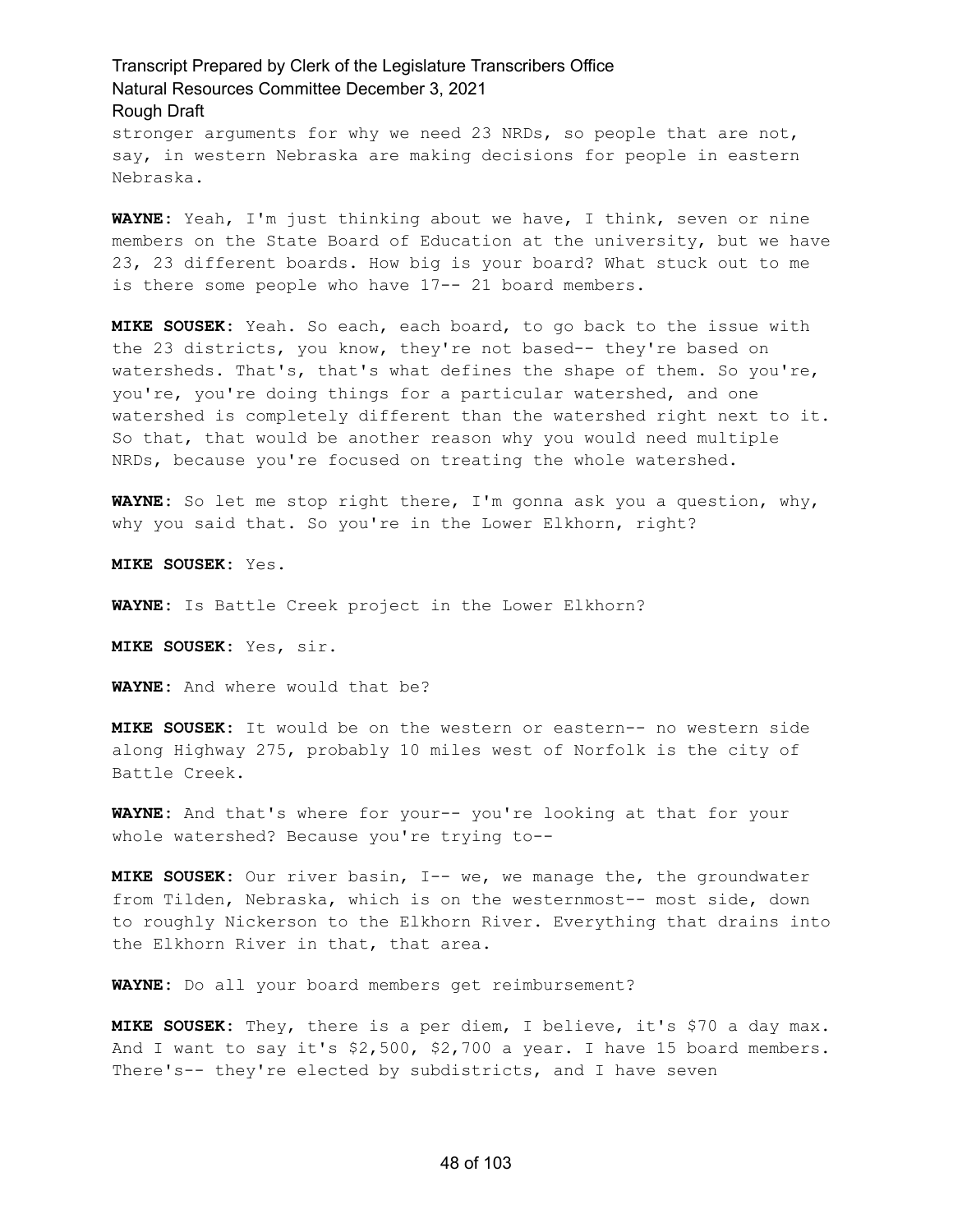stronger arguments for why we need 23 NRDs, so people that are not, say, in western Nebraska are making decisions for people in eastern Nebraska.

**WAYNE:** Yeah, I'm just thinking about we have, I think, seven or nine members on the State Board of Education at the university, but we have 23, 23 different boards. How big is your board? What stuck out to me is there some people who have 17-- 21 board members.

**MIKE SOUSEK:** Yeah. So each, each board, to go back to the issue with the 23 districts, you know, they're not based-- they're based on watersheds. That's, that's what defines the shape of them. So you're, you're, you're doing things for a particular watershed, and one watershed is completely different than the watershed right next to it. So that, that would be another reason why you would need multiple NRDs, because you're focused on treating the whole watershed.

**WAYNE:** So let me stop right there, I'm gonna ask you a question, why, why you said that. So you're in the Lower Elkhorn, right?

**MIKE SOUSEK:** Yes.

**WAYNE:** Is Battle Creek project in the Lower Elkhorn?

**MIKE SOUSEK:** Yes, sir.

**WAYNE:** And where would that be?

**MIKE SOUSEK:** It would be on the western or eastern-- no western side along Highway 275, probably 10 miles west of Norfolk is the city of Battle Creek.

**WAYNE:** And that's where for your-- you're looking at that for your whole watershed? Because you're trying to--

**MIKE SOUSEK:** Our river basin, I-- we, we manage the, the groundwater from Tilden, Nebraska, which is on the westernmost-- most side, down to roughly Nickerson to the Elkhorn River. Everything that drains into the Elkhorn River in that, that area.

**WAYNE:** Do all your board members get reimbursement?

**MIKE SOUSEK:** They, there is a per diem, I believe, it's $70 a day max. And I want to say it's $2,500, $2,700 a year. I have 15 board members. There's-- they're elected by subdistricts, and I have seven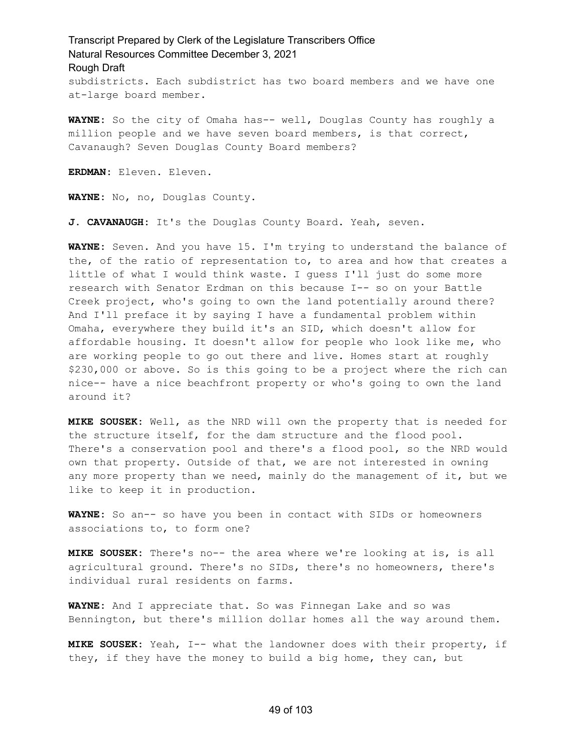subdistricts. Each subdistrict has two board members and we have one at-large board member.

**WAYNE:** So the city of Omaha has-- well, Douglas County has roughly a million people and we have seven board members, is that correct, Cavanaugh? Seven Douglas County Board members?

**ERDMAN:** Eleven. Eleven.

**WAYNE:** No, no, Douglas County.

**J. CAVANAUGH:** It's the Douglas County Board. Yeah, seven.

**WAYNE:** Seven. And you have 15. I'm trying to understand the balance of the, of the ratio of representation to, to area and how that creates a little of what I would think waste. I guess I'll just do some more research with Senator Erdman on this because I-- so on your Battle Creek project, who's going to own the land potentially around there? And I'll preface it by saying I have a fundamental problem within Omaha, everywhere they build it's an SID, which doesn't allow for affordable housing. It doesn't allow for people who look like me, who are working people to go out there and live. Homes start at roughly $230,000 or above. So is this going to be a project where the rich can nice-- have a nice beachfront property or who's going to own the land around it?

**MIKE SOUSEK:** Well, as the NRD will own the property that is needed for the structure itself, for the dam structure and the flood pool. There's a conservation pool and there's a flood pool, so the NRD would own that property. Outside of that, we are not interested in owning any more property than we need, mainly do the management of it, but we like to keep it in production.

**WAYNE:** So an-- so have you been in contact with SIDs or homeowners associations to, to form one?

**MIKE SOUSEK:** There's no-- the area where we're looking at is, is all agricultural ground. There's no SIDs, there's no homeowners, there's individual rural residents on farms.

**WAYNE:** And I appreciate that. So was Finnegan Lake and so was Bennington, but there's million dollar homes all the way around them.

**MIKE SOUSEK:** Yeah, I-- what the landowner does with their property, if they, if they have the money to build a big home, they can, but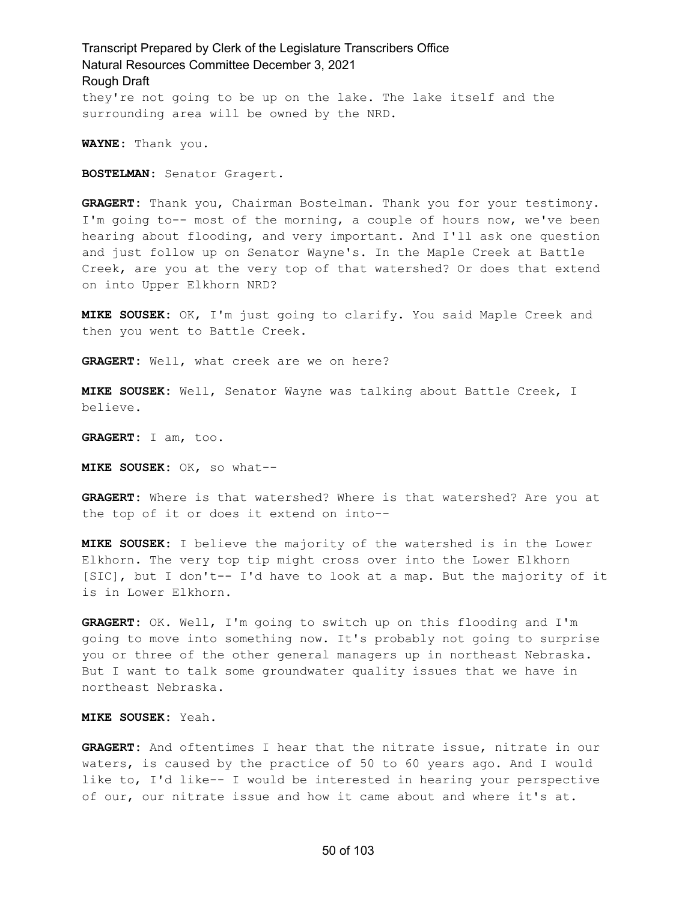they're not going to be up on the lake. The lake itself and the surrounding area will be owned by the NRD.

**WAYNE:** Thank you.

**BOSTELMAN:** Senator Gragert.

**GRAGERT:** Thank you, Chairman Bostelman. Thank you for your testimony. I'm going to-- most of the morning, a couple of hours now, we've been hearing about flooding, and very important. And I'll ask one question and just follow up on Senator Wayne's. In the Maple Creek at Battle Creek, are you at the very top of that watershed? Or does that extend on into Upper Elkhorn NRD?

**MIKE SOUSEK:** OK, I'm just going to clarify. You said Maple Creek and then you went to Battle Creek.

**GRAGERT:** Well, what creek are we on here?

**MIKE SOUSEK:** Well, Senator Wayne was talking about Battle Creek, I believe.

**GRAGERT:** I am, too.

**MIKE SOUSEK:** OK, so what--

**GRAGERT:** Where is that watershed? Where is that watershed? Are you at the top of it or does it extend on into--

**MIKE SOUSEK:** I believe the majority of the watershed is in the Lower Elkhorn. The very top tip might cross over into the Lower Elkhorn [SIC], but I don't-- I'd have to look at a map. But the majority of it is in Lower Elkhorn.

**GRAGERT:** OK. Well, I'm going to switch up on this flooding and I'm going to move into something now. It's probably not going to surprise you or three of the other general managers up in northeast Nebraska. But I want to talk some groundwater quality issues that we have in northeast Nebraska.

**MIKE SOUSEK:** Yeah.

**GRAGERT:** And oftentimes I hear that the nitrate issue, nitrate in our waters, is caused by the practice of 50 to 60 years ago. And I would like to, I'd like-- I would be interested in hearing your perspective of our, our nitrate issue and how it came about and where it's at.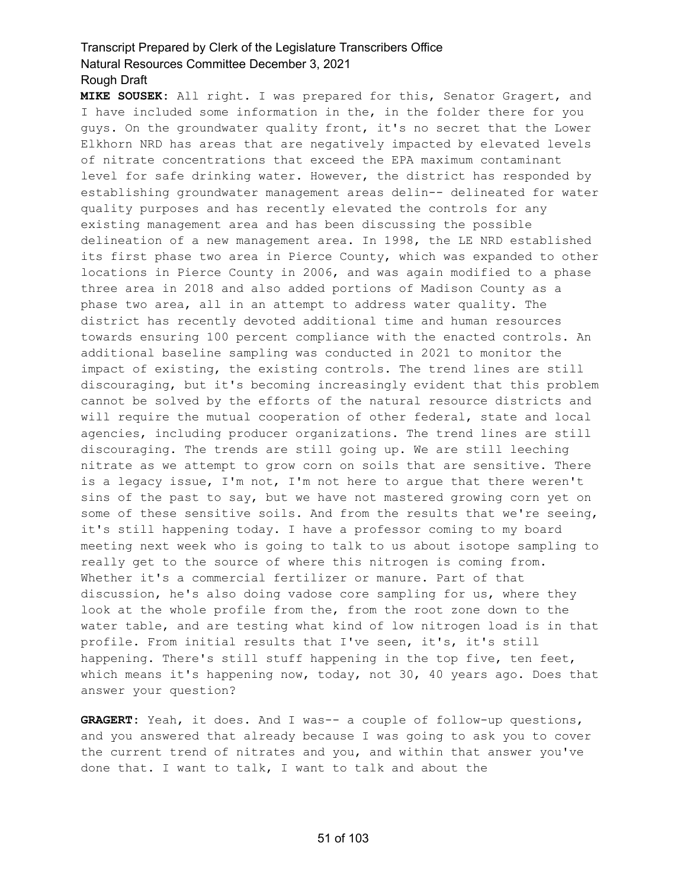**MIKE SOUSEK:** All right. I was prepared for this, Senator Gragert, and I have included some information in the, in the folder there for you guys. On the groundwater quality front, it's no secret that the Lower Elkhorn NRD has areas that are negatively impacted by elevated levels of nitrate concentrations that exceed the EPA maximum contaminant level for safe drinking water. However, the district has responded by establishing groundwater management areas delin-- delineated for water quality purposes and has recently elevated the controls for any existing management area and has been discussing the possible delineation of a new management area. In 1998, the LE NRD established its first phase two area in Pierce County, which was expanded to other locations in Pierce County in 2006, and was again modified to a phase three area in 2018 and also added portions of Madison County as a phase two area, all in an attempt to address water quality. The district has recently devoted additional time and human resources towards ensuring 100 percent compliance with the enacted controls. An additional baseline sampling was conducted in 2021 to monitor the impact of existing, the existing controls. The trend lines are still discouraging, but it's becoming increasingly evident that this problem cannot be solved by the efforts of the natural resource districts and will require the mutual cooperation of other federal, state and local agencies, including producer organizations. The trend lines are still discouraging. The trends are still going up. We are still leeching nitrate as we attempt to grow corn on soils that are sensitive. There is a legacy issue, I'm not, I'm not here to argue that there weren't sins of the past to say, but we have not mastered growing corn yet on some of these sensitive soils. And from the results that we're seeing, it's still happening today. I have a professor coming to my board meeting next week who is going to talk to us about isotope sampling to really get to the source of where this nitrogen is coming from. Whether it's a commercial fertilizer or manure. Part of that discussion, he's also doing vadose core sampling for us, where they look at the whole profile from the, from the root zone down to the water table, and are testing what kind of low nitrogen load is in that profile. From initial results that I've seen, it's, it's still happening. There's still stuff happening in the top five, ten feet, which means it's happening now, today, not 30, 40 years ago. Does that answer your question?

**GRAGERT:** Yeah, it does. And I was-- a couple of follow-up questions, and you answered that already because I was going to ask you to cover the current trend of nitrates and you, and within that answer you've done that. I want to talk, I want to talk and about the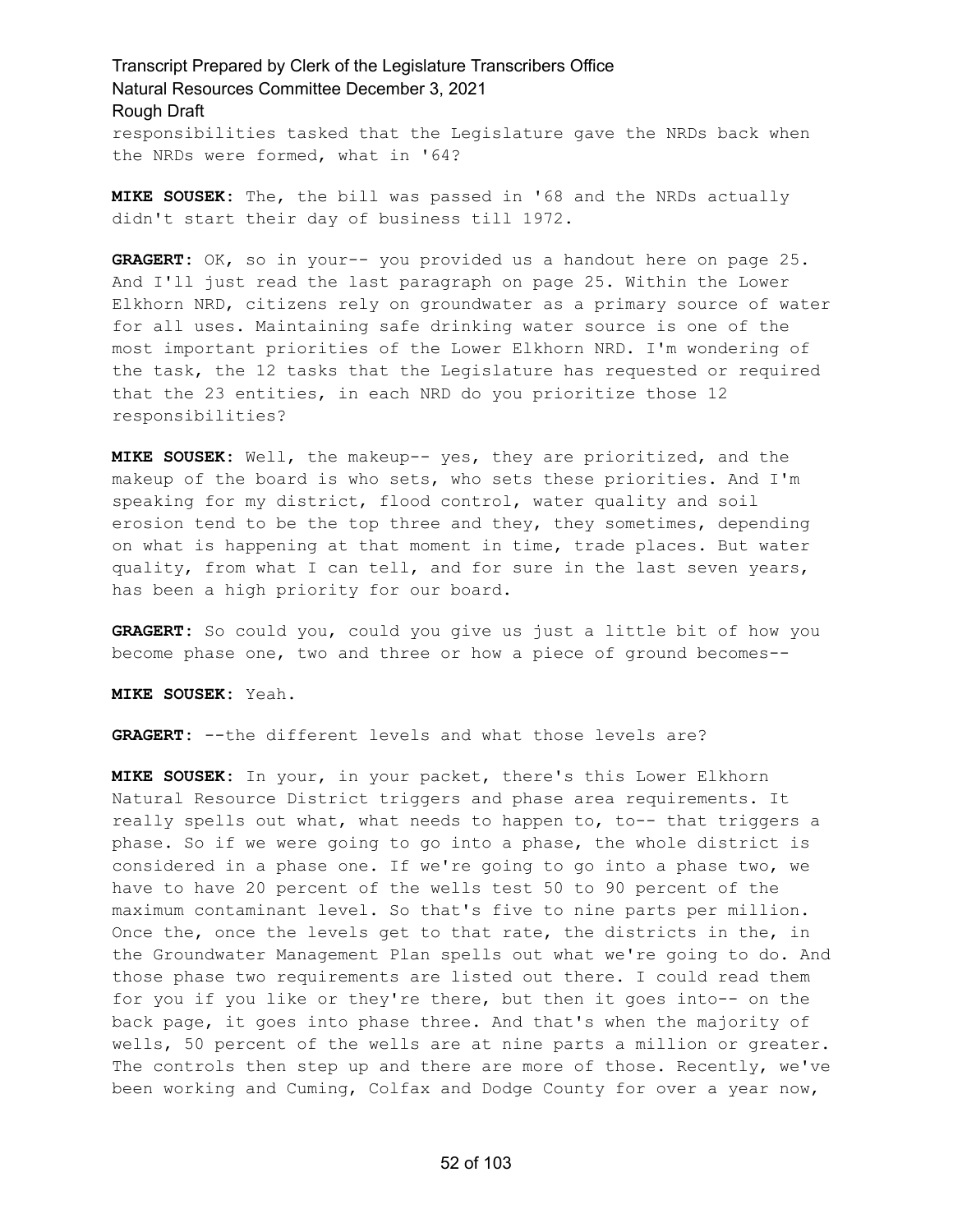responsibilities tasked that the Legislature gave the NRDs back when the NRDs were formed, what in '64?

**MIKE SOUSEK:** The, the bill was passed in '68 and the NRDs actually didn't start their day of business till 1972.

**GRAGERT:** OK, so in your-- you provided us a handout here on page 25. And I'll just read the last paragraph on page 25. Within the Lower Elkhorn NRD, citizens rely on groundwater as a primary source of water for all uses. Maintaining safe drinking water source is one of the most important priorities of the Lower Elkhorn NRD. I'm wondering of the task, the 12 tasks that the Legislature has requested or required that the 23 entities, in each NRD do you prioritize those 12 responsibilities?

**MIKE SOUSEK:** Well, the makeup-- yes, they are prioritized, and the makeup of the board is who sets, who sets these priorities. And I'm speaking for my district, flood control, water quality and soil erosion tend to be the top three and they, they sometimes, depending on what is happening at that moment in time, trade places. But water quality, from what I can tell, and for sure in the last seven years, has been a high priority for our board.

**GRAGERT:** So could you, could you give us just a little bit of how you become phase one, two and three or how a piece of ground becomes--

**MIKE SOUSEK:** Yeah.

**GRAGERT:** --the different levels and what those levels are?

**MIKE SOUSEK:** In your, in your packet, there's this Lower Elkhorn Natural Resource District triggers and phase area requirements. It really spells out what, what needs to happen to, to-- that triggers a phase. So if we were going to go into a phase, the whole district is considered in a phase one. If we're going to go into a phase two, we have to have 20 percent of the wells test 50 to 90 percent of the maximum contaminant level. So that's five to nine parts per million. Once the, once the levels get to that rate, the districts in the, in the Groundwater Management Plan spells out what we're going to do. And those phase two requirements are listed out there. I could read them for you if you like or they're there, but then it goes into-- on the back page, it goes into phase three. And that's when the majority of wells, 50 percent of the wells are at nine parts a million or greater. The controls then step up and there are more of those. Recently, we've been working and Cuming, Colfax and Dodge County for over a year now,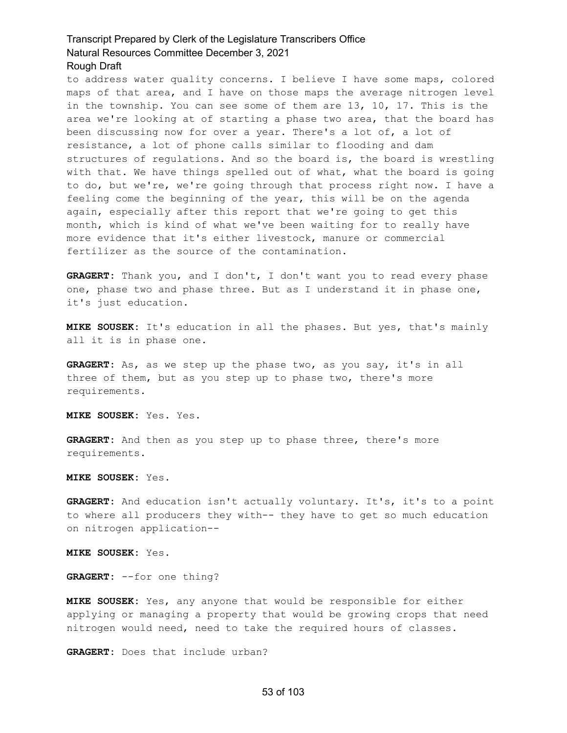to address water quality concerns. I believe I have some maps, colored maps of that area, and I have on those maps the average nitrogen level in the township. You can see some of them are 13, 10, 17. This is the area we're looking at of starting a phase two area, that the board has been discussing now for over a year. There's a lot of, a lot of resistance, a lot of phone calls similar to flooding and dam structures of regulations. And so the board is, the board is wrestling with that. We have things spelled out of what, what the board is going to do, but we're, we're going through that process right now. I have a feeling come the beginning of the year, this will be on the agenda again, especially after this report that we're going to get this month, which is kind of what we've been waiting for to really have more evidence that it's either livestock, manure or commercial fertilizer as the source of the contamination.

**GRAGERT:** Thank you, and I don't, I don't want you to read every phase one, phase two and phase three. But as I understand it in phase one, it's just education.

**MIKE SOUSEK:** It's education in all the phases. But yes, that's mainly all it is in phase one.

**GRAGERT:** As, as we step up the phase two, as you say, it's in all three of them, but as you step up to phase two, there's more requirements.

**MIKE SOUSEK:** Yes. Yes.

**GRAGERT:** And then as you step up to phase three, there's more requirements.

**MIKE SOUSEK:** Yes.

**GRAGERT:** And education isn't actually voluntary. It's, it's to a point to where all producers they with-- they have to get so much education on nitrogen application--

**MIKE SOUSEK:** Yes.

**GRAGERT:** --for one thing?

**MIKE SOUSEK:** Yes, any anyone that would be responsible for either applying or managing a property that would be growing crops that need nitrogen would need, need to take the required hours of classes.

**GRAGERT:** Does that include urban?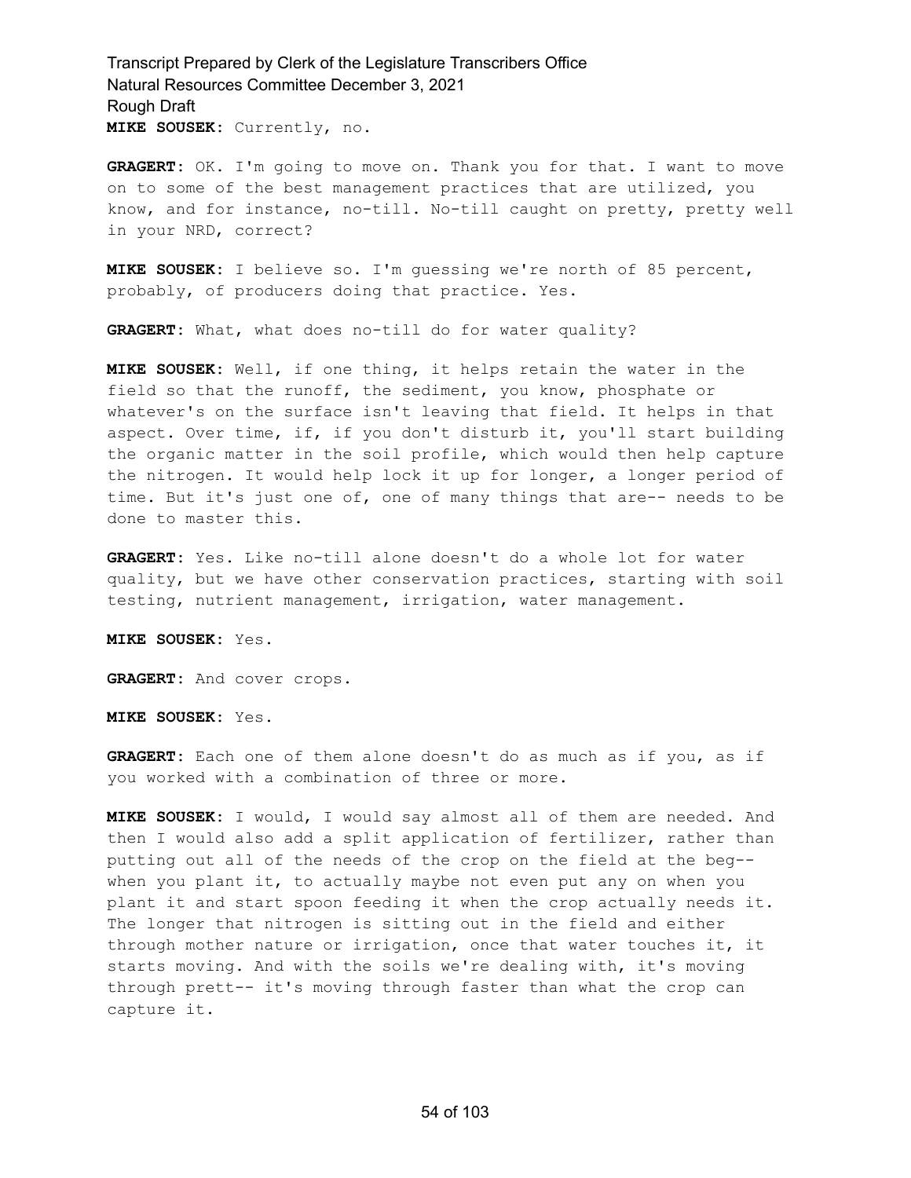**MIKE SOUSEK:** Currently, no.

**GRAGERT:** OK. I'm going to move on. Thank you for that. I want to move on to some of the best management practices that are utilized, you know, and for instance, no-till. No-till caught on pretty, pretty well in your NRD, correct?

**MIKE SOUSEK:** I believe so. I'm guessing we're north of 85 percent, probably, of producers doing that practice. Yes.

**GRAGERT:** What, what does no-till do for water quality?

**MIKE SOUSEK:** Well, if one thing, it helps retain the water in the field so that the runoff, the sediment, you know, phosphate or whatever's on the surface isn't leaving that field. It helps in that aspect. Over time, if, if you don't disturb it, you'll start building the organic matter in the soil profile, which would then help capture the nitrogen. It would help lock it up for longer, a longer period of time. But it's just one of, one of many things that are-- needs to be done to master this.

**GRAGERT:** Yes. Like no-till alone doesn't do a whole lot for water quality, but we have other conservation practices, starting with soil testing, nutrient management, irrigation, water management.

**MIKE SOUSEK:** Yes.

**GRAGERT:** And cover crops.

**MIKE SOUSEK:** Yes.

**GRAGERT:** Each one of them alone doesn't do as much as if you, as if you worked with a combination of three or more.

**MIKE SOUSEK:** I would, I would say almost all of them are needed. And then I would also add a split application of fertilizer, rather than putting out all of the needs of the crop on the field at the beg-- when you plant it, to actually maybe not even put any on when you plant it and start spoon feeding it when the crop actually needs it. The longer that nitrogen is sitting out in the field and either through mother nature or irrigation, once that water touches it, it starts moving. And with the soils we're dealing with, it's moving through prett-- it's moving through faster than what the crop can capture it.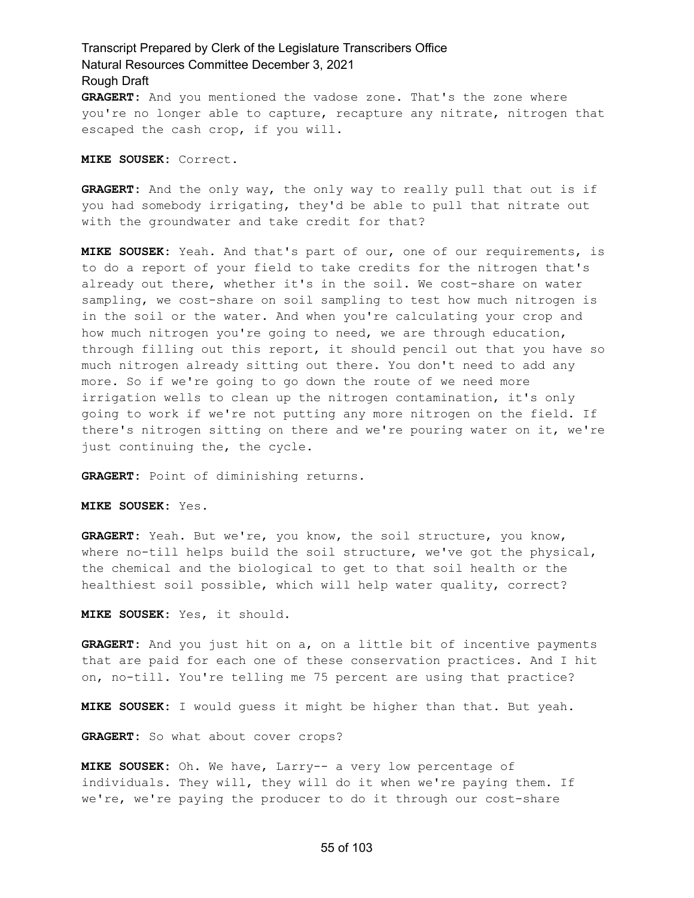**GRAGERT:** And you mentioned the vadose zone. That's the zone where you're no longer able to capture, recapture any nitrate, nitrogen that escaped the cash crop, if you will.

**MIKE SOUSEK:** Correct.

**GRAGERT:** And the only way, the only way to really pull that out is if you had somebody irrigating, they'd be able to pull that nitrate out with the groundwater and take credit for that?

**MIKE SOUSEK:** Yeah. And that's part of our, one of our requirements, is to do a report of your field to take credits for the nitrogen that's already out there, whether it's in the soil. We cost-share on water sampling, we cost-share on soil sampling to test how much nitrogen is in the soil or the water. And when you're calculating your crop and how much nitrogen you're going to need, we are through education, through filling out this report, it should pencil out that you have so much nitrogen already sitting out there. You don't need to add any more. So if we're going to go down the route of we need more irrigation wells to clean up the nitrogen contamination, it's only going to work if we're not putting any more nitrogen on the field. If there's nitrogen sitting on there and we're pouring water on it, we're just continuing the, the cycle.

**GRAGERT:** Point of diminishing returns.

**MIKE SOUSEK:** Yes.

**GRAGERT:** Yeah. But we're, you know, the soil structure, you know, where no-till helps build the soil structure, we've got the physical, the chemical and the biological to get to that soil health or the healthiest soil possible, which will help water quality, correct?

**MIKE SOUSEK:** Yes, it should.

**GRAGERT:** And you just hit on a, on a little bit of incentive payments that are paid for each one of these conservation practices. And I hit on, no-till. You're telling me 75 percent are using that practice?

**MIKE SOUSEK:** I would guess it might be higher than that. But yeah.

**GRAGERT:** So what about cover crops?

**MIKE SOUSEK:** Oh. We have, Larry-- a very low percentage of individuals. They will, they will do it when we're paying them. If we're, we're paying the producer to do it through our cost-share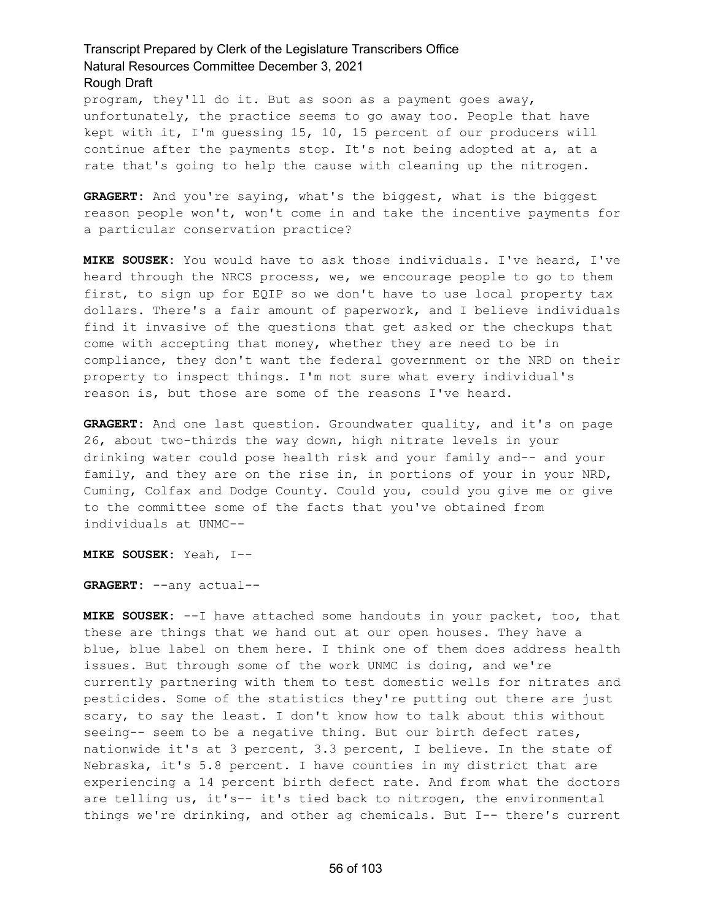program, they'll do it. But as soon as a payment goes away, unfortunately, the practice seems to go away too. People that have kept with it, I'm guessing 15, 10, 15 percent of our producers will continue after the payments stop. It's not being adopted at a, at a rate that's going to help the cause with cleaning up the nitrogen.

**GRAGERT:** And you're saying, what's the biggest, what is the biggest reason people won't, won't come in and take the incentive payments for a particular conservation practice?

**MIKE SOUSEK:** You would have to ask those individuals. I've heard, I've heard through the NRCS process, we, we encourage people to go to them first, to sign up for EQIP so we don't have to use local property tax dollars. There's a fair amount of paperwork, and I believe individuals find it invasive of the questions that get asked or the checkups that come with accepting that money, whether they are need to be in compliance, they don't want the federal government or the NRD on their property to inspect things. I'm not sure what every individual's reason is, but those are some of the reasons I've heard.

**GRAGERT:** And one last question. Groundwater quality, and it's on page 26, about two-thirds the way down, high nitrate levels in your drinking water could pose health risk and your family and-- and your family, and they are on the rise in, in portions of your in your NRD, Cuming, Colfax and Dodge County. Could you, could you give me or give to the committee some of the facts that you've obtained from individuals at UNMC--

**MIKE SOUSEK:** Yeah, I--

**GRAGERT:** --any actual--

**MIKE SOUSEK:** --I have attached some handouts in your packet, too, that these are things that we hand out at our open houses. They have a blue, blue label on them here. I think one of them does address health issues. But through some of the work UNMC is doing, and we're currently partnering with them to test domestic wells for nitrates and pesticides. Some of the statistics they're putting out there are just scary, to say the least. I don't know how to talk about this without seeing-- seem to be a negative thing. But our birth defect rates, nationwide it's at 3 percent, 3.3 percent, I believe. In the state of Nebraska, it's 5.8 percent. I have counties in my district that are experiencing a 14 percent birth defect rate. And from what the doctors are telling us, it's-- it's tied back to nitrogen, the environmental things we're drinking, and other ag chemicals. But I-- there's current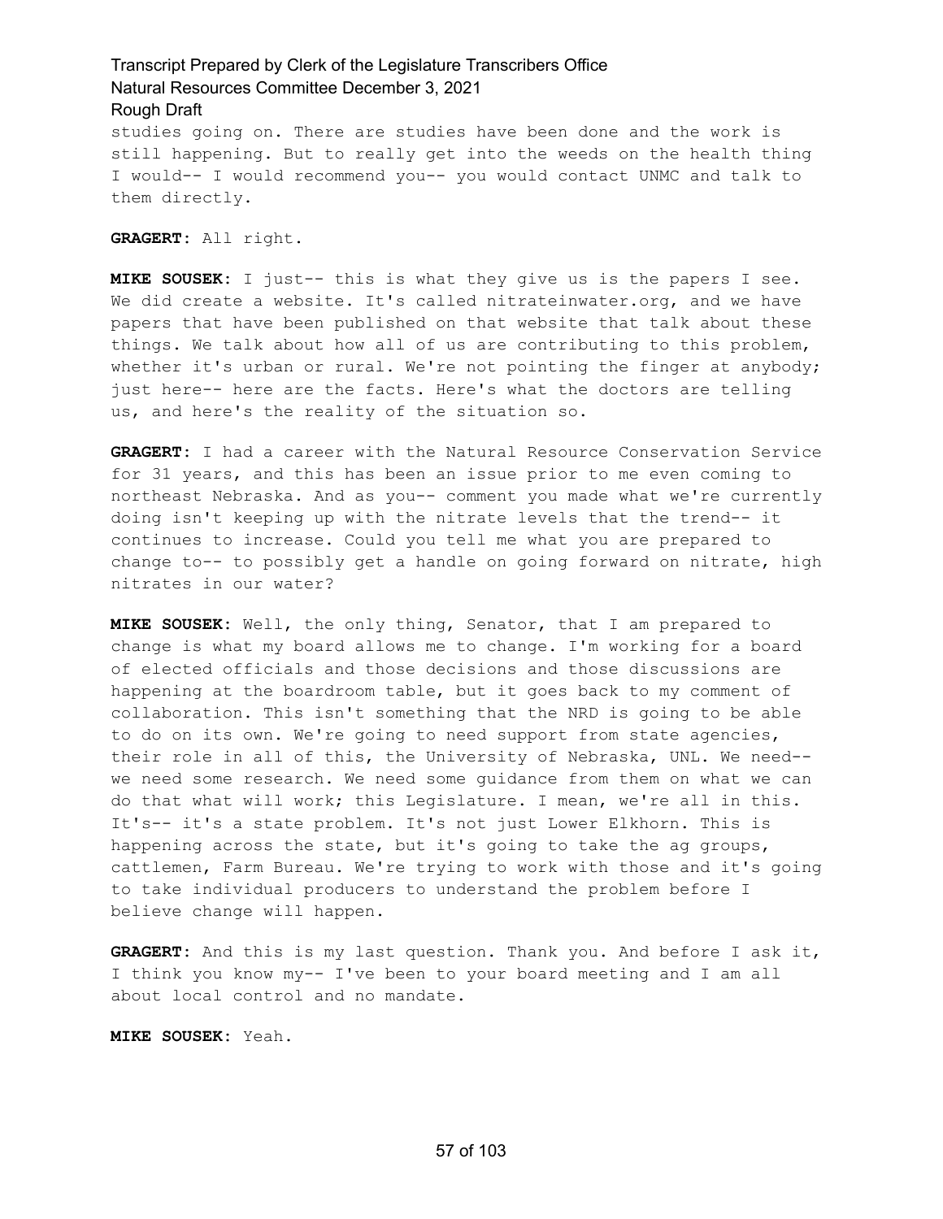studies going on. There are studies have been done and the work is still happening. But to really get into the weeds on the health thing I would-- I would recommend you-- you would contact UNMC and talk to them directly.

**GRAGERT:** All right.

**MIKE SOUSEK:** I just-- this is what they give us is the papers I see. We did create a website. It's called nitrateinwater.org, and we have papers that have been published on that website that talk about these things. We talk about how all of us are contributing to this problem, whether it's urban or rural. We're not pointing the finger at anybody; just here-- here are the facts. Here's what the doctors are telling us, and here's the reality of the situation so.

**GRAGERT:** I had a career with the Natural Resource Conservation Service for 31 years, and this has been an issue prior to me even coming to northeast Nebraska. And as you-- comment you made what we're currently doing isn't keeping up with the nitrate levels that the trend-- it continues to increase. Could you tell me what you are prepared to change to-- to possibly get a handle on going forward on nitrate, high nitrates in our water?

**MIKE SOUSEK:** Well, the only thing, Senator, that I am prepared to change is what my board allows me to change. I'm working for a board of elected officials and those decisions and those discussions are happening at the boardroom table, but it goes back to my comment of collaboration. This isn't something that the NRD is going to be able to do on its own. We're going to need support from state agencies, their role in all of this, the University of Nebraska, UNL. We need-- we need some research. We need some guidance from them on what we can do that what will work; this Legislature. I mean, we're all in this. It's-- it's a state problem. It's not just Lower Elkhorn. This is happening across the state, but it's going to take the ag groups, cattlemen, Farm Bureau. We're trying to work with those and it's going to take individual producers to understand the problem before I believe change will happen.

**GRAGERT:** And this is my last question. Thank you. And before I ask it, I think you know my-- I've been to your board meeting and I am all about local control and no mandate.

**MIKE SOUSEK:** Yeah.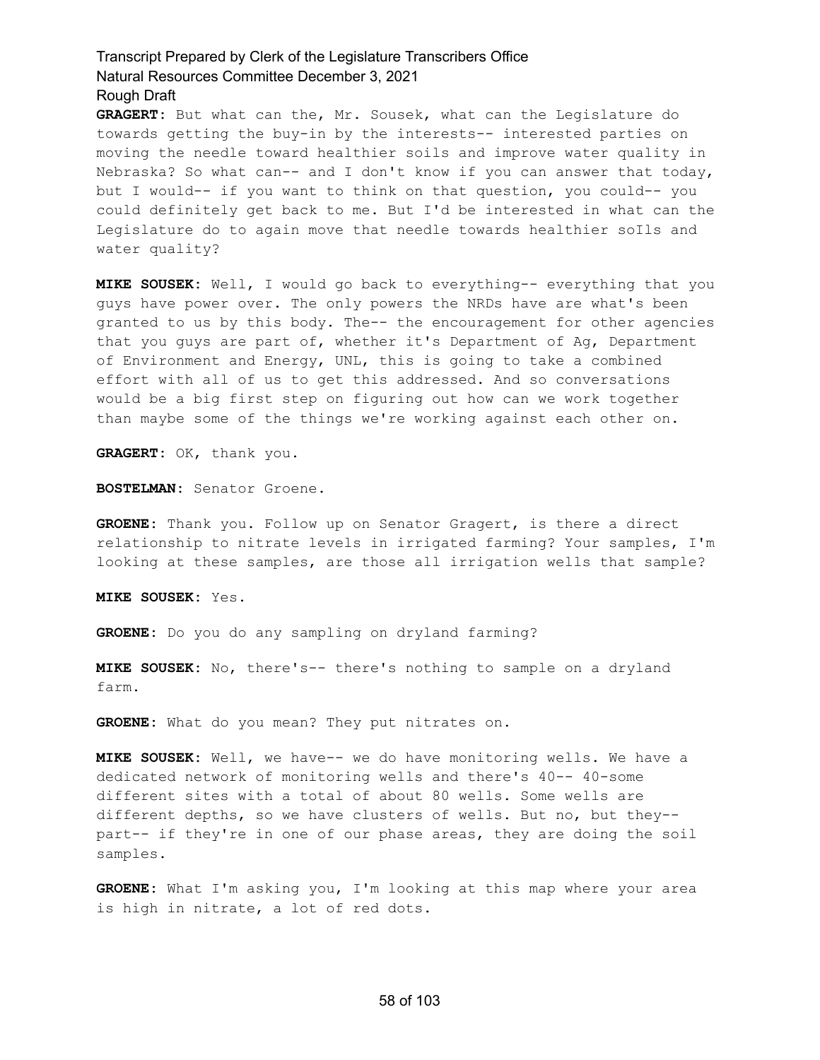**GRAGERT:** But what can the, Mr. Sousek, what can the Legislature do towards getting the buy-in by the interests-- interested parties on moving the needle toward healthier soils and improve water quality in Nebraska? So what can-- and I don't know if you can answer that today, but I would-- if you want to think on that question, you could-- you could definitely get back to me. But I'd be interested in what can the Legislature do to again move that needle towards healthier soIls and water quality?

**MIKE SOUSEK:** Well, I would go back to everything-- everything that you guys have power over. The only powers the NRDs have are what's been granted to us by this body. The-- the encouragement for other agencies that you guys are part of, whether it's Department of Ag, Department of Environment and Energy, UNL, this is going to take a combined effort with all of us to get this addressed. And so conversations would be a big first step on figuring out how can we work together than maybe some of the things we're working against each other on.

**GRAGERT:** OK, thank you.

**BOSTELMAN:** Senator Groene.

**GROENE:** Thank you. Follow up on Senator Gragert, is there a direct relationship to nitrate levels in irrigated farming? Your samples, I'm looking at these samples, are those all irrigation wells that sample?

**MIKE SOUSEK:** Yes.

**GROENE:** Do you do any sampling on dryland farming?

**MIKE SOUSEK:** No, there's-- there's nothing to sample on a dryland farm.

**GROENE:** What do you mean? They put nitrates on.

**MIKE SOUSEK:** Well, we have-- we do have monitoring wells. We have a dedicated network of monitoring wells and there's 40-- 40-some different sites with a total of about 80 wells. Some wells are different depths, so we have clusters of wells. But no, but they-- part-- if they're in one of our phase areas, they are doing the soil samples.

**GROENE:** What I'm asking you, I'm looking at this map where your area is high in nitrate, a lot of red dots.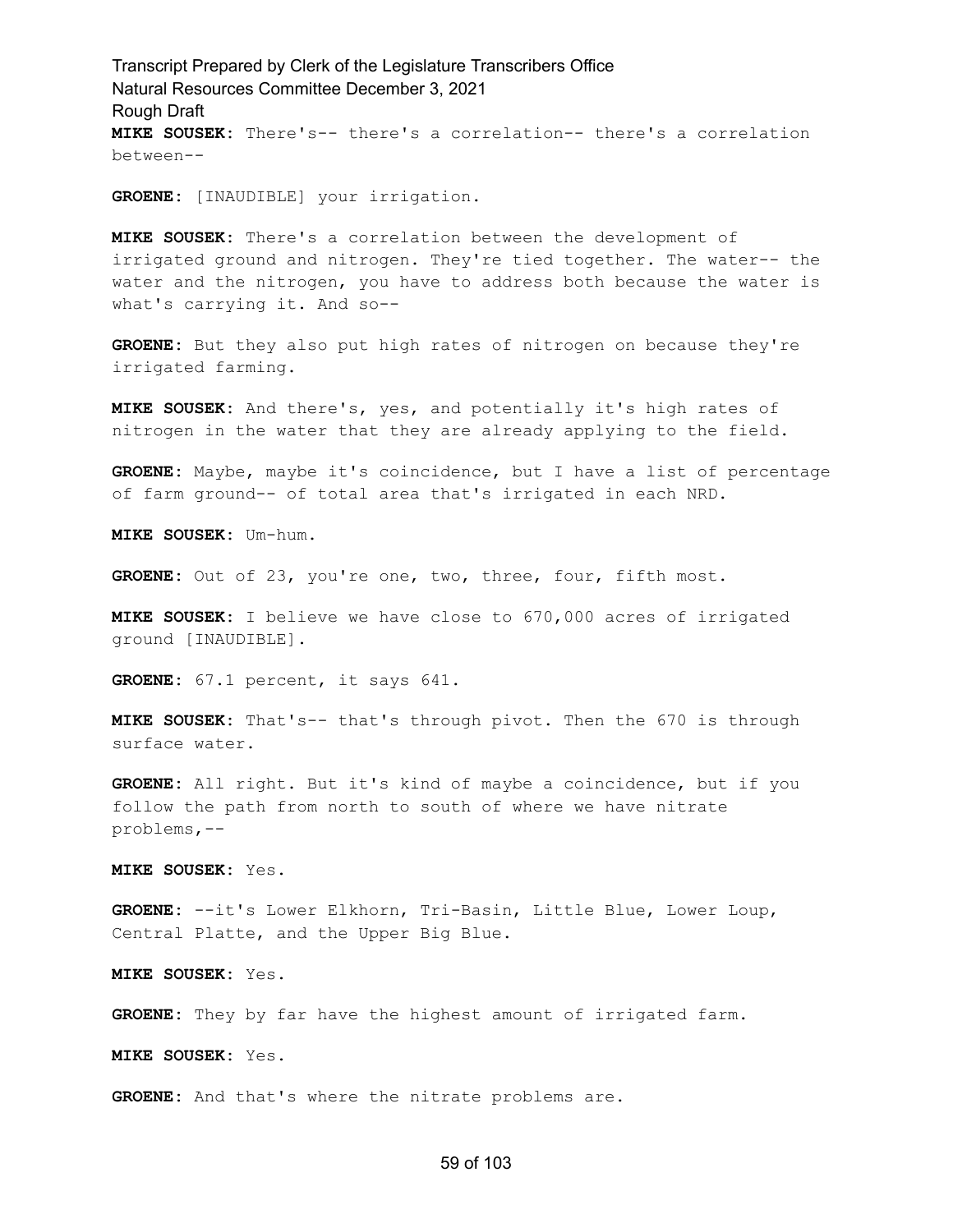**MIKE SOUSEK:** There's-- there's a correlation-- there's a correlation between--

**GROENE:** [INAUDIBLE] your irrigation.

**MIKE SOUSEK:** There's a correlation between the development of irrigated ground and nitrogen. They're tied together. The water-- the water and the nitrogen, you have to address both because the water is what's carrying it. And so--

**GROENE:** But they also put high rates of nitrogen on because they're irrigated farming.

**MIKE SOUSEK:** And there's, yes, and potentially it's high rates of nitrogen in the water that they are already applying to the field.

**GROENE:** Maybe, maybe it's coincidence, but I have a list of percentage of farm ground-- of total area that's irrigated in each NRD.

**MIKE SOUSEK:** Um-hum.

**GROENE:** Out of 23, you're one, two, three, four, fifth most.

**MIKE SOUSEK:** I believe we have close to 670,000 acres of irrigated ground [INAUDIBLE].

**GROENE:** 67.1 percent, it says 641.

**MIKE SOUSEK:** That's-- that's through pivot. Then the 670 is through surface water.

**GROENE:** All right. But it's kind of maybe a coincidence, but if you follow the path from north to south of where we have nitrate problems,--

**MIKE SOUSEK:** Yes.

**GROENE:** --it's Lower Elkhorn, Tri-Basin, Little Blue, Lower Loup, Central Platte, and the Upper Big Blue.

**MIKE SOUSEK:** Yes.

**GROENE:** They by far have the highest amount of irrigated farm.

**MIKE SOUSEK:** Yes.

**GROENE:** And that's where the nitrate problems are.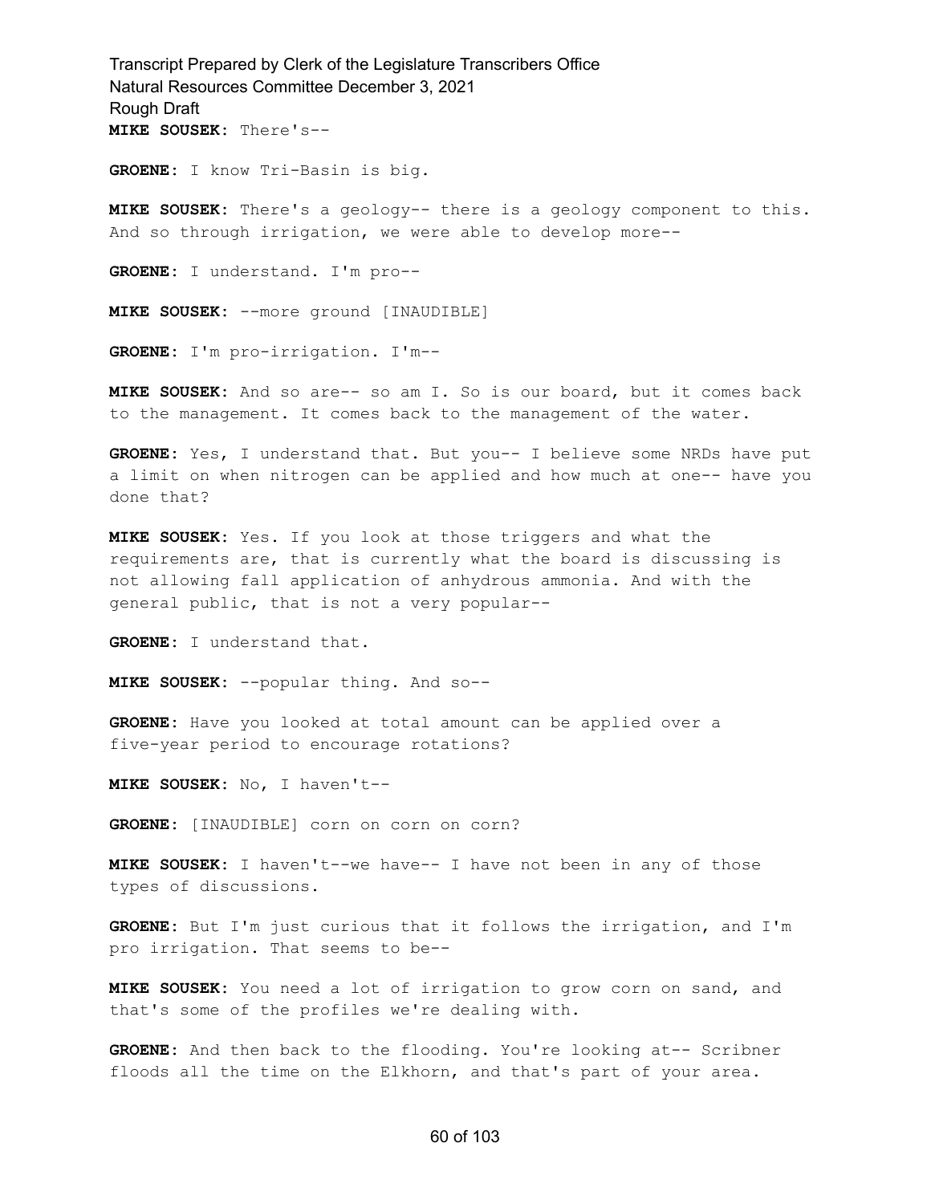**MIKE SOUSEK:** There's--

**GROENE:** I know Tri-Basin is big.

**MIKE SOUSEK:** There's a geology-- there is a geology component to this. And so through irrigation, we were able to develop more--

**GROENE:** I understand. I'm pro--

**MIKE SOUSEK:** --more ground [INAUDIBLE]

**GROENE:** I'm pro-irrigation. I'm--

**MIKE SOUSEK:** And so are-- so am I. So is our board, but it comes back to the management. It comes back to the management of the water.

**GROENE:** Yes, I understand that. But you-- I believe some NRDs have put a limit on when nitrogen can be applied and how much at one-- have you done that?

**MIKE SOUSEK:** Yes. If you look at those triggers and what the requirements are, that is currently what the board is discussing is not allowing fall application of anhydrous ammonia. And with the general public, that is not a very popular--

**GROENE:** I understand that.

**MIKE SOUSEK:** --popular thing. And so--

**GROENE:** Have you looked at total amount can be applied over a five-year period to encourage rotations?

**MIKE SOUSEK:** No, I haven't--

**GROENE:** [INAUDIBLE] corn on corn on corn?

**MIKE SOUSEK:** I haven't--we have-- I have not been in any of those types of discussions.

**GROENE:** But I'm just curious that it follows the irrigation, and I'm pro irrigation. That seems to be--

**MIKE SOUSEK:** You need a lot of irrigation to grow corn on sand, and that's some of the profiles we're dealing with.

**GROENE:** And then back to the flooding. You're looking at-- Scribner floods all the time on the Elkhorn, and that's part of your area.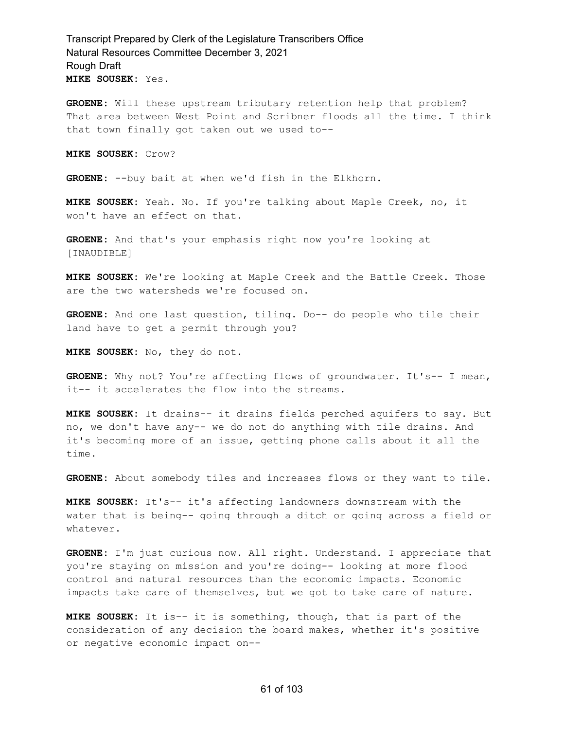**MIKE SOUSEK:** Yes.

**GROENE:** Will these upstream tributary retention help that problem? That area between West Point and Scribner floods all the time. I think that town finally got taken out we used to--

**MIKE SOUSEK:** Crow?

**GROENE:** --buy bait at when we'd fish in the Elkhorn.

**MIKE SOUSEK:** Yeah. No. If you're talking about Maple Creek, no, it won't have an effect on that.

**GROENE:** And that's your emphasis right now you're looking at [INAUDIBLE]

**MIKE SOUSEK:** We're looking at Maple Creek and the Battle Creek. Those are the two watersheds we're focused on.

**GROENE:** And one last question, tiling. Do-- do people who tile their land have to get a permit through you?

**MIKE SOUSEK:** No, they do not.

**GROENE:** Why not? You're affecting flows of groundwater. It's-- I mean, it-- it accelerates the flow into the streams.

**MIKE SOUSEK:** It drains-- it drains fields perched aquifers to say. But no, we don't have any-- we do not do anything with tile drains. And it's becoming more of an issue, getting phone calls about it all the time.

**GROENE:** About somebody tiles and increases flows or they want to tile.

**MIKE SOUSEK:** It's-- it's affecting landowners downstream with the water that is being-- going through a ditch or going across a field or whatever.

**GROENE:** I'm just curious now. All right. Understand. I appreciate that you're staying on mission and you're doing-- looking at more flood control and natural resources than the economic impacts. Economic impacts take care of themselves, but we got to take care of nature.

**MIKE SOUSEK:** It is-- it is something, though, that is part of the consideration of any decision the board makes, whether it's positive or negative economic impact on--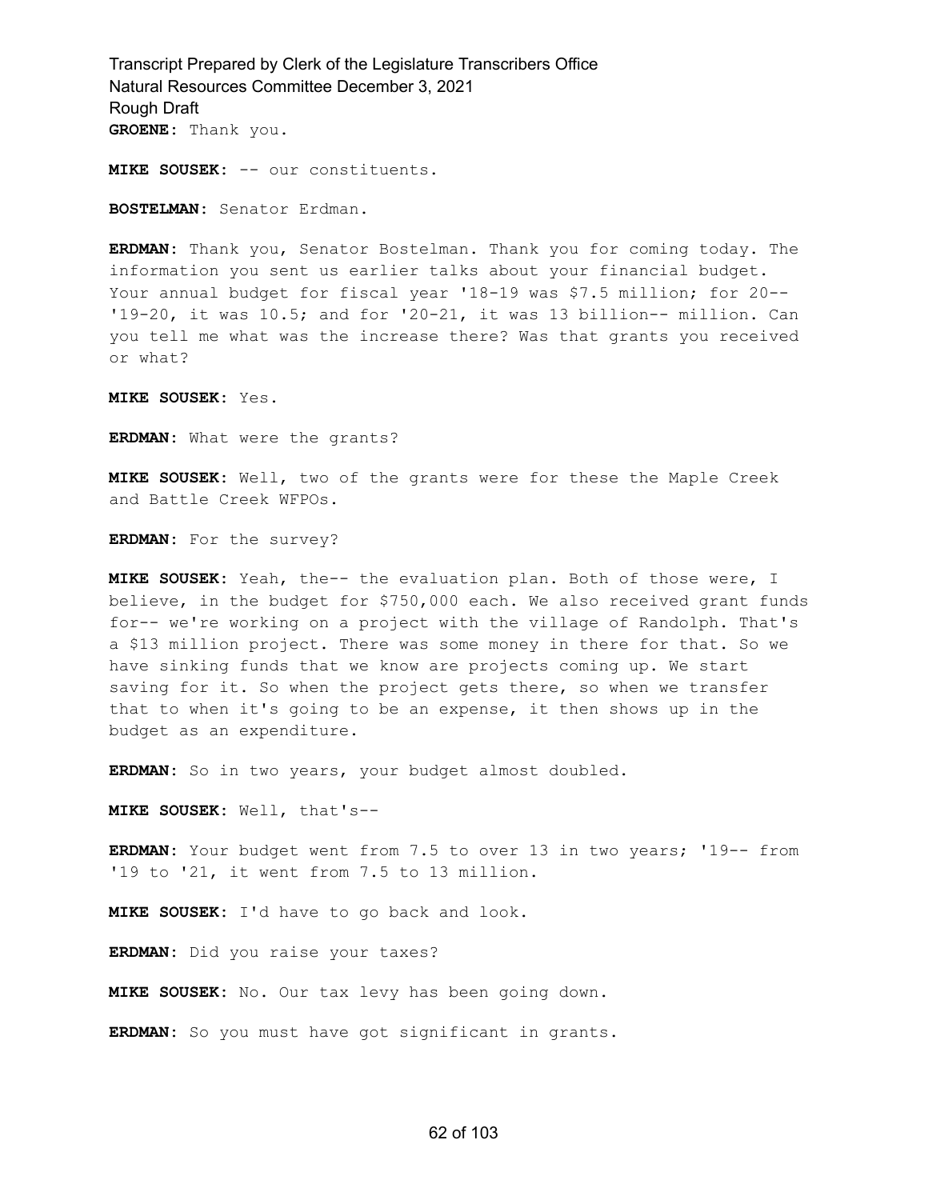**GROENE:** Thank you.

**MIKE SOUSEK:** -- our constituents.

**BOSTELMAN:** Senator Erdman.

**ERDMAN:** Thank you, Senator Bostelman. Thank you for coming today. The information you sent us earlier talks about your financial budget. Your annual budget for fiscal year '18-19 was $7.5 million; for 20-- '19-20, it was 10.5; and for '20-21, it was 13 billion-- million. Can you tell me what was the increase there? Was that grants you received or what?

**MIKE SOUSEK:** Yes.

**ERDMAN:** What were the grants?

**MIKE SOUSEK:** Well, two of the grants were for these the Maple Creek and Battle Creek WFPOs.

**ERDMAN:** For the survey?

**MIKE SOUSEK:** Yeah, the-- the evaluation plan. Both of those were, I believe, in the budget for $750,000 each. We also received grant funds for-- we're working on a project with the village of Randolph. That's a $13 million project. There was some money in there for that. So we have sinking funds that we know are projects coming up. We start saving for it. So when the project gets there, so when we transfer that to when it's going to be an expense, it then shows up in the budget as an expenditure.

**ERDMAN:** So in two years, your budget almost doubled.

**MIKE SOUSEK:** Well, that's--

**ERDMAN:** Your budget went from 7.5 to over 13 in two years; '19-- from '19 to '21, it went from 7.5 to 13 million.

**MIKE SOUSEK:** I'd have to go back and look.

**ERDMAN:** Did you raise your taxes?

**MIKE SOUSEK:** No. Our tax levy has been going down.

**ERDMAN:** So you must have got significant in grants.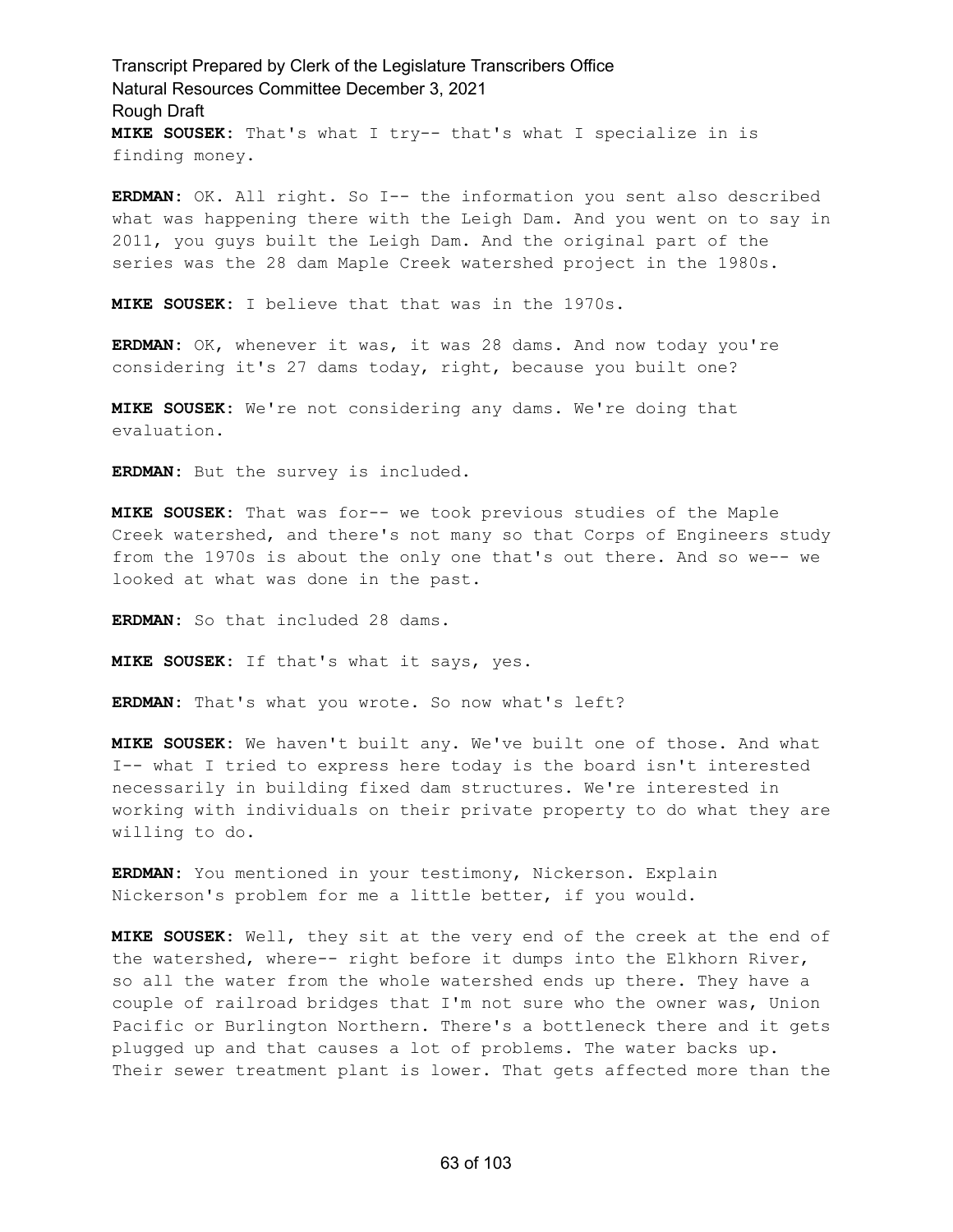**MIKE SOUSEK:** That's what I try-- that's what I specialize in is finding money.

**ERDMAN:** OK. All right. So I-- the information you sent also described what was happening there with the Leigh Dam. And you went on to say in 2011, you guys built the Leigh Dam. And the original part of the series was the 28 dam Maple Creek watershed project in the 1980s.

**MIKE SOUSEK:** I believe that that was in the 1970s.

**ERDMAN:** OK, whenever it was, it was 28 dams. And now today you're considering it's 27 dams today, right, because you built one?

**MIKE SOUSEK:** We're not considering any dams. We're doing that evaluation.

**ERDMAN:** But the survey is included.

**MIKE SOUSEK:** That was for-- we took previous studies of the Maple Creek watershed, and there's not many so that Corps of Engineers study from the 1970s is about the only one that's out there. And so we-- we looked at what was done in the past.

**ERDMAN:** So that included 28 dams.

**MIKE SOUSEK:** If that's what it says, yes.

**ERDMAN:** That's what you wrote. So now what's left?

**MIKE SOUSEK:** We haven't built any. We've built one of those. And what I-- what I tried to express here today is the board isn't interested necessarily in building fixed dam structures. We're interested in working with individuals on their private property to do what they are willing to do.

**ERDMAN:** You mentioned in your testimony, Nickerson. Explain Nickerson's problem for me a little better, if you would.

**MIKE SOUSEK:** Well, they sit at the very end of the creek at the end of the watershed, where-- right before it dumps into the Elkhorn River, so all the water from the whole watershed ends up there. They have a couple of railroad bridges that I'm not sure who the owner was, Union Pacific or Burlington Northern. There's a bottleneck there and it gets plugged up and that causes a lot of problems. The water backs up. Their sewer treatment plant is lower. That gets affected more than the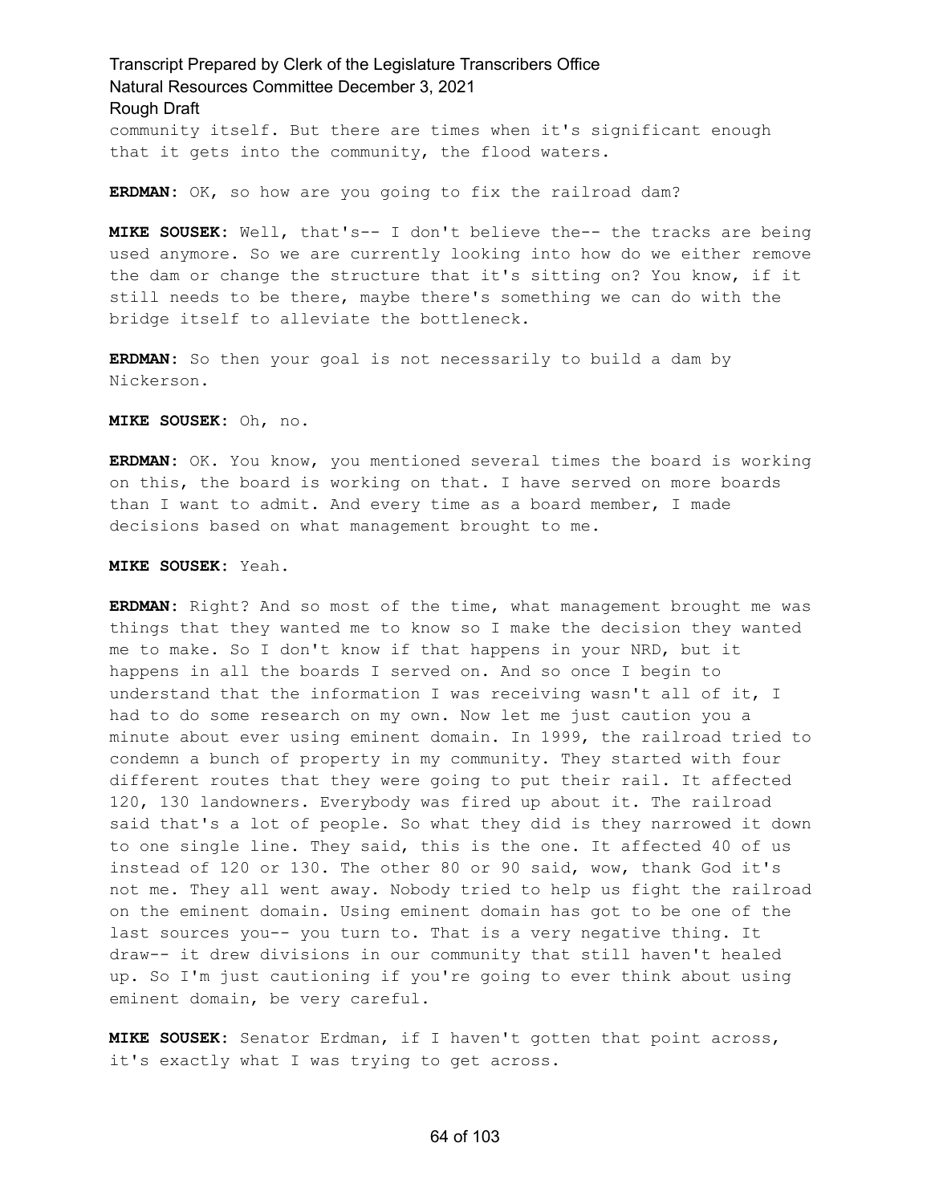community itself. But there are times when it's significant enough that it gets into the community, the flood waters.

**ERDMAN:** OK, so how are you going to fix the railroad dam?

**MIKE SOUSEK:** Well, that's-- I don't believe the-- the tracks are being used anymore. So we are currently looking into how do we either remove the dam or change the structure that it's sitting on? You know, if it still needs to be there, maybe there's something we can do with the bridge itself to alleviate the bottleneck.

**ERDMAN:** So then your goal is not necessarily to build a dam by Nickerson.

**MIKE SOUSEK:** Oh, no.

**ERDMAN:** OK. You know, you mentioned several times the board is working on this, the board is working on that. I have served on more boards than I want to admit. And every time as a board member, I made decisions based on what management brought to me.

**MIKE SOUSEK:** Yeah.

**ERDMAN:** Right? And so most of the time, what management brought me was things that they wanted me to know so I make the decision they wanted me to make. So I don't know if that happens in your NRD, but it happens in all the boards I served on. And so once I begin to understand that the information I was receiving wasn't all of it, I had to do some research on my own. Now let me just caution you a minute about ever using eminent domain. In 1999, the railroad tried to condemn a bunch of property in my community. They started with four different routes that they were going to put their rail. It affected 120, 130 landowners. Everybody was fired up about it. The railroad said that's a lot of people. So what they did is they narrowed it down to one single line. They said, this is the one. It affected 40 of us instead of 120 or 130. The other 80 or 90 said, wow, thank God it's not me. They all went away. Nobody tried to help us fight the railroad on the eminent domain. Using eminent domain has got to be one of the last sources you-- you turn to. That is a very negative thing. It draw-- it drew divisions in our community that still haven't healed up. So I'm just cautioning if you're going to ever think about using eminent domain, be very careful.

**MIKE SOUSEK:** Senator Erdman, if I haven't gotten that point across, it's exactly what I was trying to get across.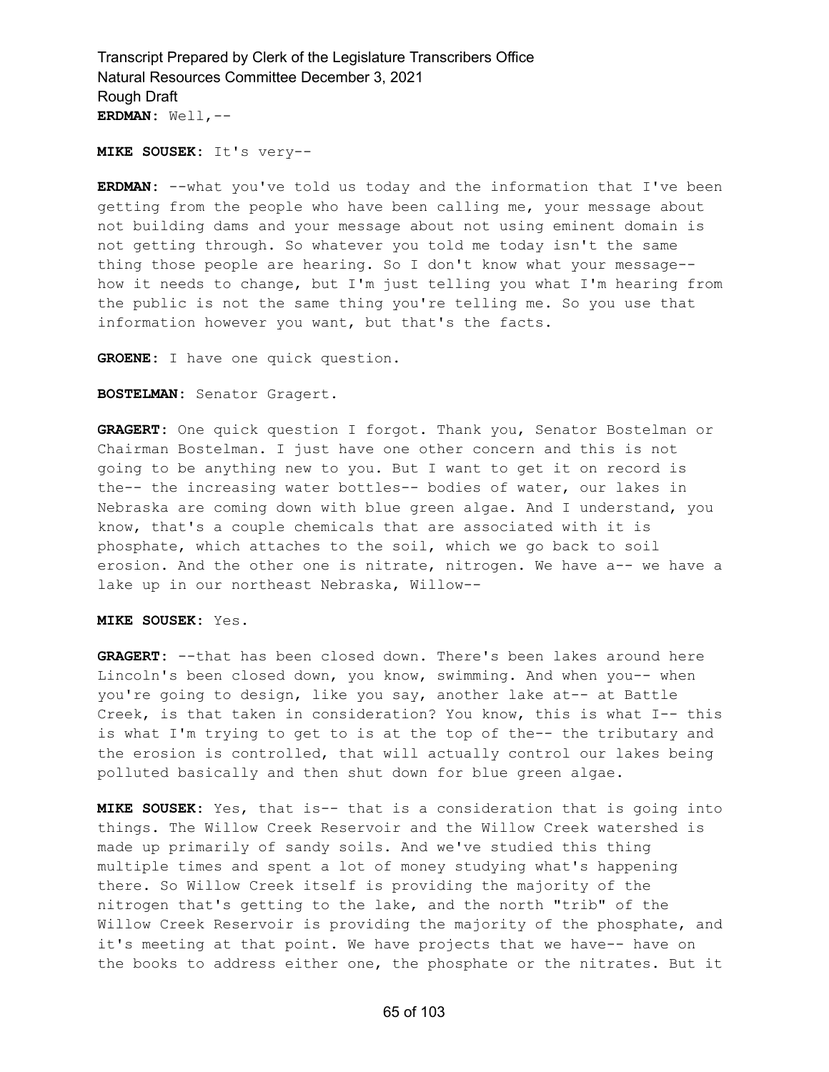**ERDMAN:** Well,--

**MIKE SOUSEK:** It's very--

**ERDMAN:** --what you've told us today and the information that I've been getting from the people who have been calling me, your message about not building dams and your message about not using eminent domain is not getting through. So whatever you told me today isn't the same thing those people are hearing. So I don't know what your message-- how it needs to change, but I'm just telling you what I'm hearing from the public is not the same thing you're telling me. So you use that information however you want, but that's the facts.

**GROENE:** I have one quick question.

**BOSTELMAN:** Senator Gragert.

**GRAGERT:** One quick question I forgot. Thank you, Senator Bostelman or Chairman Bostelman. I just have one other concern and this is not going to be anything new to you. But I want to get it on record is the-- the increasing water bottles-- bodies of water, our lakes in Nebraska are coming down with blue green algae. And I understand, you know, that's a couple chemicals that are associated with it is phosphate, which attaches to the soil, which we go back to soil erosion. And the other one is nitrate, nitrogen. We have a-- we have a lake up in our northeast Nebraska, Willow--

**MIKE SOUSEK:** Yes.

**GRAGERT:** --that has been closed down. There's been lakes around here Lincoln's been closed down, you know, swimming. And when you-- when you're going to design, like you say, another lake at-- at Battle Creek, is that taken in consideration? You know, this is what I-- this is what I'm trying to get to is at the top of the-- the tributary and the erosion is controlled, that will actually control our lakes being polluted basically and then shut down for blue green algae.

**MIKE SOUSEK:** Yes, that is-- that is a consideration that is going into things. The Willow Creek Reservoir and the Willow Creek watershed is made up primarily of sandy soils. And we've studied this thing multiple times and spent a lot of money studying what's happening there. So Willow Creek itself is providing the majority of the nitrogen that's getting to the lake, and the north "trib" of the Willow Creek Reservoir is providing the majority of the phosphate, and it's meeting at that point. We have projects that we have-- have on the books to address either one, the phosphate or the nitrates. But it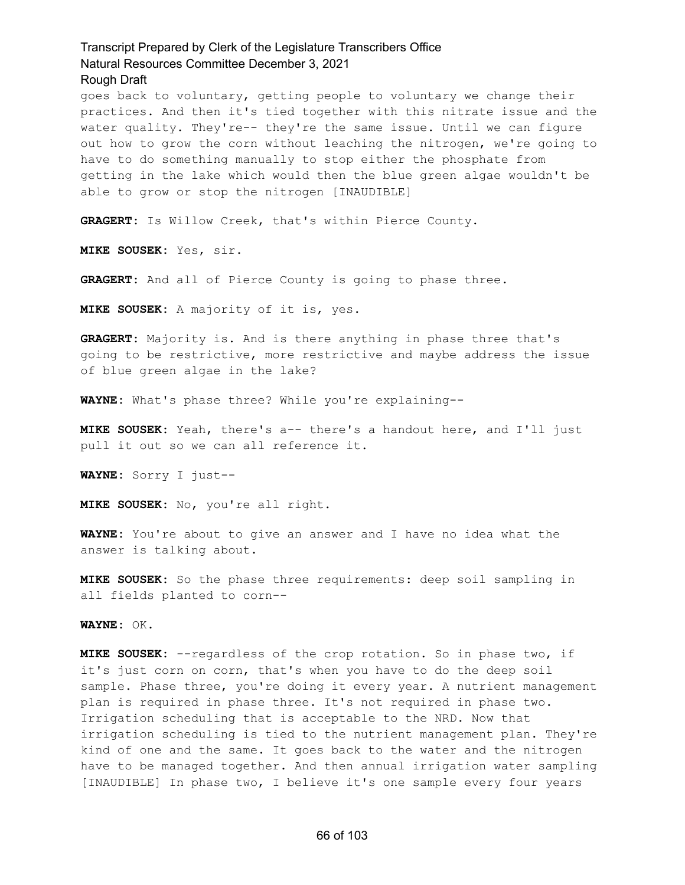goes back to voluntary, getting people to voluntary we change their practices. And then it's tied together with this nitrate issue and the water quality. They're-- they're the same issue. Until we can figure out how to grow the corn without leaching the nitrogen, we're going to have to do something manually to stop either the phosphate from getting in the lake which would then the blue green algae wouldn't be able to grow or stop the nitrogen [INAUDIBLE]

**GRAGERT:** Is Willow Creek, that's within Pierce County.

**MIKE SOUSEK:** Yes, sir.

**GRAGERT:** And all of Pierce County is going to phase three.

**MIKE SOUSEK:** A majority of it is, yes.

**GRAGERT:** Majority is. And is there anything in phase three that's going to be restrictive, more restrictive and maybe address the issue of blue green algae in the lake?

**WAYNE:** What's phase three? While you're explaining--

**MIKE SOUSEK:** Yeah, there's a-- there's a handout here, and I'll just pull it out so we can all reference it.

**WAYNE:** Sorry I just--

**MIKE SOUSEK:** No, you're all right.

**WAYNE:** You're about to give an answer and I have no idea what the answer is talking about.

**MIKE SOUSEK:** So the phase three requirements: deep soil sampling in all fields planted to corn--

**WAYNE:** OK.

**MIKE SOUSEK:** --regardless of the crop rotation. So in phase two, if it's just corn on corn, that's when you have to do the deep soil sample. Phase three, you're doing it every year. A nutrient management plan is required in phase three. It's not required in phase two. Irrigation scheduling that is acceptable to the NRD. Now that irrigation scheduling is tied to the nutrient management plan. They're kind of one and the same. It goes back to the water and the nitrogen have to be managed together. And then annual irrigation water sampling [INAUDIBLE] In phase two, I believe it's one sample every four years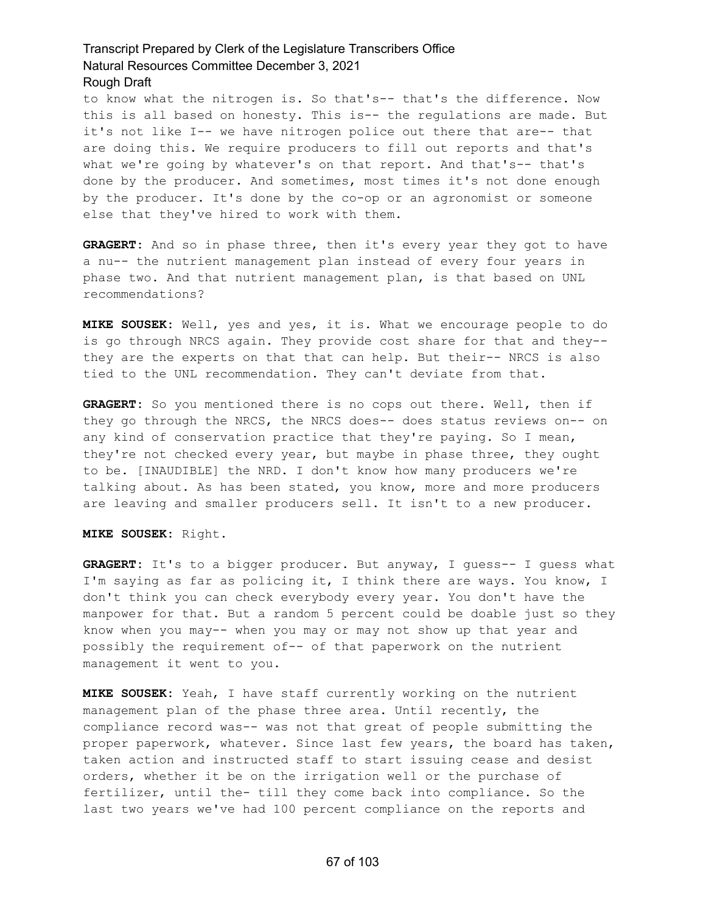to know what the nitrogen is. So that's-- that's the difference. Now this is all based on honesty. This is-- the regulations are made. But it's not like I-- we have nitrogen police out there that are-- that are doing this. We require producers to fill out reports and that's what we're going by whatever's on that report. And that's-- that's done by the producer. And sometimes, most times it's not done enough by the producer. It's done by the co-op or an agronomist or someone else that they've hired to work with them.

**GRAGERT:** And so in phase three, then it's every year they got to have a nu-- the nutrient management plan instead of every four years in phase two. And that nutrient management plan, is that based on UNL recommendations?

**MIKE SOUSEK:** Well, yes and yes, it is. What we encourage people to do is go through NRCS again. They provide cost share for that and they-- they are the experts on that that can help. But their-- NRCS is also tied to the UNL recommendation. They can't deviate from that.

**GRAGERT:** So you mentioned there is no cops out there. Well, then if they go through the NRCS, the NRCS does-- does status reviews on-- on any kind of conservation practice that they're paying. So I mean, they're not checked every year, but maybe in phase three, they ought to be. [INAUDIBLE] the NRD. I don't know how many producers we're talking about. As has been stated, you know, more and more producers are leaving and smaller producers sell. It isn't to a new producer.

**MIKE SOUSEK:** Right.

**GRAGERT:** It's to a bigger producer. But anyway, I guess-- I guess what I'm saying as far as policing it, I think there are ways. You know, I don't think you can check everybody every year. You don't have the manpower for that. But a random 5 percent could be doable just so they know when you may-- when you may or may not show up that year and possibly the requirement of-- of that paperwork on the nutrient management it went to you.

**MIKE SOUSEK:** Yeah, I have staff currently working on the nutrient management plan of the phase three area. Until recently, the compliance record was-- was not that great of people submitting the proper paperwork, whatever. Since last few years, the board has taken, taken action and instructed staff to start issuing cease and desist orders, whether it be on the irrigation well or the purchase of fertilizer, until the- till they come back into compliance. So the last two years we've had 100 percent compliance on the reports and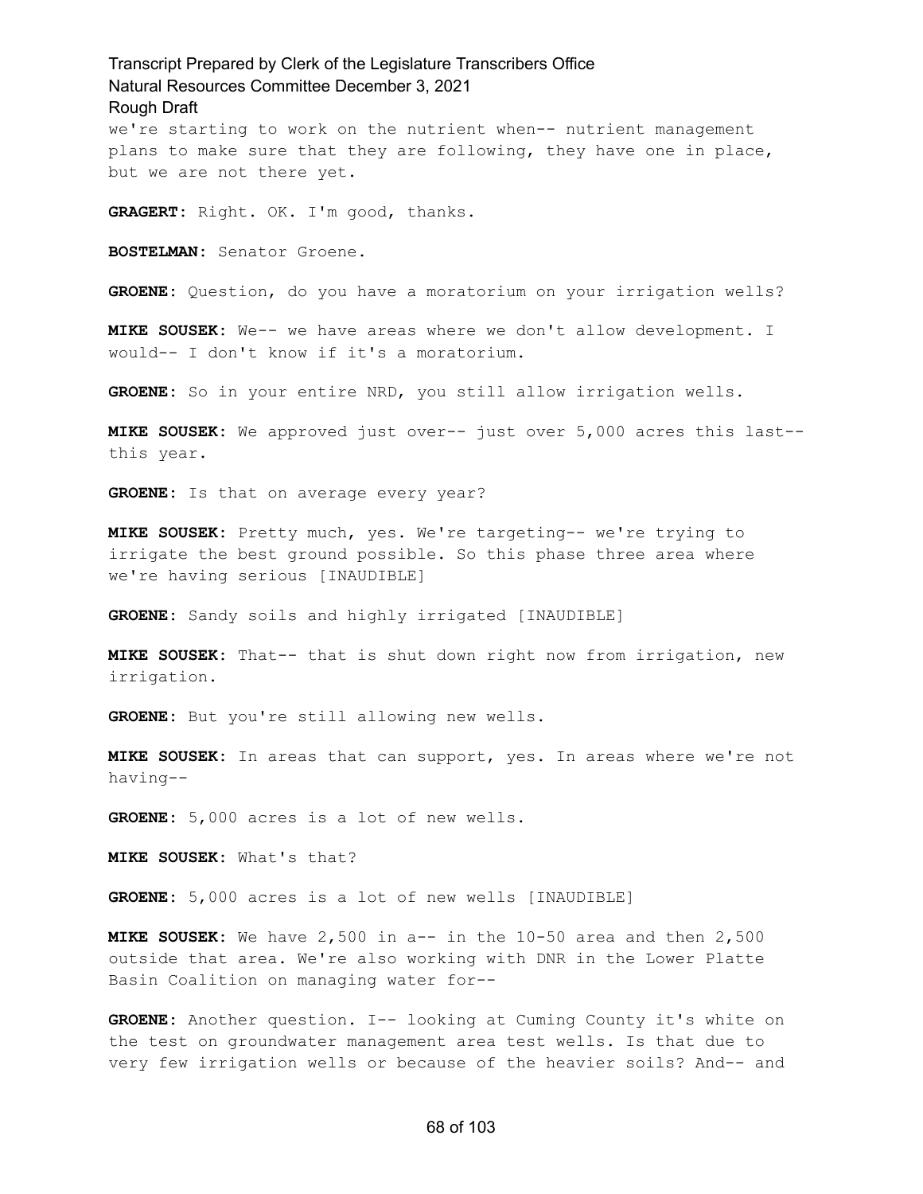we're starting to work on the nutrient when-- nutrient management plans to make sure that they are following, they have one in place, but we are not there yet.

**GRAGERT:** Right. OK. I'm good, thanks.

**BOSTELMAN:** Senator Groene.

**GROENE:** Question, do you have a moratorium on your irrigation wells?

**MIKE SOUSEK:** We-- we have areas where we don't allow development. I would-- I don't know if it's a moratorium.

**GROENE:** So in your entire NRD, you still allow irrigation wells.

**MIKE SOUSEK:** We approved just over-- just over 5,000 acres this last-- this year.

**GROENE:** Is that on average every year?

**MIKE SOUSEK:** Pretty much, yes. We're targeting-- we're trying to irrigate the best ground possible. So this phase three area where we're having serious [INAUDIBLE]

**GROENE:** Sandy soils and highly irrigated [INAUDIBLE]

**MIKE SOUSEK:** That-- that is shut down right now from irrigation, new irrigation.

**GROENE:** But you're still allowing new wells.

**MIKE SOUSEK:** In areas that can support, yes. In areas where we're not having--

**GROENE:** 5,000 acres is a lot of new wells.

**MIKE SOUSEK:** What's that?

**GROENE:** 5,000 acres is a lot of new wells [INAUDIBLE]

**MIKE SOUSEK:** We have 2,500 in a-- in the 10-50 area and then 2,500 outside that area. We're also working with DNR in the Lower Platte Basin Coalition on managing water for--

**GROENE:** Another question. I-- looking at Cuming County it's white on the test on groundwater management area test wells. Is that due to very few irrigation wells or because of the heavier soils? And-- and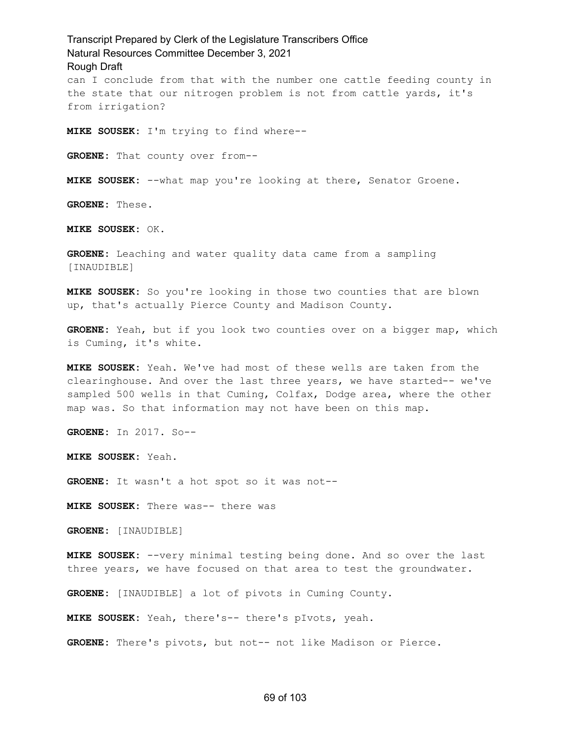can I conclude from that with the number one cattle feeding county in the state that our nitrogen problem is not from cattle yards, it's from irrigation?

**MIKE SOUSEK:** I'm trying to find where--

**GROENE:** That county over from--

**MIKE SOUSEK:** --what map you're looking at there, Senator Groene.

**GROENE:** These.

**MIKE SOUSEK:** OK.

**GROENE:** Leaching and water quality data came from a sampling [INAUDIBLE]

**MIKE SOUSEK:** So you're looking in those two counties that are blown up, that's actually Pierce County and Madison County.

**GROENE:** Yeah, but if you look two counties over on a bigger map, which is Cuming, it's white.

**MIKE SOUSEK:** Yeah. We've had most of these wells are taken from the clearinghouse. And over the last three years, we have started-- we've sampled 500 wells in that Cuming, Colfax, Dodge area, where the other map was. So that information may not have been on this map.

**GROENE:** In 2017. So--

**MIKE SOUSEK:** Yeah.

**GROENE:** It wasn't a hot spot so it was not--

**MIKE SOUSEK:** There was-- there was

**GROENE:** [INAUDIBLE]

**MIKE SOUSEK:** --very minimal testing being done. And so over the last three years, we have focused on that area to test the groundwater.

**GROENE:** [INAUDIBLE] a lot of pivots in Cuming County.

**MIKE SOUSEK:** Yeah, there's-- there's pIvots, yeah.

**GROENE:** There's pivots, but not-- not like Madison or Pierce.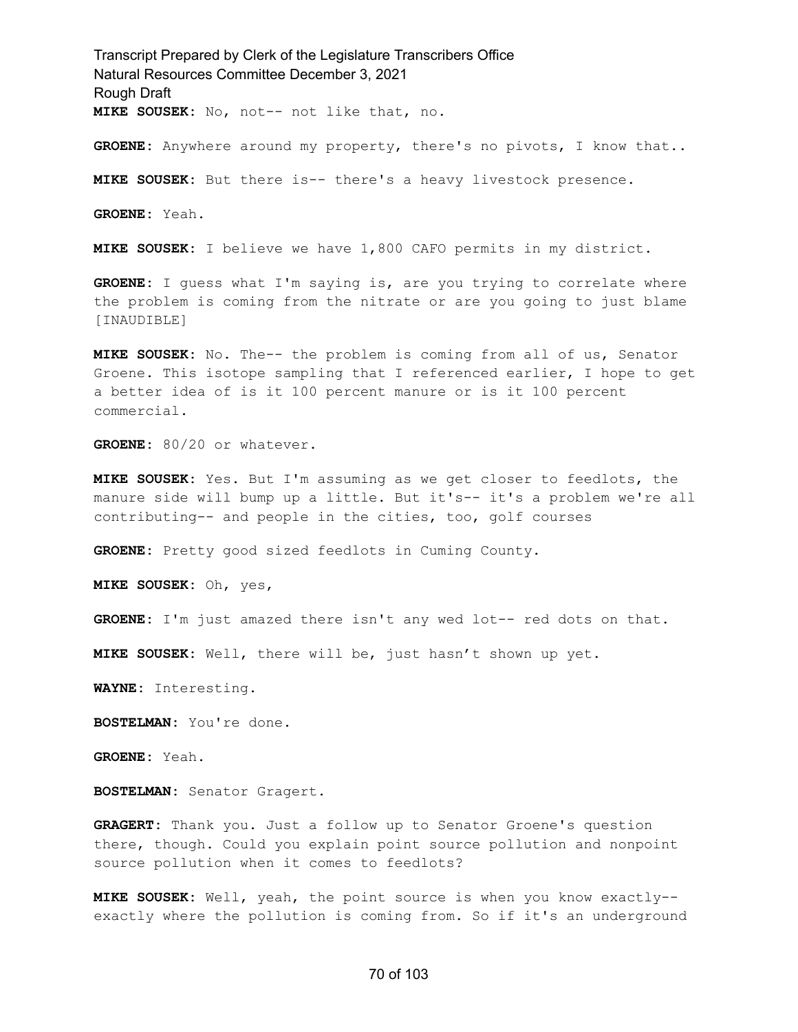**MIKE SOUSEK:** No, not-- not like that, no.

**GROENE:** Anywhere around my property, there's no pivots, I know that..

**MIKE SOUSEK:** But there is-- there's a heavy livestock presence.

**GROENE:** Yeah.

**MIKE SOUSEK:** I believe we have 1,800 CAFO permits in my district.

**GROENE:** I guess what I'm saying is, are you trying to correlate where the problem is coming from the nitrate or are you going to just blame [INAUDIBLE]

**MIKE SOUSEK:** No. The-- the problem is coming from all of us, Senator Groene. This isotope sampling that I referenced earlier, I hope to get a better idea of is it 100 percent manure or is it 100 percent commercial.

**GROENE:** 80/20 or whatever.

**MIKE SOUSEK:** Yes. But I'm assuming as we get closer to feedlots, the manure side will bump up a little. But it's-- it's a problem we're all contributing-- and people in the cities, too, golf courses

**GROENE:** Pretty good sized feedlots in Cuming County.

**MIKE SOUSEK:** Oh, yes,

**GROENE:** I'm just amazed there isn't any wed lot-- red dots on that.

**MIKE SOUSEK:** Well, there will be, just hasn't shown up yet.

**WAYNE:** Interesting.

**BOSTELMAN:** You're done.

**GROENE:** Yeah.

**BOSTELMAN:** Senator Gragert.

**GRAGERT:** Thank you. Just a follow up to Senator Groene's question there, though. Could you explain point source pollution and nonpoint source pollution when it comes to feedlots?

**MIKE SOUSEK:** Well, yeah, the point source is when you know exactly-- exactly where the pollution is coming from. So if it's an underground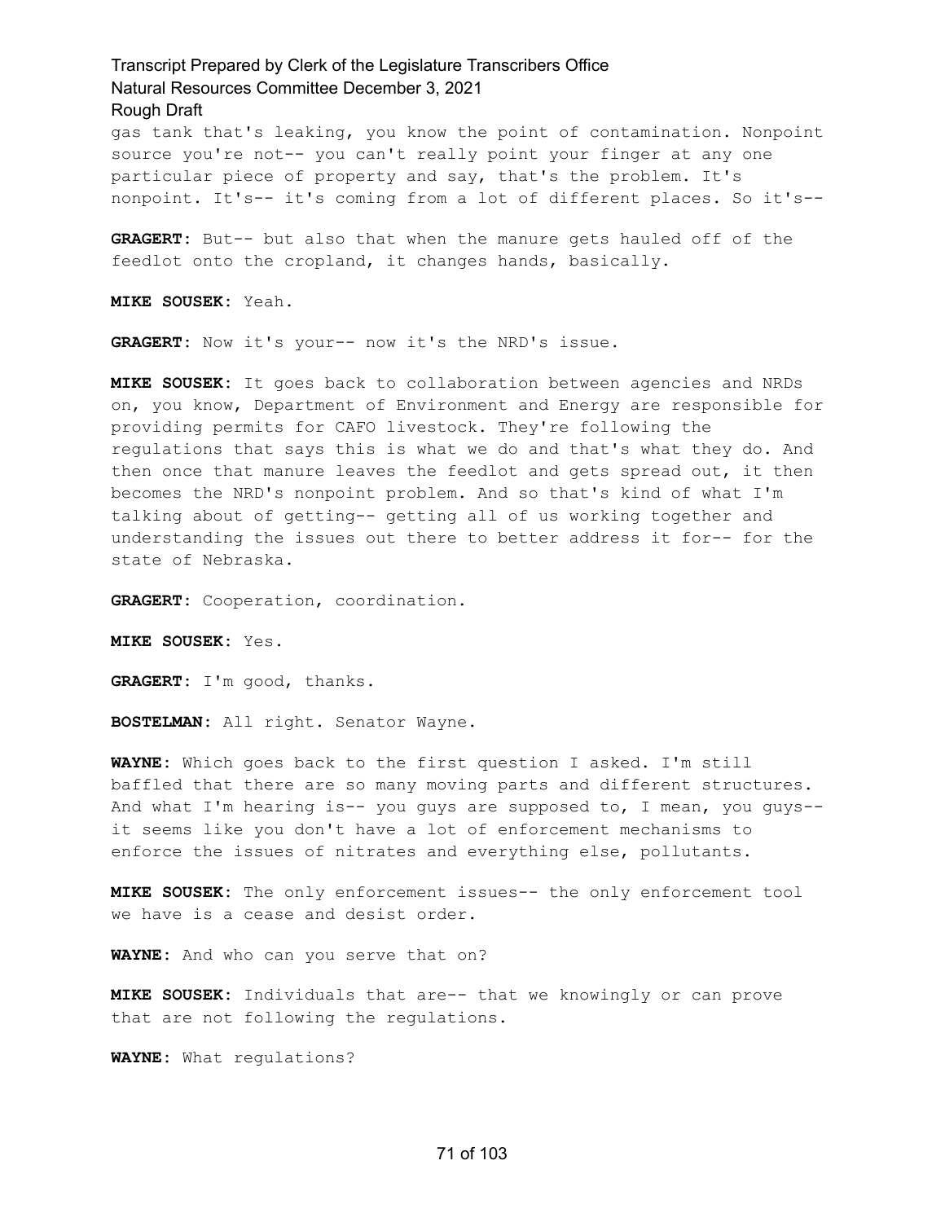gas tank that's leaking, you know the point of contamination. Nonpoint source you're not-- you can't really point your finger at any one particular piece of property and say, that's the problem. It's nonpoint. It's-- it's coming from a lot of different places. So it's--

**GRAGERT:** But-- but also that when the manure gets hauled off of the feedlot onto the cropland, it changes hands, basically.

**MIKE SOUSEK:** Yeah.

**GRAGERT:** Now it's your-- now it's the NRD's issue.

**MIKE SOUSEK:** It goes back to collaboration between agencies and NRDs on, you know, Department of Environment and Energy are responsible for providing permits for CAFO livestock. They're following the regulations that says this is what we do and that's what they do. And then once that manure leaves the feedlot and gets spread out, it then becomes the NRD's nonpoint problem. And so that's kind of what I'm talking about of getting-- getting all of us working together and understanding the issues out there to better address it for-- for the state of Nebraska.

**GRAGERT:** Cooperation, coordination.

**MIKE SOUSEK:** Yes.

**GRAGERT:** I'm good, thanks.

**BOSTELMAN:** All right. Senator Wayne.

**WAYNE:** Which goes back to the first question I asked. I'm still baffled that there are so many moving parts and different structures. And what I'm hearing is-- you guys are supposed to, I mean, you guys-- it seems like you don't have a lot of enforcement mechanisms to enforce the issues of nitrates and everything else, pollutants.

**MIKE SOUSEK:** The only enforcement issues-- the only enforcement tool we have is a cease and desist order.

**WAYNE:** And who can you serve that on?

**MIKE SOUSEK:** Individuals that are-- that we knowingly or can prove that are not following the regulations.

**WAYNE:** What regulations?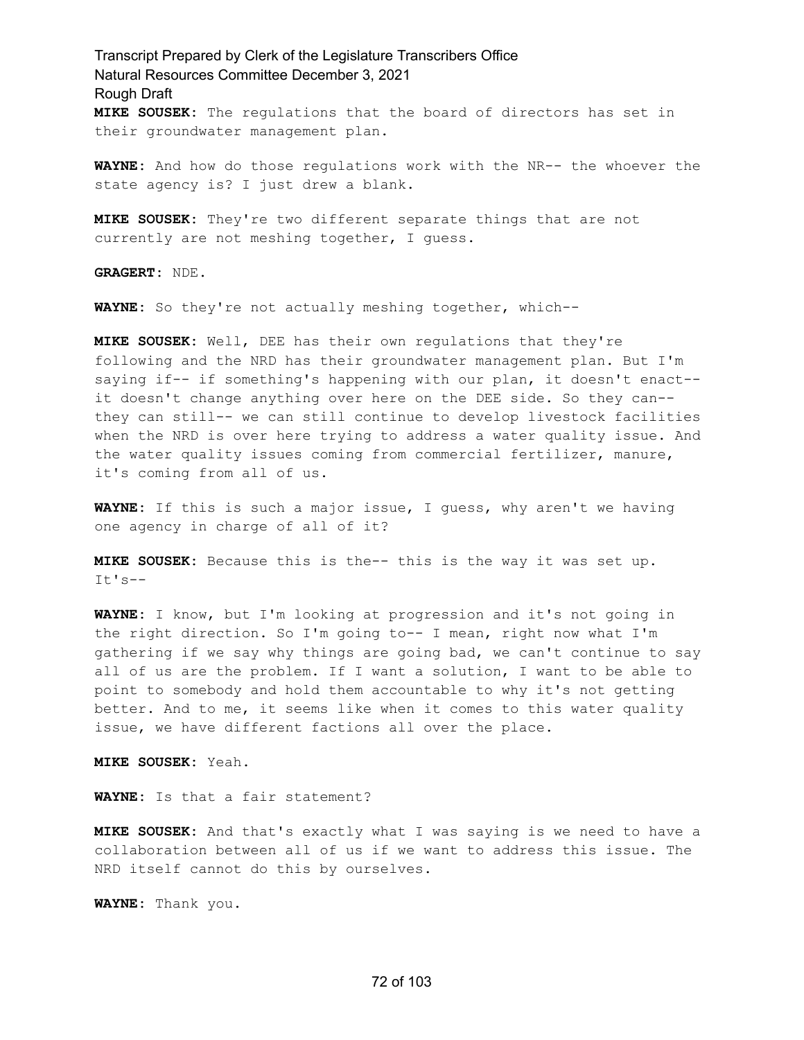**MIKE SOUSEK:** The regulations that the board of directors has set in their groundwater management plan.

**WAYNE:** And how do those regulations work with the NR-- the whoever the state agency is? I just drew a blank.

**MIKE SOUSEK:** They're two different separate things that are not currently are not meshing together, I guess.

**GRAGERT:** NDE.

**WAYNE:** So they're not actually meshing together, which--

**MIKE SOUSEK:** Well, DEE has their own regulations that they're following and the NRD has their groundwater management plan. But I'm saying if-- if something's happening with our plan, it doesn't enact-- it doesn't change anything over here on the DEE side. So they can-- they can still-- we can still continue to develop livestock facilities when the NRD is over here trying to address a water quality issue. And the water quality issues coming from commercial fertilizer, manure, it's coming from all of us.

**WAYNE:** If this is such a major issue, I guess, why aren't we having one agency in charge of all of it?

**MIKE SOUSEK:** Because this is the-- this is the way it was set up. It's--

**WAYNE:** I know, but I'm looking at progression and it's not going in the right direction. So I'm going to-- I mean, right now what I'm gathering if we say why things are going bad, we can't continue to say all of us are the problem. If I want a solution, I want to be able to point to somebody and hold them accountable to why it's not getting better. And to me, it seems like when it comes to this water quality issue, we have different factions all over the place.

**MIKE SOUSEK:** Yeah.

**WAYNE:** Is that a fair statement?

**MIKE SOUSEK:** And that's exactly what I was saying is we need to have a collaboration between all of us if we want to address this issue. The NRD itself cannot do this by ourselves.

**WAYNE:** Thank you.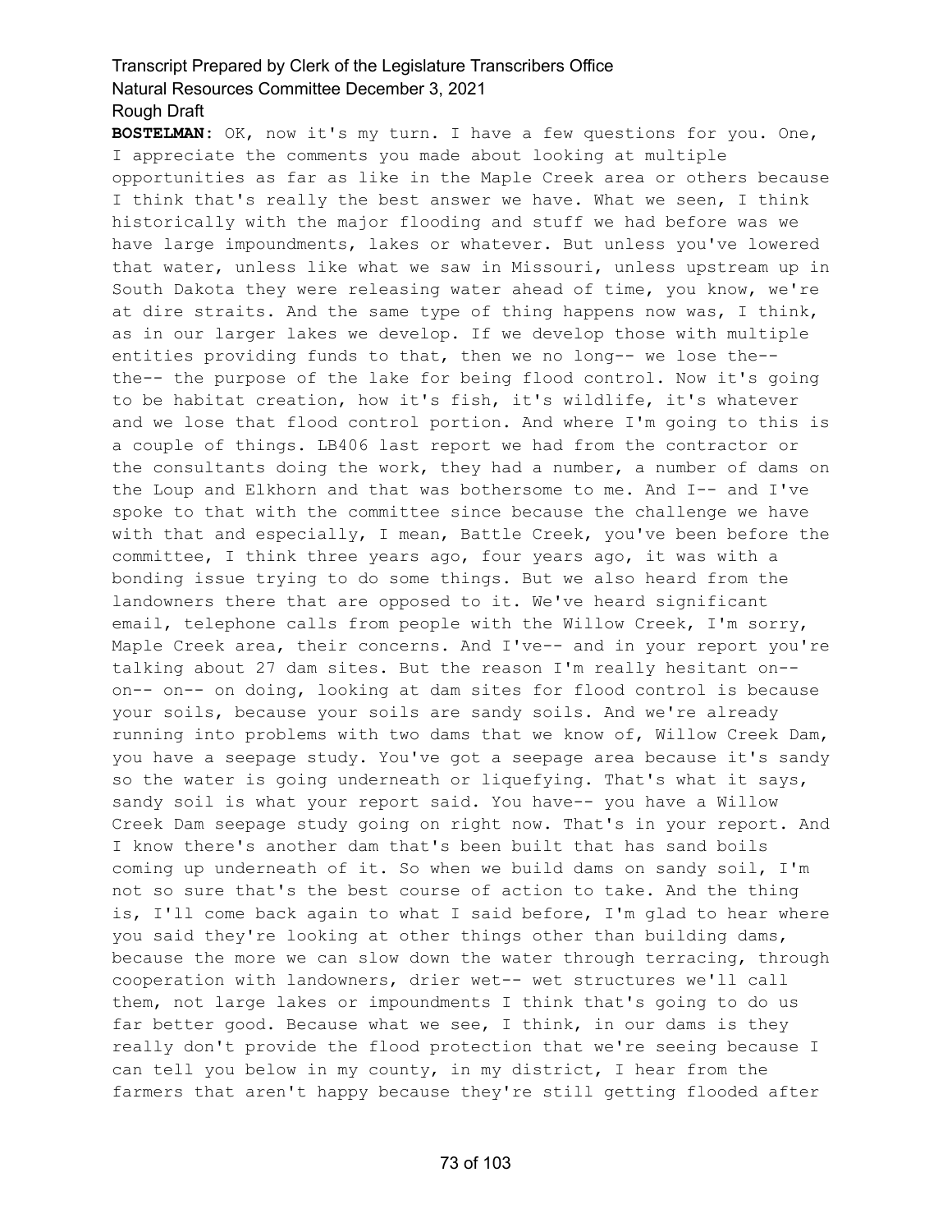**BOSTELMAN:** OK, now it's my turn. I have a few questions for you. One, I appreciate the comments you made about looking at multiple opportunities as far as like in the Maple Creek area or others because I think that's really the best answer we have. What we seen, I think historically with the major flooding and stuff we had before was we have large impoundments, lakes or whatever. But unless you've lowered that water, unless like what we saw in Missouri, unless upstream up in South Dakota they were releasing water ahead of time, you know, we're at dire straits. And the same type of thing happens now was, I think, as in our larger lakes we develop. If we develop those with multiple entities providing funds to that, then we no long-- we lose the-- the-- the purpose of the lake for being flood control. Now it's going to be habitat creation, how it's fish, it's wildlife, it's whatever and we lose that flood control portion. And where I'm going to this is a couple of things. LB406 last report we had from the contractor or the consultants doing the work, they had a number, a number of dams on the Loup and Elkhorn and that was bothersome to me. And I-- and I've spoke to that with the committee since because the challenge we have with that and especially, I mean, Battle Creek, you've been before the committee, I think three years ago, four years ago, it was with a bonding issue trying to do some things. But we also heard from the landowners there that are opposed to it. We've heard significant email, telephone calls from people with the Willow Creek, I'm sorry, Maple Creek area, their concerns. And I've-- and in your report you're talking about 27 dam sites. But the reason I'm really hesitant on-- on-- on-- on doing, looking at dam sites for flood control is because your soils, because your soils are sandy soils. And we're already running into problems with two dams that we know of, Willow Creek Dam, you have a seepage study. You've got a seepage area because it's sandy so the water is going underneath or liquefying. That's what it says, sandy soil is what your report said. You have-- you have a Willow Creek Dam seepage study going on right now. That's in your report. And I know there's another dam that's been built that has sand boils coming up underneath of it. So when we build dams on sandy soil, I'm not so sure that's the best course of action to take. And the thing is, I'll come back again to what I said before, I'm glad to hear where you said they're looking at other things other than building dams, because the more we can slow down the water through terracing, through cooperation with landowners, drier wet-- wet structures we'll call them, not large lakes or impoundments I think that's going to do us far better good. Because what we see, I think, in our dams is they really don't provide the flood protection that we're seeing because I can tell you below in my county, in my district, I hear from the farmers that aren't happy because they're still getting flooded after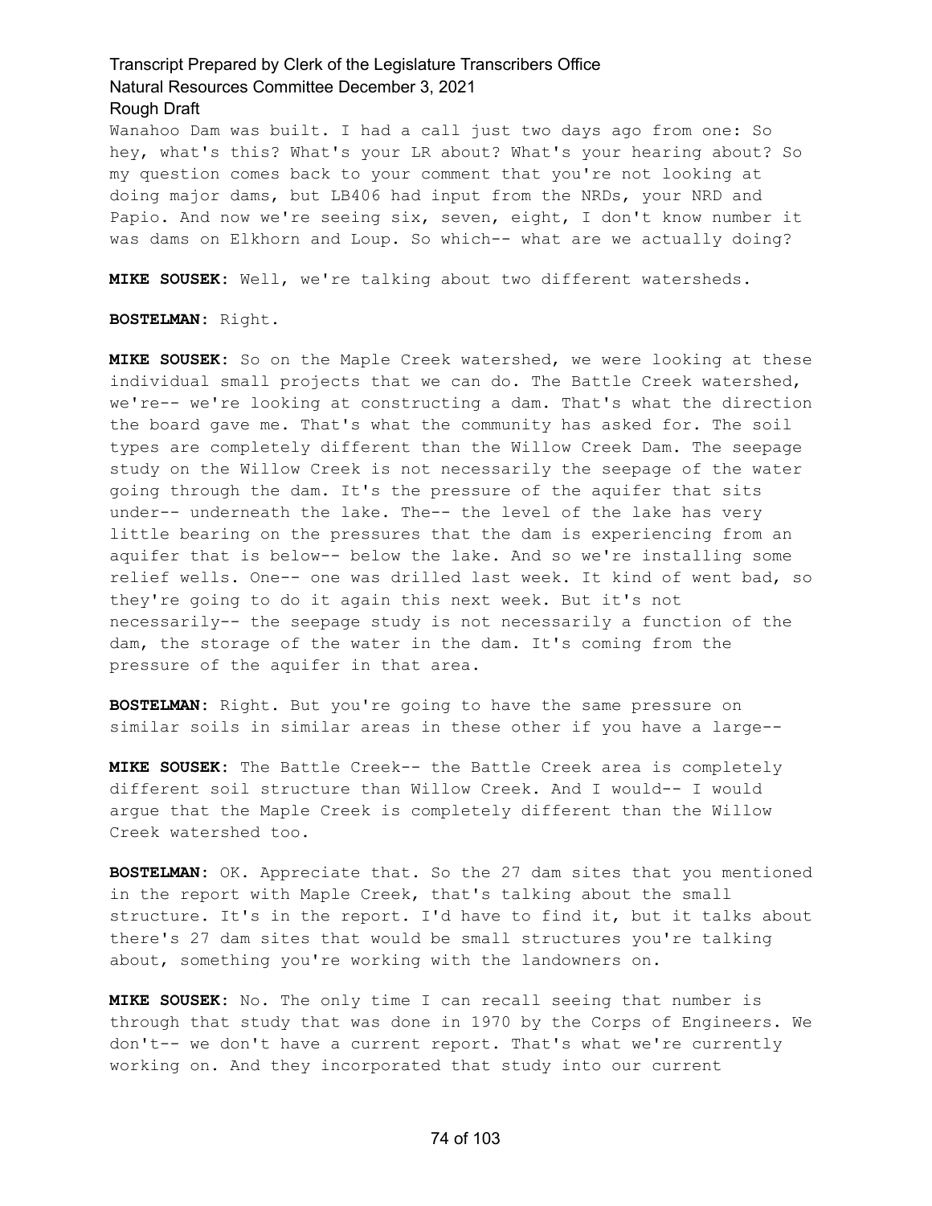Wanahoo Dam was built. I had a call just two days ago from one: So hey, what's this? What's your LR about? What's your hearing about? So my question comes back to your comment that you're not looking at doing major dams, but LB406 had input from the NRDs, your NRD and Papio. And now we're seeing six, seven, eight, I don't know number it was dams on Elkhorn and Loup. So which-- what are we actually doing?

**MIKE SOUSEK:** Well, we're talking about two different watersheds.

**BOSTELMAN:** Right.

**MIKE SOUSEK:** So on the Maple Creek watershed, we were looking at these individual small projects that we can do. The Battle Creek watershed, we're-- we're looking at constructing a dam. That's what the direction the board gave me. That's what the community has asked for. The soil types are completely different than the Willow Creek Dam. The seepage study on the Willow Creek is not necessarily the seepage of the water going through the dam. It's the pressure of the aquifer that sits under-- underneath the lake. The-- the level of the lake has very little bearing on the pressures that the dam is experiencing from an aquifer that is below-- below the lake. And so we're installing some relief wells. One-- one was drilled last week. It kind of went bad, so they're going to do it again this next week. But it's not necessarily-- the seepage study is not necessarily a function of the dam, the storage of the water in the dam. It's coming from the pressure of the aquifer in that area.

**BOSTELMAN:** Right. But you're going to have the same pressure on similar soils in similar areas in these other if you have a large--

**MIKE SOUSEK:** The Battle Creek-- the Battle Creek area is completely different soil structure than Willow Creek. And I would-- I would argue that the Maple Creek is completely different than the Willow Creek watershed too.

**BOSTELMAN:** OK. Appreciate that. So the 27 dam sites that you mentioned in the report with Maple Creek, that's talking about the small structure. It's in the report. I'd have to find it, but it talks about there's 27 dam sites that would be small structures you're talking about, something you're working with the landowners on.

**MIKE SOUSEK:** No. The only time I can recall seeing that number is through that study that was done in 1970 by the Corps of Engineers. We don't-- we don't have a current report. That's what we're currently working on. And they incorporated that study into our current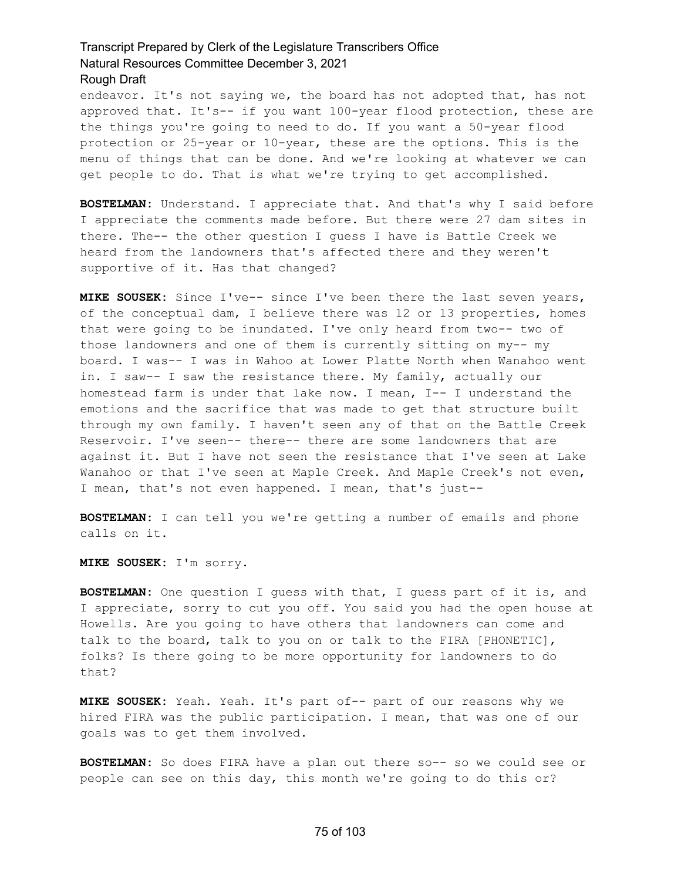endeavor. It's not saying we, the board has not adopted that, has not approved that. It's-- if you want 100-year flood protection, these are the things you're going to need to do. If you want a 50-year flood protection or 25-year or 10-year, these are the options. This is the menu of things that can be done. And we're looking at whatever we can get people to do. That is what we're trying to get accomplished.

**BOSTELMAN:** Understand. I appreciate that. And that's why I said before I appreciate the comments made before. But there were 27 dam sites in there. The-- the other question I guess I have is Battle Creek we heard from the landowners that's affected there and they weren't supportive of it. Has that changed?

**MIKE SOUSEK:** Since I've-- since I've been there the last seven years, of the conceptual dam, I believe there was 12 or 13 properties, homes that were going to be inundated. I've only heard from two-- two of those landowners and one of them is currently sitting on my-- my board. I was-- I was in Wahoo at Lower Platte North when Wanahoo went in. I saw-- I saw the resistance there. My family, actually our homestead farm is under that lake now. I mean, I-- I understand the emotions and the sacrifice that was made to get that structure built through my own family. I haven't seen any of that on the Battle Creek Reservoir. I've seen-- there-- there are some landowners that are against it. But I have not seen the resistance that I've seen at Lake Wanahoo or that I've seen at Maple Creek. And Maple Creek's not even, I mean, that's not even happened. I mean, that's just--

**BOSTELMAN:** I can tell you we're getting a number of emails and phone calls on it.

**MIKE SOUSEK:** I'm sorry.

**BOSTELMAN:** One question I guess with that, I guess part of it is, and I appreciate, sorry to cut you off. You said you had the open house at Howells. Are you going to have others that landowners can come and talk to the board, talk to you on or talk to the FIRA [PHONETIC], folks? Is there going to be more opportunity for landowners to do that?

**MIKE SOUSEK:** Yeah. Yeah. It's part of-- part of our reasons why we hired FIRA was the public participation. I mean, that was one of our goals was to get them involved.

**BOSTELMAN:** So does FIRA have a plan out there so-- so we could see or people can see on this day, this month we're going to do this or?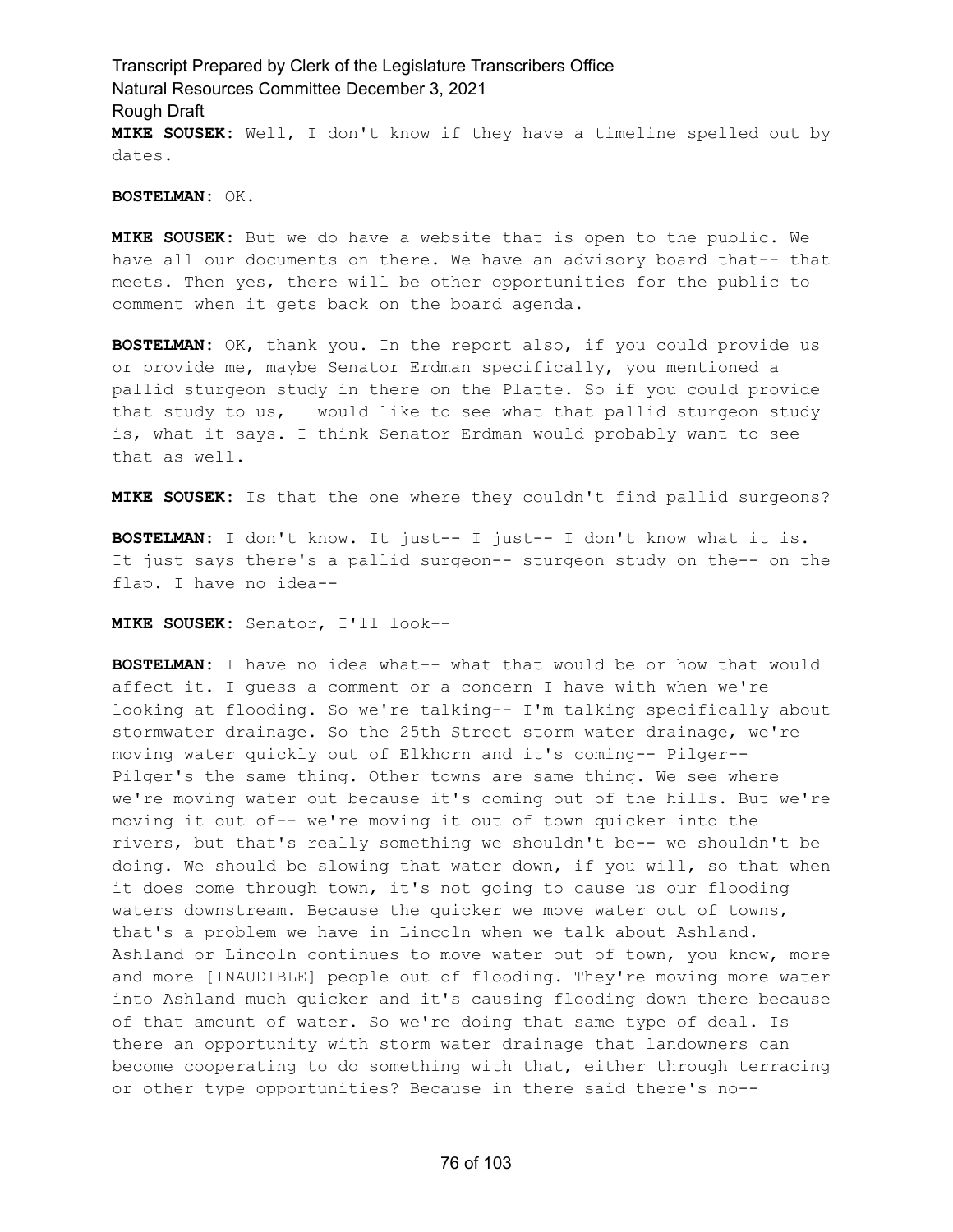**MIKE SOUSEK:** Well, I don't know if they have a timeline spelled out by dates.

**BOSTELMAN:** OK.

**MIKE SOUSEK:** But we do have a website that is open to the public. We have all our documents on there. We have an advisory board that-- that meets. Then yes, there will be other opportunities for the public to comment when it gets back on the board agenda.

**BOSTELMAN:** OK, thank you. In the report also, if you could provide us or provide me, maybe Senator Erdman specifically, you mentioned a pallid sturgeon study in there on the Platte. So if you could provide that study to us, I would like to see what that pallid sturgeon study is, what it says. I think Senator Erdman would probably want to see that as well.

**MIKE SOUSEK:** Is that the one where they couldn't find pallid surgeons?

**BOSTELMAN:** I don't know. It just-- I just-- I don't know what it is. It just says there's a pallid surgeon-- sturgeon study on the-- on the flap. I have no idea--

**MIKE SOUSEK:** Senator, I'll look--

**BOSTELMAN:** I have no idea what-- what that would be or how that would affect it. I guess a comment or a concern I have with when we're looking at flooding. So we're talking-- I'm talking specifically about stormwater drainage. So the 25th Street storm water drainage, we're moving water quickly out of Elkhorn and it's coming-- Pilger-- Pilger's the same thing. Other towns are same thing. We see where we're moving water out because it's coming out of the hills. But we're moving it out of-- we're moving it out of town quicker into the rivers, but that's really something we shouldn't be-- we shouldn't be doing. We should be slowing that water down, if you will, so that when it does come through town, it's not going to cause us our flooding waters downstream. Because the quicker we move water out of towns, that's a problem we have in Lincoln when we talk about Ashland. Ashland or Lincoln continues to move water out of town, you know, more and more [INAUDIBLE] people out of flooding. They're moving more water into Ashland much quicker and it's causing flooding down there because of that amount of water. So we're doing that same type of deal. Is there an opportunity with storm water drainage that landowners can become cooperating to do something with that, either through terracing or other type opportunities? Because in there said there's no--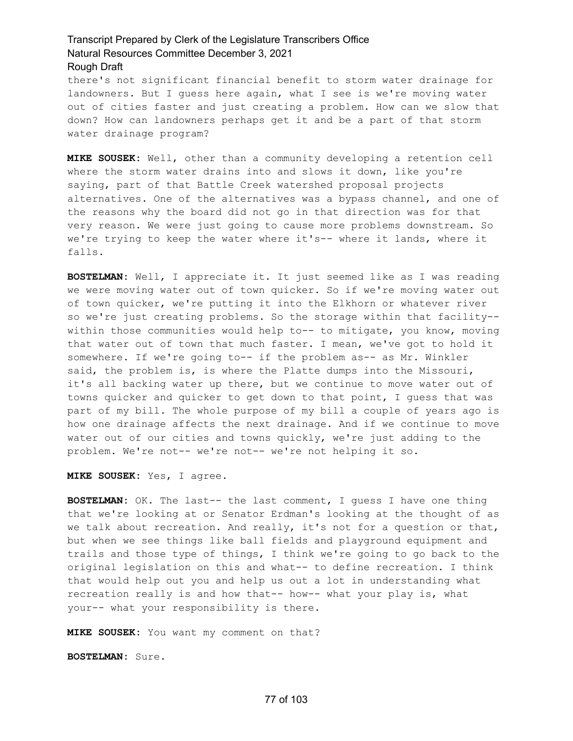there's not significant financial benefit to storm water drainage for landowners. But I guess here again, what I see is we're moving water out of cities faster and just creating a problem. How can we slow that down? How can landowners perhaps get it and be a part of that storm water drainage program?

**MIKE SOUSEK:** Well, other than a community developing a retention cell where the storm water drains into and slows it down, like you're saying, part of that Battle Creek watershed proposal projects alternatives. One of the alternatives was a bypass channel, and one of the reasons why the board did not go in that direction was for that very reason. We were just going to cause more problems downstream. So we're trying to keep the water where it's-- where it lands, where it falls.

**BOSTELMAN:** Well, I appreciate it. It just seemed like as I was reading we were moving water out of town quicker. So if we're moving water out of town quicker, we're putting it into the Elkhorn or whatever river so we're just creating problems. So the storage within that facility-- within those communities would help to-- to mitigate, you know, moving that water out of town that much faster. I mean, we've got to hold it somewhere. If we're going to-- if the problem as-- as Mr. Winkler said, the problem is, is where the Platte dumps into the Missouri, it's all backing water up there, but we continue to move water out of towns quicker and quicker to get down to that point, I guess that was part of my bill. The whole purpose of my bill a couple of years ago is how one drainage affects the next drainage. And if we continue to move water out of our cities and towns quickly, we're just adding to the problem. We're not-- we're not-- we're not helping it so.

**MIKE SOUSEK:** Yes, I agree.

**BOSTELMAN:** OK. The last-- the last comment, I guess I have one thing that we're looking at or Senator Erdman's looking at the thought of as we talk about recreation. And really, it's not for a question or that, but when we see things like ball fields and playground equipment and trails and those type of things, I think we're going to go back to the original legislation on this and what-- to define recreation. I think that would help out you and help us out a lot in understanding what recreation really is and how that-- how-- what your play is, what your-- what your responsibility is there.

**MIKE SOUSEK:** You want my comment on that?

**BOSTELMAN:** Sure.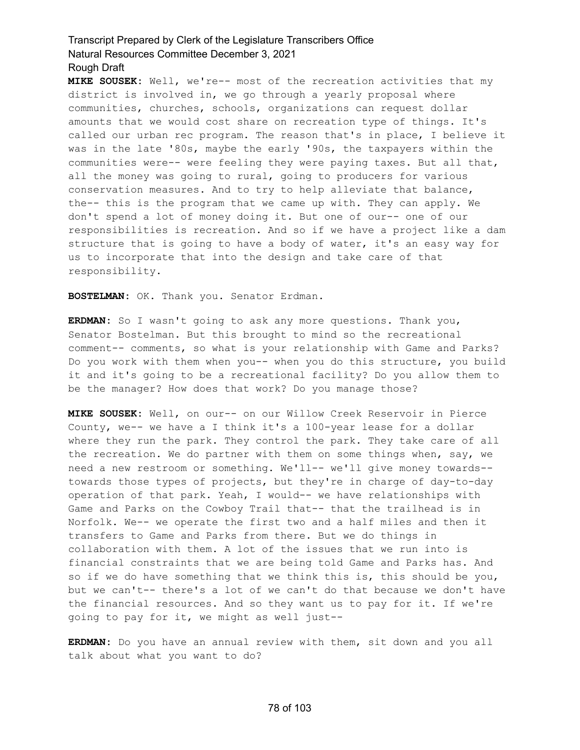**MIKE SOUSEK:** Well, we're-- most of the recreation activities that my district is involved in, we go through a yearly proposal where communities, churches, schools, organizations can request dollar amounts that we would cost share on recreation type of things. It's called our urban rec program. The reason that's in place, I believe it was in the late '80s, maybe the early '90s, the taxpayers within the communities were-- were feeling they were paying taxes. But all that, all the money was going to rural, going to producers for various conservation measures. And to try to help alleviate that balance, the-- this is the program that we came up with. They can apply. We don't spend a lot of money doing it. But one of our-- one of our responsibilities is recreation. And so if we have a project like a dam structure that is going to have a body of water, it's an easy way for us to incorporate that into the design and take care of that responsibility.

**BOSTELMAN:** OK. Thank you. Senator Erdman.

**ERDMAN:** So I wasn't going to ask any more questions. Thank you, Senator Bostelman. But this brought to mind so the recreational comment-- comments, so what is your relationship with Game and Parks? Do you work with them when you-- when you do this structure, you build it and it's going to be a recreational facility? Do you allow them to be the manager? How does that work? Do you manage those?

**MIKE SOUSEK:** Well, on our-- on our Willow Creek Reservoir in Pierce County, we-- we have a I think it's a 100-year lease for a dollar where they run the park. They control the park. They take care of all the recreation. We do partner with them on some things when, say, we need a new restroom or something. We'll-- we'll give money towards-- towards those types of projects, but they're in charge of day-to-day operation of that park. Yeah, I would-- we have relationships with Game and Parks on the Cowboy Trail that-- that the trailhead is in Norfolk. We-- we operate the first two and a half miles and then it transfers to Game and Parks from there. But we do things in collaboration with them. A lot of the issues that we run into is financial constraints that we are being told Game and Parks has. And so if we do have something that we think this is, this should be you, but we can't-- there's a lot of we can't do that because we don't have the financial resources. And so they want us to pay for it. If we're going to pay for it, we might as well just--

**ERDMAN:** Do you have an annual review with them, sit down and you all talk about what you want to do?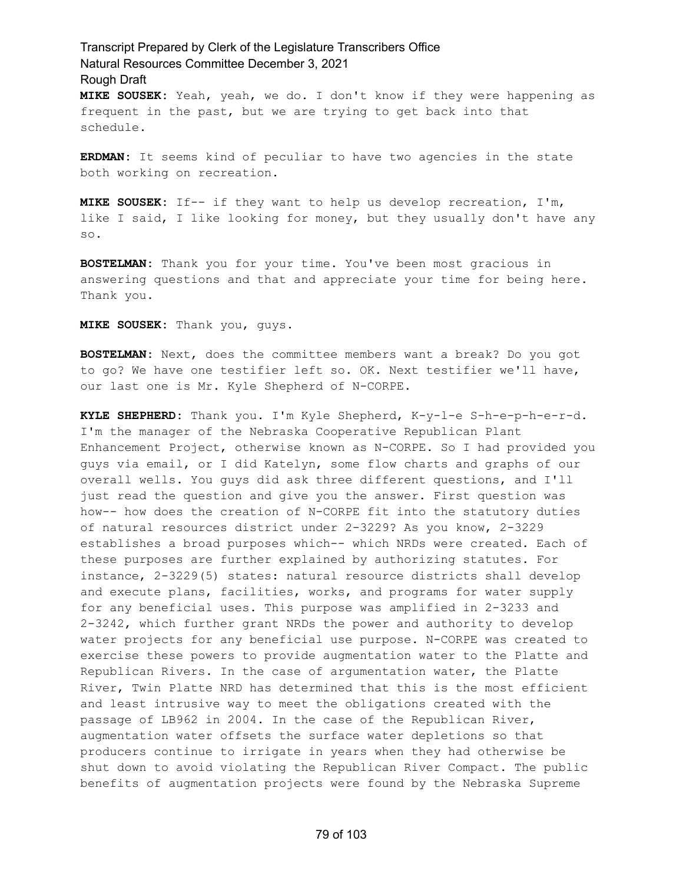**MIKE SOUSEK:** Yeah, yeah, we do. I don't know if they were happening as frequent in the past, but we are trying to get back into that schedule.

**ERDMAN:** It seems kind of peculiar to have two agencies in the state both working on recreation.

**MIKE SOUSEK:** If-- if they want to help us develop recreation, I'm, like I said, I like looking for money, but they usually don't have any so.

**BOSTELMAN:** Thank you for your time. You've been most gracious in answering questions and that and appreciate your time for being here. Thank you.

**MIKE SOUSEK:** Thank you, guys.

**BOSTELMAN:** Next, does the committee members want a break? Do you got to go? We have one testifier left so. OK. Next testifier we'll have, our last one is Mr. Kyle Shepherd of N-CORPE.

**KYLE SHEPHERD:** Thank you. I'm Kyle Shepherd, K-y-l-e S-h-e-p-h-e-r-d. I'm the manager of the Nebraska Cooperative Republican Plant Enhancement Project, otherwise known as N-CORPE. So I had provided you guys via email, or I did Katelyn, some flow charts and graphs of our overall wells. You guys did ask three different questions, and I'll just read the question and give you the answer. First question was how-- how does the creation of N-CORPE fit into the statutory duties of natural resources district under 2-3229? As you know, 2-3229 establishes a broad purposes which-- which NRDs were created. Each of these purposes are further explained by authorizing statutes. For instance, 2-3229(5) states: natural resource districts shall develop and execute plans, facilities, works, and programs for water supply for any beneficial uses. This purpose was amplified in 2-3233 and 2-3242, which further grant NRDs the power and authority to develop water projects for any beneficial use purpose. N-CORPE was created to exercise these powers to provide augmentation water to the Platte and Republican Rivers. In the case of argumentation water, the Platte River, Twin Platte NRD has determined that this is the most efficient and least intrusive way to meet the obligations created with the passage of LB962 in 2004. In the case of the Republican River, augmentation water offsets the surface water depletions so that producers continue to irrigate in years when they had otherwise be shut down to avoid violating the Republican River Compact. The public benefits of augmentation projects were found by the Nebraska Supreme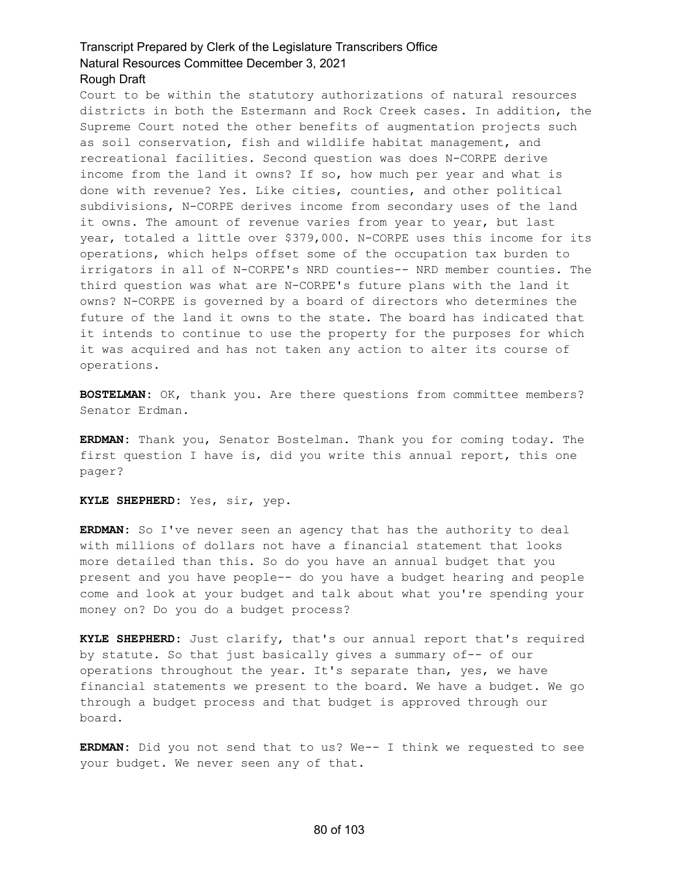Court to be within the statutory authorizations of natural resources districts in both the Estermann and Rock Creek cases. In addition, the Supreme Court noted the other benefits of augmentation projects such as soil conservation, fish and wildlife habitat management, and recreational facilities. Second question was does N-CORPE derive income from the land it owns? If so, how much per year and what is done with revenue? Yes. Like cities, counties, and other political subdivisions, N-CORPE derives income from secondary uses of the land it owns. The amount of revenue varies from year to year, but last year, totaled a little over $379,000. N-CORPE uses this income for its operations, which helps offset some of the occupation tax burden to irrigators in all of N-CORPE's NRD counties-- NRD member counties. The third question was what are N-CORPE's future plans with the land it owns? N-CORPE is governed by a board of directors who determines the future of the land it owns to the state. The board has indicated that it intends to continue to use the property for the purposes for which it was acquired and has not taken any action to alter its course of operations.

**BOSTELMAN:** OK, thank you. Are there questions from committee members? Senator Erdman.

**ERDMAN:** Thank you, Senator Bostelman. Thank you for coming today. The first question I have is, did you write this annual report, this one pager?

**KYLE SHEPHERD:** Yes, sir, yep.

**ERDMAN:** So I've never seen an agency that has the authority to deal with millions of dollars not have a financial statement that looks more detailed than this. So do you have an annual budget that you present and you have people-- do you have a budget hearing and people come and look at your budget and talk about what you're spending your money on? Do you do a budget process?

**KYLE SHEPHERD:** Just clarify, that's our annual report that's required by statute. So that just basically gives a summary of-- of our operations throughout the year. It's separate than, yes, we have financial statements we present to the board. We have a budget. We go through a budget process and that budget is approved through our board.

**ERDMAN:** Did you not send that to us? We-- I think we requested to see your budget. We never seen any of that.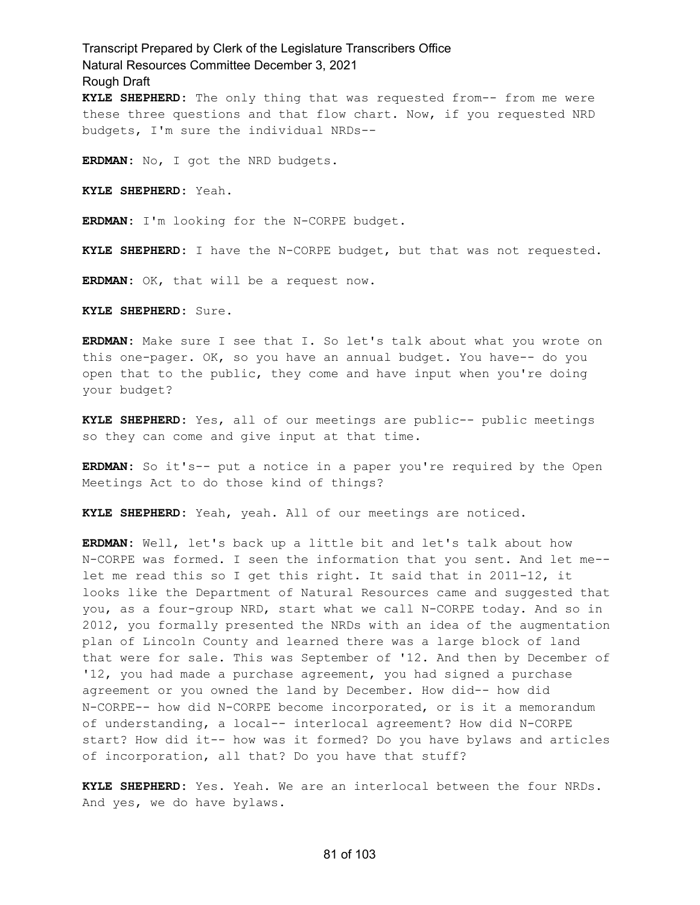**KYLE SHEPHERD:** The only thing that was requested from-- from me were these three questions and that flow chart. Now, if you requested NRD budgets, I'm sure the individual NRDs--

**ERDMAN:** No, I got the NRD budgets.

**KYLE SHEPHERD:** Yeah.

**ERDMAN:** I'm looking for the N-CORPE budget.

**KYLE SHEPHERD:** I have the N-CORPE budget, but that was not requested.

**ERDMAN:** OK, that will be a request now.

**KYLE SHEPHERD:** Sure.

**ERDMAN:** Make sure I see that I. So let's talk about what you wrote on this one-pager. OK, so you have an annual budget. You have-- do you open that to the public, they come and have input when you're doing your budget?

**KYLE SHEPHERD:** Yes, all of our meetings are public-- public meetings so they can come and give input at that time.

**ERDMAN:** So it's-- put a notice in a paper you're required by the Open Meetings Act to do those kind of things?

**KYLE SHEPHERD:** Yeah, yeah. All of our meetings are noticed.

**ERDMAN:** Well, let's back up a little bit and let's talk about how N-CORPE was formed. I seen the information that you sent. And let me-- let me read this so I get this right. It said that in 2011-12, it looks like the Department of Natural Resources came and suggested that you, as a four-group NRD, start what we call N-CORPE today. And so in 2012, you formally presented the NRDs with an idea of the augmentation plan of Lincoln County and learned there was a large block of land that were for sale. This was September of '12. And then by December of '12, you had made a purchase agreement, you had signed a purchase agreement or you owned the land by December. How did-- how did N-CORPE-- how did N-CORPE become incorporated, or is it a memorandum of understanding, a local-- interlocal agreement? How did N-CORPE start? How did it-- how was it formed? Do you have bylaws and articles of incorporation, all that? Do you have that stuff?

**KYLE SHEPHERD:** Yes. Yeah. We are an interlocal between the four NRDs. And yes, we do have bylaws.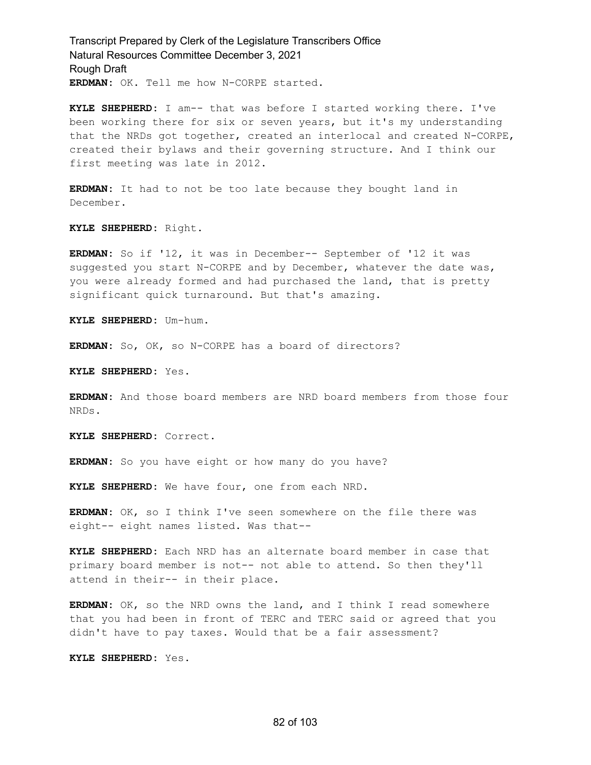**ERDMAN:** OK. Tell me how N-CORPE started.

**KYLE SHEPHERD:** I am-- that was before I started working there. I've been working there for six or seven years, but it's my understanding that the NRDs got together, created an interlocal and created N-CORPE, created their bylaws and their governing structure. And I think our first meeting was late in 2012.

**ERDMAN:** It had to not be too late because they bought land in December.

**KYLE SHEPHERD:** Right.

**ERDMAN:** So if '12, it was in December-- September of '12 it was suggested you start N-CORPE and by December, whatever the date was, you were already formed and had purchased the land, that is pretty significant quick turnaround. But that's amazing.

**KYLE SHEPHERD:** Um-hum.

**ERDMAN:** So, OK, so N-CORPE has a board of directors?

**KYLE SHEPHERD:** Yes.

**ERDMAN:** And those board members are NRD board members from those four NRDs.

**KYLE SHEPHERD:** Correct.

**ERDMAN:** So you have eight or how many do you have?

**KYLE SHEPHERD:** We have four, one from each NRD.

**ERDMAN:** OK, so I think I've seen somewhere on the file there was eight-- eight names listed. Was that--

**KYLE SHEPHERD:** Each NRD has an alternate board member in case that primary board member is not-- not able to attend. So then they'll attend in their-- in their place.

**ERDMAN:** OK, so the NRD owns the land, and I think I read somewhere that you had been in front of TERC and TERC said or agreed that you didn't have to pay taxes. Would that be a fair assessment?

**KYLE SHEPHERD:** Yes.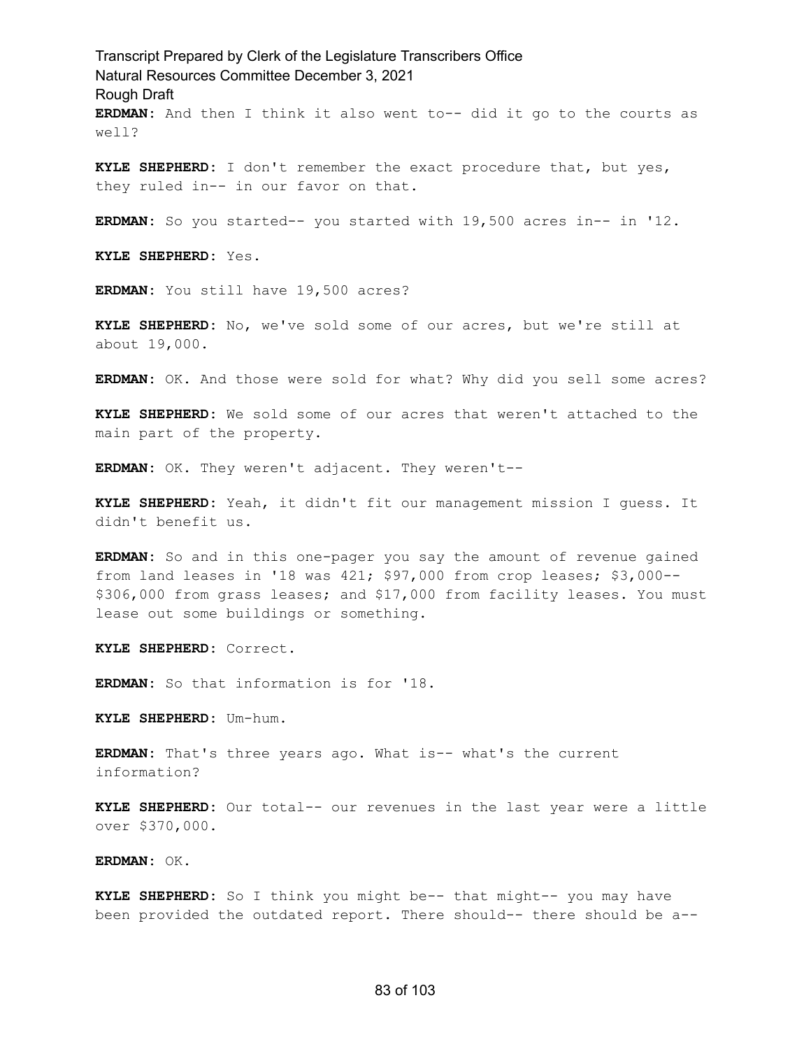**ERDMAN:** And then I think it also went to-- did it go to the courts as well?

**KYLE SHEPHERD:** I don't remember the exact procedure that, but yes, they ruled in-- in our favor on that.

**ERDMAN:** So you started-- you started with 19,500 acres in-- in '12.

**KYLE SHEPHERD:** Yes.

**ERDMAN:** You still have 19,500 acres?

**KYLE SHEPHERD:** No, we've sold some of our acres, but we're still at about 19,000.

**ERDMAN:** OK. And those were sold for what? Why did you sell some acres?

**KYLE SHEPHERD:** We sold some of our acres that weren't attached to the main part of the property.

**ERDMAN:** OK. They weren't adjacent. They weren't--

**KYLE SHEPHERD:** Yeah, it didn't fit our management mission I guess. It didn't benefit us.

**ERDMAN:** So and in this one-pager you say the amount of revenue gained from land leases in '18 was 421; $97,000 from crop leases; $3,000-- $306,000 from grass leases; and $17,000 from facility leases. You must lease out some buildings or something.

**KYLE SHEPHERD:** Correct.

**ERDMAN:** So that information is for '18.

**KYLE SHEPHERD:** Um-hum.

**ERDMAN:** That's three years ago. What is-- what's the current information?

**KYLE SHEPHERD:** Our total-- our revenues in the last year were a little over $370,000.

**ERDMAN:** OK.

**KYLE SHEPHERD:** So I think you might be-- that might-- you may have been provided the outdated report. There should-- there should be a--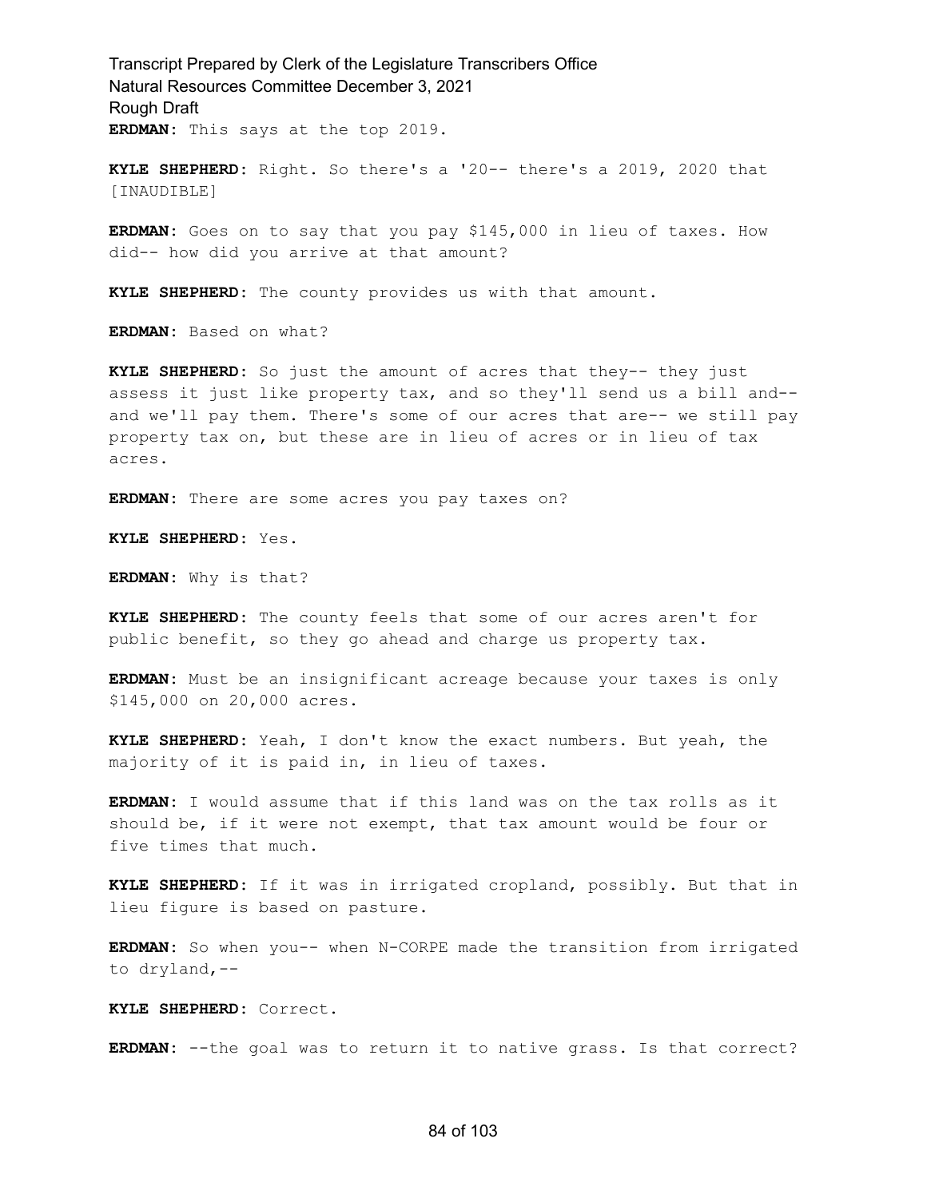**ERDMAN:** This says at the top 2019.

**KYLE SHEPHERD:** Right. So there's a '20-- there's a 2019, 2020 that [INAUDIBLE]

**ERDMAN:** Goes on to say that you pay $145,000 in lieu of taxes. How did-- how did you arrive at that amount?

**KYLE SHEPHERD:** The county provides us with that amount.

**ERDMAN:** Based on what?

**KYLE SHEPHERD:** So just the amount of acres that they-- they just assess it just like property tax, and so they'll send us a bill and-- and we'll pay them. There's some of our acres that are-- we still pay property tax on, but these are in lieu of acres or in lieu of tax acres.

**ERDMAN:** There are some acres you pay taxes on?

**KYLE SHEPHERD:** Yes.

**ERDMAN:** Why is that?

**KYLE SHEPHERD:** The county feels that some of our acres aren't for public benefit, so they go ahead and charge us property tax.

**ERDMAN:** Must be an insignificant acreage because your taxes is only $145,000 on 20,000 acres.

**KYLE SHEPHERD:** Yeah, I don't know the exact numbers. But yeah, the majority of it is paid in, in lieu of taxes.

**ERDMAN:** I would assume that if this land was on the tax rolls as it should be, if it were not exempt, that tax amount would be four or five times that much.

**KYLE SHEPHERD:** If it was in irrigated cropland, possibly. But that in lieu figure is based on pasture.

**ERDMAN:** So when you-- when N-CORPE made the transition from irrigated to dryland,--

**KYLE SHEPHERD:** Correct.

**ERDMAN:** --the goal was to return it to native grass. Is that correct?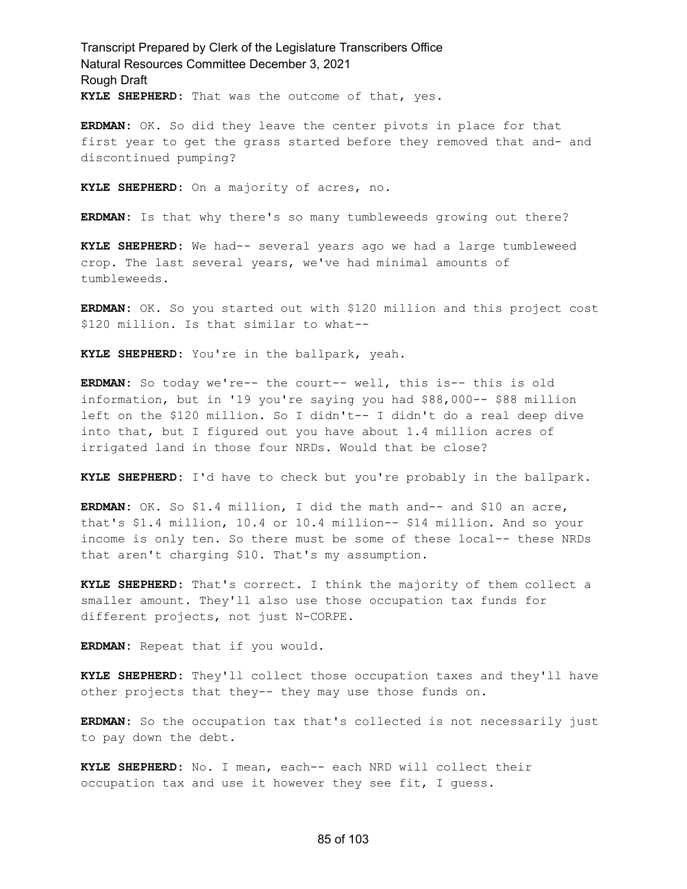**KYLE SHEPHERD:** That was the outcome of that, yes.

**ERDMAN:** OK. So did they leave the center pivots in place for that first year to get the grass started before they removed that and- and discontinued pumping?

**KYLE SHEPHERD:** On a majority of acres, no.

**ERDMAN:** Is that why there's so many tumbleweeds growing out there?

**KYLE SHEPHERD:** We had-- several years ago we had a large tumbleweed crop. The last several years, we've had minimal amounts of tumbleweeds.

**ERDMAN:** OK. So you started out with $120 million and this project cost $120 million. Is that similar to what--

**KYLE SHEPHERD:** You're in the ballpark, yeah.

**ERDMAN:** So today we're-- the court-- well, this is-- this is old information, but in '19 you're saying you had $88,000-- $88 million left on the $120 million. So I didn't-- I didn't do a real deep dive into that, but I figured out you have about 1.4 million acres of irrigated land in those four NRDs. Would that be close?

**KYLE SHEPHERD:** I'd have to check but you're probably in the ballpark.

**ERDMAN:** OK. So $1.4 million, I did the math and-- and $10 an acre, that's $1.4 million, 10.4 or 10.4 million-- $14 million. And so your income is only ten. So there must be some of these local-- these NRDs that aren't charging $10. That's my assumption.

**KYLE SHEPHERD:** That's correct. I think the majority of them collect a smaller amount. They'll also use those occupation tax funds for different projects, not just N-CORPE.

**ERDMAN:** Repeat that if you would.

**KYLE SHEPHERD:** They'll collect those occupation taxes and they'll have other projects that they-- they may use those funds on.

**ERDMAN:** So the occupation tax that's collected is not necessarily just to pay down the debt.

**KYLE SHEPHERD:** No. I mean, each-- each NRD will collect their occupation tax and use it however they see fit, I guess.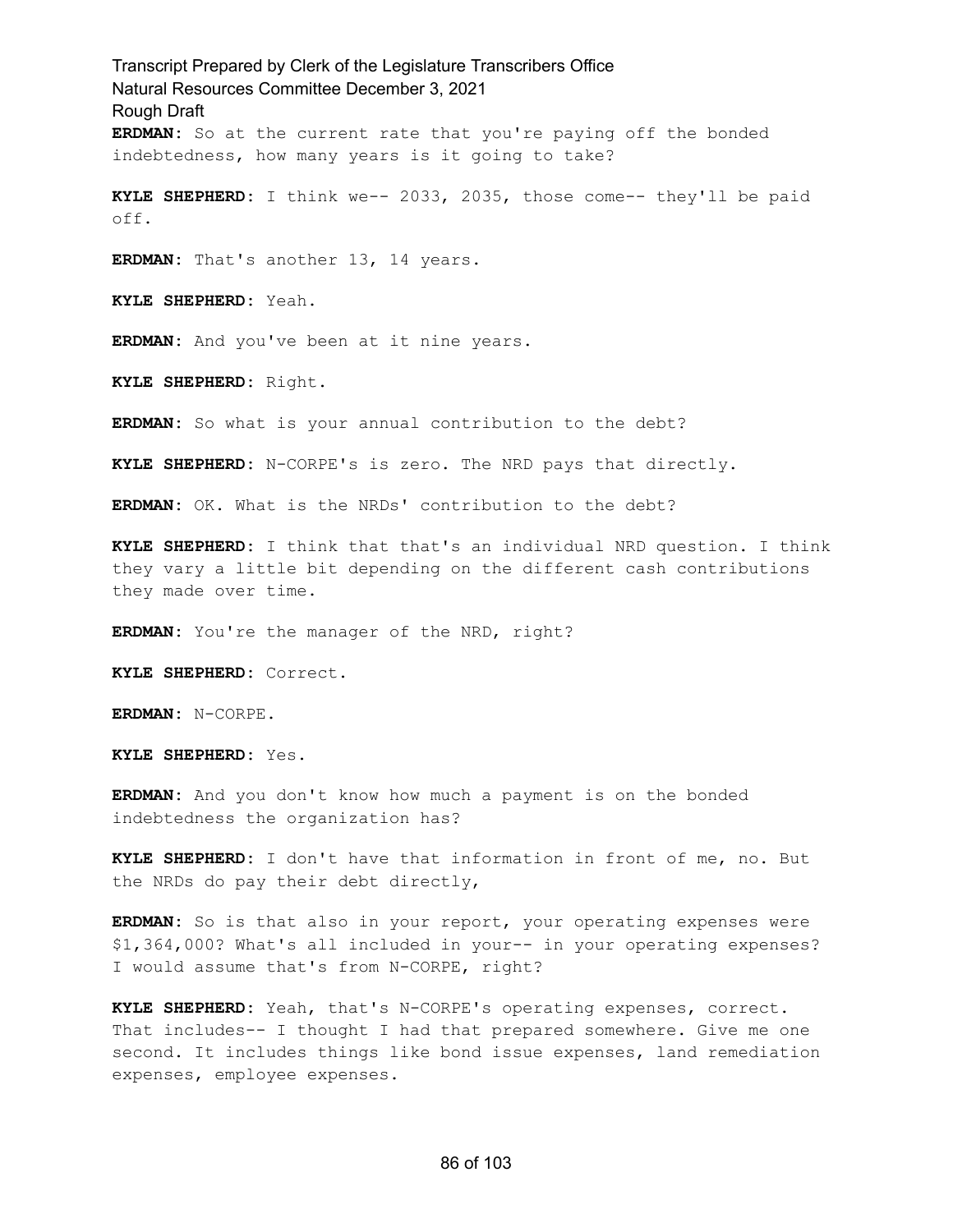**ERDMAN:** So at the current rate that you're paying off the bonded indebtedness, how many years is it going to take?

**KYLE SHEPHERD:** I think we-- 2033, 2035, those come-- they'll be paid off.

**ERDMAN:** That's another 13, 14 years.

**KYLE SHEPHERD:** Yeah.

**ERDMAN:** And you've been at it nine years.

**KYLE SHEPHERD:** Right.

**ERDMAN:** So what is your annual contribution to the debt?

**KYLE SHEPHERD:** N-CORPE's is zero. The NRD pays that directly.

**ERDMAN:** OK. What is the NRDs' contribution to the debt?

**KYLE SHEPHERD:** I think that that's an individual NRD question. I think they vary a little bit depending on the different cash contributions they made over time.

**ERDMAN:** You're the manager of the NRD, right?

**KYLE SHEPHERD:** Correct.

**ERDMAN:** N-CORPE.

**KYLE SHEPHERD:** Yes.

**ERDMAN:** And you don't know how much a payment is on the bonded indebtedness the organization has?

**KYLE SHEPHERD:** I don't have that information in front of me, no. But the NRDs do pay their debt directly,

**ERDMAN:** So is that also in your report, your operating expenses were $1,364,000? What's all included in your-- in your operating expenses? I would assume that's from N-CORPE, right?

**KYLE SHEPHERD:** Yeah, that's N-CORPE's operating expenses, correct. That includes-- I thought I had that prepared somewhere. Give me one second. It includes things like bond issue expenses, land remediation expenses, employee expenses.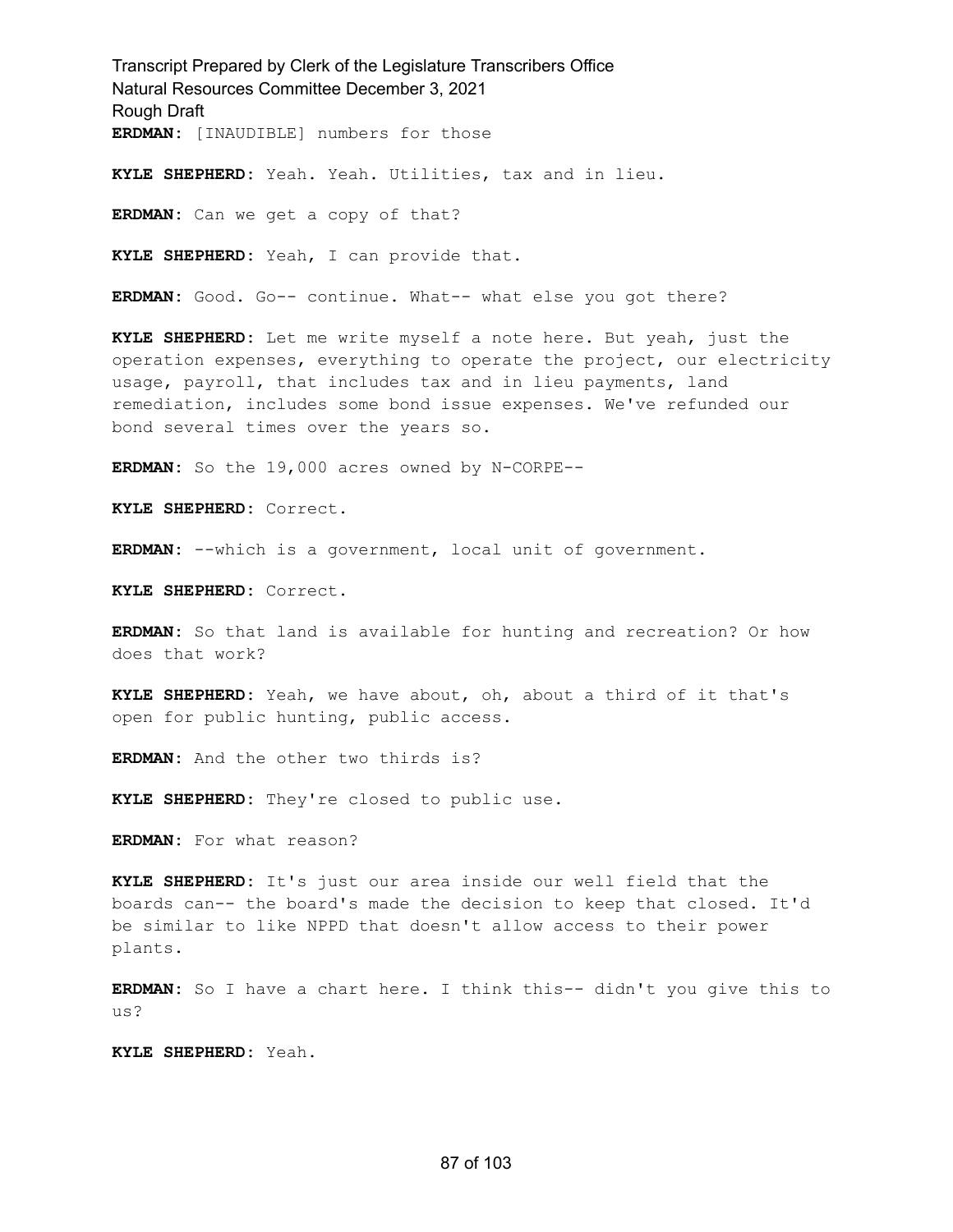**ERDMAN:** [INAUDIBLE] numbers for those

**KYLE SHEPHERD:** Yeah. Yeah. Utilities, tax and in lieu.

**ERDMAN:** Can we get a copy of that?

**KYLE SHEPHERD:** Yeah, I can provide that.

**ERDMAN:** Good. Go-- continue. What-- what else you got there?

**KYLE SHEPHERD:** Let me write myself a note here. But yeah, just the operation expenses, everything to operate the project, our electricity usage, payroll, that includes tax and in lieu payments, land remediation, includes some bond issue expenses. We've refunded our bond several times over the years so.

**ERDMAN:** So the 19,000 acres owned by N-CORPE--

**KYLE SHEPHERD:** Correct.

**ERDMAN:** --which is a government, local unit of government.

**KYLE SHEPHERD:** Correct.

**ERDMAN:** So that land is available for hunting and recreation? Or how does that work?

**KYLE SHEPHERD:** Yeah, we have about, oh, about a third of it that's open for public hunting, public access.

**ERDMAN:** And the other two thirds is?

**KYLE SHEPHERD:** They're closed to public use.

**ERDMAN:** For what reason?

**KYLE SHEPHERD:** It's just our area inside our well field that the boards can-- the board's made the decision to keep that closed. It'd be similar to like NPPD that doesn't allow access to their power plants.

**ERDMAN:** So I have a chart here. I think this-- didn't you give this to us?

**KYLE SHEPHERD:** Yeah.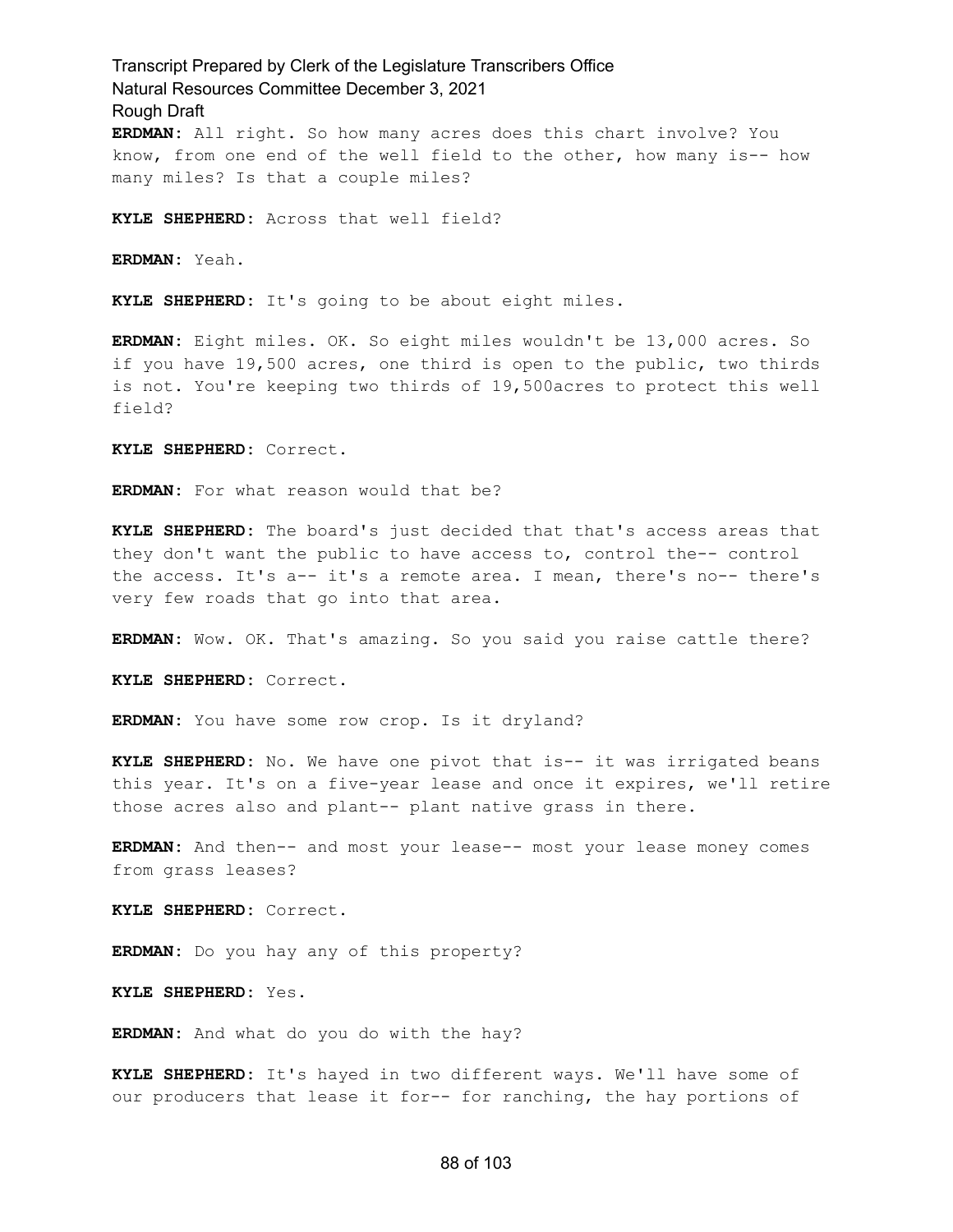**ERDMAN:** All right. So how many acres does this chart involve? You know, from one end of the well field to the other, how many is-- how many miles? Is that a couple miles?

**KYLE SHEPHERD:** Across that well field?

**ERDMAN:** Yeah.

**KYLE SHEPHERD:** It's going to be about eight miles.

**ERDMAN:** Eight miles. OK. So eight miles wouldn't be 13,000 acres. So if you have 19,500 acres, one third is open to the public, two thirds is not. You're keeping two thirds of 19,500acres to protect this well field?

**KYLE SHEPHERD:** Correct.

**ERDMAN:** For what reason would that be?

**KYLE SHEPHERD:** The board's just decided that that's access areas that they don't want the public to have access to, control the-- control the access. It's a-- it's a remote area. I mean, there's no-- there's very few roads that go into that area.

**ERDMAN:** Wow. OK. That's amazing. So you said you raise cattle there?

**KYLE SHEPHERD:** Correct.

**ERDMAN:** You have some row crop. Is it dryland?

**KYLE SHEPHERD:** No. We have one pivot that is-- it was irrigated beans this year. It's on a five-year lease and once it expires, we'll retire those acres also and plant-- plant native grass in there.

**ERDMAN:** And then-- and most your lease-- most your lease money comes from grass leases?

**KYLE SHEPHERD:** Correct.

**ERDMAN:** Do you hay any of this property?

**KYLE SHEPHERD:** Yes.

**ERDMAN:** And what do you do with the hay?

**KYLE SHEPHERD:** It's hayed in two different ways. We'll have some of our producers that lease it for-- for ranching, the hay portions of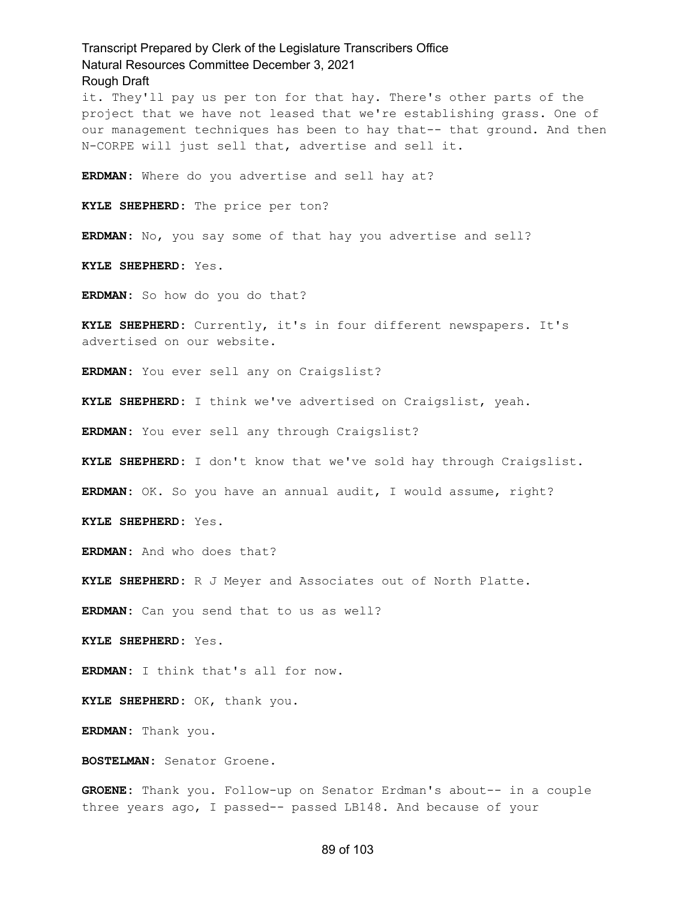it. They'll pay us per ton for that hay. There's other parts of the project that we have not leased that we're establishing grass. One of our management techniques has been to hay that-- that ground. And then N-CORPE will just sell that, advertise and sell it.

**ERDMAN:** Where do you advertise and sell hay at?

**KYLE SHEPHERD:** The price per ton?

**ERDMAN:** No, you say some of that hay you advertise and sell?

**KYLE SHEPHERD:** Yes.

**ERDMAN:** So how do you do that?

**KYLE SHEPHERD:** Currently, it's in four different newspapers. It's advertised on our website.

**ERDMAN:** You ever sell any on Craigslist?

**KYLE SHEPHERD:** I think we've advertised on Craigslist, yeah.

**ERDMAN:** You ever sell any through Craigslist?

**KYLE SHEPHERD:** I don't know that we've sold hay through Craigslist.

**ERDMAN:** OK. So you have an annual audit, I would assume, right?

**KYLE SHEPHERD:** Yes.

**ERDMAN:** And who does that?

**KYLE SHEPHERD:** R J Meyer and Associates out of North Platte.

**ERDMAN:** Can you send that to us as well?

**KYLE SHEPHERD:** Yes.

**ERDMAN:** I think that's all for now.

**KYLE SHEPHERD:** OK, thank you.

**ERDMAN:** Thank you.

**BOSTELMAN:** Senator Groene.

**GROENE:** Thank you. Follow-up on Senator Erdman's about-- in a couple three years ago, I passed-- passed LB148. And because of your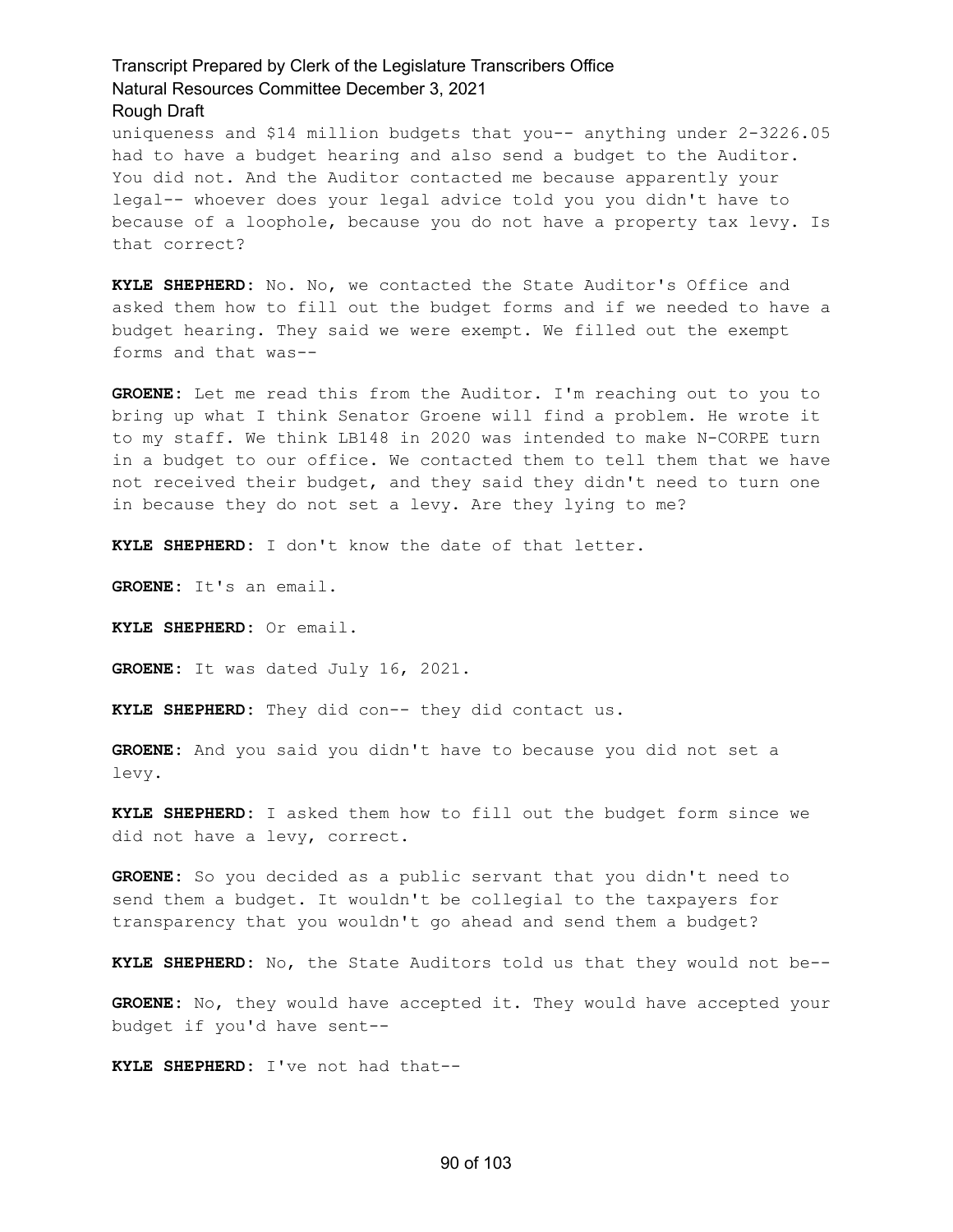uniqueness and $14 million budgets that you-- anything under 2-3226.05 had to have a budget hearing and also send a budget to the Auditor. You did not. And the Auditor contacted me because apparently your legal-- whoever does your legal advice told you you didn't have to because of a loophole, because you do not have a property tax levy. Is that correct?

**KYLE SHEPHERD:** No. No, we contacted the State Auditor's Office and asked them how to fill out the budget forms and if we needed to have a budget hearing. They said we were exempt. We filled out the exempt forms and that was--

**GROENE:** Let me read this from the Auditor. I'm reaching out to you to bring up what I think Senator Groene will find a problem. He wrote it to my staff. We think LB148 in 2020 was intended to make N-CORPE turn in a budget to our office. We contacted them to tell them that we have not received their budget, and they said they didn't need to turn one in because they do not set a levy. Are they lying to me?

**KYLE SHEPHERD:** I don't know the date of that letter.

**GROENE:** It's an email.

**KYLE SHEPHERD:** Or email.

**GROENE:** It was dated July 16, 2021.

**KYLE SHEPHERD:** They did con-- they did contact us.

**GROENE:** And you said you didn't have to because you did not set a levy.

**KYLE SHEPHERD:** I asked them how to fill out the budget form since we did not have a levy, correct.

**GROENE:** So you decided as a public servant that you didn't need to send them a budget. It wouldn't be collegial to the taxpayers for transparency that you wouldn't go ahead and send them a budget?

**KYLE SHEPHERD:** No, the State Auditors told us that they would not be--

**GROENE:** No, they would have accepted it. They would have accepted your budget if you'd have sent--

**KYLE SHEPHERD:** I've not had that--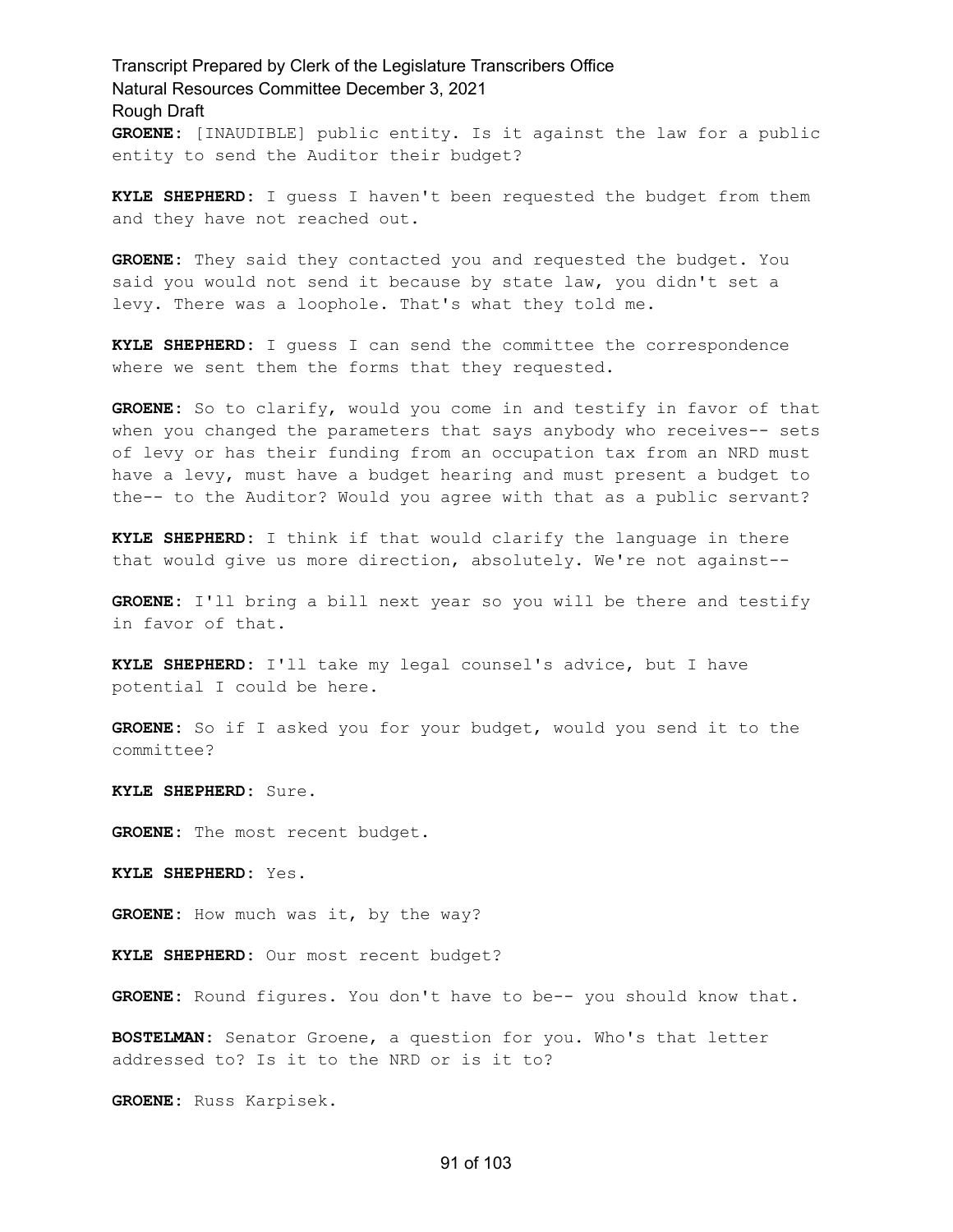**GROENE:** [INAUDIBLE] public entity. Is it against the law for a public entity to send the Auditor their budget?

**KYLE SHEPHERD:** I guess I haven't been requested the budget from them and they have not reached out.

**GROENE:** They said they contacted you and requested the budget. You said you would not send it because by state law, you didn't set a levy. There was a loophole. That's what they told me.

**KYLE SHEPHERD:** I guess I can send the committee the correspondence where we sent them the forms that they requested.

**GROENE:** So to clarify, would you come in and testify in favor of that when you changed the parameters that says anybody who receives-- sets of levy or has their funding from an occupation tax from an NRD must have a levy, must have a budget hearing and must present a budget to the-- to the Auditor? Would you agree with that as a public servant?

**KYLE SHEPHERD:** I think if that would clarify the language in there that would give us more direction, absolutely. We're not against--

**GROENE:** I'll bring a bill next year so you will be there and testify in favor of that.

**KYLE SHEPHERD:** I'll take my legal counsel's advice, but I have potential I could be here.

**GROENE:** So if I asked you for your budget, would you send it to the committee?

**KYLE SHEPHERD:** Sure.

**GROENE:** The most recent budget.

**KYLE SHEPHERD:** Yes.

**GROENE:** How much was it, by the way?

**KYLE SHEPHERD:** Our most recent budget?

**GROENE:** Round figures. You don't have to be-- you should know that.

**BOSTELMAN:** Senator Groene, a question for you. Who's that letter addressed to? Is it to the NRD or is it to?

**GROENE:** Russ Karpisek.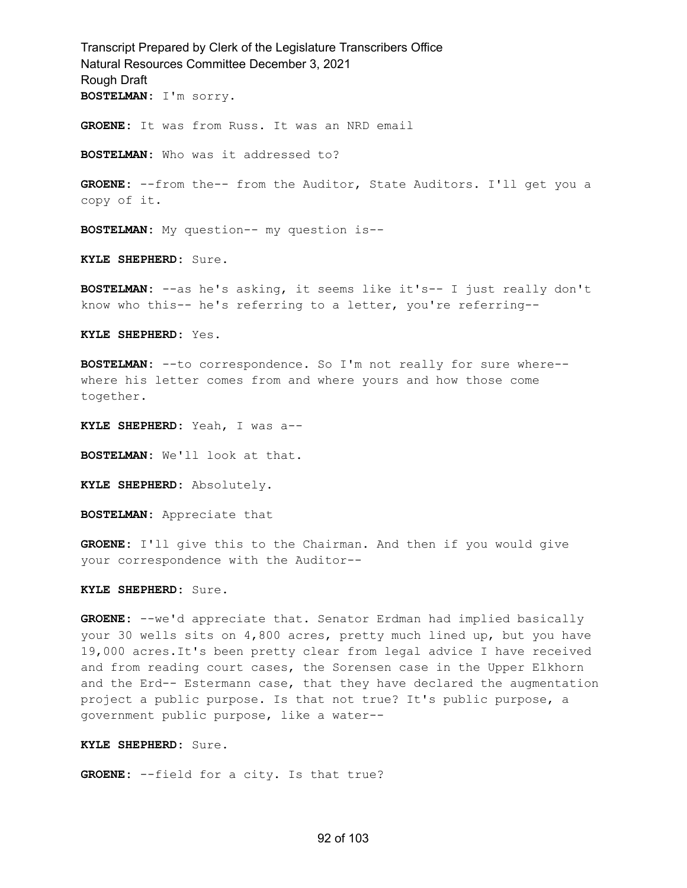**BOSTELMAN:** I'm sorry.

**GROENE:** It was from Russ. It was an NRD email

**BOSTELMAN:** Who was it addressed to?

**GROENE:** --from the-- from the Auditor, State Auditors. I'll get you a copy of it.

**BOSTELMAN:** My question-- my question is--

**KYLE SHEPHERD:** Sure.

**BOSTELMAN:** --as he's asking, it seems like it's-- I just really don't know who this-- he's referring to a letter, you're referring--

**KYLE SHEPHERD:** Yes.

**BOSTELMAN:** --to correspondence. So I'm not really for sure where-- where his letter comes from and where yours and how those come together.

**KYLE SHEPHERD:** Yeah, I was a--

**BOSTELMAN:** We'll look at that.

**KYLE SHEPHERD:** Absolutely.

**BOSTELMAN:** Appreciate that

**GROENE:** I'll give this to the Chairman. And then if you would give your correspondence with the Auditor--

**KYLE SHEPHERD:** Sure.

**GROENE:** --we'd appreciate that. Senator Erdman had implied basically your 30 wells sits on 4,800 acres, pretty much lined up, but you have 19,000 acres.It's been pretty clear from legal advice I have received and from reading court cases, the Sorensen case in the Upper Elkhorn and the Erd-- Estermann case, that they have declared the augmentation project a public purpose. Is that not true? It's public purpose, a government public purpose, like a water--

**KYLE SHEPHERD:** Sure.

**GROENE:** --field for a city. Is that true?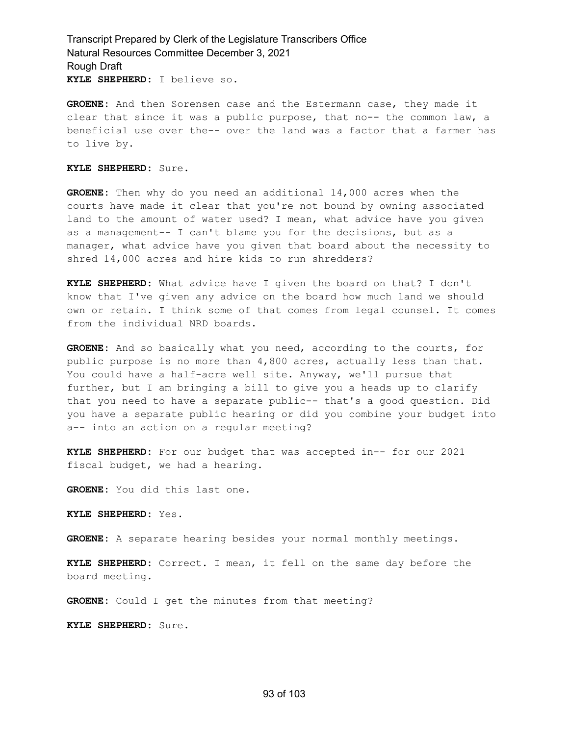**KYLE SHEPHERD:** I believe so.

**GROENE:** And then Sorensen case and the Estermann case, they made it clear that since it was a public purpose, that no-- the common law, a beneficial use over the-- over the land was a factor that a farmer has to live by.

**KYLE SHEPHERD:** Sure.

**GROENE:** Then why do you need an additional 14,000 acres when the courts have made it clear that you're not bound by owning associated land to the amount of water used? I mean, what advice have you given as a management-- I can't blame you for the decisions, but as a manager, what advice have you given that board about the necessity to shred 14,000 acres and hire kids to run shredders?

**KYLE SHEPHERD:** What advice have I given the board on that? I don't know that I've given any advice on the board how much land we should own or retain. I think some of that comes from legal counsel. It comes from the individual NRD boards.

**GROENE:** And so basically what you need, according to the courts, for public purpose is no more than 4,800 acres, actually less than that. You could have a half-acre well site. Anyway, we'll pursue that further, but I am bringing a bill to give you a heads up to clarify that you need to have a separate public-- that's a good question. Did you have a separate public hearing or did you combine your budget into a-- into an action on a regular meeting?

**KYLE SHEPHERD:** For our budget that was accepted in-- for our 2021 fiscal budget, we had a hearing.

**GROENE:** You did this last one.

**KYLE SHEPHERD:** Yes.

**GROENE:** A separate hearing besides your normal monthly meetings.

**KYLE SHEPHERD:** Correct. I mean, it fell on the same day before the board meeting.

**GROENE:** Could I get the minutes from that meeting?

**KYLE SHEPHERD:** Sure.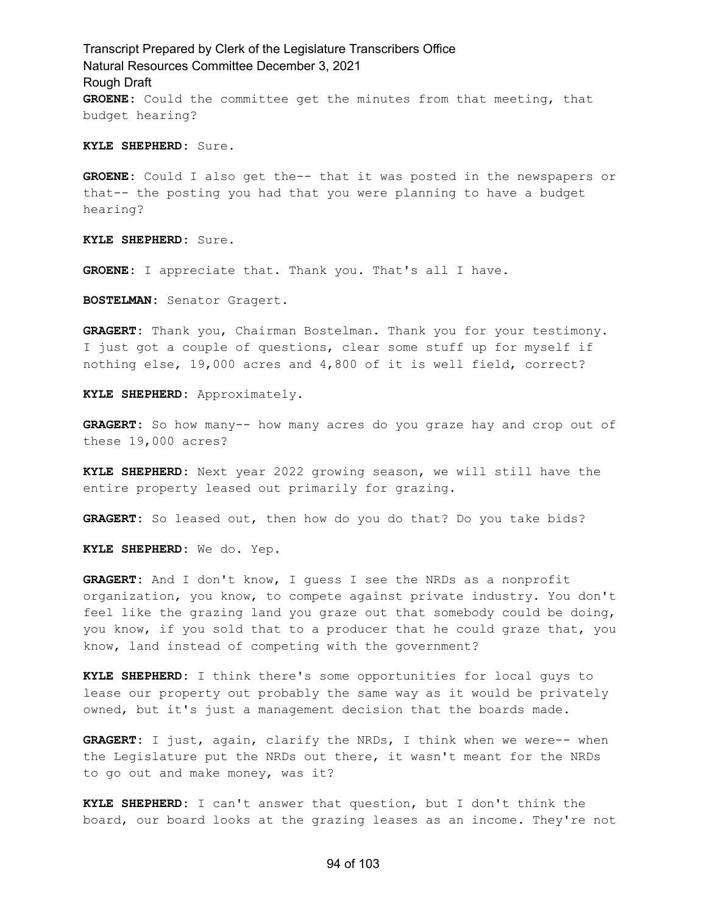**GROENE:** Could the committee get the minutes from that meeting, that budget hearing?

**KYLE SHEPHERD:** Sure.

**GROENE:** Could I also get the-- that it was posted in the newspapers or that-- the posting you had that you were planning to have a budget hearing?

**KYLE SHEPHERD:** Sure.

**GROENE:** I appreciate that. Thank you. That's all I have.

**BOSTELMAN:** Senator Gragert.

**GRAGERT:** Thank you, Chairman Bostelman. Thank you for your testimony. I just got a couple of questions, clear some stuff up for myself if nothing else, 19,000 acres and 4,800 of it is well field, correct?

**KYLE SHEPHERD:** Approximately.

**GRAGERT:** So how many-- how many acres do you graze hay and crop out of these 19,000 acres?

**KYLE SHEPHERD:** Next year 2022 growing season, we will still have the entire property leased out primarily for grazing.

**GRAGERT:** So leased out, then how do you do that? Do you take bids?

**KYLE SHEPHERD:** We do. Yep.

**GRAGERT:** And I don't know, I guess I see the NRDs as a nonprofit organization, you know, to compete against private industry. You don't feel like the grazing land you graze out that somebody could be doing, you know, if you sold that to a producer that he could graze that, you know, land instead of competing with the government?

**KYLE SHEPHERD:** I think there's some opportunities for local guys to lease our property out probably the same way as it would be privately owned, but it's just a management decision that the boards made.

**GRAGERT:** I just, again, clarify the NRDs, I think when we were-- when the Legislature put the NRDs out there, it wasn't meant for the NRDs to go out and make money, was it?

**KYLE SHEPHERD:** I can't answer that question, but I don't think the board, our board looks at the grazing leases as an income. They're not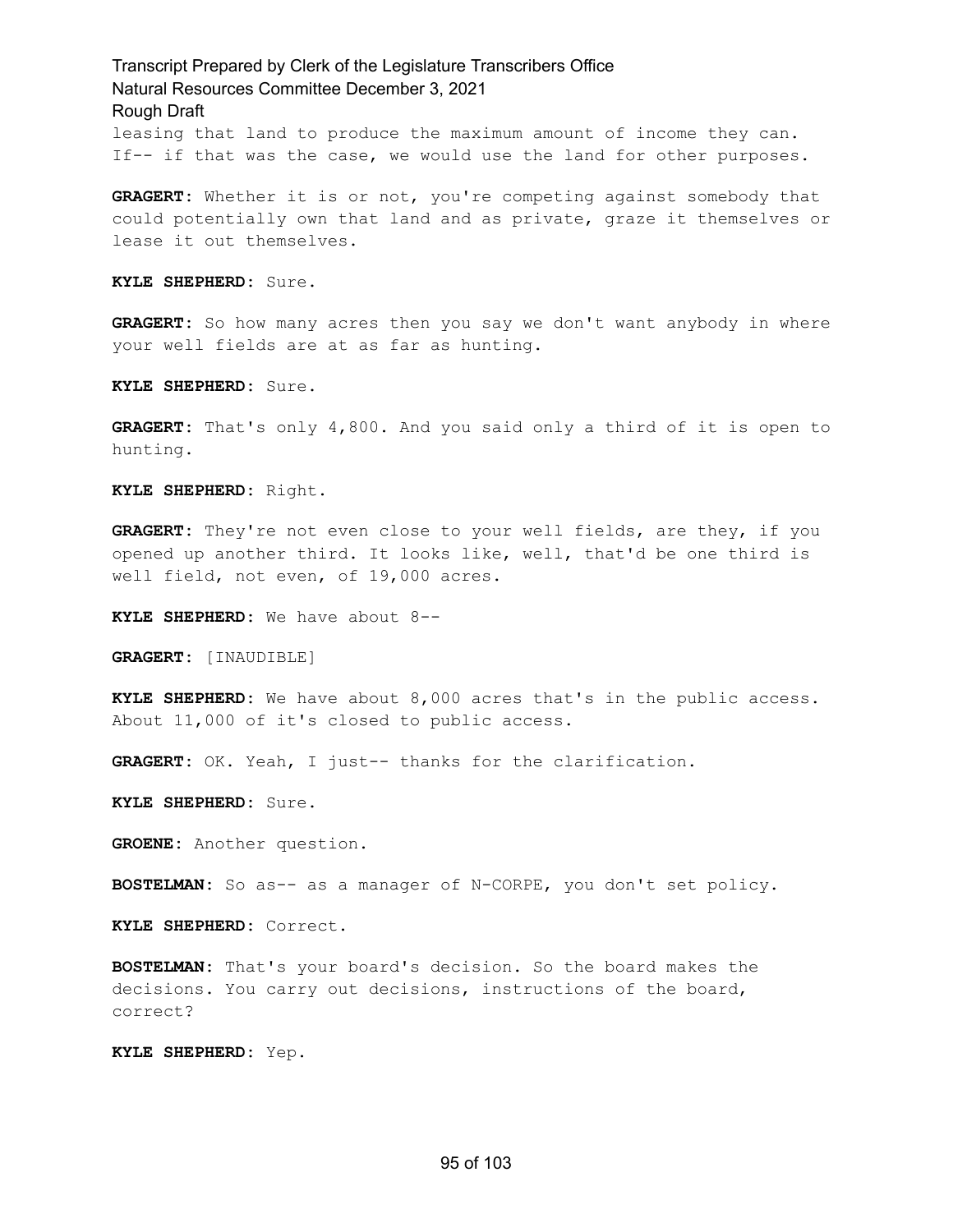leasing that land to produce the maximum amount of income they can. If-- if that was the case, we would use the land for other purposes.

**GRAGERT:** Whether it is or not, you're competing against somebody that could potentially own that land and as private, graze it themselves or lease it out themselves.

**KYLE SHEPHERD:** Sure.

**GRAGERT:** So how many acres then you say we don't want anybody in where your well fields are at as far as hunting.

**KYLE SHEPHERD:** Sure.

**GRAGERT:** That's only 4,800. And you said only a third of it is open to hunting.

**KYLE SHEPHERD:** Right.

**GRAGERT:** They're not even close to your well fields, are they, if you opened up another third. It looks like, well, that'd be one third is well field, not even, of 19,000 acres.

**KYLE SHEPHERD:** We have about 8--

**GRAGERT:** [INAUDIBLE]

**KYLE SHEPHERD:** We have about 8,000 acres that's in the public access. About 11,000 of it's closed to public access.

**GRAGERT:** OK. Yeah, I just-- thanks for the clarification.

**KYLE SHEPHERD:** Sure.

**GROENE:** Another question.

**BOSTELMAN:** So as-- as a manager of N-CORPE, you don't set policy.

**KYLE SHEPHERD:** Correct.

**BOSTELMAN:** That's your board's decision. So the board makes the decisions. You carry out decisions, instructions of the board, correct?

**KYLE SHEPHERD:** Yep.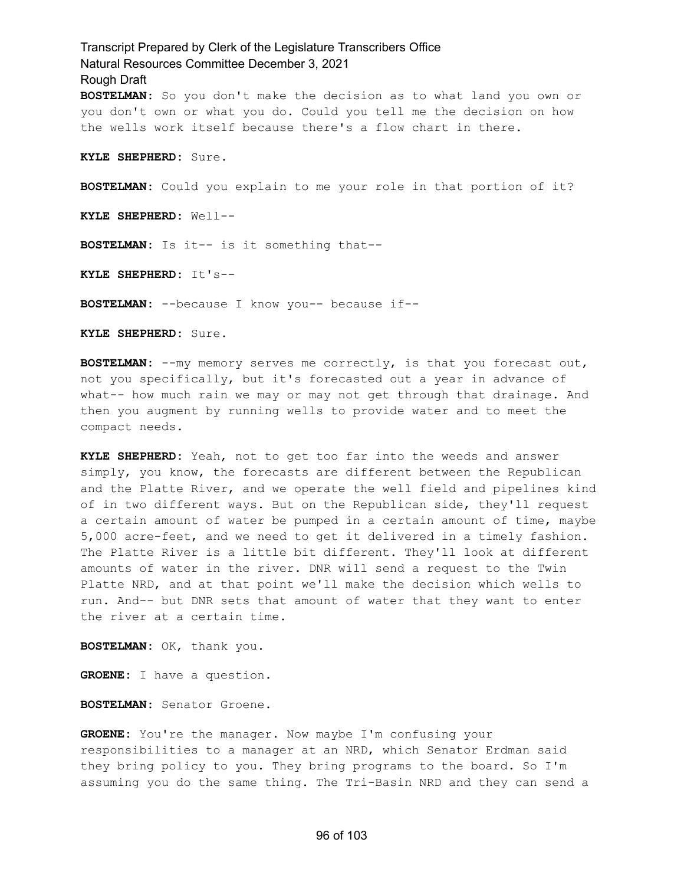**BOSTELMAN:** So you don't make the decision as to what land you own or you don't own or what you do. Could you tell me the decision on how the wells work itself because there's a flow chart in there.

**KYLE SHEPHERD:** Sure.

**BOSTELMAN:** Could you explain to me your role in that portion of it?

**KYLE SHEPHERD:** Well--

**BOSTELMAN:** Is it-- is it something that--

**KYLE SHEPHERD:** It's--

**BOSTELMAN:** --because I know you-- because if--

**KYLE SHEPHERD:** Sure.

**BOSTELMAN:** --my memory serves me correctly, is that you forecast out, not you specifically, but it's forecasted out a year in advance of what-- how much rain we may or may not get through that drainage. And then you augment by running wells to provide water and to meet the compact needs.

**KYLE SHEPHERD:** Yeah, not to get too far into the weeds and answer simply, you know, the forecasts are different between the Republican and the Platte River, and we operate the well field and pipelines kind of in two different ways. But on the Republican side, they'll request a certain amount of water be pumped in a certain amount of time, maybe 5,000 acre-feet, and we need to get it delivered in a timely fashion. The Platte River is a little bit different. They'll look at different amounts of water in the river. DNR will send a request to the Twin Platte NRD, and at that point we'll make the decision which wells to run. And-- but DNR sets that amount of water that they want to enter the river at a certain time.

**BOSTELMAN:** OK, thank you.

**GROENE:** I have a question.

**BOSTELMAN:** Senator Groene.

**GROENE:** You're the manager. Now maybe I'm confusing your responsibilities to a manager at an NRD, which Senator Erdman said they bring policy to you. They bring programs to the board. So I'm assuming you do the same thing. The Tri-Basin NRD and they can send a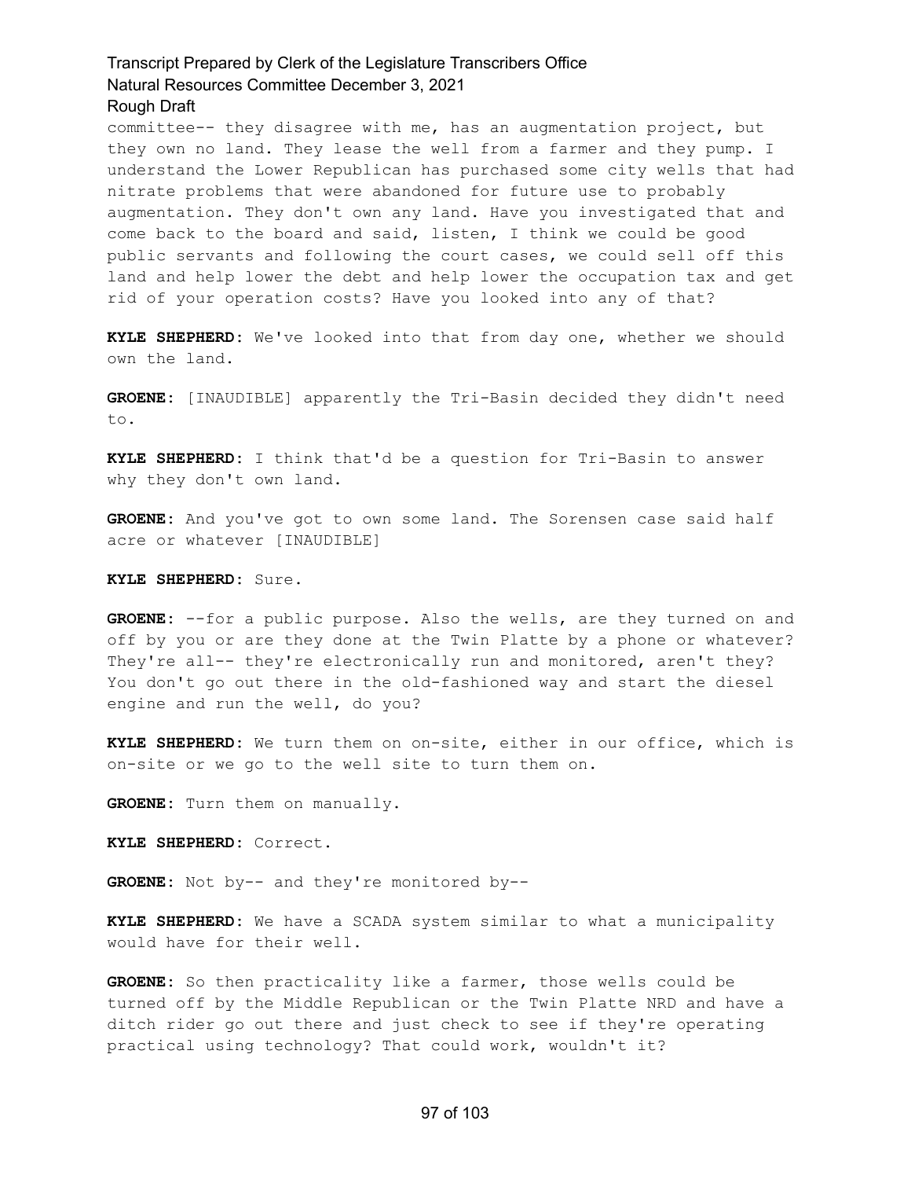committee-- they disagree with me, has an augmentation project, but they own no land. They lease the well from a farmer and they pump. I understand the Lower Republican has purchased some city wells that had nitrate problems that were abandoned for future use to probably augmentation. They don't own any land. Have you investigated that and come back to the board and said, listen, I think we could be good public servants and following the court cases, we could sell off this land and help lower the debt and help lower the occupation tax and get rid of your operation costs? Have you looked into any of that?

**KYLE SHEPHERD:** We've looked into that from day one, whether we should own the land.

**GROENE:** [INAUDIBLE] apparently the Tri-Basin decided they didn't need to.

**KYLE SHEPHERD:** I think that'd be a question for Tri-Basin to answer why they don't own land.

**GROENE:** And you've got to own some land. The Sorensen case said half acre or whatever [INAUDIBLE]

**KYLE SHEPHERD:** Sure.

**GROENE:** --for a public purpose. Also the wells, are they turned on and off by you or are they done at the Twin Platte by a phone or whatever? They're all-- they're electronically run and monitored, aren't they? You don't go out there in the old-fashioned way and start the diesel engine and run the well, do you?

**KYLE SHEPHERD:** We turn them on on-site, either in our office, which is on-site or we go to the well site to turn them on.

**GROENE:** Turn them on manually.

**KYLE SHEPHERD:** Correct.

**GROENE:** Not by-- and they're monitored by--

**KYLE SHEPHERD:** We have a SCADA system similar to what a municipality would have for their well.

**GROENE:** So then practicality like a farmer, those wells could be turned off by the Middle Republican or the Twin Platte NRD and have a ditch rider go out there and just check to see if they're operating practical using technology? That could work, wouldn't it?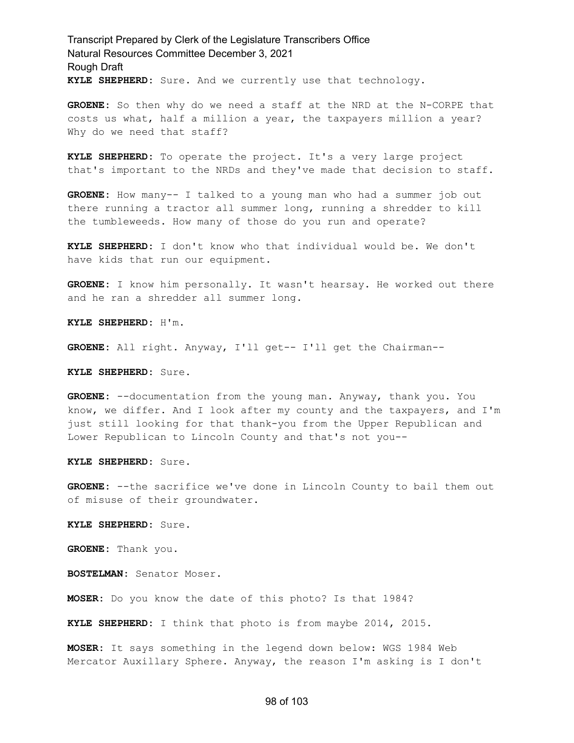**KYLE SHEPHERD:** Sure. And we currently use that technology.

**GROENE:** So then why do we need a staff at the NRD at the N-CORPE that costs us what, half a million a year, the taxpayers million a year? Why do we need that staff?

**KYLE SHEPHERD:** To operate the project. It's a very large project that's important to the NRDs and they've made that decision to staff.

**GROENE:** How many-- I talked to a young man who had a summer job out there running a tractor all summer long, running a shredder to kill the tumbleweeds. How many of those do you run and operate?

**KYLE SHEPHERD:** I don't know who that individual would be. We don't have kids that run our equipment.

**GROENE:** I know him personally. It wasn't hearsay. He worked out there and he ran a shredder all summer long.

**KYLE SHEPHERD:** H'm.

**GROENE:** All right. Anyway, I'll get-- I'll get the Chairman--

**KYLE SHEPHERD:** Sure.

**GROENE:** --documentation from the young man. Anyway, thank you. You know, we differ. And I look after my county and the taxpayers, and I'm just still looking for that thank-you from the Upper Republican and Lower Republican to Lincoln County and that's not you--

**KYLE SHEPHERD:** Sure.

**GROENE:** --the sacrifice we've done in Lincoln County to bail them out of misuse of their groundwater.

**KYLE SHEPHERD:** Sure.

**GROENE:** Thank you.

**BOSTELMAN:** Senator Moser.

**MOSER:** Do you know the date of this photo? Is that 1984?

**KYLE SHEPHERD:** I think that photo is from maybe 2014, 2015.

**MOSER:** It says something in the legend down below: WGS 1984 Web Mercator Auxillary Sphere. Anyway, the reason I'm asking is I don't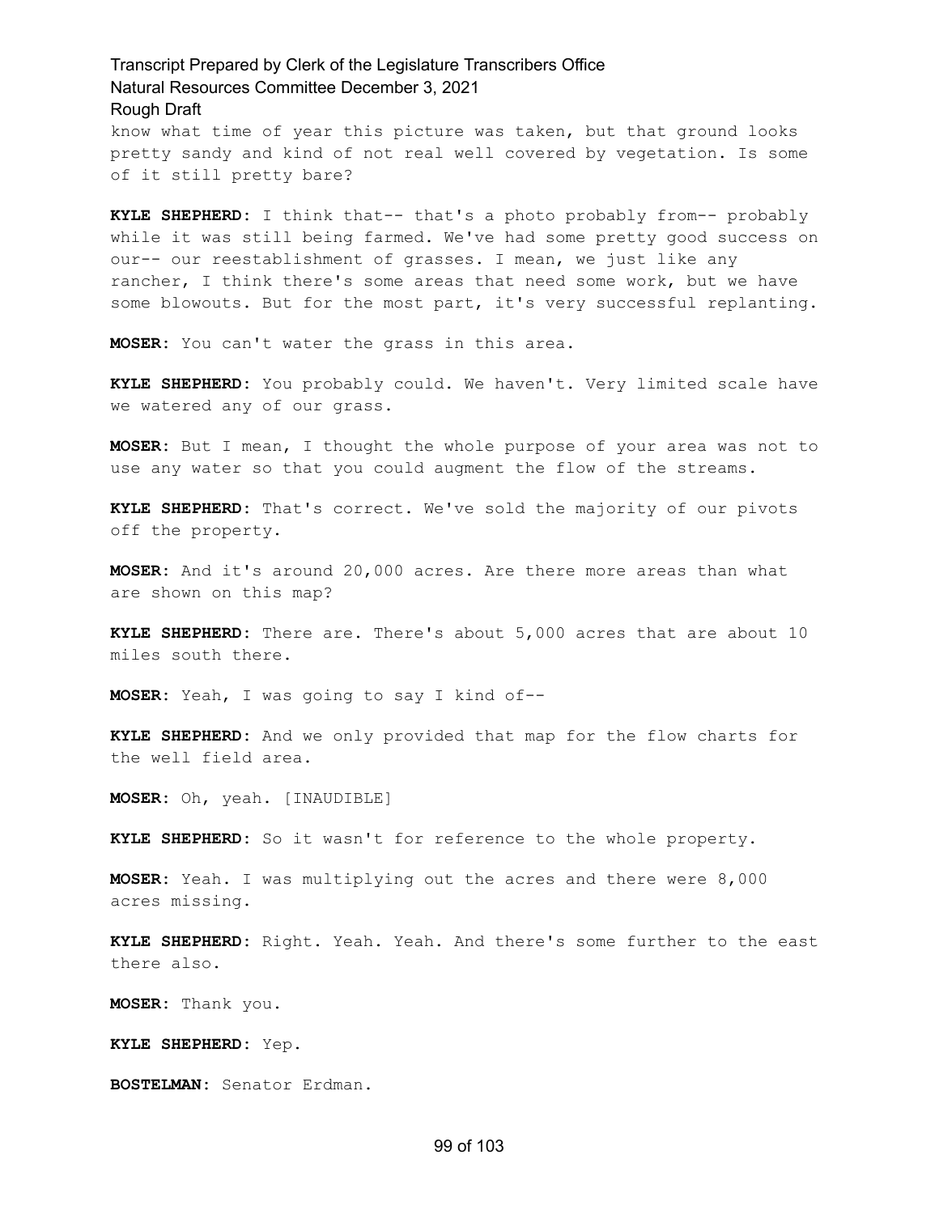know what time of year this picture was taken, but that ground looks pretty sandy and kind of not real well covered by vegetation. Is some of it still pretty bare?

**KYLE SHEPHERD:** I think that-- that's a photo probably from-- probably while it was still being farmed. We've had some pretty good success on our-- our reestablishment of grasses. I mean, we just like any rancher, I think there's some areas that need some work, but we have some blowouts. But for the most part, it's very successful replanting.

**MOSER:** You can't water the grass in this area.

**KYLE SHEPHERD:** You probably could. We haven't. Very limited scale have we watered any of our grass.

**MOSER:** But I mean, I thought the whole purpose of your area was not to use any water so that you could augment the flow of the streams.

**KYLE SHEPHERD:** That's correct. We've sold the majority of our pivots off the property.

**MOSER:** And it's around 20,000 acres. Are there more areas than what are shown on this map?

**KYLE SHEPHERD:** There are. There's about 5,000 acres that are about 10 miles south there.

**MOSER:** Yeah, I was going to say I kind of--

**KYLE SHEPHERD:** And we only provided that map for the flow charts for the well field area.

**MOSER:** Oh, yeah. [INAUDIBLE]

**KYLE SHEPHERD:** So it wasn't for reference to the whole property.

**MOSER:** Yeah. I was multiplying out the acres and there were 8,000 acres missing.

**KYLE SHEPHERD:** Right. Yeah. Yeah. And there's some further to the east there also.

**MOSER:** Thank you.

**KYLE SHEPHERD:** Yep.

**BOSTELMAN:** Senator Erdman.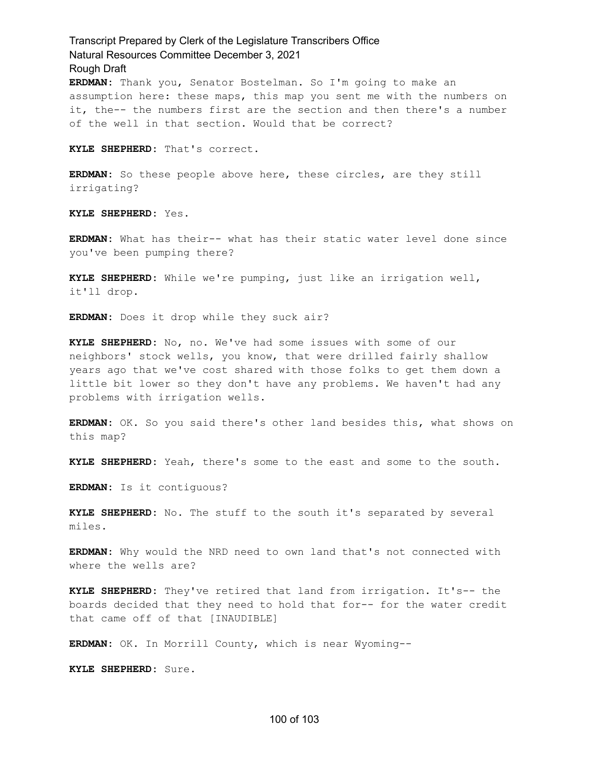**ERDMAN:** Thank you, Senator Bostelman. So I'm going to make an assumption here: these maps, this map you sent me with the numbers on it, the-- the numbers first are the section and then there's a number of the well in that section. Would that be correct?

**KYLE SHEPHERD:** That's correct.

**ERDMAN:** So these people above here, these circles, are they still irrigating?

**KYLE SHEPHERD:** Yes.

**ERDMAN:** What has their-- what has their static water level done since you've been pumping there?

**KYLE SHEPHERD:** While we're pumping, just like an irrigation well, it'll drop.

**ERDMAN:** Does it drop while they suck air?

**KYLE SHEPHERD:** No, no. We've had some issues with some of our neighbors' stock wells, you know, that were drilled fairly shallow years ago that we've cost shared with those folks to get them down a little bit lower so they don't have any problems. We haven't had any problems with irrigation wells.

**ERDMAN:** OK. So you said there's other land besides this, what shows on this map?

**KYLE SHEPHERD:** Yeah, there's some to the east and some to the south.

**ERDMAN:** Is it contiguous?

**KYLE SHEPHERD:** No. The stuff to the south it's separated by several miles.

**ERDMAN:** Why would the NRD need to own land that's not connected with where the wells are?

**KYLE SHEPHERD:** They've retired that land from irrigation. It's-- the boards decided that they need to hold that for-- for the water credit that came off of that [INAUDIBLE]

**ERDMAN:** OK. In Morrill County, which is near Wyoming--

**KYLE SHEPHERD:** Sure.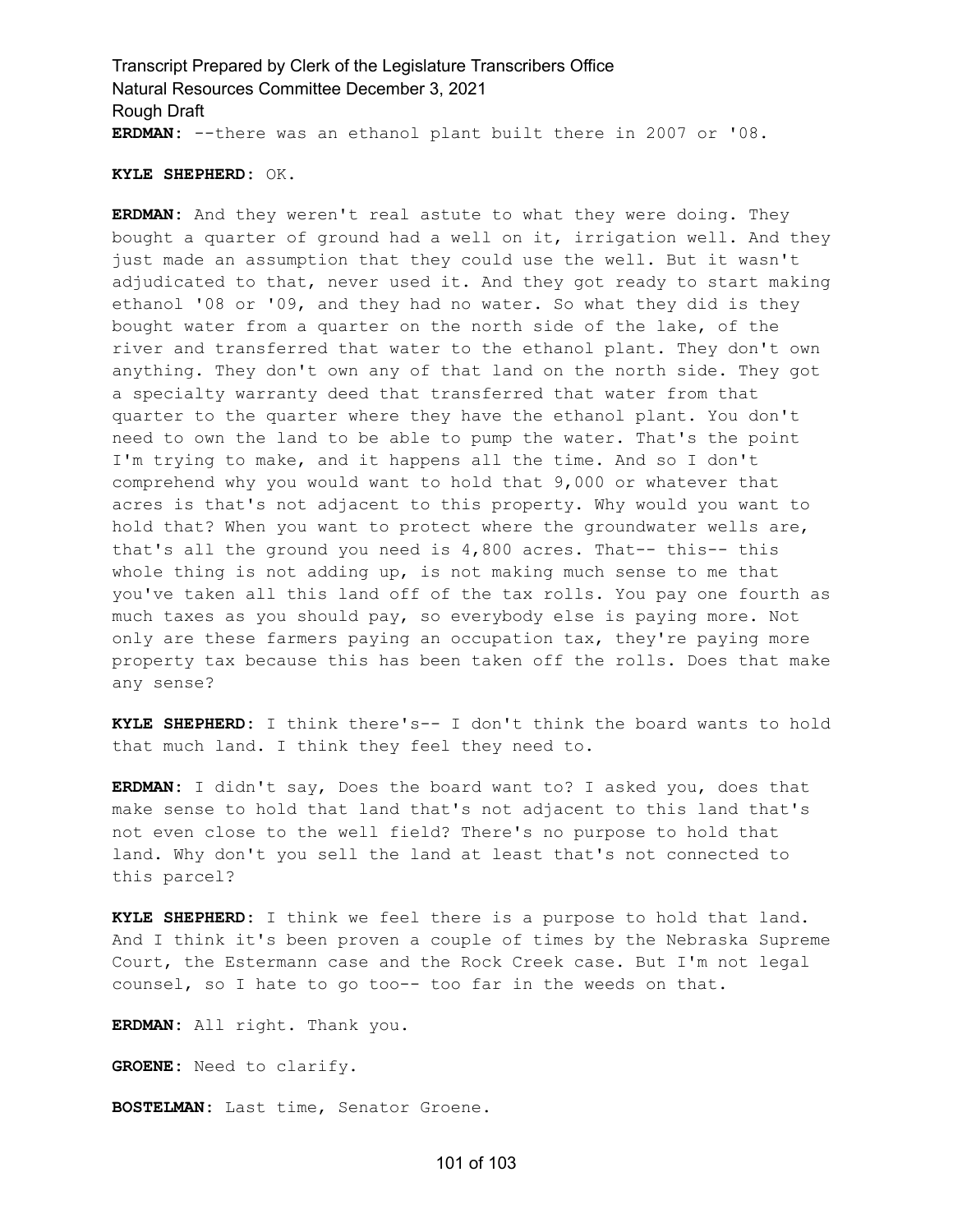**ERDMAN:** --there was an ethanol plant built there in 2007 or '08.

**KYLE SHEPHERD:** OK.

**ERDMAN:** And they weren't real astute to what they were doing. They bought a quarter of ground had a well on it, irrigation well. And they just made an assumption that they could use the well. But it wasn't adjudicated to that, never used it. And they got ready to start making ethanol '08 or '09, and they had no water. So what they did is they bought water from a quarter on the north side of the lake, of the river and transferred that water to the ethanol plant. They don't own anything. They don't own any of that land on the north side. They got a specialty warranty deed that transferred that water from that quarter to the quarter where they have the ethanol plant. You don't need to own the land to be able to pump the water. That's the point I'm trying to make, and it happens all the time. And so I don't comprehend why you would want to hold that 9,000 or whatever that acres is that's not adjacent to this property. Why would you want to hold that? When you want to protect where the groundwater wells are, that's all the ground you need is 4,800 acres. That-- this-- this whole thing is not adding up, is not making much sense to me that you've taken all this land off of the tax rolls. You pay one fourth as much taxes as you should pay, so everybody else is paying more. Not only are these farmers paying an occupation tax, they're paying more property tax because this has been taken off the rolls. Does that make any sense?

**KYLE SHEPHERD:** I think there's-- I don't think the board wants to hold that much land. I think they feel they need to.

**ERDMAN:** I didn't say, Does the board want to? I asked you, does that make sense to hold that land that's not adjacent to this land that's not even close to the well field? There's no purpose to hold that land. Why don't you sell the land at least that's not connected to this parcel?

**KYLE SHEPHERD:** I think we feel there is a purpose to hold that land. And I think it's been proven a couple of times by the Nebraska Supreme Court, the Estermann case and the Rock Creek case. But I'm not legal counsel, so I hate to go too-- too far in the weeds on that.

**ERDMAN:** All right. Thank you.

**GROENE:** Need to clarify.

**BOSTELMAN:** Last time, Senator Groene.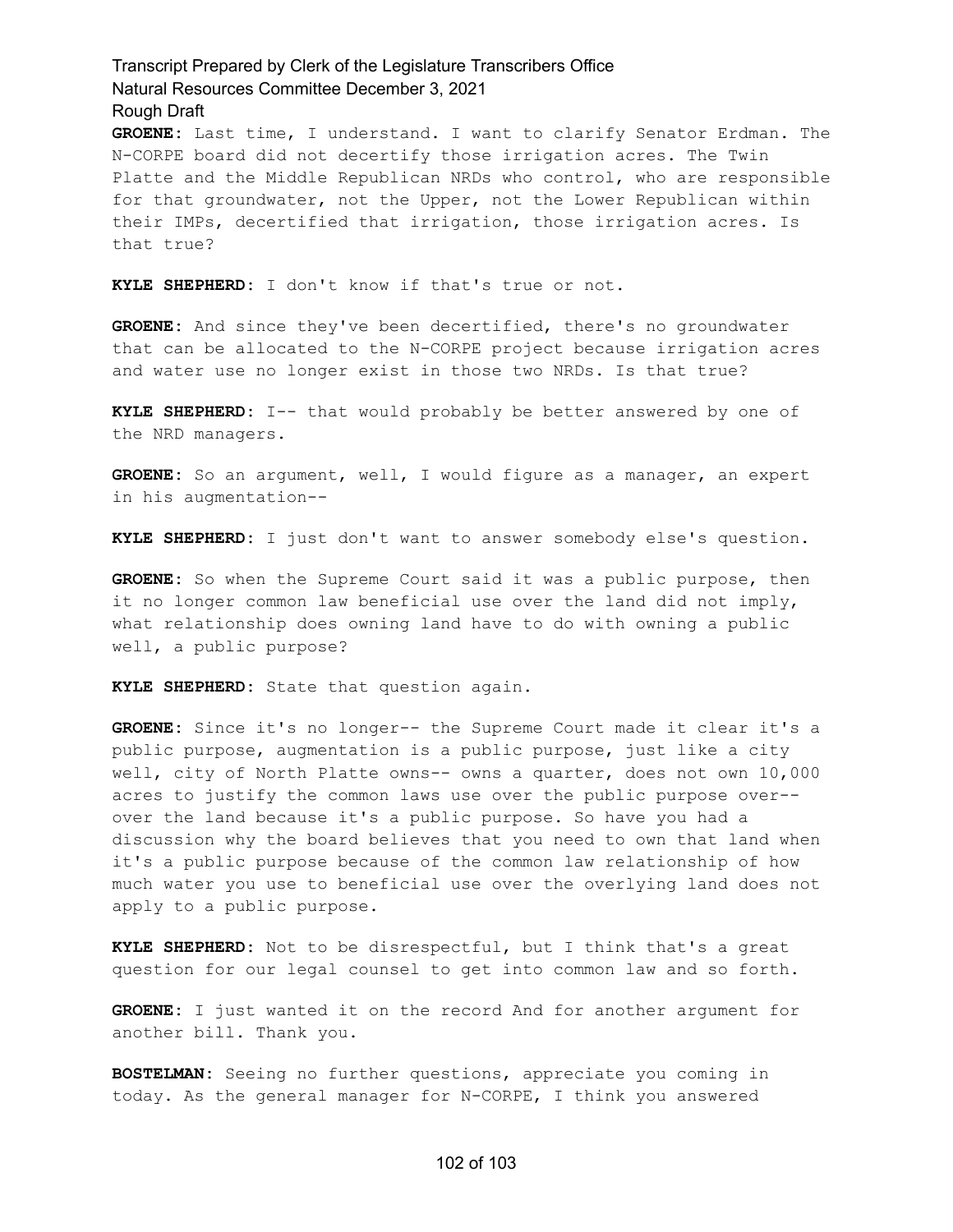**GROENE:** Last time, I understand. I want to clarify Senator Erdman. The N-CORPE board did not decertify those irrigation acres. The Twin Platte and the Middle Republican NRDs who control, who are responsible for that groundwater, not the Upper, not the Lower Republican within their IMPs, decertified that irrigation, those irrigation acres. Is that true?

**KYLE SHEPHERD:** I don't know if that's true or not.

**GROENE:** And since they've been decertified, there's no groundwater that can be allocated to the N-CORPE project because irrigation acres and water use no longer exist in those two NRDs. Is that true?

**KYLE SHEPHERD:** I-- that would probably be better answered by one of the NRD managers.

**GROENE:** So an argument, well, I would figure as a manager, an expert in his augmentation--

**KYLE SHEPHERD:** I just don't want to answer somebody else's question.

**GROENE:** So when the Supreme Court said it was a public purpose, then it no longer common law beneficial use over the land did not imply, what relationship does owning land have to do with owning a public well, a public purpose?

**KYLE SHEPHERD:** State that question again.

**GROENE:** Since it's no longer-- the Supreme Court made it clear it's a public purpose, augmentation is a public purpose, just like a city well, city of North Platte owns-- owns a quarter, does not own 10,000 acres to justify the common laws use over the public purpose over-- over the land because it's a public purpose. So have you had a discussion why the board believes that you need to own that land when it's a public purpose because of the common law relationship of how much water you use to beneficial use over the overlying land does not apply to a public purpose.

**KYLE SHEPHERD:** Not to be disrespectful, but I think that's a great question for our legal counsel to get into common law and so forth.

**GROENE:** I just wanted it on the record And for another argument for another bill. Thank you.

**BOSTELMAN:** Seeing no further questions, appreciate you coming in today. As the general manager for N-CORPE, I think you answered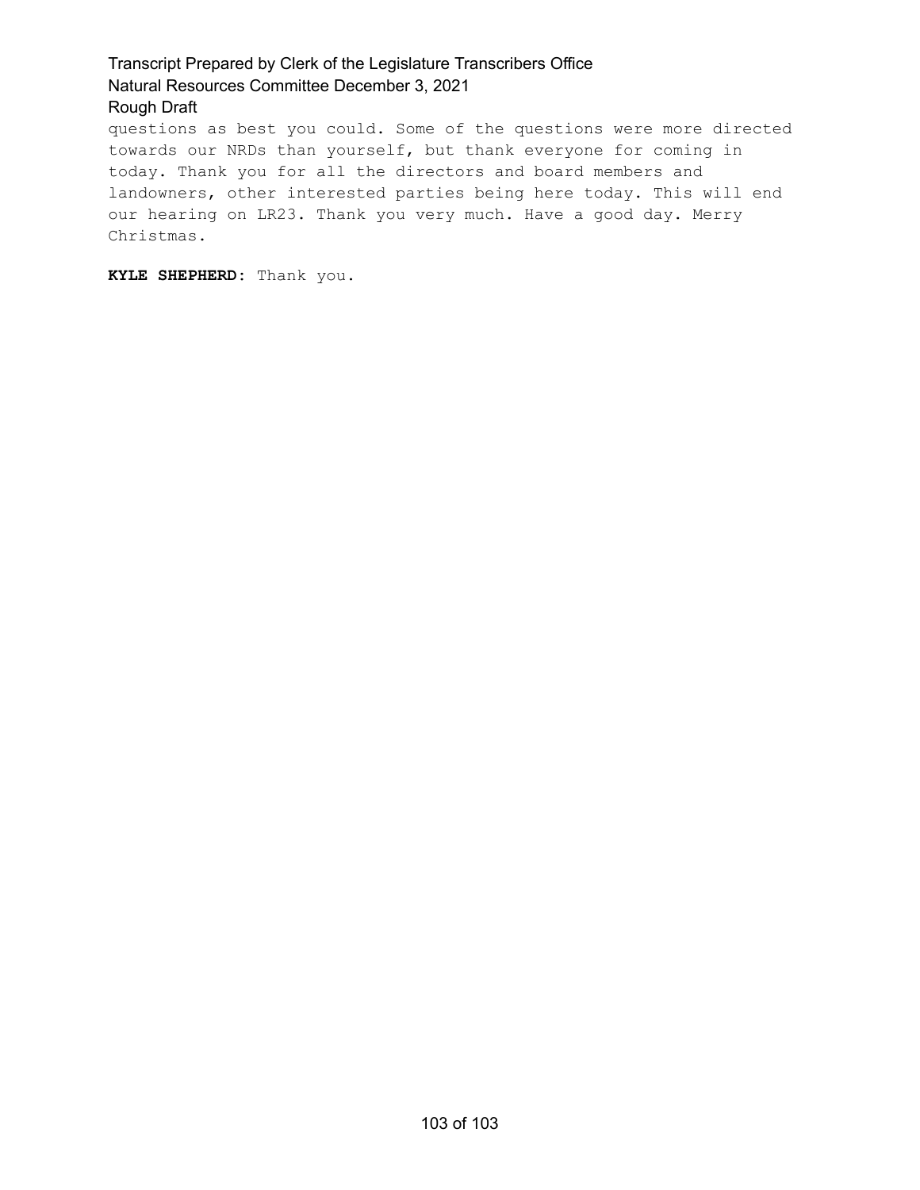questions as best you could. Some of the questions were more directed towards our NRDs than yourself, but thank everyone for coming in today. Thank you for all the directors and board members and landowners, other interested parties being here today. This will end our hearing on LR23. Thank you very much. Have a good day. Merry Christmas.

**KYLE SHEPHERD:** Thank you.